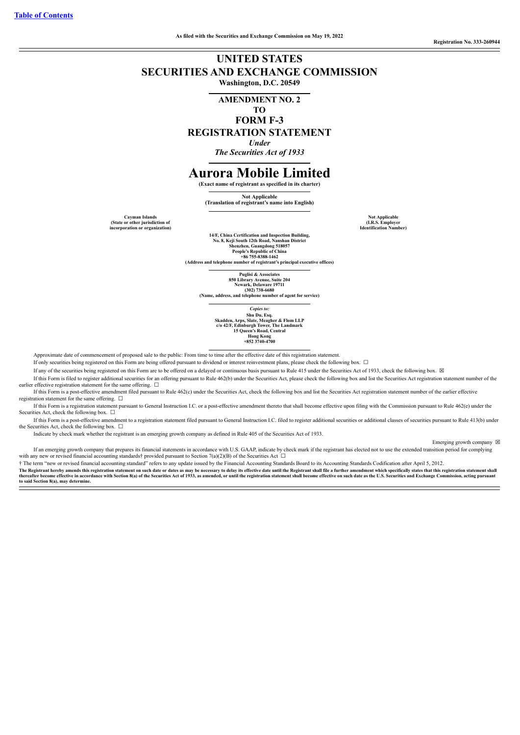[Table of Contents](#)

As filed with the Securities and Exchange Commission on May 19, 2022

Registration No. 333-260944

# UNITED STATES
# SECURITIES AND EXCHANGE COMMISSION

**Washington, D.C. 20549**

## AMENDMENT NO. 2
## TO
## FORM F-3
## REGISTRATION STATEMENT

***Under***

***The Securities Act of 1933***

# Aurora Mobile Limited

**(Exact name of registrant as specified in its charter)**

**Not Applicable**
**(Translation of registrant's name into English)**

| Cayman Islands<br>(State or other jurisdiction of<br>incorporation or organization) | Not Applicable<br>(I.R.S. Employer<br>Identification Number) |
|---|---|

**14/F, China Certification and Inspection Building,**
**No. 8, Keji South 12th Road, Nanshan District**
**Shenzhen, Guangdong 518057**
**People's Republic of China**
**+86 755-8388-1462**
**(Address and telephone number of registrant's principal executive offices)**

**Puglisi & Associates**
**850 Library Avenue, Suite 204**
**Newark, Delaware 19711**
**(302) 738-6680**
**(Name, address, and telephone number of agent for service)**

***Copies to:***
**Shu Du, Esq.**
**Skadden, Arps, Slate, Meagher & Flom LLP**
**c/o 42/F, Edinburgh Tower, The Landmark**
**15 Queen's Road, Central**
**Hong Kong**
**+852 3740-4700**

Approximate date of commencement of proposed sale to the public: From time to time after the effective date of this registration statement.

If only securities being registered on this Form are being offered pursuant to dividend or interest reinvestment plans, please check the following box. ☐

If any of the securities being registered on this Form are to be offered on a delayed or continuous basis pursuant to Rule 415 under the Securities Act of 1933, check the following box. ☒

If this Form is filed to register additional securities for an offering pursuant to Rule 462(b) under the Securities Act, please check the following box and list the Securities Act registration statement number of the earlier effective registration statement for the same offering. ☐

If this Form is a post-effective amendment filed pursuant to Rule 462(c) under the Securities Act, check the following box and list the Securities Act registration statement number of the earlier effective registration statement for the same offering. ☐

If this Form is a registration statement pursuant to General Instruction I.C. or a post-effective amendment thereto that shall become effective upon filing with the Commission pursuant to Rule 462(e) under the Securities Act, check the following box. ☐

If this Form is a post-effective amendment to a registration statement filed pursuant to General Instruction I.C. filed to register additional securities or additional classes of securities pursuant to Rule 413(b) under the Securities Act, check the following box. ☐

Indicate by check mark whether the registrant is an emerging growth company as defined in Rule 405 of the Securities Act of 1933.

Emerging growth company ☒

If an emerging growth company that prepares its financial statements in accordance with U.S. GAAP, indicate by check mark if the registrant has elected not to use the extended transition period for complying with any new or revised financial accounting standards† provided pursuant to Section 7(a)(2)(B) of the Securities Act ☐

† The term "new or revised financial accounting standard" refers to any update issued by the Financial Accounting Standards Board to its Accounting Standards Codification after April 5, 2012.

**The Registrant hereby amends this registration statement on such date or dates as may be necessary to delay its effective date until the Registrant shall file a further amendment which specifically states that this registration statement shall thereafter become effective in accordance with Section 8(a) of the Securities Act of 1933, as amended, or until the registration statement shall become effective on such date as the U.S. Securities and Exchange Commission, acting pursuant to said Section 8(a), may determine.**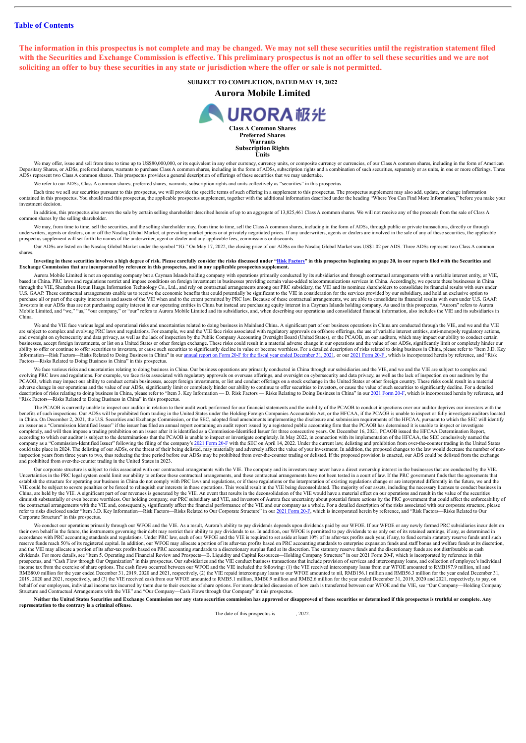[Table of Contents](#)

**The information in this prospectus is not complete and may be changed. We may not sell these securities until the registration statement filed with the Securities and Exchange Commission is effective. This preliminary prospectus is not an offer to sell these securities and we are not soliciting an offer to buy these securities in any state or jurisdiction where the offer or sale is not permitted.**

**SUBJECT TO COMPLETION, DATED MAY 19, 2022**

# Aurora Mobile Limited

**Class A Common Shares**
**Preferred Shares**
**Warrants**
**Subscription Rights**
**Units**

We may offer, issue and sell from time to time up to US$80,000,000, or its equivalent in any other currency, currency units, or composite currency or currencies, of our Class A common shares, including in the form of American Depositary Shares, or ADSs, preferred shares, warrants to purchase Class A common shares, including in the form of ADSs, subscription rights and a combination of such securities, separately or as units, in one or more offerings. Three ADSs represent two Class A common shares. This prospectus provides a general description of offerings of these securities that we may undertake.

We refer to our ADSs, Class A common shares, preferred shares, warrants, subscription rights and units collectively as "securities" in this prospectus.

Each time we sell our securities pursuant to this prospectus, we will provide the specific terms of such offering in a supplement to this prospectus. The prospectus supplement may also add, update, or change information contained in this prospectus. You should read this prospectus, the applicable prospectus supplement, together with the additional information described under the heading "Where You Can Find More Information," before you make your investment decision.

In addition, this prospectus also covers the sale by certain selling shareholder described herein of up to an aggregate of 13,825,461 Class A common shares. We will not receive any of the proceeds from the sale of Class A common shares by the selling shareholder.

We may, from time to time, sell the securities, and the selling shareholder may, from time to time, sell the Class A common shares, including in the form of ADSs, through public or private transactions, directly or through underwriters, agents or dealers, on or off the Nasdaq Global Market, at prevailing market prices or at privately negotiated prices. If any underwriters, agents or dealers are involved in the sale of any of these securities, the applicable prospectus supplement will set forth the names of the underwriter, agent or dealer and any applicable fees, commissions or discounts.

Our ADSs are listed on the Nasdaq Global Market under the symbol "JG." On May 17, 2022, the closing price of our ADSs on the Nasdaq Global Market was US$1.02 per ADS. Three ADSs represent two Class A common shares.

**Investing in these securities involves a high degree of risk. Please carefully consider the risks discussed under "Risk Factors" in this prospectus beginning on page 20, in our reports filed with the Securities and Exchange Commission that are incorporated by reference in this prospectus, and in any applicable prospectus supplement.**

Aurora Mobile Limited is not an operating company but a Cayman Islands holding company with operations primarily conducted by its subsidiaries and through contractual arrangements with a variable interest entity, or VIE, based in China. PRC laws and regulations restrict and impose conditions on foreign investment in businesses providing certain value-added telecommunications services in China. Accordingly, we operate these businesses in China through the VIE, Shenzhen Hexun Huagu Information Technology Co., Ltd., and rely on contractual arrangements among our PRC subsidiary, the VIE and its nominee shareholders to consolidate its financial results with ours under U.S. GAAP. These contractual arrangements enable us to receive the economic benefits that could potentially be significant to the VIE in consideration for the services provided by our subsidiary, and hold an exclusive option to purchase all or part of the equity interests in and assets of the VIE when and to the extent permitted by PRC law. Because of these contractual arrangements, we are able to consolidate its financial results with ours under U.S. GAAP. Investors in our ADSs thus are not purchasing equity interest in our operating entities in China but instead are purchasing equity interest in a Cayman Islands holding company. As used in this prospectus, "Aurora" refers to Aurora Mobile Limited, and "we," "us," "our company," or "our" refers to Aurora Mobile Limited and its subsidiaries, and, when describing our operations and consolidated financial information, also includes the VIE and its subsidiaries in China.

We and the VIE face various legal and operational risks and uncertainties related to doing business in Mainland China. A significant part of our business operations in China are conducted through the VIE, and we and the VIE are subject to complex and evolving PRC laws and regulations. For example, we and the VIE face risks associated with regulatory approvals on offshore offerings, the use of variable interest entities, anti-monopoly regulatory actions, and oversight on cybersecurity and data privacy, as well as the lack of inspection by the Public Company Accounting Oversight Board (United States), or the PCAOB, on our auditors, which may impact our ability to conduct certain businesses, accept foreign investments, or list on a United States or other foreign exchange. These risks could result in a material adverse change in our operations and the value of our ADSs, significantly limit or completely hinder our ability to offer or continue to offer securities to investors, or cause such securities to significantly decline in value or become worthless. For a detailed description of risks related to doing business in China, please refer to "Item 3.D. Key Information—Risk Factors—Risks Related to Doing Business in China" in our [annual report on Form 20-F for the fiscal year ended December 31, 2021](#), or our [2021 Form 20-F](#) , which is incorporated herein by reference, and "Risk Factors—Risks Related to Doing Business in China" in this prospectus.

We face various risks and uncertainties relating to doing business in China. Our business operations are primarily conducted in China through our subsidiaries and the VIE, and we and the VIE are subject to complex and evolving PRC laws and regulations. For example, we face risks associated with regulatory approvals on overseas offerings, and oversight on cybersecurity and data privacy, as well as the lack of inspection on our auditors by the PCAOB, which may impact our ability to conduct certain businesses, accept foreign investments, or list and conduct offerings on a stock exchange in the United States or other foreign country. These risks could result in a material adverse change in our operations and the value of our ADSs, significantly limit or completely hinder our ability to continue to offer securities to investors, or cause the value of such securities to significantly decline. For a detailed description of risks relating to doing business in China, please refer to "Item 3. Key Information — D. Risk Factors — Risks Relating to Doing Business in China" in our [2021 Form 20-F](#), which is incorporated herein by reference, and "Risk Factors—Risks Related to Doing Business in China" in this prospectus.

The PCAOB is currently unable to inspect our auditor in relation to their audit work performed for our financial statements and the inability of the PCAOB to conduct inspections over our auditor deprives our investors with the benefits of such inspections. Our ADSs will be prohibited from trading in the United States under the Holding Foreign Companies Accountable Act, or the HFCAA, if the PCAOB is unable to inspect or fully investigate auditors located in China. On December 2, 2021, the U.S. Securities and Exchange Commission, or the SEC, adopted final amendments implementing the disclosure and submission requirements of the HFCAA, pursuant to which the SEC will identify an issuer as a "Commission Identified Issuer" if the issuer has filed an annual report containing an audit report issued by a registered public accounting firm that the PCAOB has determined it is unable to inspect or investigate completely, and will then impose a trading prohibition on an issuer after it is identified as a Commission-Identified Issuer for three consecutive years. On December 16, 2021, PCAOB issued the HFCAA Determination Report, according to which our auditor is subject to the determinations that the PCAOB is unable to inspect or investigate completely. In May 2022, in connection with its implementation of the HFCAA, the SEC conclusively named the company as a "Commission-Identified Issuer" following the filing of the company's [2021 Form 20-F](#) with the SEC on April 14, 2022. Under the current law, delisting and prohibition from over-the-counter trading in the United States could take place in 2024. The delisting of our ADSs, or the threat of their being delisted, may materially and adversely affect the value of your investment. In addition, the proposed changes to the law would decrease the number of non-inspection years from three years to two, thus reducing the time period before our ADSs may be prohibited from over-the-counter trading or delisted. If the proposed provision is enacted, our ADS could be delisted from the exchange and prohibited from over-the-counter trading in the United States in 2023.

Our corporate structure is subject to risks associated with our contractual arrangements with the VIE. The company and its investors may never have a direct ownership interest in the businesses that are conducted by the VIE. Uncertainties in the PRC legal system could limit our ability to enforce these contractual arrangements, and these contractual arrangements have not been tested in a court of law. If the PRC government finds that the agreements that establish the structure for operating our business in China do not comply with PRC laws and regulations, or if these regulations or the interpretation of existing regulations change or are interpreted differently in the future, we and the VIE could be subject to severe penalties or be forced to relinquish our interests in those operations. This would result in the VIE being deconsolidated. The majority of our assets, including the necessary licenses to conduct business in China, are held by the VIE. A significant part of our revenues is generated by the VIE. An event that results in the deconsolidation of the VIE would have a material effect on our operations and result in the value of the securities diminish substantially or even become worthless. Our holding company, our PRC subsidiary and VIE, and investors of Aurora face uncertainty about potential future actions by the PRC government that could affect the enforceability of the contractual arrangements with the VIE and, consequently, significantly affect the financial performance of the VIE and our company as a whole. For a detailed description of the risks associated with our corporate structure, please refer to risks disclosed under "Item 3.D. Key Information—Risk Factors—Risks Related to Our Corporate Structure" in our [2021 Form 20-F](#), which is incorporated herein by reference, and "Risk Factors—Risks Related to Our Corporate Structure" in this prospectus.

We conduct our operations primarily through our WFOE and the VIE. As a result, Aurora's ability to pay dividends depends upon dividends paid by our WFOE. If our WFOE or any newly formed PRC subsidiaries incur debt on their own behalf in the future, the instruments governing their debt may restrict their ability to pay dividends to us. In addition, our WFOE is permitted to pay dividends to us only out of its retained earnings, if any, as determined in accordance with PRC accounting standards and regulations. Under PRC law, each of our WFOE and the VIE is required to set aside at least 10% of its after-tax profits each year, if any, to fund certain statutory reserve funds until such reserve funds reach 50% of its registered capital. In addition, our WFOE may allocate a portion of its after-tax profits based on PRC accounting standards to enterprise expansion funds and staff bonus and welfare funds at its discretion, and the VIE may allocate a portion of its after-tax profits based on PRC accounting standards to a discretionary surplus fund at its discretion. The statutory reserve funds and the discretionary funds are not distributable as cash dividends. For more details, see "Item 5. Operating and Financial Review and Prospects—B. Liquidity and Capital Resources—Holding Company Structure" in our 2021 Form 20-F, which is incorporated by reference in this prospectus, and "Cash Flow through Our Organization" in this prospectus. Our subsidiaries and the VIE conduct business transactions that include provision of services and intercompany loans, and collection of employee's individual income tax from the exercise of share options. The cash flows occurred between our WFOE and the VIE included the following: (1) the VIE received intercompany loans from our WFOE amounted to RMB197.9 million, nil and RMB80.0 million for the year ended December 31, 2019, 2020 and 2021, respectively, (2) the VIE repaid intercompany loans to our WFOE amounted to nil, RMB156.1 million and RMB56.3 million for the year ended December 31, 2019, 2020 and 2021, respectively, and (3) the VIE received cash from our WFOE amounted to RMB5.1 million, RMB0.9 million and RMB2.6 million for the year ended December 31, 2019, 2020 and 2021, respectively, to pay, on behalf of our employees, individual income tax incurred by them due to their exercise of share options. For more detailed discussion of how cash is transferred between our WFOE and the VIE, see "Our Company—Holding Company Structure and Contractual Arrangements with the VIE" and "Our Company—Cash Flows through Our Company" in this prospectus.

**Neither the United States Securities and Exchange Commission nor any state securities commission has approved or disapproved of these securities or determined if this prospectus is truthful or complete. Any representation to the contrary is a criminal offense.**

The date of this prospectus is              , 2022.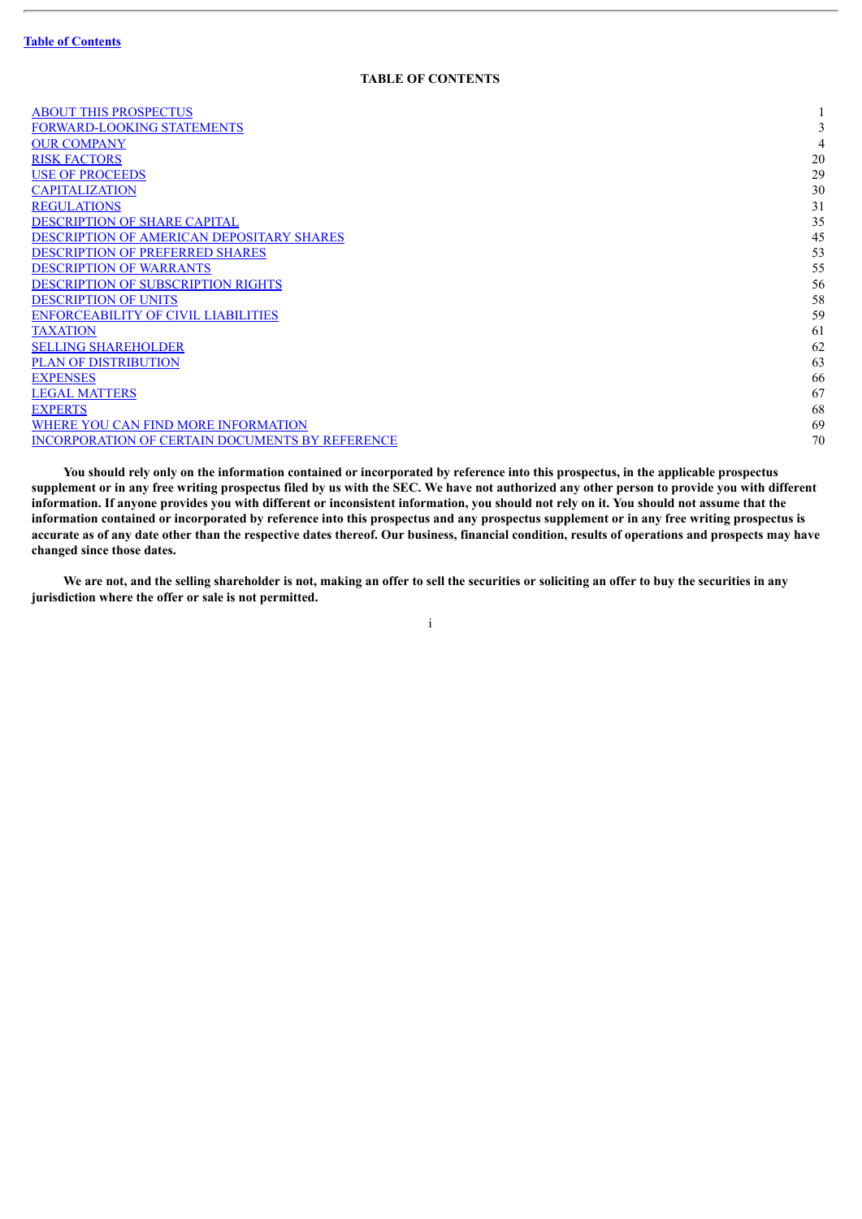# TABLE OF CONTENTS

| | |
|---|---|
| ABOUT THIS PROSPECTUS | 1 |
| FORWARD-LOOKING STATEMENTS | 3 |
| OUR COMPANY | 4 |
| RISK FACTORS | 20 |
| USE OF PROCEEDS | 29 |
| CAPITALIZATION | 30 |
| REGULATIONS | 31 |
| DESCRIPTION OF SHARE CAPITAL | 35 |
| DESCRIPTION OF AMERICAN DEPOSITARY SHARES | 45 |
| DESCRIPTION OF PREFERRED SHARES | 53 |
| DESCRIPTION OF WARRANTS | 55 |
| DESCRIPTION OF SUBSCRIPTION RIGHTS | 56 |
| DESCRIPTION OF UNITS | 58 |
| ENFORCEABILITY OF CIVIL LIABILITIES | 59 |
| TAXATION | 61 |
| SELLING SHAREHOLDER | 62 |
| PLAN OF DISTRIBUTION | 63 |
| EXPENSES | 66 |
| LEGAL MATTERS | 67 |
| EXPERTS | 68 |
| WHERE YOU CAN FIND MORE INFORMATION | 69 |
| INCORPORATION OF CERTAIN DOCUMENTS BY REFERENCE | 70 |

**You should rely only on the information contained or incorporated by reference into this prospectus, in the applicable prospectus supplement or in any free writing prospectus filed by us with the SEC. We have not authorized any other person to provide you with different information. If anyone provides you with different or inconsistent information, you should not rely on it. You should not assume that the information contained or incorporated by reference into this prospectus and any prospectus supplement or in any free writing prospectus is accurate as of any date other than the respective dates thereof. Our business, financial condition, results of operations and prospects may have changed since those dates.**

**We are not, and the selling shareholder is not, making an offer to sell the securities or soliciting an offer to buy the securities in any jurisdiction where the offer or sale is not permitted.**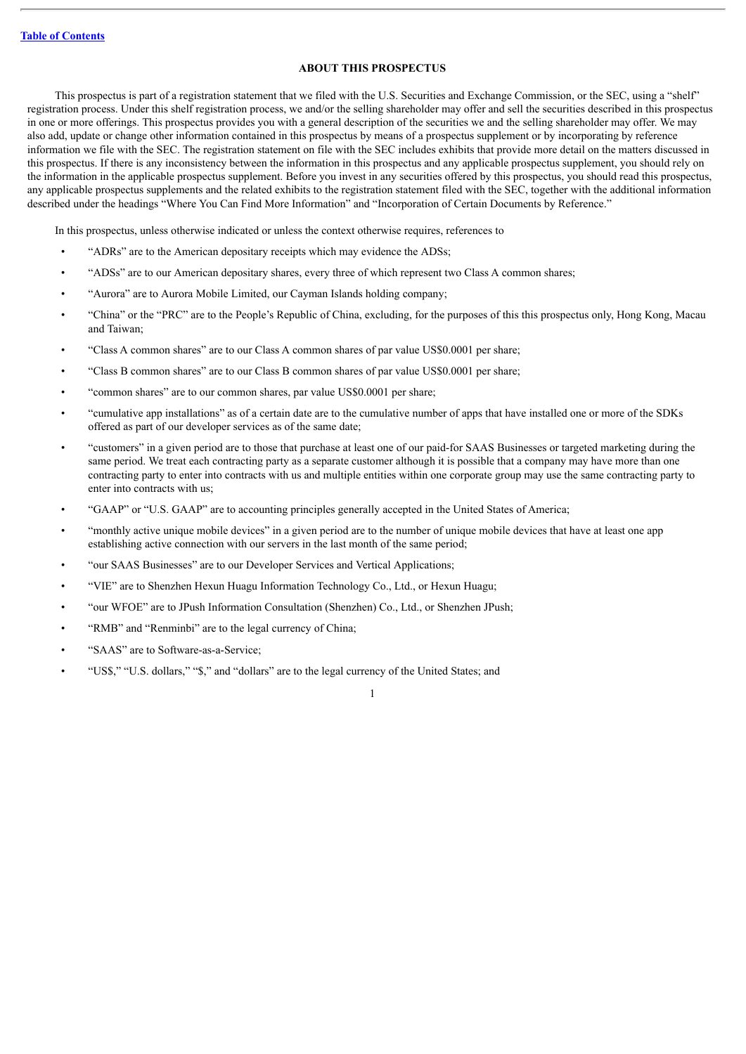[Table of Contents](#)

## ABOUT THIS PROSPECTUS

This prospectus is part of a registration statement that we filed with the U.S. Securities and Exchange Commission, or the SEC, using a "shelf" registration process. Under this shelf registration process, we and/or the selling shareholder may offer and sell the securities described in this prospectus in one or more offerings. This prospectus provides you with a general description of the securities we and the selling shareholder may offer. We may also add, update or change other information contained in this prospectus by means of a prospectus supplement or by incorporating by reference information we file with the SEC. The registration statement on file with the SEC includes exhibits that provide more detail on the matters discussed in this prospectus. If there is any inconsistency between the information in this prospectus and any applicable prospectus supplement, you should rely on the information in the applicable prospectus supplement. Before you invest in any securities offered by this prospectus, you should read this prospectus, any applicable prospectus supplements and the related exhibits to the registration statement filed with the SEC, together with the additional information described under the headings "Where You Can Find More Information" and "Incorporation of Certain Documents by Reference."

In this prospectus, unless otherwise indicated or unless the context otherwise requires, references to

- "ADRs" are to the American depositary receipts which may evidence the ADSs;
- "ADSs" are to our American depositary shares, every three of which represent two Class A common shares;
- "Aurora" are to Aurora Mobile Limited, our Cayman Islands holding company;
- "China" or the "PRC" are to the People's Republic of China, excluding, for the purposes of this this prospectus only, Hong Kong, Macau and Taiwan;
- "Class A common shares" are to our Class A common shares of par value US$0.0001 per share;
- "Class B common shares" are to our Class B common shares of par value US$0.0001 per share;
- "common shares" are to our common shares, par value US$0.0001 per share;
- "cumulative app installations" as of a certain date are to the cumulative number of apps that have installed one or more of the SDKs offered as part of our developer services as of the same date;
- "customers" in a given period are to those that purchase at least one of our paid-for SAAS Businesses or targeted marketing during the same period. We treat each contracting party as a separate customer although it is possible that a company may have more than one contracting party to enter into contracts with us and multiple entities within one corporate group may use the same contracting party to enter into contracts with us;
- "GAAP" or "U.S. GAAP" are to accounting principles generally accepted in the United States of America;
- "monthly active unique mobile devices" in a given period are to the number of unique mobile devices that have at least one app establishing active connection with our servers in the last month of the same period;
- "our SAAS Businesses" are to our Developer Services and Vertical Applications;
- "VIE" are to Shenzhen Hexun Huagu Information Technology Co., Ltd., or Hexun Huagu;
- "our WFOE" are to JPush Information Consultation (Shenzhen) Co., Ltd., or Shenzhen JPush;
- "RMB" and "Renminbi" are to the legal currency of China;
- "SAAS" are to Software-as-a-Service;
- "US$," "U.S. dollars," "$," and "dollars" are to the legal currency of the United States; and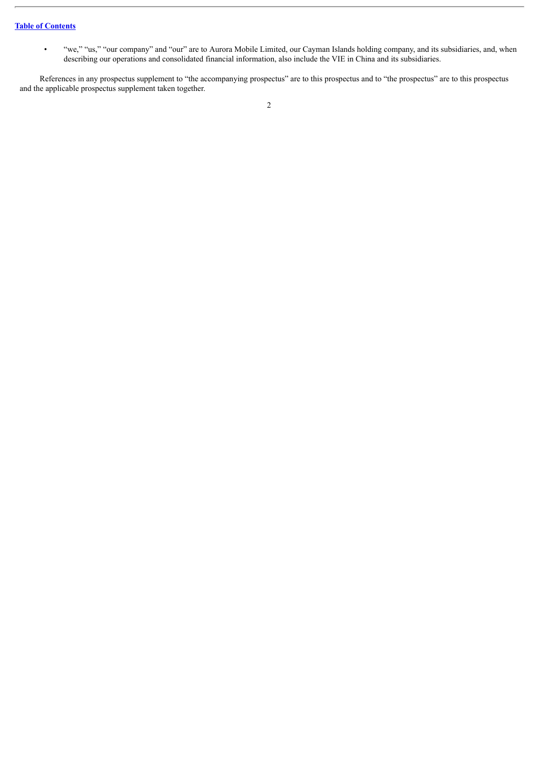- "we," "us," "our company" and "our" are to Aurora Mobile Limited, our Cayman Islands holding company, and its subsidiaries, and, when describing our operations and consolidated financial information, also include the VIE in China and its subsidiaries.

References in any prospectus supplement to "the accompanying prospectus" are to this prospectus and to "the prospectus" are to this prospectus and the applicable prospectus supplement taken together.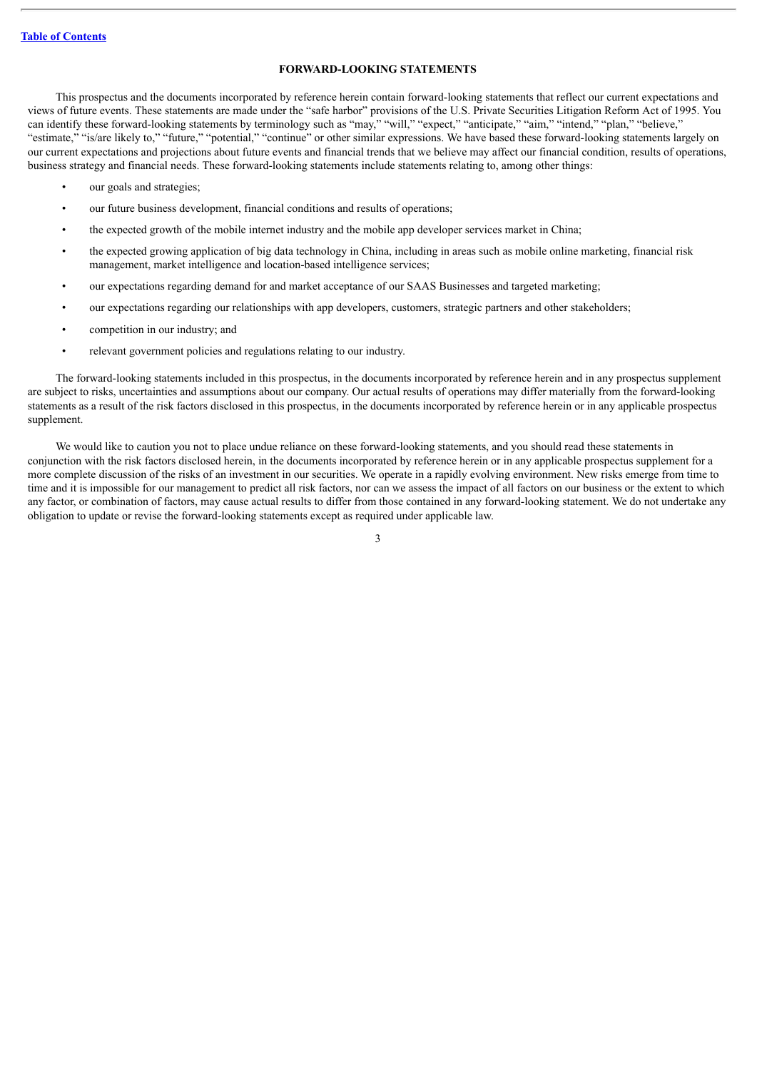## FORWARD-LOOKING STATEMENTS

This prospectus and the documents incorporated by reference herein contain forward-looking statements that reflect our current expectations and views of future events. These statements are made under the "safe harbor" provisions of the U.S. Private Securities Litigation Reform Act of 1995. You can identify these forward-looking statements by terminology such as "may," "will," "expect," "anticipate," "aim," "intend," "plan," "believe," "estimate," "is/are likely to," "future," "potential," "continue" or other similar expressions. We have based these forward-looking statements largely on our current expectations and projections about future events and financial trends that we believe may affect our financial condition, results of operations, business strategy and financial needs. These forward-looking statements include statements relating to, among other things:

- our goals and strategies;
- our future business development, financial conditions and results of operations;
- the expected growth of the mobile internet industry and the mobile app developer services market in China;
- the expected growing application of big data technology in China, including in areas such as mobile online marketing, financial risk management, market intelligence and location-based intelligence services;
- our expectations regarding demand for and market acceptance of our SAAS Businesses and targeted marketing;
- our expectations regarding our relationships with app developers, customers, strategic partners and other stakeholders;
- competition in our industry; and
- relevant government policies and regulations relating to our industry.

The forward-looking statements included in this prospectus, in the documents incorporated by reference herein and in any prospectus supplement are subject to risks, uncertainties and assumptions about our company. Our actual results of operations may differ materially from the forward-looking statements as a result of the risk factors disclosed in this prospectus, in the documents incorporated by reference herein or in any applicable prospectus supplement.

We would like to caution you not to place undue reliance on these forward-looking statements, and you should read these statements in conjunction with the risk factors disclosed herein, in the documents incorporated by reference herein or in any applicable prospectus supplement for a more complete discussion of the risks of an investment in our securities. We operate in a rapidly evolving environment. New risks emerge from time to time and it is impossible for our management to predict all risk factors, nor can we assess the impact of all factors on our business or the extent to which any factor, or combination of factors, may cause actual results to differ from those contained in any forward-looking statement. We do not undertake any obligation to update or revise the forward-looking statements except as required under applicable law.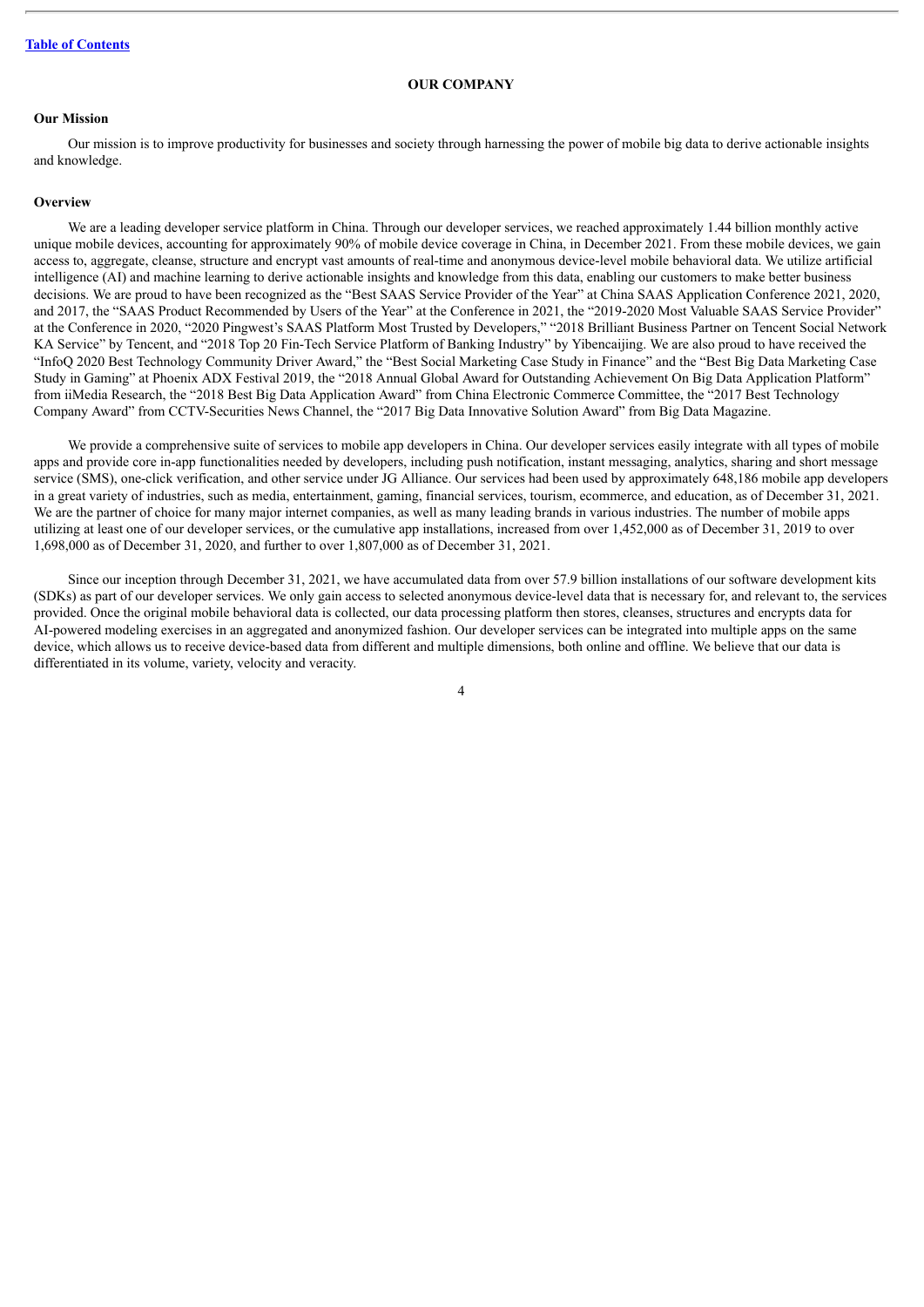[Table of Contents](#)

# OUR COMPANY

## Our Mission

Our mission is to improve productivity for businesses and society through harnessing the power of mobile big data to derive actionable insights and knowledge.

## Overview

We are a leading developer service platform in China. Through our developer services, we reached approximately 1.44 billion monthly active unique mobile devices, accounting for approximately 90% of mobile device coverage in China, in December 2021. From these mobile devices, we gain access to, aggregate, cleanse, structure and encrypt vast amounts of real-time and anonymous device-level mobile behavioral data. We utilize artificial intelligence (AI) and machine learning to derive actionable insights and knowledge from this data, enabling our customers to make better business decisions. We are proud to have been recognized as the "Best SAAS Service Provider of the Year" at China SAAS Application Conference 2021, 2020, and 2017, the "SAAS Product Recommended by Users of the Year" at the Conference in 2021, the "2019-2020 Most Valuable SAAS Service Provider" at the Conference in 2020, "2020 Pingwest's SAAS Platform Most Trusted by Developers," "2018 Brilliant Business Partner on Tencent Social Network KA Service" by Tencent, and "2018 Top 20 Fin-Tech Service Platform of Banking Industry" by Yibencaijing. We are also proud to have received the "InfoQ 2020 Best Technology Community Driver Award," the "Best Social Marketing Case Study in Finance" and the "Best Big Data Marketing Case Study in Gaming" at Phoenix ADX Festival 2019, the "2018 Annual Global Award for Outstanding Achievement On Big Data Application Platform" from iiMedia Research, the "2018 Best Big Data Application Award" from China Electronic Commerce Committee, the "2017 Best Technology Company Award" from CCTV-Securities News Channel, the "2017 Big Data Innovative Solution Award" from Big Data Magazine.

We provide a comprehensive suite of services to mobile app developers in China. Our developer services easily integrate with all types of mobile apps and provide core in-app functionalities needed by developers, including push notification, instant messaging, analytics, sharing and short message service (SMS), one-click verification, and other service under JG Alliance. Our services had been used by approximately 648,186 mobile app developers in a great variety of industries, such as media, entertainment, gaming, financial services, tourism, ecommerce, and education, as of December 31, 2021. We are the partner of choice for many major internet companies, as well as many leading brands in various industries. The number of mobile apps utilizing at least one of our developer services, or the cumulative app installations, increased from over 1,452,000 as of December 31, 2019 to over 1,698,000 as of December 31, 2020, and further to over 1,807,000 as of December 31, 2021.

Since our inception through December 31, 2021, we have accumulated data from over 57.9 billion installations of our software development kits (SDKs) as part of our developer services. We only gain access to selected anonymous device-level data that is necessary for, and relevant to, the services provided. Once the original mobile behavioral data is collected, our data processing platform then stores, cleanses, structures and encrypts data for AI-powered modeling exercises in an aggregated and anonymized fashion. Our developer services can be integrated into multiple apps on the same device, which allows us to receive device-based data from different and multiple dimensions, both online and offline. We believe that our data is differentiated in its volume, variety, velocity and veracity.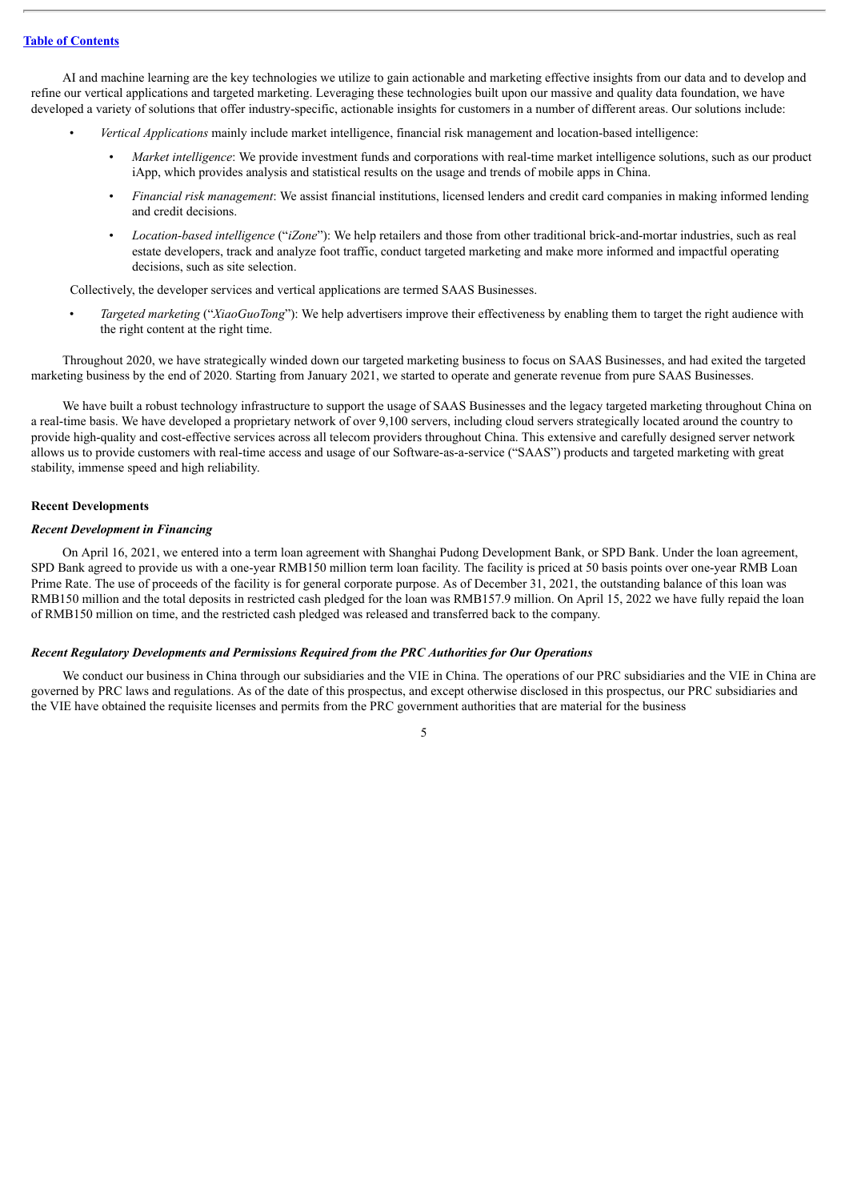AI and machine learning are the key technologies we utilize to gain actionable and marketing effective insights from our data and to develop and refine our vertical applications and targeted marketing. Leveraging these technologies built upon our massive and quality data foundation, we have developed a variety of solutions that offer industry-specific, actionable insights for customers in a number of different areas. Our solutions include:

- *Vertical Applications* mainly include market intelligence, financial risk management and location-based intelligence:
  - *Market intelligence*: We provide investment funds and corporations with real-time market intelligence solutions, such as our product iApp, which provides analysis and statistical results on the usage and trends of mobile apps in China.
  - *Financial risk management*: We assist financial institutions, licensed lenders and credit card companies in making informed lending and credit decisions.
  - *Location-based intelligence* ("*iZone*"): We help retailers and those from other traditional brick-and-mortar industries, such as real estate developers, track and analyze foot traffic, conduct targeted marketing and make more informed and impactful operating decisions, such as site selection.

Collectively, the developer services and vertical applications are termed SAAS Businesses.

- *Targeted marketing* ("*XiaoGuoTong*"): We help advertisers improve their effectiveness by enabling them to target the right audience with the right content at the right time.

Throughout 2020, we have strategically winded down our targeted marketing business to focus on SAAS Businesses, and had exited the targeted marketing business by the end of 2020. Starting from January 2021, we started to operate and generate revenue from pure SAAS Businesses.

We have built a robust technology infrastructure to support the usage of SAAS Businesses and the legacy targeted marketing throughout China on a real-time basis. We have developed a proprietary network of over 9,100 servers, including cloud servers strategically located around the country to provide high-quality and cost-effective services across all telecom providers throughout China. This extensive and carefully designed server network allows us to provide customers with real-time access and usage of our Software-as-a-service ("SAAS") products and targeted marketing with great stability, immense speed and high reliability.

**Recent Developments**

***Recent Development in Financing***

On April 16, 2021, we entered into a term loan agreement with Shanghai Pudong Development Bank, or SPD Bank. Under the loan agreement, SPD Bank agreed to provide us with a one-year RMB150 million term loan facility. The facility is priced at 50 basis points over one-year RMB Loan Prime Rate. The use of proceeds of the facility is for general corporate purpose. As of December 31, 2021, the outstanding balance of this loan was RMB150 million and the total deposits in restricted cash pledged for the loan was RMB157.9 million. On April 15, 2022 we have fully repaid the loan of RMB150 million on time, and the restricted cash pledged was released and transferred back to the company.

***Recent Regulatory Developments and Permissions Required from the PRC Authorities for Our Operations***

We conduct our business in China through our subsidiaries and the VIE in China. The operations of our PRC subsidiaries and the VIE in China are governed by PRC laws and regulations. As of the date of this prospectus, and except otherwise disclosed in this prospectus, our PRC subsidiaries and the VIE have obtained the requisite licenses and permits from the PRC government authorities that are material for the business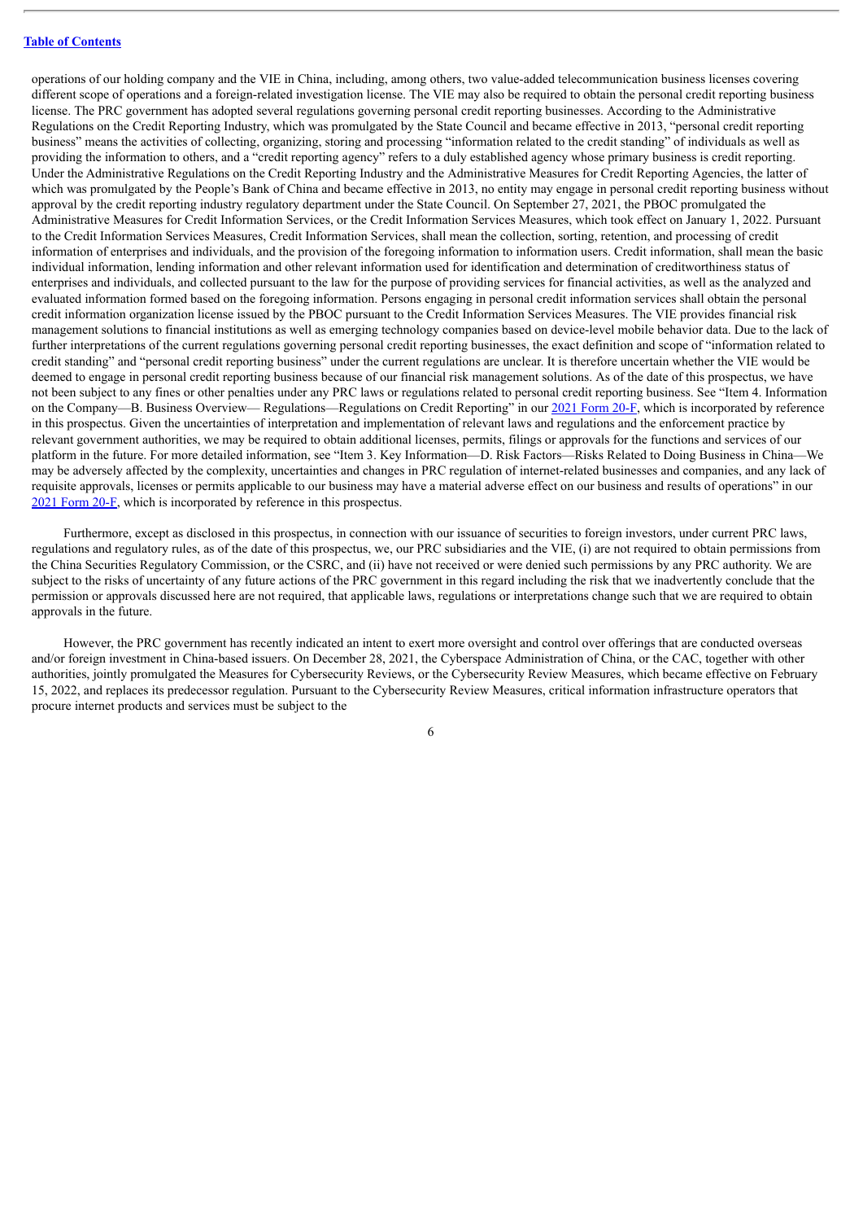operations of our holding company and the VIE in China, including, among others, two value-added telecommunication business licenses covering different scope of operations and a foreign-related investigation license. The VIE may also be required to obtain the personal credit reporting business license. The PRC government has adopted several regulations governing personal credit reporting businesses. According to the Administrative Regulations on the Credit Reporting Industry, which was promulgated by the State Council and became effective in 2013, "personal credit reporting business" means the activities of collecting, organizing, storing and processing "information related to the credit standing" of individuals as well as providing the information to others, and a "credit reporting agency" refers to a duly established agency whose primary business is credit reporting. Under the Administrative Regulations on the Credit Reporting Industry and the Administrative Measures for Credit Reporting Agencies, the latter of which was promulgated by the People's Bank of China and became effective in 2013, no entity may engage in personal credit reporting business without approval by the credit reporting industry regulatory department under the State Council. On September 27, 2021, the PBOC promulgated the Administrative Measures for Credit Information Services, or the Credit Information Services Measures, which took effect on January 1, 2022. Pursuant to the Credit Information Services Measures, Credit Information Services, shall mean the collection, sorting, retention, and processing of credit information of enterprises and individuals, and the provision of the foregoing information to information users. Credit information, shall mean the basic individual information, lending information and other relevant information used for identification and determination of creditworthiness status of enterprises and individuals, and collected pursuant to the law for the purpose of providing services for financial activities, as well as the analyzed and evaluated information formed based on the foregoing information. Persons engaging in personal credit information services shall obtain the personal credit information organization license issued by the PBOC pursuant to the Credit Information Services Measures. The VIE provides financial risk management solutions to financial institutions as well as emerging technology companies based on device-level mobile behavior data. Due to the lack of further interpretations of the current regulations governing personal credit reporting businesses, the exact definition and scope of "information related to credit standing" and "personal credit reporting business" under the current regulations are unclear. It is therefore uncertain whether the VIE would be deemed to engage in personal credit reporting business because of our financial risk management solutions. As of the date of this prospectus, we have not been subject to any fines or other penalties under any PRC laws or regulations related to personal credit reporting business. See "Item 4. Information on the Company—B. Business Overview— Regulations—Regulations on Credit Reporting" in our 2021 Form 20-F, which is incorporated by reference in this prospectus. Given the uncertainties of interpretation and implementation of relevant laws and regulations and the enforcement practice by relevant government authorities, we may be required to obtain additional licenses, permits, filings or approvals for the functions and services of our platform in the future. For more detailed information, see "Item 3. Key Information—D. Risk Factors—Risks Related to Doing Business in China—We may be adversely affected by the complexity, uncertainties and changes in PRC regulation of internet-related businesses and companies, and any lack of requisite approvals, licenses or permits applicable to our business may have a material adverse effect on our business and results of operations" in our 2021 Form 20-F, which is incorporated by reference in this prospectus.

Furthermore, except as disclosed in this prospectus, in connection with our issuance of securities to foreign investors, under current PRC laws, regulations and regulatory rules, as of the date of this prospectus, we, our PRC subsidiaries and the VIE, (i) are not required to obtain permissions from the China Securities Regulatory Commission, or the CSRC, and (ii) have not received or were denied such permissions by any PRC authority. We are subject to the risks of uncertainty of any future actions of the PRC government in this regard including the risk that we inadvertently conclude that the permission or approvals discussed here are not required, that applicable laws, regulations or interpretations change such that we are required to obtain approvals in the future.

However, the PRC government has recently indicated an intent to exert more oversight and control over offerings that are conducted overseas and/or foreign investment in China-based issuers. On December 28, 2021, the Cyberspace Administration of China, or the CAC, together with other authorities, jointly promulgated the Measures for Cybersecurity Reviews, or the Cybersecurity Review Measures, which became effective on February 15, 2022, and replaces its predecessor regulation. Pursuant to the Cybersecurity Review Measures, critical information infrastructure operators that procure internet products and services must be subject to the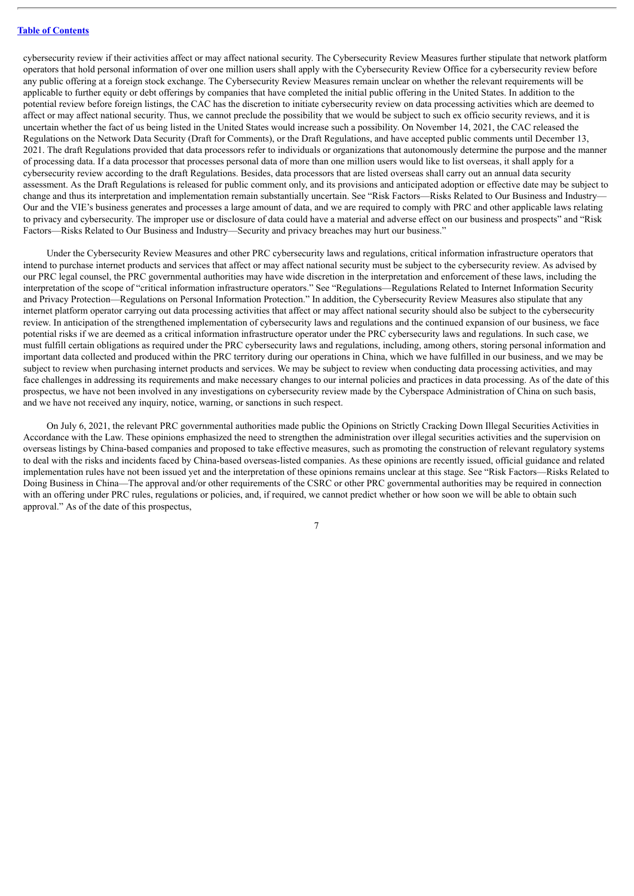cybersecurity review if their activities affect or may affect national security. The Cybersecurity Review Measures further stipulate that network platform operators that hold personal information of over one million users shall apply with the Cybersecurity Review Office for a cybersecurity review before any public offering at a foreign stock exchange. The Cybersecurity Review Measures remain unclear on whether the relevant requirements will be applicable to further equity or debt offerings by companies that have completed the initial public offering in the United States. In addition to the potential review before foreign listings, the CAC has the discretion to initiate cybersecurity review on data processing activities which are deemed to affect or may affect national security. Thus, we cannot preclude the possibility that we would be subject to such ex officio security reviews, and it is uncertain whether the fact of us being listed in the United States would increase such a possibility. On November 14, 2021, the CAC released the Regulations on the Network Data Security (Draft for Comments), or the Draft Regulations, and have accepted public comments until December 13, 2021. The draft Regulations provided that data processors refer to individuals or organizations that autonomously determine the purpose and the manner of processing data. If a data processor that processes personal data of more than one million users would like to list overseas, it shall apply for a cybersecurity review according to the draft Regulations. Besides, data processors that are listed overseas shall carry out an annual data security assessment. As the Draft Regulations is released for public comment only, and its provisions and anticipated adoption or effective date may be subject to change and thus its interpretation and implementation remain substantially uncertain. See "Risk Factors—Risks Related to Our Business and Industry—Our and the VIE's business generates and processes a large amount of data, and we are required to comply with PRC and other applicable laws relating to privacy and cybersecurity. The improper use or disclosure of data could have a material and adverse effect on our business and prospects" and "Risk Factors—Risks Related to Our Business and Industry—Security and privacy breaches may hurt our business."

Under the Cybersecurity Review Measures and other PRC cybersecurity laws and regulations, critical information infrastructure operators that intend to purchase internet products and services that affect or may affect national security must be subject to the cybersecurity review. As advised by our PRC legal counsel, the PRC governmental authorities may have wide discretion in the interpretation and enforcement of these laws, including the interpretation of the scope of "critical information infrastructure operators." See "Regulations—Regulations Related to Internet Information Security and Privacy Protection—Regulations on Personal Information Protection." In addition, the Cybersecurity Review Measures also stipulate that any internet platform operator carrying out data processing activities that affect or may affect national security should also be subject to the cybersecurity review. In anticipation of the strengthened implementation of cybersecurity laws and regulations and the continued expansion of our business, we face potential risks if we are deemed as a critical information infrastructure operator under the PRC cybersecurity laws and regulations. In such case, we must fulfill certain obligations as required under the PRC cybersecurity laws and regulations, including, among others, storing personal information and important data collected and produced within the PRC territory during our operations in China, which we have fulfilled in our business, and we may be subject to review when purchasing internet products and services. We may be subject to review when conducting data processing activities, and may face challenges in addressing its requirements and make necessary changes to our internal policies and practices in data processing. As of the date of this prospectus, we have not been involved in any investigations on cybersecurity review made by the Cyberspace Administration of China on such basis, and we have not received any inquiry, notice, warning, or sanctions in such respect.

On July 6, 2021, the relevant PRC governmental authorities made public the Opinions on Strictly Cracking Down Illegal Securities Activities in Accordance with the Law. These opinions emphasized the need to strengthen the administration over illegal securities activities and the supervision on overseas listings by China-based companies and proposed to take effective measures, such as promoting the construction of relevant regulatory systems to deal with the risks and incidents faced by China-based overseas-listed companies. As these opinions are recently issued, official guidance and related implementation rules have not been issued yet and the interpretation of these opinions remains unclear at this stage. See "Risk Factors—Risks Related to Doing Business in China—The approval and/or other requirements of the CSRC or other PRC governmental authorities may be required in connection with an offering under PRC rules, regulations or policies, and, if required, we cannot predict whether or how soon we will be able to obtain such approval." As of the date of this prospectus,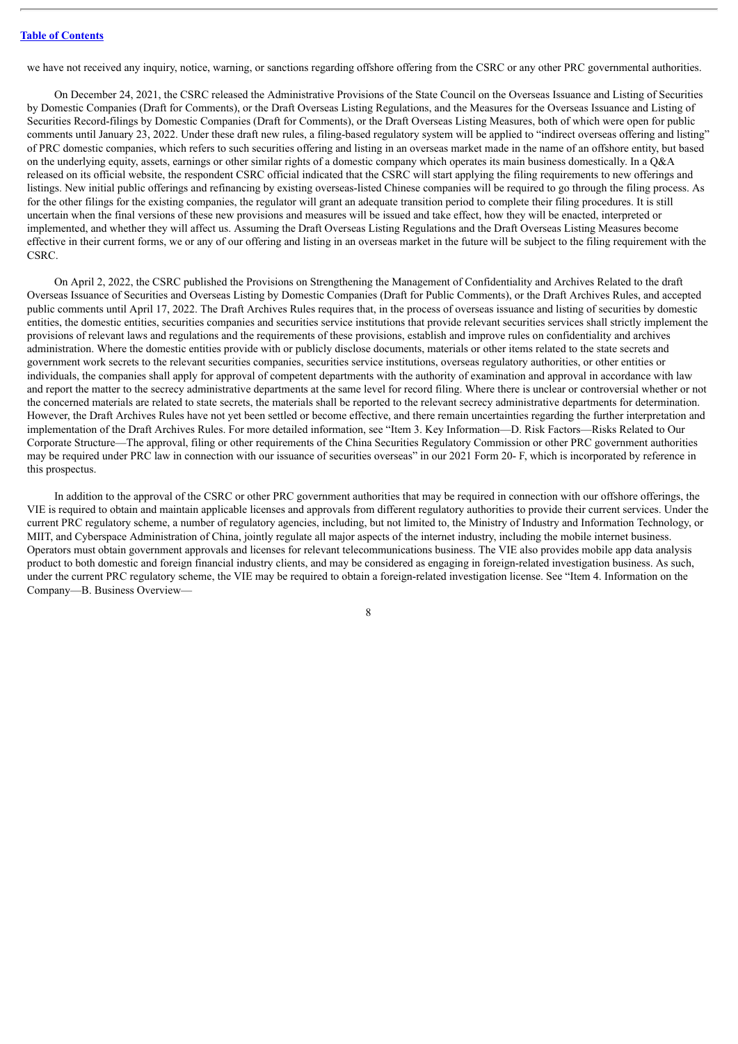we have not received any inquiry, notice, warning, or sanctions regarding offshore offering from the CSRC or any other PRC governmental authorities.

On December 24, 2021, the CSRC released the Administrative Provisions of the State Council on the Overseas Issuance and Listing of Securities by Domestic Companies (Draft for Comments), or the Draft Overseas Listing Regulations, and the Measures for the Overseas Issuance and Listing of Securities Record-filings by Domestic Companies (Draft for Comments), or the Draft Overseas Listing Measures, both of which were open for public comments until January 23, 2022. Under these draft new rules, a filing-based regulatory system will be applied to "indirect overseas offering and listing" of PRC domestic companies, which refers to such securities offering and listing in an overseas market made in the name of an offshore entity, but based on the underlying equity, assets, earnings or other similar rights of a domestic company which operates its main business domestically. In a Q&A released on its official website, the respondent CSRC official indicated that the CSRC will start applying the filing requirements to new offerings and listings. New initial public offerings and refinancing by existing overseas-listed Chinese companies will be required to go through the filing process. As for the other filings for the existing companies, the regulator will grant an adequate transition period to complete their filing procedures. It is still uncertain when the final versions of these new provisions and measures will be issued and take effect, how they will be enacted, interpreted or implemented, and whether they will affect us. Assuming the Draft Overseas Listing Regulations and the Draft Overseas Listing Measures become effective in their current forms, we or any of our offering and listing in an overseas market in the future will be subject to the filing requirement with the CSRC.

On April 2, 2022, the CSRC published the Provisions on Strengthening the Management of Confidentiality and Archives Related to the draft Overseas Issuance of Securities and Overseas Listing by Domestic Companies (Draft for Public Comments), or the Draft Archives Rules, and accepted public comments until April 17, 2022. The Draft Archives Rules requires that, in the process of overseas issuance and listing of securities by domestic entities, the domestic entities, securities companies and securities service institutions that provide relevant securities services shall strictly implement the provisions of relevant laws and regulations and the requirements of these provisions, establish and improve rules on confidentiality and archives administration. Where the domestic entities provide with or publicly disclose documents, materials or other items related to the state secrets and government work secrets to the relevant securities companies, securities service institutions, overseas regulatory authorities, or other entities or individuals, the companies shall apply for approval of competent departments with the authority of examination and approval in accordance with law and report the matter to the secrecy administrative departments at the same level for record filing. Where there is unclear or controversial whether or not the concerned materials are related to state secrets, the materials shall be reported to the relevant secrecy administrative departments for determination. However, the Draft Archives Rules have not yet been settled or become effective, and there remain uncertainties regarding the further interpretation and implementation of the Draft Archives Rules. For more detailed information, see "Item 3. Key Information—D. Risk Factors—Risks Related to Our Corporate Structure—The approval, filing or other requirements of the China Securities Regulatory Commission or other PRC government authorities may be required under PRC law in connection with our issuance of securities overseas" in our 2021 Form 20- F, which is incorporated by reference in this prospectus.

In addition to the approval of the CSRC or other PRC government authorities that may be required in connection with our offshore offerings, the VIE is required to obtain and maintain applicable licenses and approvals from different regulatory authorities to provide their current services. Under the current PRC regulatory scheme, a number of regulatory agencies, including, but not limited to, the Ministry of Industry and Information Technology, or MIIT, and Cyberspace Administration of China, jointly regulate all major aspects of the internet industry, including the mobile internet business. Operators must obtain government approvals and licenses for relevant telecommunications business. The VIE also provides mobile app data analysis product to both domestic and foreign financial industry clients, and may be considered as engaging in foreign-related investigation business. As such, under the current PRC regulatory scheme, the VIE may be required to obtain a foreign-related investigation license. See "Item 4. Information on the Company—B. Business Overview—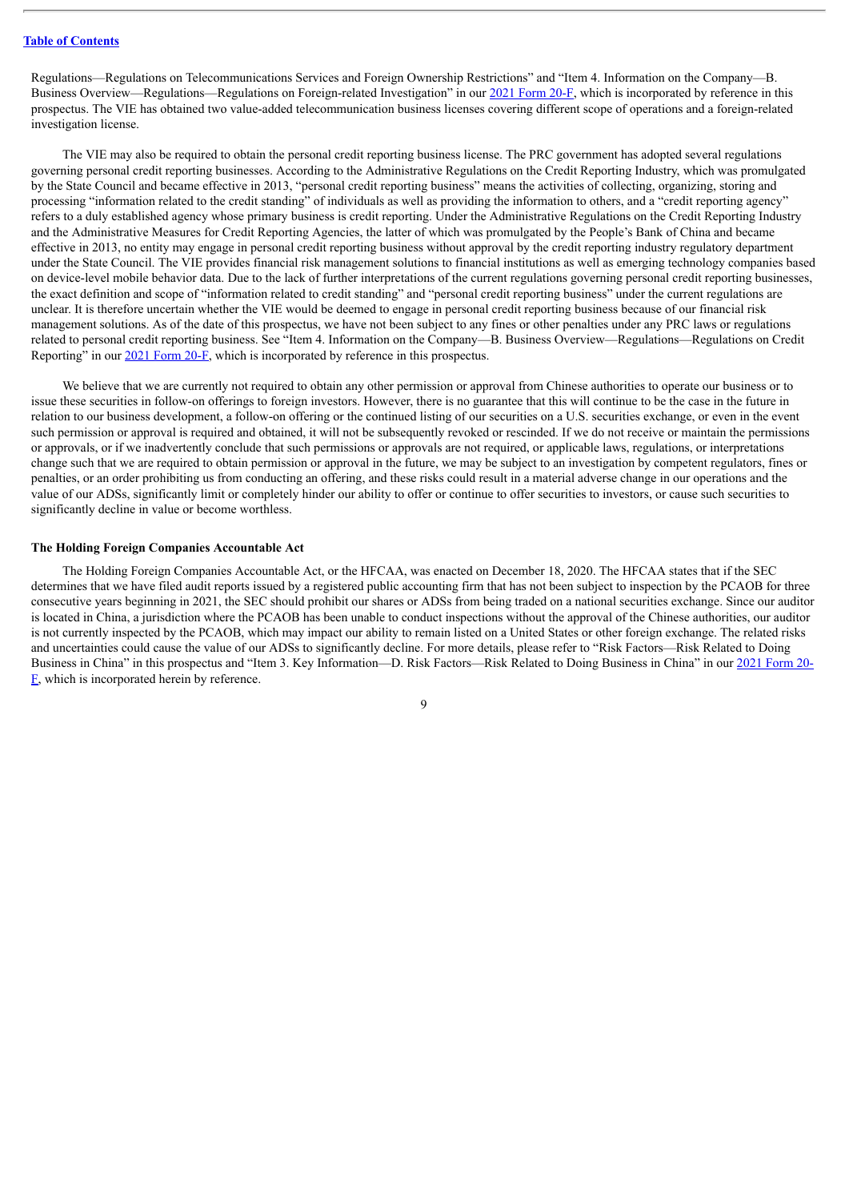Regulations—Regulations on Telecommunications Services and Foreign Ownership Restrictions" and "Item 4. Information on the Company—B. Business Overview—Regulations—Regulations on Foreign-related Investigation" in our 2021 Form 20-F, which is incorporated by reference in this prospectus. The VIE has obtained two value-added telecommunication business licenses covering different scope of operations and a foreign-related investigation license.

The VIE may also be required to obtain the personal credit reporting business license. The PRC government has adopted several regulations governing personal credit reporting businesses. According to the Administrative Regulations on the Credit Reporting Industry, which was promulgated by the State Council and became effective in 2013, "personal credit reporting business" means the activities of collecting, organizing, storing and processing "information related to the credit standing" of individuals as well as providing the information to others, and a "credit reporting agency" refers to a duly established agency whose primary business is credit reporting. Under the Administrative Regulations on the Credit Reporting Industry and the Administrative Measures for Credit Reporting Agencies, the latter of which was promulgated by the People's Bank of China and became effective in 2013, no entity may engage in personal credit reporting business without approval by the credit reporting industry regulatory department under the State Council. The VIE provides financial risk management solutions to financial institutions as well as emerging technology companies based on device-level mobile behavior data. Due to the lack of further interpretations of the current regulations governing personal credit reporting businesses, the exact definition and scope of "information related to credit standing" and "personal credit reporting business" under the current regulations are unclear. It is therefore uncertain whether the VIE would be deemed to engage in personal credit reporting business because of our financial risk management solutions. As of the date of this prospectus, we have not been subject to any fines or other penalties under any PRC laws or regulations related to personal credit reporting business. See "Item 4. Information on the Company—B. Business Overview—Regulations—Regulations on Credit Reporting" in our 2021 Form 20-F, which is incorporated by reference in this prospectus.

We believe that we are currently not required to obtain any other permission or approval from Chinese authorities to operate our business or to issue these securities in follow-on offerings to foreign investors. However, there is no guarantee that this will continue to be the case in the future in relation to our business development, a follow-on offering or the continued listing of our securities on a U.S. securities exchange, or even in the event such permission or approval is required and obtained, it will not be subsequently revoked or rescinded. If we do not receive or maintain the permissions or approvals, or if we inadvertently conclude that such permissions or approvals are not required, or applicable laws, regulations, or interpretations change such that we are required to obtain permission or approval in the future, we may be subject to an investigation by competent regulators, fines or penalties, or an order prohibiting us from conducting an offering, and these risks could result in a material adverse change in our operations and the value of our ADSs, significantly limit or completely hinder our ability to offer or continue to offer securities to investors, or cause such securities to significantly decline in value or become worthless.

**The Holding Foreign Companies Accountable Act**

The Holding Foreign Companies Accountable Act, or the HFCAA, was enacted on December 18, 2020. The HFCAA states that if the SEC determines that we have filed audit reports issued by a registered public accounting firm that has not been subject to inspection by the PCAOB for three consecutive years beginning in 2021, the SEC should prohibit our shares or ADSs from being traded on a national securities exchange. Since our auditor is located in China, a jurisdiction where the PCAOB has been unable to conduct inspections without the approval of the Chinese authorities, our auditor is not currently inspected by the PCAOB, which may impact our ability to remain listed on a United States or other foreign exchange. The related risks and uncertainties could cause the value of our ADSs to significantly decline. For more details, please refer to "Risk Factors—Risk Related to Doing Business in China" in this prospectus and "Item 3. Key Information—D. Risk Factors—Risk Related to Doing Business in China" in our 2021 Form 20-F, which is incorporated herein by reference.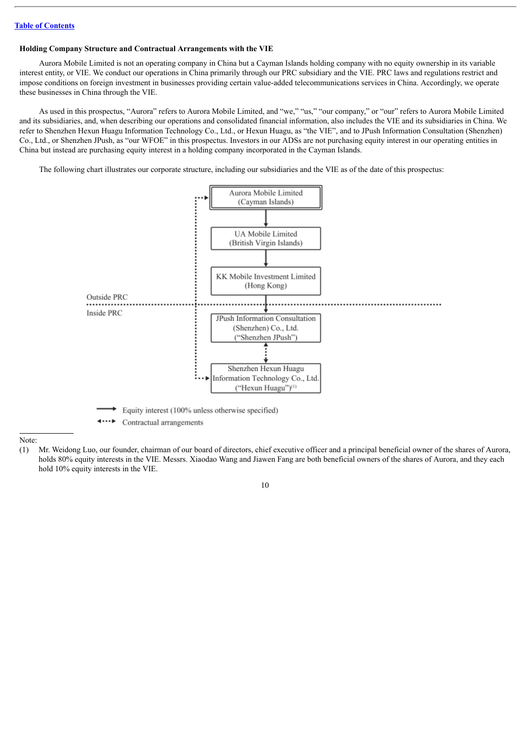**Holding Company Structure and Contractual Arrangements with the VIE**

Aurora Mobile Limited is not an operating company in China but a Cayman Islands holding company with no equity ownership in its variable interest entity, or VIE. We conduct our operations in China primarily through our PRC subsidiary and the VIE. PRC laws and regulations restrict and impose conditions on foreign investment in businesses providing certain value-added telecommunications services in China. Accordingly, we operate these businesses in China through the VIE.

As used in this prospectus, "Aurora" refers to Aurora Mobile Limited, and "we," "us," "our company," or "our" refers to Aurora Mobile Limited and its subsidiaries, and, when describing our operations and consolidated financial information, also includes the VIE and its subsidiaries in China. We refer to Shenzhen Hexun Huagu Information Technology Co., Ltd., or Hexun Huagu, as "the VIE", and to JPush Information Consultation (Shenzhen) Co., Ltd., or Shenzhen JPush, as "our WFOE" in this prospectus. Investors in our ADSs are not purchasing equity interest in our operating entities in China but instead are purchasing equity interest in a holding company incorporated in the Cayman Islands.

The following chart illustrates our corporate structure, including our subsidiaries and the VIE as of the date of this prospectus:

Aurora Mobile Limited (Cayman Islands)

UA Mobile Limited (British Virgin Islands)

KK Mobile Investment Limited (Hong Kong)

Outside PRC

Inside PRC

JPush Information Consultation (Shenzhen) Co., Ltd. ("Shenzhen JPush")

Shenzhen Hexun Huagu Information Technology Co., Ltd. ("Hexun Huagu")(1)

Equity interest (100% unless otherwise specified)

Contractual arrangements

Note:

(1) Mr. Weidong Luo, our founder, chairman of our board of directors, chief executive officer and a principal beneficial owner of the shares of Aurora, holds 80% equity interests in the VIE. Messrs. Xiaodao Wang and Jiawen Fang are both beneficial owners of the shares of Aurora, and they each hold 10% equity interests in the VIE.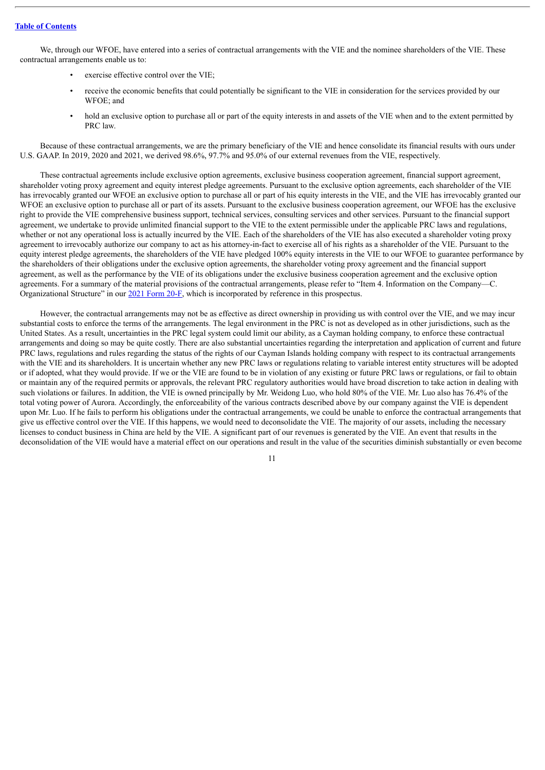We, through our WFOE, have entered into a series of contractual arrangements with the VIE and the nominee shareholders of the VIE. These contractual arrangements enable us to:

- exercise effective control over the VIE;
- receive the economic benefits that could potentially be significant to the VIE in consideration for the services provided by our WFOE; and
- hold an exclusive option to purchase all or part of the equity interests in and assets of the VIE when and to the extent permitted by PRC law.

Because of these contractual arrangements, we are the primary beneficiary of the VIE and hence consolidate its financial results with ours under U.S. GAAP. In 2019, 2020 and 2021, we derived 98.6%, 97.7% and 95.0% of our external revenues from the VIE, respectively.

These contractual agreements include exclusive option agreements, exclusive business cooperation agreement, financial support agreement, shareholder voting proxy agreement and equity interest pledge agreements. Pursuant to the exclusive option agreements, each shareholder of the VIE has irrevocably granted our WFOE an exclusive option to purchase all or part of his equity interests in the VIE, and the VIE has irrevocably granted our WFOE an exclusive option to purchase all or part of its assets. Pursuant to the exclusive business cooperation agreement, our WFOE has the exclusive right to provide the VIE comprehensive business support, technical services, consulting services and other services. Pursuant to the financial support agreement, we undertake to provide unlimited financial support to the VIE to the extent permissible under the applicable PRC laws and regulations, whether or not any operational loss is actually incurred by the VIE. Each of the shareholders of the VIE has also executed a shareholder voting proxy agreement to irrevocably authorize our company to act as his attorney-in-fact to exercise all of his rights as a shareholder of the VIE. Pursuant to the equity interest pledge agreements, the shareholders of the VIE have pledged 100% equity interests in the VIE to our WFOE to guarantee performance by the shareholders of their obligations under the exclusive option agreements, the shareholder voting proxy agreement and the financial support agreement, as well as the performance by the VIE of its obligations under the exclusive business cooperation agreement and the exclusive option agreements. For a summary of the material provisions of the contractual arrangements, please refer to "Item 4. Information on the Company—C. Organizational Structure" in our 2021 Form 20-F, which is incorporated by reference in this prospectus.

However, the contractual arrangements may not be as effective as direct ownership in providing us with control over the VIE, and we may incur substantial costs to enforce the terms of the arrangements. The legal environment in the PRC is not as developed as in other jurisdictions, such as the United States. As a result, uncertainties in the PRC legal system could limit our ability, as a Cayman holding company, to enforce these contractual arrangements and doing so may be quite costly. There are also substantial uncertainties regarding the interpretation and application of current and future PRC laws, regulations and rules regarding the status of the rights of our Cayman Islands holding company with respect to its contractual arrangements with the VIE and its shareholders. It is uncertain whether any new PRC laws or regulations relating to variable interest entity structures will be adopted or if adopted, what they would provide. If we or the VIE are found to be in violation of any existing or future PRC laws or regulations, or fail to obtain or maintain any of the required permits or approvals, the relevant PRC regulatory authorities would have broad discretion to take action in dealing with such violations or failures. In addition, the VIE is owned principally by Mr. Weidong Luo, who hold 80% of the VIE. Mr. Luo also has 76.4% of the total voting power of Aurora. Accordingly, the enforceability of the various contracts described above by our company against the VIE is dependent upon Mr. Luo. If he fails to perform his obligations under the contractual arrangements, we could be unable to enforce the contractual arrangements that give us effective control over the VIE. If this happens, we would need to deconsolidate the VIE. The majority of our assets, including the necessary licenses to conduct business in China are held by the VIE. A significant part of our revenues is generated by the VIE. An event that results in the deconsolidation of the VIE would have a material effect on our operations and result in the value of the securities diminish substantially or even become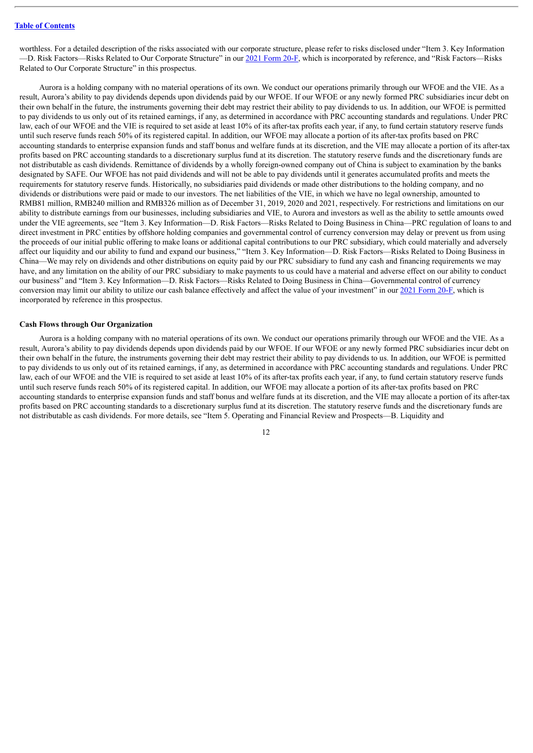worthless. For a detailed description of the risks associated with our corporate structure, please refer to risks disclosed under "Item 3. Key Information—D. Risk Factors—Risks Related to Our Corporate Structure" in our 2021 Form 20-F, which is incorporated by reference, and "Risk Factors—Risks Related to Our Corporate Structure" in this prospectus.

Aurora is a holding company with no material operations of its own. We conduct our operations primarily through our WFOE and the VIE. As a result, Aurora's ability to pay dividends depends upon dividends paid by our WFOE. If our WFOE or any newly formed PRC subsidiaries incur debt on their own behalf in the future, the instruments governing their debt may restrict their ability to pay dividends to us. In addition, our WFOE is permitted to pay dividends to us only out of its retained earnings, if any, as determined in accordance with PRC accounting standards and regulations. Under PRC law, each of our WFOE and the VIE is required to set aside at least 10% of its after-tax profits each year, if any, to fund certain statutory reserve funds until such reserve funds reach 50% of its registered capital. In addition, our WFOE may allocate a portion of its after-tax profits based on PRC accounting standards to enterprise expansion funds and staff bonus and welfare funds at its discretion, and the VIE may allocate a portion of its after-tax profits based on PRC accounting standards to a discretionary surplus fund at its discretion. The statutory reserve funds and the discretionary funds are not distributable as cash dividends. Remittance of dividends by a wholly foreign-owned company out of China is subject to examination by the banks designated by SAFE. Our WFOE has not paid dividends and will not be able to pay dividends until it generates accumulated profits and meets the requirements for statutory reserve funds. Historically, no subsidiaries paid dividends or made other distributions to the holding company, and no dividends or distributions were paid or made to our investors. The net liabilities of the VIE, in which we have no legal ownership, amounted to RMB81 million, RMB240 million and RMB326 million as of December 31, 2019, 2020 and 2021, respectively. For restrictions and limitations on our ability to distribute earnings from our businesses, including subsidiaries and VIE, to Aurora and investors as well as the ability to settle amounts owed under the VIE agreements, see "Item 3. Key Information—D. Risk Factors—Risks Related to Doing Business in China—PRC regulation of loans to and direct investment in PRC entities by offshore holding companies and governmental control of currency conversion may delay or prevent us from using the proceeds of our initial public offering to make loans or additional capital contributions to our PRC subsidiary, which could materially and adversely affect our liquidity and our ability to fund and expand our business," "Item 3. Key Information—D. Risk Factors—Risks Related to Doing Business in China—We may rely on dividends and other distributions on equity paid by our PRC subsidiary to fund any cash and financing requirements we may have, and any limitation on the ability of our PRC subsidiary to make payments to us could have a material and adverse effect on our ability to conduct our business" and "Item 3. Key Information—D. Risk Factors—Risks Related to Doing Business in China—Governmental control of currency conversion may limit our ability to utilize our cash balance effectively and affect the value of your investment" in our 2021 Form 20-F, which is incorporated by reference in this prospectus.

**Cash Flows through Our Organization**

Aurora is a holding company with no material operations of its own. We conduct our operations primarily through our WFOE and the VIE. As a result, Aurora's ability to pay dividends depends upon dividends paid by our WFOE. If our WFOE or any newly formed PRC subsidiaries incur debt on their own behalf in the future, the instruments governing their debt may restrict their ability to pay dividends to us. In addition, our WFOE is permitted to pay dividends to us only out of its retained earnings, if any, as determined in accordance with PRC accounting standards and regulations. Under PRC law, each of our WFOE and the VIE is required to set aside at least 10% of its after-tax profits each year, if any, to fund certain statutory reserve funds until such reserve funds reach 50% of its registered capital. In addition, our WFOE may allocate a portion of its after-tax profits based on PRC accounting standards to enterprise expansion funds and staff bonus and welfare funds at its discretion, and the VIE may allocate a portion of its after-tax profits based on PRC accounting standards to a discretionary surplus fund at its discretion. The statutory reserve funds and the discretionary funds are not distributable as cash dividends. For more details, see "Item 5. Operating and Financial Review and Prospects—B. Liquidity and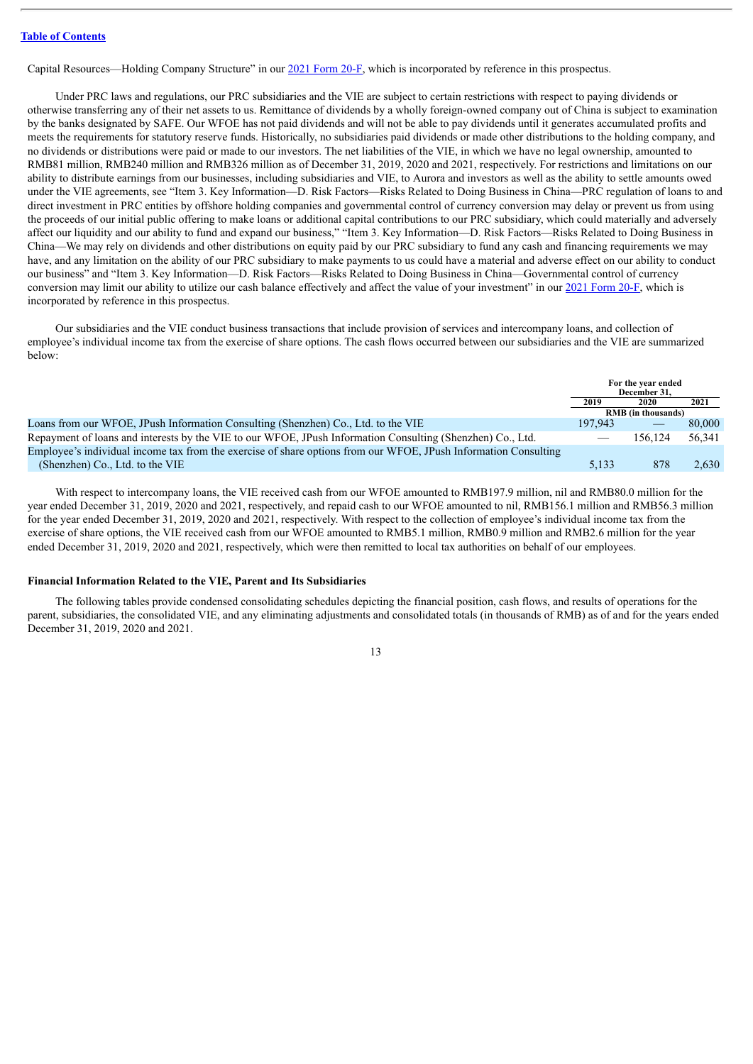Capital Resources—Holding Company Structure" in our 2021 Form 20-F, which is incorporated by reference in this prospectus.

Under PRC laws and regulations, our PRC subsidiaries and the VIE are subject to certain restrictions with respect to paying dividends or otherwise transferring any of their net assets to us. Remittance of dividends by a wholly foreign-owned company out of China is subject to examination by the banks designated by SAFE. Our WFOE has not paid dividends and will not be able to pay dividends until it generates accumulated profits and meets the requirements for statutory reserve funds. Historically, no subsidiaries paid dividends or made other distributions to the holding company, and no dividends or distributions were paid or made to our investors. The net liabilities of the VIE, in which we have no legal ownership, amounted to RMB81 million, RMB240 million and RMB326 million as of December 31, 2019, 2020 and 2021, respectively. For restrictions and limitations on our ability to distribute earnings from our businesses, including subsidiaries and VIE, to Aurora and investors as well as the ability to settle amounts owed under the VIE agreements, see "Item 3. Key Information—D. Risk Factors—Risks Related to Doing Business in China—PRC regulation of loans to and direct investment in PRC entities by offshore holding companies and governmental control of currency conversion may delay or prevent us from using the proceeds of our initial public offering to make loans or additional capital contributions to our PRC subsidiary, which could materially and adversely affect our liquidity and our ability to fund and expand our business," "Item 3. Key Information—D. Risk Factors—Risks Related to Doing Business in China—We may rely on dividends and other distributions on equity paid by our PRC subsidiary to fund any cash and financing requirements we may have, and any limitation on the ability of our PRC subsidiary to make payments to us could have a material and adverse effect on our ability to conduct our business" and "Item 3. Key Information—D. Risk Factors—Risks Related to Doing Business in China—Governmental control of currency conversion may limit our ability to utilize our cash balance effectively and affect the value of your investment" in our 2021 Form 20-F, which is incorporated by reference in this prospectus.

Our subsidiaries and the VIE conduct business transactions that include provision of services and intercompany loans, and collection of employee's individual income tax from the exercise of share options. The cash flows occurred between our subsidiaries and the VIE are summarized below:

| | For the year ended December 31, | | |
|---|---|---|---|
| | 2019 | 2020 | 2021 |
| | RMB (in thousands) | | |
| Loans from our WFOE, JPush Information Consulting (Shenzhen) Co., Ltd. to the VIE | 197,943 | — | 80,000 |
| Repayment of loans and interests by the VIE to our WFOE, JPush Information Consulting (Shenzhen) Co., Ltd. | — | 156,124 | 56,341 |
| Employee's individual income tax from the exercise of share options from our WFOE, JPush Information Consulting (Shenzhen) Co., Ltd. to the VIE | 5,133 | 878 | 2,630 |

With respect to intercompany loans, the VIE received cash from our WFOE amounted to RMB197.9 million, nil and RMB80.0 million for the year ended December 31, 2019, 2020 and 2021, respectively, and repaid cash to our WFOE amounted to nil, RMB156.1 million and RMB56.3 million for the year ended December 31, 2019, 2020 and 2021, respectively. With respect to the collection of employee's individual income tax from the exercise of share options, the VIE received cash from our WFOE amounted to RMB5.1 million, RMB0.9 million and RMB2.6 million for the year ended December 31, 2019, 2020 and 2021, respectively, which were then remitted to local tax authorities on behalf of our employees.

**Financial Information Related to the VIE, Parent and Its Subsidiaries**

The following tables provide condensed consolidating schedules depicting the financial position, cash flows, and results of operations for the parent, subsidiaries, the consolidated VIE, and any eliminating adjustments and consolidated totals (in thousands of RMB) as of and for the years ended December 31, 2019, 2020 and 2021.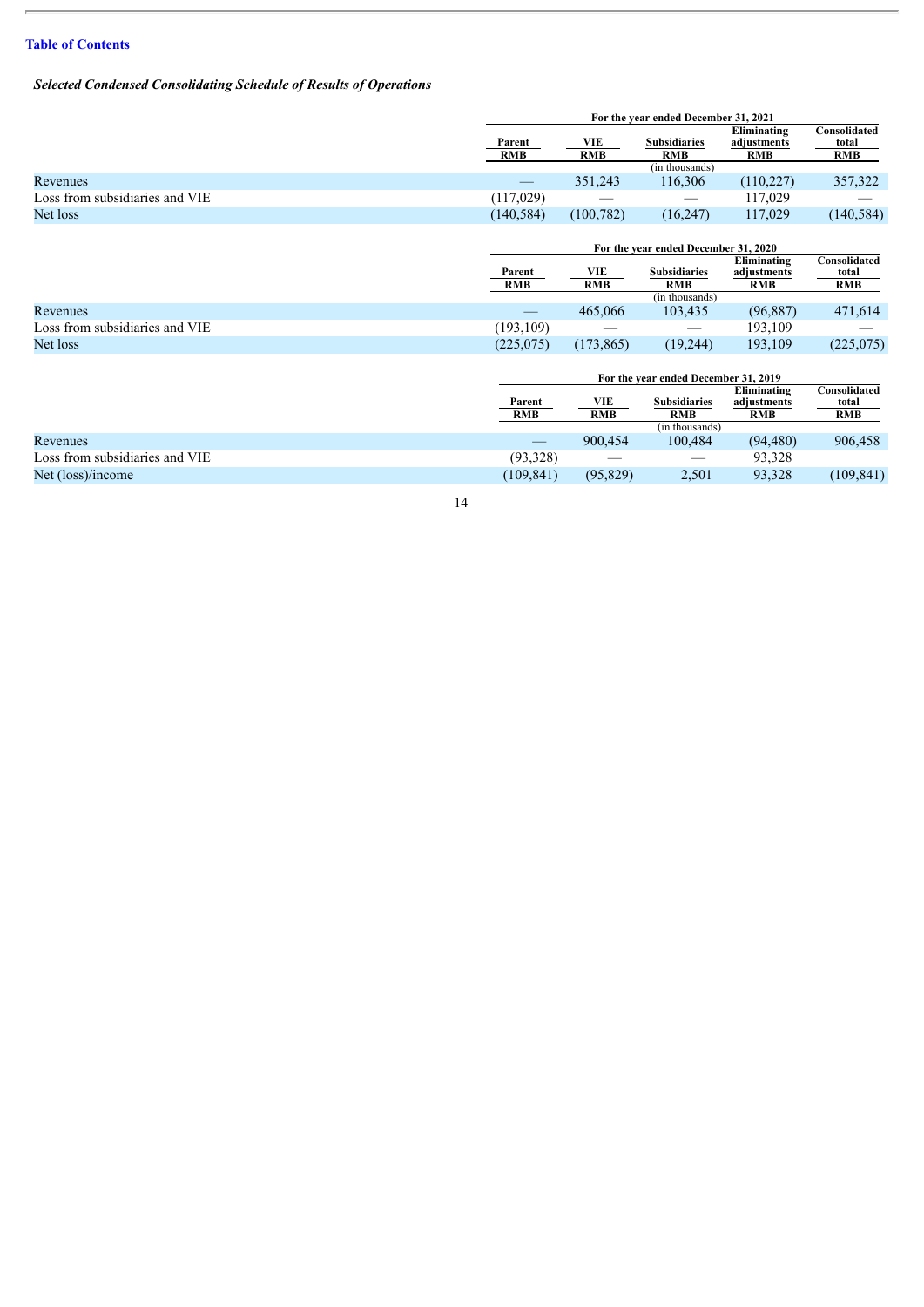[Table of Contents]

***Selected Condensed Consolidating Schedule of Results of Operations***

| | For the year ended December 31, 2021 | | | | |
|---|---|---|---|---|---|
| | Parent RMB | VIE RMB | Subsidiaries RMB | Eliminating adjustments RMB | Consolidated total RMB |
| | | | (in thousands) | | |
| Revenues | — | 351,243 | 116,306 | (110,227) | 357,322 |
| Loss from subsidiaries and VIE | (117,029) | — | — | 117,029 | — |
| Net loss | (140,584) | (100,782) | (16,247) | 117,029 | (140,584) |

| | For the year ended December 31, 2020 | | | | |
|---|---|---|---|---|---|
| | Parent RMB | VIE RMB | Subsidiaries RMB | Eliminating adjustments RMB | Consolidated total RMB |
| | | | (in thousands) | | |
| Revenues | — | 465,066 | 103,435 | (96,887) | 471,614 |
| Loss from subsidiaries and VIE | (193,109) | — | — | 193,109 | — |
| Net loss | (225,075) | (173,865) | (19,244) | 193,109 | (225,075) |

| | For the year ended December 31, 2019 | | | | |
|---|---|---|---|---|---|
| | Parent RMB | VIE RMB | Subsidiaries RMB | Eliminating adjustments RMB | Consolidated total RMB |
| | | | (in thousands) | | |
| Revenues | — | 900,454 | 100,484 | (94,480) | 906,458 |
| Loss from subsidiaries and VIE | (93,328) | — | — | 93,328 | |
| Net (loss)/income | (109,841) | (95,829) | 2,501 | 93,328 | (109,841) |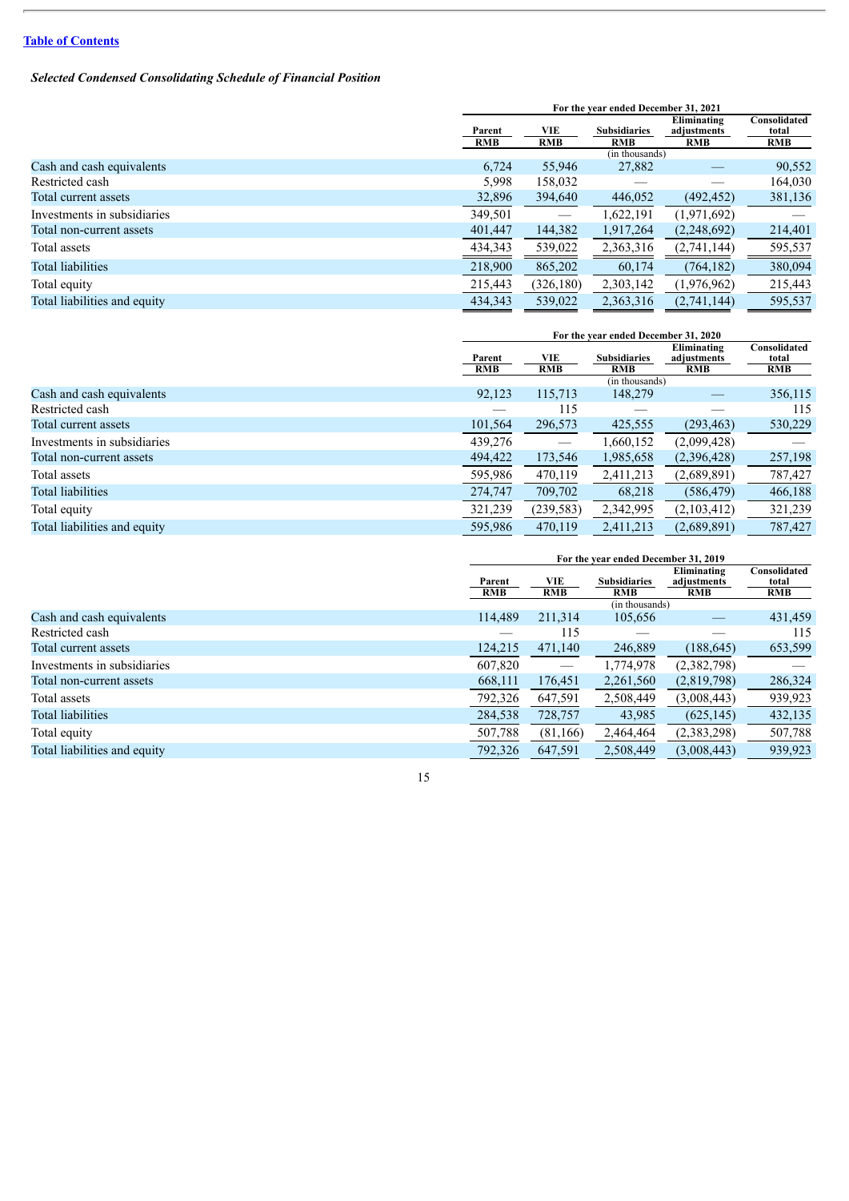[Table of Contents](#)

*Selected Condensed Consolidating Schedule of Financial Position*

| | For the year ended December 31, 2021 | | | | |
|---|---|---|---|---|---|
| | Parent RMB | VIE RMB | Subsidiaries RMB | Eliminating adjustments RMB | Consolidated total RMB |
| | | | (in thousands) | | |
| Cash and cash equivalents | 6,724 | 55,946 | 27,882 | — | 90,552 |
| Restricted cash | 5,998 | 158,032 | — | — | 164,030 |
| Total current assets | 32,896 | 394,640 | 446,052 | (492,452) | 381,136 |
| Investments in subsidiaries | 349,501 | — | 1,622,191 | (1,971,692) | — |
| Total non-current assets | 401,447 | 144,382 | 1,917,264 | (2,248,692) | 214,401 |
| Total assets | 434,343 | 539,022 | 2,363,316 | (2,741,144) | 595,537 |
| Total liabilities | 218,900 | 865,202 | 60,174 | (764,182) | 380,094 |
| Total equity | 215,443 | (326,180) | 2,303,142 | (1,976,962) | 215,443 |
| Total liabilities and equity | 434,343 | 539,022 | 2,363,316 | (2,741,144) | 595,537 |

| | For the year ended December 31, 2020 | | | | |
|---|---|---|---|---|---|
| | Parent RMB | VIE RMB | Subsidiaries RMB | Eliminating adjustments RMB | Consolidated total RMB |
| | | | (in thousands) | | |
| Cash and cash equivalents | 92,123 | 115,713 | 148,279 | — | 356,115 |
| Restricted cash | — | 115 | — | — | 115 |
| Total current assets | 101,564 | 296,573 | 425,555 | (293,463) | 530,229 |
| Investments in subsidiaries | 439,276 | — | 1,660,152 | (2,099,428) | — |
| Total non-current assets | 494,422 | 173,546 | 1,985,658 | (2,396,428) | 257,198 |
| Total assets | 595,986 | 470,119 | 2,411,213 | (2,689,891) | 787,427 |
| Total liabilities | 274,747 | 709,702 | 68,218 | (586,479) | 466,188 |
| Total equity | 321,239 | (239,583) | 2,342,995 | (2,103,412) | 321,239 |
| Total liabilities and equity | 595,986 | 470,119 | 2,411,213 | (2,689,891) | 787,427 |

| | For the year ended December 31, 2019 | | | | |
|---|---|---|---|---|---|
| | Parent RMB | VIE RMB | Subsidiaries RMB | Eliminating adjustments RMB | Consolidated total RMB |
| | | | (in thousands) | | |
| Cash and cash equivalents | 114,489 | 211,314 | 105,656 | — | 431,459 |
| Restricted cash | — | 115 | — | — | 115 |
| Total current assets | 124,215 | 471,140 | 246,889 | (188,645) | 653,599 |
| Investments in subsidiaries | 607,820 | — | 1,774,978 | (2,382,798) | — |
| Total non-current assets | 668,111 | 176,451 | 2,261,560 | (2,819,798) | 286,324 |
| Total assets | 792,326 | 647,591 | 2,508,449 | (3,008,443) | 939,923 |
| Total liabilities | 284,538 | 728,757 | 43,985 | (625,145) | 432,135 |
| Total equity | 507,788 | (81,166) | 2,464,464 | (2,383,298) | 507,788 |
| Total liabilities and equity | 792,326 | 647,591 | 2,508,449 | (3,008,443) | 939,923 |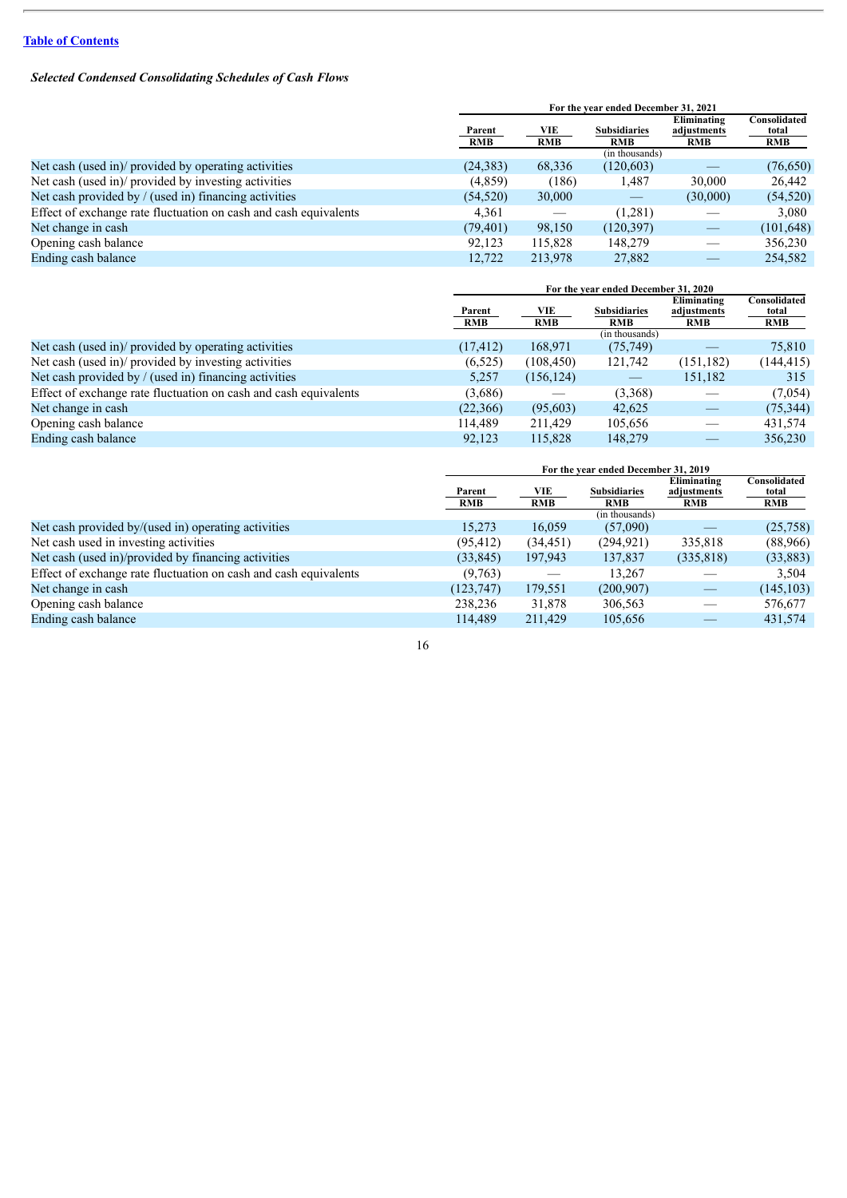[Table of Contents](#)

***Selected Condensed Consolidating Schedules of Cash Flows***

| | For the year ended December 31, 2021 | | | | |
|---|---|---|---|---|---|
| | Parent RMB | VIE RMB | Subsidiaries RMB | Eliminating adjustments RMB | Consolidated total RMB |
| | | | (in thousands) | | |
| Net cash (used in)/ provided by operating activities | (24,383) | 68,336 | (120,603) | — | (76,650) |
| Net cash (used in)/ provided by investing activities | (4,859) | (186) | 1,487 | 30,000 | 26,442 |
| Net cash provided by / (used in) financing activities | (54,520) | 30,000 | — | (30,000) | (54,520) |
| Effect of exchange rate fluctuation on cash and cash equivalents | 4,361 | — | (1,281) | — | 3,080 |
| Net change in cash | (79,401) | 98,150 | (120,397) | — | (101,648) |
| Opening cash balance | 92,123 | 115,828 | 148,279 | — | 356,230 |
| Ending cash balance | 12,722 | 213,978 | 27,882 | — | 254,582 |

| | For the year ended December 31, 2020 | | | | |
|---|---|---|---|---|---|
| | Parent RMB | VIE RMB | Subsidiaries RMB | Eliminating adjustments RMB | Consolidated total RMB |
| | | | (in thousands) | | |
| Net cash (used in)/ provided by operating activities | (17,412) | 168,971 | (75,749) | — | 75,810 |
| Net cash (used in)/ provided by investing activities | (6,525) | (108,450) | 121,742 | (151,182) | (144,415) |
| Net cash provided by / (used in) financing activities | 5,257 | (156,124) | — | 151,182 | 315 |
| Effect of exchange rate fluctuation on cash and cash equivalents | (3,686) | — | (3,368) | — | (7,054) |
| Net change in cash | (22,366) | (95,603) | 42,625 | — | (75,344) |
| Opening cash balance | 114,489 | 211,429 | 105,656 | — | 431,574 |
| Ending cash balance | 92,123 | 115,828 | 148,279 | — | 356,230 |

| | For the year ended December 31, 2019 | | | | |
|---|---|---|---|---|---|
| | Parent RMB | VIE RMB | Subsidiaries RMB | Eliminating adjustments RMB | Consolidated total RMB |
| | | | (in thousands) | | |
| Net cash provided by/(used in) operating activities | 15,273 | 16,059 | (57,090) | — | (25,758) |
| Net cash used in investing activities | (95,412) | (34,451) | (294,921) | 335,818 | (88,966) |
| Net cash (used in)/provided by financing activities | (33,845) | 197,943 | 137,837 | (335,818) | (33,883) |
| Effect of exchange rate fluctuation on cash and cash equivalents | (9,763) | — | 13,267 | — | 3,504 |
| Net change in cash | (123,747) | 179,551 | (200,907) | — | (145,103) |
| Opening cash balance | 238,236 | 31,878 | 306,563 | — | 576,677 |
| Ending cash balance | 114,489 | 211,429 | 105,656 | — | 431,574 |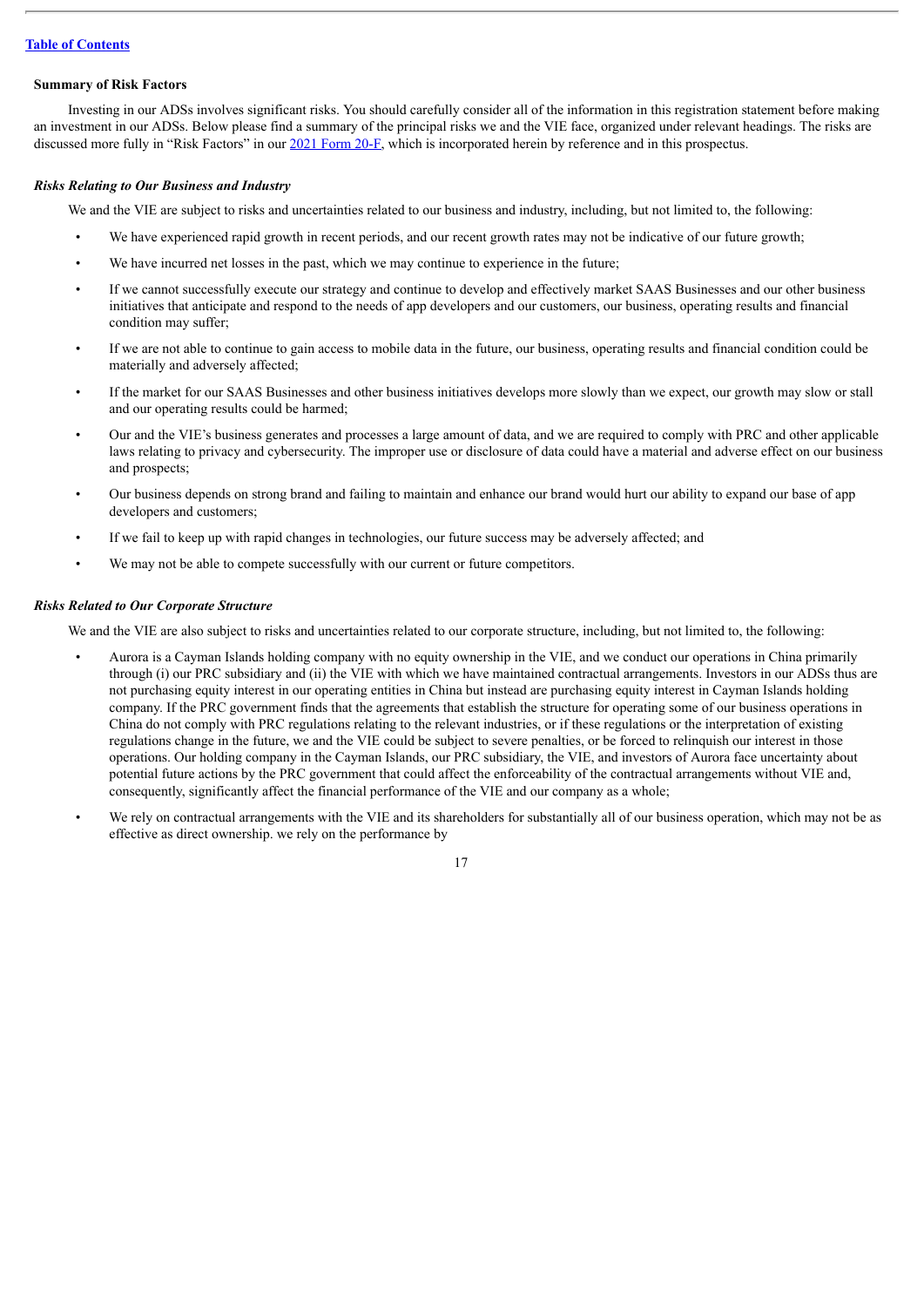**Summary of Risk Factors**

Investing in our ADSs involves significant risks. You should carefully consider all of the information in this registration statement before making an investment in our ADSs. Below please find a summary of the principal risks we and the VIE face, organized under relevant headings. The risks are discussed more fully in "Risk Factors" in our 2021 Form 20-F, which is incorporated herein by reference and in this prospectus.

***Risks Relating to Our Business and Industry***

We and the VIE are subject to risks and uncertainties related to our business and industry, including, but not limited to, the following:

- We have experienced rapid growth in recent periods, and our recent growth rates may not be indicative of our future growth;
- We have incurred net losses in the past, which we may continue to experience in the future;
- If we cannot successfully execute our strategy and continue to develop and effectively market SAAS Businesses and our other business initiatives that anticipate and respond to the needs of app developers and our customers, our business, operating results and financial condition may suffer;
- If we are not able to continue to gain access to mobile data in the future, our business, operating results and financial condition could be materially and adversely affected;
- If the market for our SAAS Businesses and other business initiatives develops more slowly than we expect, our growth may slow or stall and our operating results could be harmed;
- Our and the VIE's business generates and processes a large amount of data, and we are required to comply with PRC and other applicable laws relating to privacy and cybersecurity. The improper use or disclosure of data could have a material and adverse effect on our business and prospects;
- Our business depends on strong brand and failing to maintain and enhance our brand would hurt our ability to expand our base of app developers and customers;
- If we fail to keep up with rapid changes in technologies, our future success may be adversely affected; and
- We may not be able to compete successfully with our current or future competitors.

***Risks Related to Our Corporate Structure***

We and the VIE are also subject to risks and uncertainties related to our corporate structure, including, but not limited to, the following:

- Aurora is a Cayman Islands holding company with no equity ownership in the VIE, and we conduct our operations in China primarily through (i) our PRC subsidiary and (ii) the VIE with which we have maintained contractual arrangements. Investors in our ADSs thus are not purchasing equity interest in our operating entities in China but instead are purchasing equity interest in Cayman Islands holding company. If the PRC government finds that the agreements that establish the structure for operating some of our business operations in China do not comply with PRC regulations relating to the relevant industries, or if these regulations or the interpretation of existing regulations change in the future, we and the VIE could be subject to severe penalties, or be forced to relinquish our interest in those operations. Our holding company in the Cayman Islands, our PRC subsidiary, the VIE, and investors of Aurora face uncertainty about potential future actions by the PRC government that could affect the enforceability of the contractual arrangements without VIE and, consequently, significantly affect the financial performance of the VIE and our company as a whole;
- We rely on contractual arrangements with the VIE and its shareholders for substantially all of our business operation, which may not be as effective as direct ownership. we rely on the performance by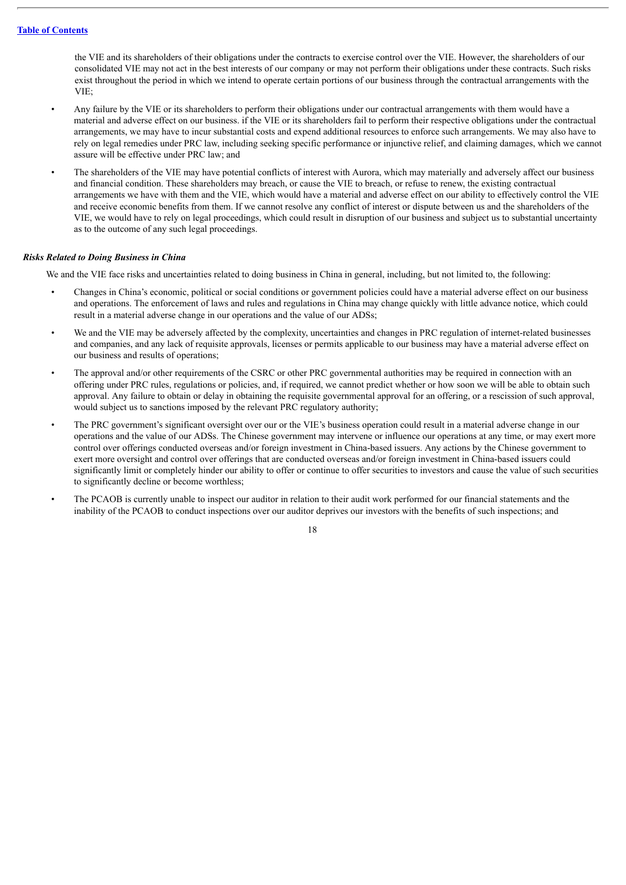the VIE and its shareholders of their obligations under the contracts to exercise control over the VIE. However, the shareholders of our consolidated VIE may not act in the best interests of our company or may not perform their obligations under these contracts. Such risks exist throughout the period in which we intend to operate certain portions of our business through the contractual arrangements with the VIE;

- Any failure by the VIE or its shareholders to perform their obligations under our contractual arrangements with them would have a material and adverse effect on our business. if the VIE or its shareholders fail to perform their respective obligations under the contractual arrangements, we may have to incur substantial costs and expend additional resources to enforce such arrangements. We may also have to rely on legal remedies under PRC law, including seeking specific performance or injunctive relief, and claiming damages, which we cannot assure will be effective under PRC law; and
- The shareholders of the VIE may have potential conflicts of interest with Aurora, which may materially and adversely affect our business and financial condition. These shareholders may breach, or cause the VIE to breach, or refuse to renew, the existing contractual arrangements we have with them and the VIE, which would have a material and adverse effect on our ability to effectively control the VIE and receive economic benefits from them. If we cannot resolve any conflict of interest or dispute between us and the shareholders of the VIE, we would have to rely on legal proceedings, which could result in disruption of our business and subject us to substantial uncertainty as to the outcome of any such legal proceedings.

***Risks Related to Doing Business in China***

We and the VIE face risks and uncertainties related to doing business in China in general, including, but not limited to, the following:

- Changes in China's economic, political or social conditions or government policies could have a material adverse effect on our business and operations. The enforcement of laws and rules and regulations in China may change quickly with little advance notice, which could result in a material adverse change in our operations and the value of our ADSs;
- We and the VIE may be adversely affected by the complexity, uncertainties and changes in PRC regulation of internet-related businesses and companies, and any lack of requisite approvals, licenses or permits applicable to our business may have a material adverse effect on our business and results of operations;
- The approval and/or other requirements of the CSRC or other PRC governmental authorities may be required in connection with an offering under PRC rules, regulations or policies, and, if required, we cannot predict whether or how soon we will be able to obtain such approval. Any failure to obtain or delay in obtaining the requisite governmental approval for an offering, or a rescission of such approval, would subject us to sanctions imposed by the relevant PRC regulatory authority;
- The PRC government's significant oversight over our or the VIE's business operation could result in a material adverse change in our operations and the value of our ADSs. The Chinese government may intervene or influence our operations at any time, or may exert more control over offerings conducted overseas and/or foreign investment in China-based issuers. Any actions by the Chinese government to exert more oversight and control over offerings that are conducted overseas and/or foreign investment in China-based issuers could significantly limit or completely hinder our ability to offer or continue to offer securities to investors and cause the value of such securities to significantly decline or become worthless;
- The PCAOB is currently unable to inspect our auditor in relation to their audit work performed for our financial statements and the inability of the PCAOB to conduct inspections over our auditor deprives our investors with the benefits of such inspections; and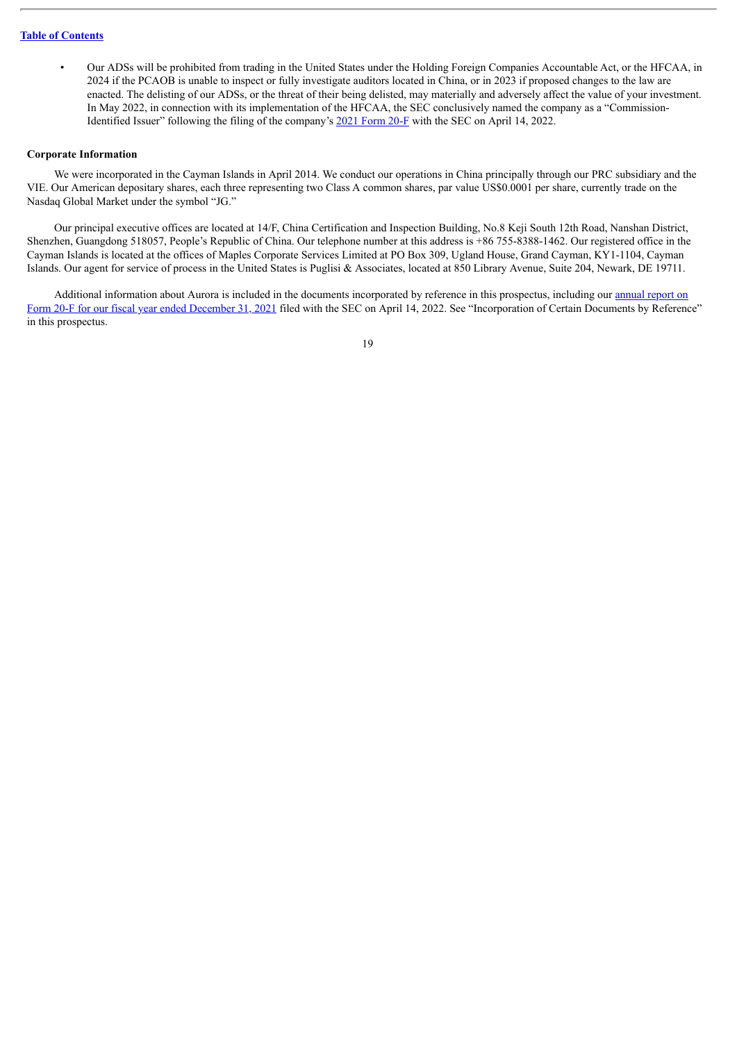- Our ADSs will be prohibited from trading in the United States under the Holding Foreign Companies Accountable Act, or the HFCAA, in 2024 if the PCAOB is unable to inspect or fully investigate auditors located in China, or in 2023 if proposed changes to the law are enacted. The delisting of our ADSs, or the threat of their being delisted, may materially and adversely affect the value of your investment. In May 2022, in connection with its implementation of the HFCAA, the SEC conclusively named the company as a "Commission-Identified Issuer" following the filing of the company's 2021 Form 20-F with the SEC on April 14, 2022.

**Corporate Information**

We were incorporated in the Cayman Islands in April 2014. We conduct our operations in China principally through our PRC subsidiary and the VIE. Our American depositary shares, each three representing two Class A common shares, par value US$0.0001 per share, currently trade on the Nasdaq Global Market under the symbol "JG."

Our principal executive offices are located at 14/F, China Certification and Inspection Building, No.8 Keji South 12th Road, Nanshan District, Shenzhen, Guangdong 518057, People's Republic of China. Our telephone number at this address is +86 755-8388-1462. Our registered office in the Cayman Islands is located at the offices of Maples Corporate Services Limited at PO Box 309, Ugland House, Grand Cayman, KY1-1104, Cayman Islands. Our agent for service of process in the United States is Puglisi & Associates, located at 850 Library Avenue, Suite 204, Newark, DE 19711.

Additional information about Aurora is included in the documents incorporated by reference in this prospectus, including our annual report on Form 20-F for our fiscal year ended December 31, 2021 filed with the SEC on April 14, 2022. See "Incorporation of Certain Documents by Reference" in this prospectus.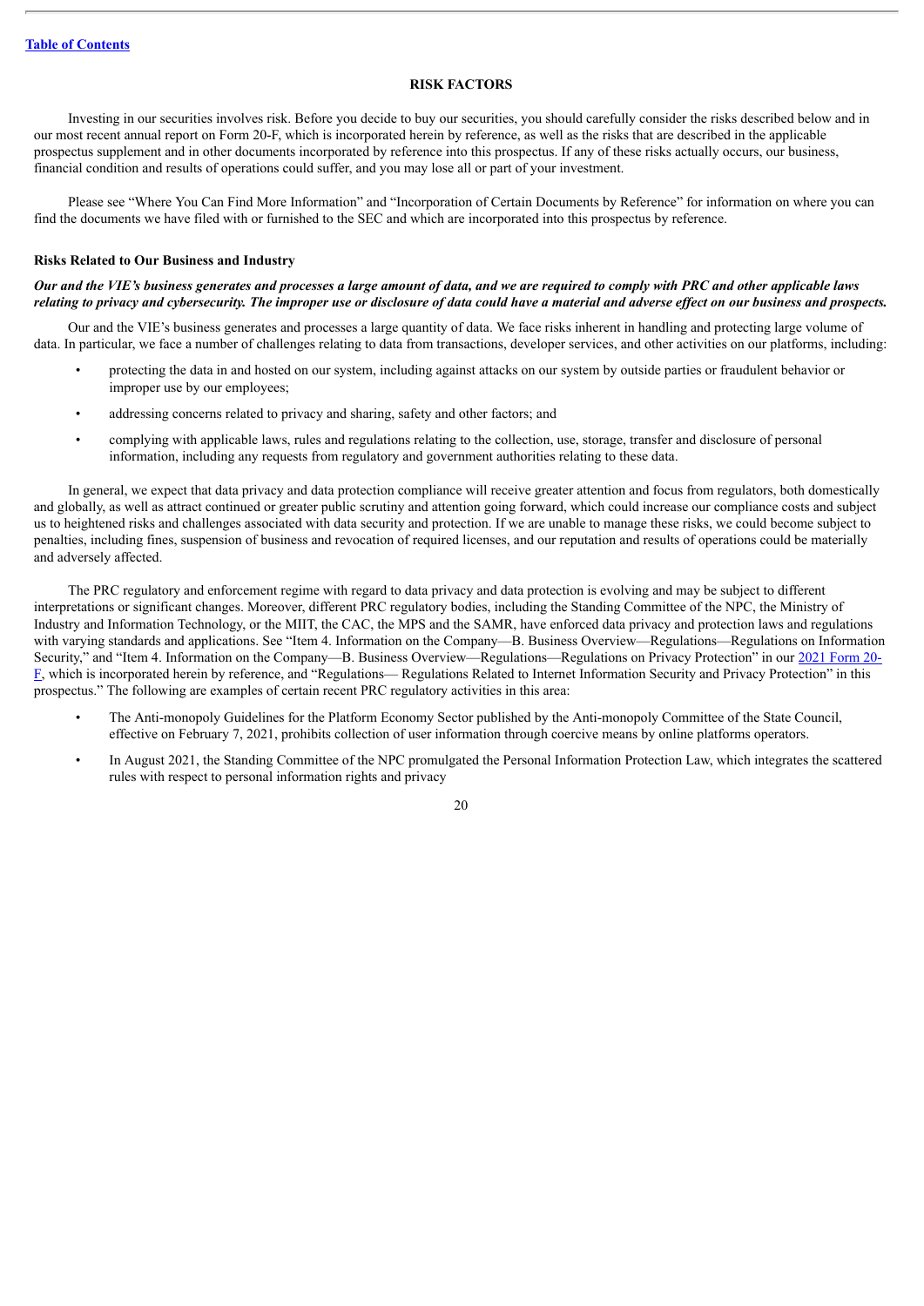# RISK FACTORS

Investing in our securities involves risk. Before you decide to buy our securities, you should carefully consider the risks described below and in our most recent annual report on Form 20-F, which is incorporated herein by reference, as well as the risks that are described in the applicable prospectus supplement and in other documents incorporated by reference into this prospectus. If any of these risks actually occurs, our business, financial condition and results of operations could suffer, and you may lose all or part of your investment.

Please see "Where You Can Find More Information" and "Incorporation of Certain Documents by Reference" for information on where you can find the documents we have filed with or furnished to the SEC and which are incorporated into this prospectus by reference.

## Risks Related to Our Business and Industry

***Our and the VIE's business generates and processes a large amount of data, and we are required to comply with PRC and other applicable laws relating to privacy and cybersecurity. The improper use or disclosure of data could have a material and adverse effect on our business and prospects.***

Our and the VIE's business generates and processes a large quantity of data. We face risks inherent in handling and protecting large volume of data. In particular, we face a number of challenges relating to data from transactions, developer services, and other activities on our platforms, including:

- protecting the data in and hosted on our system, including against attacks on our system by outside parties or fraudulent behavior or improper use by our employees;
- addressing concerns related to privacy and sharing, safety and other factors; and
- complying with applicable laws, rules and regulations relating to the collection, use, storage, transfer and disclosure of personal information, including any requests from regulatory and government authorities relating to these data.

In general, we expect that data privacy and data protection compliance will receive greater attention and focus from regulators, both domestically and globally, as well as attract continued or greater public scrutiny and attention going forward, which could increase our compliance costs and subject us to heightened risks and challenges associated with data security and protection. If we are unable to manage these risks, we could become subject to penalties, including fines, suspension of business and revocation of required licenses, and our reputation and results of operations could be materially and adversely affected.

The PRC regulatory and enforcement regime with regard to data privacy and data protection is evolving and may be subject to different interpretations or significant changes. Moreover, different PRC regulatory bodies, including the Standing Committee of the NPC, the Ministry of Industry and Information Technology, or the MIIT, the CAC, the MPS and the SAMR, have enforced data privacy and protection laws and regulations with varying standards and applications. See "Item 4. Information on the Company—B. Business Overview—Regulations—Regulations on Information Security," and "Item 4. Information on the Company—B. Business Overview—Regulations—Regulations on Privacy Protection" in our 2021 Form 20-F, which is incorporated herein by reference, and "Regulations— Regulations Related to Internet Information Security and Privacy Protection" in this prospectus." The following are examples of certain recent PRC regulatory activities in this area:

- The Anti-monopoly Guidelines for the Platform Economy Sector published by the Anti-monopoly Committee of the State Council, effective on February 7, 2021, prohibits collection of user information through coercive means by online platforms operators.
- In August 2021, the Standing Committee of the NPC promulgated the Personal Information Protection Law, which integrates the scattered rules with respect to personal information rights and privacy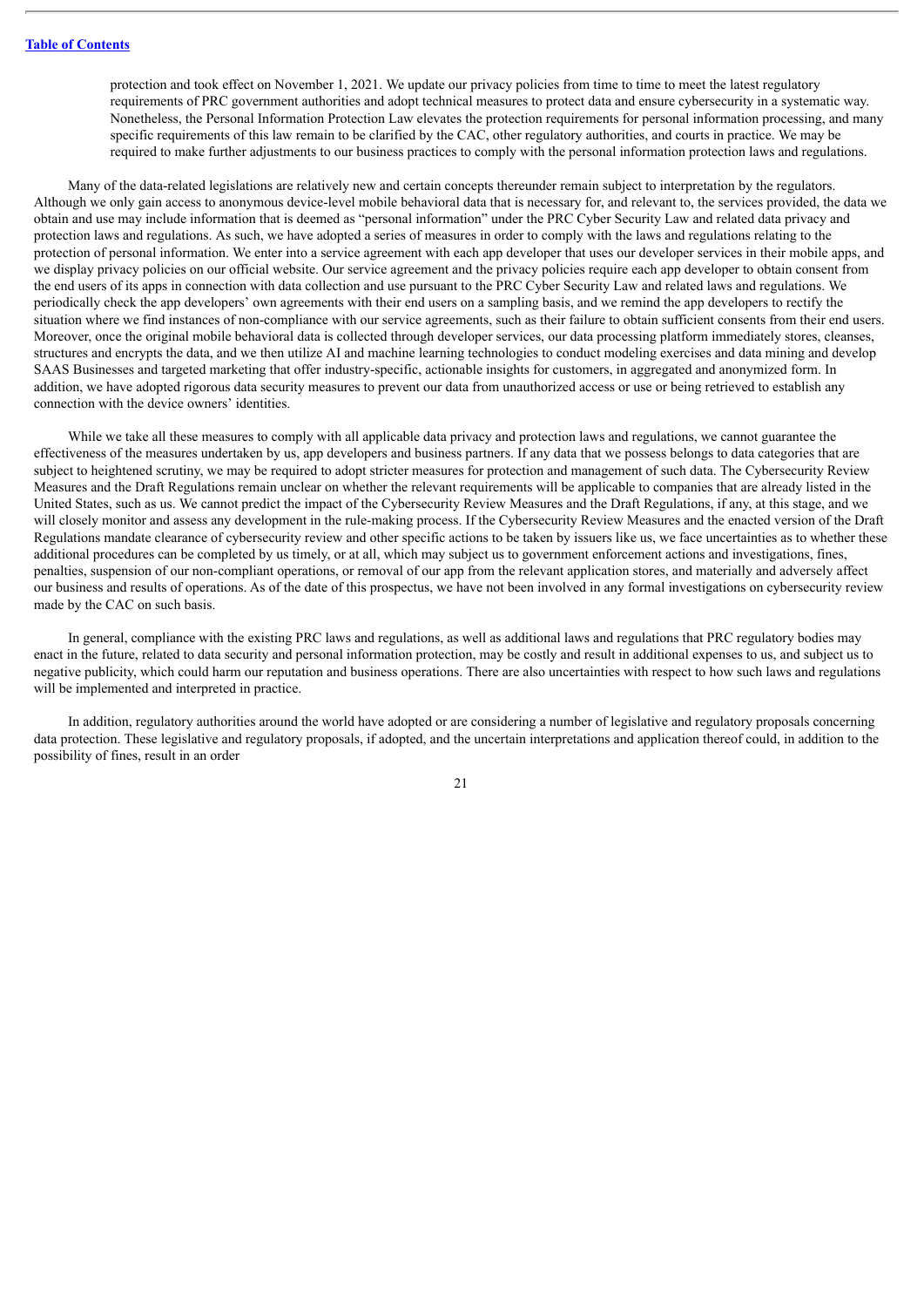protection and took effect on November 1, 2021. We update our privacy policies from time to time to meet the latest regulatory requirements of PRC government authorities and adopt technical measures to protect data and ensure cybersecurity in a systematic way. Nonetheless, the Personal Information Protection Law elevates the protection requirements for personal information processing, and many specific requirements of this law remain to be clarified by the CAC, other regulatory authorities, and courts in practice. We may be required to make further adjustments to our business practices to comply with the personal information protection laws and regulations.

Many of the data-related legislations are relatively new and certain concepts thereunder remain subject to interpretation by the regulators. Although we only gain access to anonymous device-level mobile behavioral data that is necessary for, and relevant to, the services provided, the data we obtain and use may include information that is deemed as "personal information" under the PRC Cyber Security Law and related data privacy and protection laws and regulations. As such, we have adopted a series of measures in order to comply with the laws and regulations relating to the protection of personal information. We enter into a service agreement with each app developer that uses our developer services in their mobile apps, and we display privacy policies on our official website. Our service agreement and the privacy policies require each app developer to obtain consent from the end users of its apps in connection with data collection and use pursuant to the PRC Cyber Security Law and related laws and regulations. We periodically check the app developers' own agreements with their end users on a sampling basis, and we remind the app developers to rectify the situation where we find instances of non-compliance with our service agreements, such as their failure to obtain sufficient consents from their end users. Moreover, once the original mobile behavioral data is collected through developer services, our data processing platform immediately stores, cleanses, structures and encrypts the data, and we then utilize AI and machine learning technologies to conduct modeling exercises and data mining and develop SAAS Businesses and targeted marketing that offer industry-specific, actionable insights for customers, in aggregated and anonymized form. In addition, we have adopted rigorous data security measures to prevent our data from unauthorized access or use or being retrieved to establish any connection with the device owners' identities.

While we take all these measures to comply with all applicable data privacy and protection laws and regulations, we cannot guarantee the effectiveness of the measures undertaken by us, app developers and business partners. If any data that we possess belongs to data categories that are subject to heightened scrutiny, we may be required to adopt stricter measures for protection and management of such data. The Cybersecurity Review Measures and the Draft Regulations remain unclear on whether the relevant requirements will be applicable to companies that are already listed in the United States, such as us. We cannot predict the impact of the Cybersecurity Review Measures and the Draft Regulations, if any, at this stage, and we will closely monitor and assess any development in the rule-making process. If the Cybersecurity Review Measures and the enacted version of the Draft Regulations mandate clearance of cybersecurity review and other specific actions to be taken by issuers like us, we face uncertainties as to whether these additional procedures can be completed by us timely, or at all, which may subject us to government enforcement actions and investigations, fines, penalties, suspension of our non-compliant operations, or removal of our app from the relevant application stores, and materially and adversely affect our business and results of operations. As of the date of this prospectus, we have not been involved in any formal investigations on cybersecurity review made by the CAC on such basis.

In general, compliance with the existing PRC laws and regulations, as well as additional laws and regulations that PRC regulatory bodies may enact in the future, related to data security and personal information protection, may be costly and result in additional expenses to us, and subject us to negative publicity, which could harm our reputation and business operations. There are also uncertainties with respect to how such laws and regulations will be implemented and interpreted in practice.

In addition, regulatory authorities around the world have adopted or are considering a number of legislative and regulatory proposals concerning data protection. These legislative and regulatory proposals, if adopted, and the uncertain interpretations and application thereof could, in addition to the possibility of fines, result in an order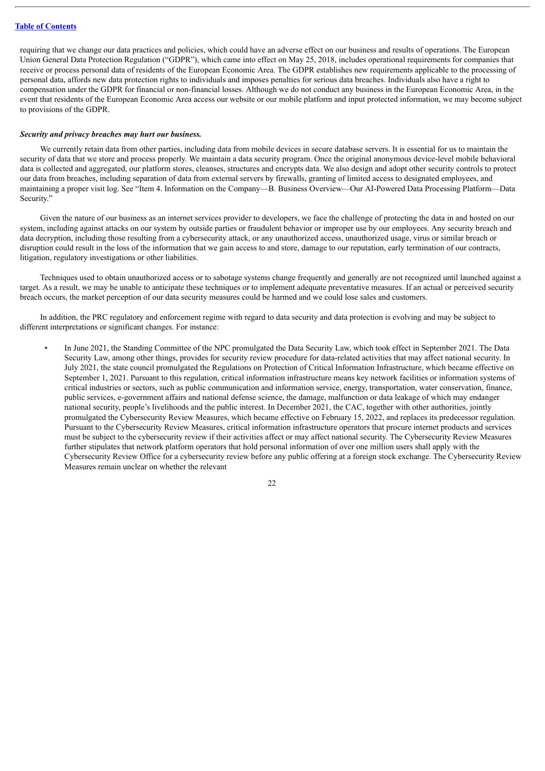requiring that we change our data practices and policies, which could have an adverse effect on our business and results of operations. The European Union General Data Protection Regulation ("GDPR"), which came into effect on May 25, 2018, includes operational requirements for companies that receive or process personal data of residents of the European Economic Area. The GDPR establishes new requirements applicable to the processing of personal data, affords new data protection rights to individuals and imposes penalties for serious data breaches. Individuals also have a right to compensation under the GDPR for financial or non-financial losses. Although we do not conduct any business in the European Economic Area, in the event that residents of the European Economic Area access our website or our mobile platform and input protected information, we may become subject to provisions of the GDPR.

***Security and privacy breaches may hurt our business.***

We currently retain data from other parties, including data from mobile devices in secure database servers. It is essential for us to maintain the security of data that we store and process properly. We maintain a data security program. Once the original anonymous device-level mobile behavioral data is collected and aggregated, our platform stores, cleanses, structures and encrypts data. We also design and adopt other security controls to protect our data from breaches, including separation of data from external servers by firewalls, granting of limited access to designated employees, and maintaining a proper visit log. See "Item 4. Information on the Company—B. Business Overview—Our AI-Powered Data Processing Platform—Data Security."

Given the nature of our business as an internet services provider to developers, we face the challenge of protecting the data in and hosted on our system, including against attacks on our system by outside parties or fraudulent behavior or improper use by our employees. Any security breach and data decryption, including those resulting from a cybersecurity attack, or any unauthorized access, unauthorized usage, virus or similar breach or disruption could result in the loss of the information that we gain access to and store, damage to our reputation, early termination of our contracts, litigation, regulatory investigations or other liabilities.

Techniques used to obtain unauthorized access or to sabotage systems change frequently and generally are not recognized until launched against a target. As a result, we may be unable to anticipate these techniques or to implement adequate preventative measures. If an actual or perceived security breach occurs, the market perception of our data security measures could be harmed and we could lose sales and customers.

In addition, the PRC regulatory and enforcement regime with regard to data security and data protection is evolving and may be subject to different interpretations or significant changes. For instance:

- In June 2021, the Standing Committee of the NPC promulgated the Data Security Law, which took effect in September 2021. The Data Security Law, among other things, provides for security review procedure for data-related activities that may affect national security. In July 2021, the state council promulgated the Regulations on Protection of Critical Information Infrastructure, which became effective on September 1, 2021. Pursuant to this regulation, critical information infrastructure means key network facilities or information systems of critical industries or sectors, such as public communication and information service, energy, transportation, water conservation, finance, public services, e-government affairs and national defense science, the damage, malfunction or data leakage of which may endanger national security, people's livelihoods and the public interest. In December 2021, the CAC, together with other authorities, jointly promulgated the Cybersecurity Review Measures, which became effective on February 15, 2022, and replaces its predecessor regulation. Pursuant to the Cybersecurity Review Measures, critical information infrastructure operators that procure internet products and services must be subject to the cybersecurity review if their activities affect or may affect national security. The Cybersecurity Review Measures further stipulates that network platform operators that hold personal information of over one million users shall apply with the Cybersecurity Review Office for a cybersecurity review before any public offering at a foreign stock exchange. The Cybersecurity Review Measures remain unclear on whether the relevant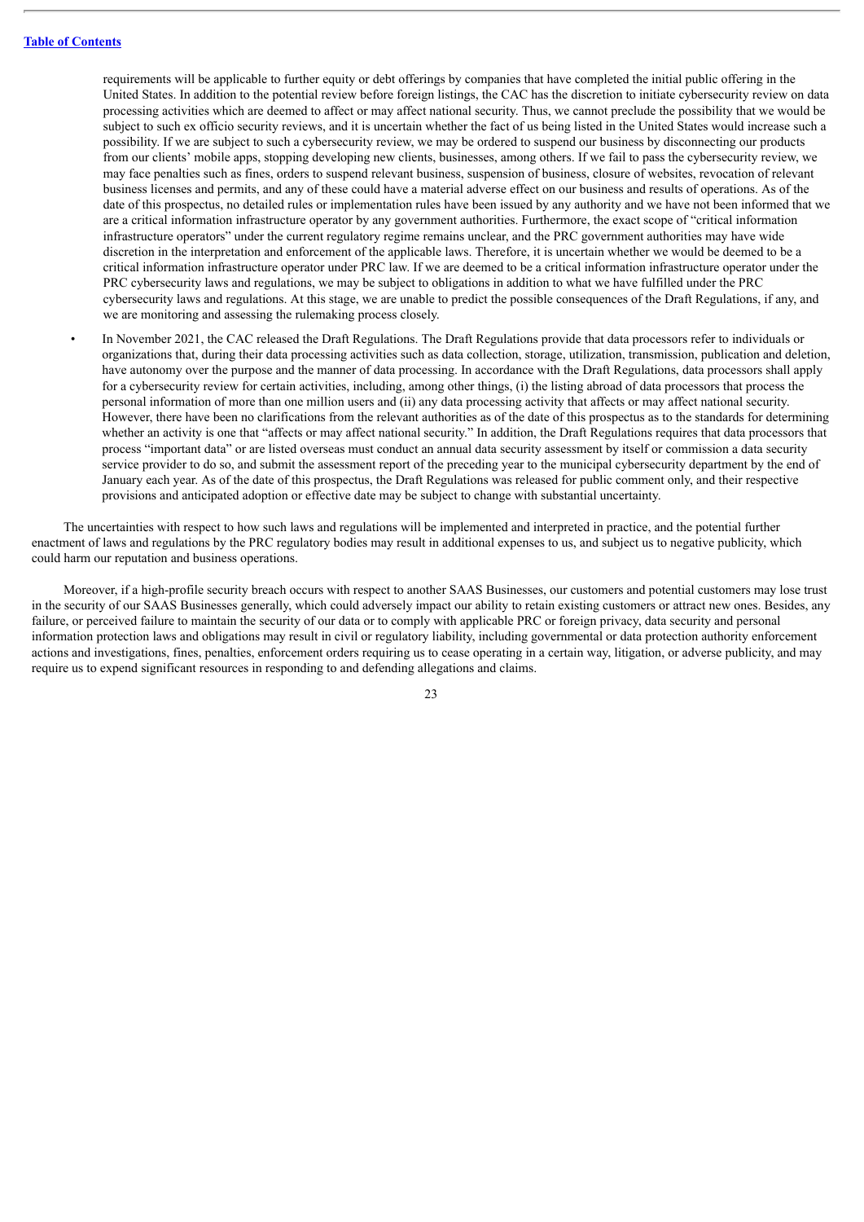requirements will be applicable to further equity or debt offerings by companies that have completed the initial public offering in the United States. In addition to the potential review before foreign listings, the CAC has the discretion to initiate cybersecurity review on data processing activities which are deemed to affect or may affect national security. Thus, we cannot preclude the possibility that we would be subject to such ex officio security reviews, and it is uncertain whether the fact of us being listed in the United States would increase such a possibility. If we are subject to such a cybersecurity review, we may be ordered to suspend our business by disconnecting our products from our clients' mobile apps, stopping developing new clients, businesses, among others. If we fail to pass the cybersecurity review, we may face penalties such as fines, orders to suspend relevant business, suspension of business, closure of websites, revocation of relevant business licenses and permits, and any of these could have a material adverse effect on our business and results of operations. As of the date of this prospectus, no detailed rules or implementation rules have been issued by any authority and we have not been informed that we are a critical information infrastructure operator by any government authorities. Furthermore, the exact scope of "critical information infrastructure operators" under the current regulatory regime remains unclear, and the PRC government authorities may have wide discretion in the interpretation and enforcement of the applicable laws. Therefore, it is uncertain whether we would be deemed to be a critical information infrastructure operator under PRC law. If we are deemed to be a critical information infrastructure operator under the PRC cybersecurity laws and regulations, we may be subject to obligations in addition to what we have fulfilled under the PRC cybersecurity laws and regulations. At this stage, we are unable to predict the possible consequences of the Draft Regulations, if any, and we are monitoring and assessing the rulemaking process closely.

- In November 2021, the CAC released the Draft Regulations. The Draft Regulations provide that data processors refer to individuals or organizations that, during their data processing activities such as data collection, storage, utilization, transmission, publication and deletion, have autonomy over the purpose and the manner of data processing. In accordance with the Draft Regulations, data processors shall apply for a cybersecurity review for certain activities, including, among other things, (i) the listing abroad of data processors that process the personal information of more than one million users and (ii) any data processing activity that affects or may affect national security. However, there have been no clarifications from the relevant authorities as of the date of this prospectus as to the standards for determining whether an activity is one that "affects or may affect national security." In addition, the Draft Regulations requires that data processors that process "important data" or are listed overseas must conduct an annual data security assessment by itself or commission a data security service provider to do so, and submit the assessment report of the preceding year to the municipal cybersecurity department by the end of January each year. As of the date of this prospectus, the Draft Regulations was released for public comment only, and their respective provisions and anticipated adoption or effective date may be subject to change with substantial uncertainty.

The uncertainties with respect to how such laws and regulations will be implemented and interpreted in practice, and the potential further enactment of laws and regulations by the PRC regulatory bodies may result in additional expenses to us, and subject us to negative publicity, which could harm our reputation and business operations.

Moreover, if a high-profile security breach occurs with respect to another SAAS Businesses, our customers and potential customers may lose trust in the security of our SAAS Businesses generally, which could adversely impact our ability to retain existing customers or attract new ones. Besides, any failure, or perceived failure to maintain the security of our data or to comply with applicable PRC or foreign privacy, data security and personal information protection laws and obligations may result in civil or regulatory liability, including governmental or data protection authority enforcement actions and investigations, fines, penalties, enforcement orders requiring us to cease operating in a certain way, litigation, or adverse publicity, and may require us to expend significant resources in responding to and defending allegations and claims.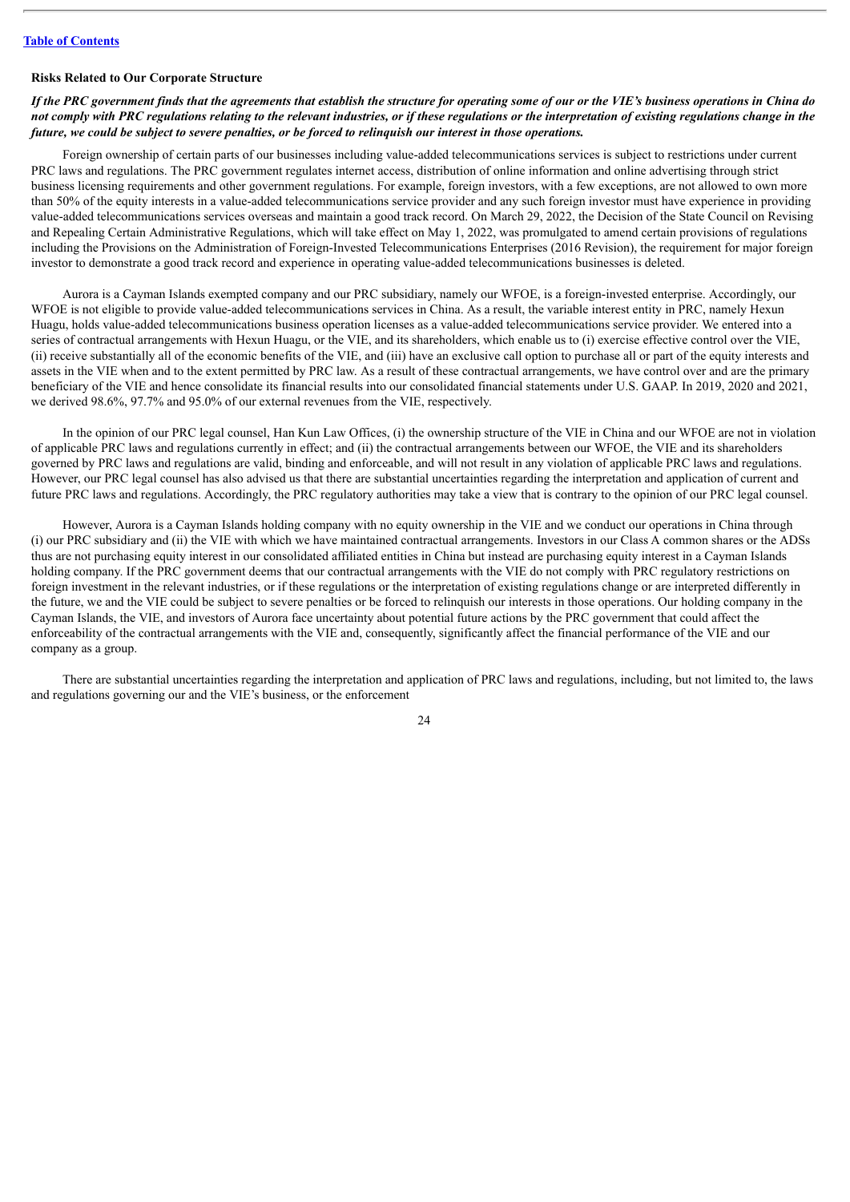### Risks Related to Our Corporate Structure

***If the PRC government finds that the agreements that establish the structure for operating some of our or the VIE's business operations in China do not comply with PRC regulations relating to the relevant industries, or if these regulations or the interpretation of existing regulations change in the future, we could be subject to severe penalties, or be forced to relinquish our interest in those operations.***

Foreign ownership of certain parts of our businesses including value-added telecommunications services is subject to restrictions under current PRC laws and regulations. The PRC government regulates internet access, distribution of online information and online advertising through strict business licensing requirements and other government regulations. For example, foreign investors, with a few exceptions, are not allowed to own more than 50% of the equity interests in a value-added telecommunications service provider and any such foreign investor must have experience in providing value-added telecommunications services overseas and maintain a good track record. On March 29, 2022, the Decision of the State Council on Revising and Repealing Certain Administrative Regulations, which will take effect on May 1, 2022, was promulgated to amend certain provisions of regulations including the Provisions on the Administration of Foreign-Invested Telecommunications Enterprises (2016 Revision), the requirement for major foreign investor to demonstrate a good track record and experience in operating value-added telecommunications businesses is deleted.

Aurora is a Cayman Islands exempted company and our PRC subsidiary, namely our WFOE, is a foreign-invested enterprise. Accordingly, our WFOE is not eligible to provide value-added telecommunications services in China. As a result, the variable interest entity in PRC, namely Hexun Huagu, holds value-added telecommunications business operation licenses as a value-added telecommunications service provider. We entered into a series of contractual arrangements with Hexun Huagu, or the VIE, and its shareholders, which enable us to (i) exercise effective control over the VIE, (ii) receive substantially all of the economic benefits of the VIE, and (iii) have an exclusive call option to purchase all or part of the equity interests and assets in the VIE when and to the extent permitted by PRC law. As a result of these contractual arrangements, we have control over and are the primary beneficiary of the VIE and hence consolidate its financial results into our consolidated financial statements under U.S. GAAP. In 2019, 2020 and 2021, we derived 98.6%, 97.7% and 95.0% of our external revenues from the VIE, respectively.

In the opinion of our PRC legal counsel, Han Kun Law Offices, (i) the ownership structure of the VIE in China and our WFOE are not in violation of applicable PRC laws and regulations currently in effect; and (ii) the contractual arrangements between our WFOE, the VIE and its shareholders governed by PRC laws and regulations are valid, binding and enforceable, and will not result in any violation of applicable PRC laws and regulations. However, our PRC legal counsel has also advised us that there are substantial uncertainties regarding the interpretation and application of current and future PRC laws and regulations. Accordingly, the PRC regulatory authorities may take a view that is contrary to the opinion of our PRC legal counsel.

However, Aurora is a Cayman Islands holding company with no equity ownership in the VIE and we conduct our operations in China through (i) our PRC subsidiary and (ii) the VIE with which we have maintained contractual arrangements. Investors in our Class A common shares or the ADSs thus are not purchasing equity interest in our consolidated affiliated entities in China but instead are purchasing equity interest in a Cayman Islands holding company. If the PRC government deems that our contractual arrangements with the VIE do not comply with PRC regulatory restrictions on foreign investment in the relevant industries, or if these regulations or the interpretation of existing regulations change or are interpreted differently in the future, we and the VIE could be subject to severe penalties or be forced to relinquish our interests in those operations. Our holding company in the Cayman Islands, the VIE, and investors of Aurora face uncertainty about potential future actions by the PRC government that could affect the enforceability of the contractual arrangements with the VIE and, consequently, significantly affect the financial performance of the VIE and our company as a group.

There are substantial uncertainties regarding the interpretation and application of PRC laws and regulations, including, but not limited to, the laws and regulations governing our and the VIE's business, or the enforcement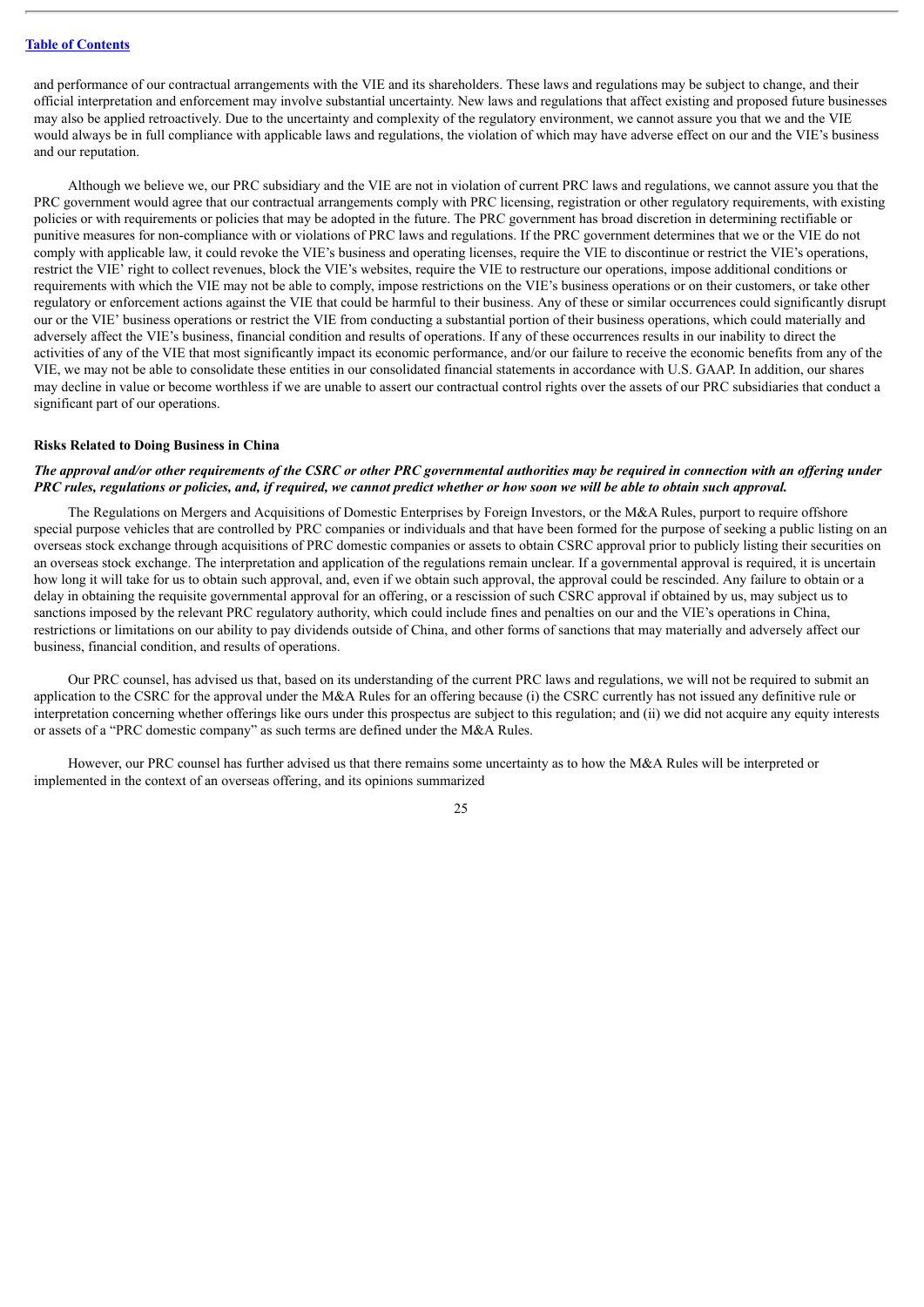and performance of our contractual arrangements with the VIE and its shareholders. These laws and regulations may be subject to change, and their official interpretation and enforcement may involve substantial uncertainty. New laws and regulations that affect existing and proposed future businesses may also be applied retroactively. Due to the uncertainty and complexity of the regulatory environment, we cannot assure you that we and the VIE would always be in full compliance with applicable laws and regulations, the violation of which may have adverse effect on our and the VIE's business and our reputation.

Although we believe we, our PRC subsidiary and the VIE are not in violation of current PRC laws and regulations, we cannot assure you that the PRC government would agree that our contractual arrangements comply with PRC licensing, registration or other regulatory requirements, with existing policies or with requirements or policies that may be adopted in the future. The PRC government has broad discretion in determining rectifiable or punitive measures for non-compliance with or violations of PRC laws and regulations. If the PRC government determines that we or the VIE do not comply with applicable law, it could revoke the VIE's business and operating licenses, require the VIE to discontinue or restrict the VIE's operations, restrict the VIE' right to collect revenues, block the VIE's websites, require the VIE to restructure our operations, impose additional conditions or requirements with which the VIE may not be able to comply, impose restrictions on the VIE's business operations or on their customers, or take other regulatory or enforcement actions against the VIE that could be harmful to their business. Any of these or similar occurrences could significantly disrupt our or the VIE' business operations or restrict the VIE from conducting a substantial portion of their business operations, which could materially and adversely affect the VIE's business, financial condition and results of operations. If any of these occurrences results in our inability to direct the activities of any of the VIE that most significantly impact its economic performance, and/or our failure to receive the economic benefits from any of the VIE, we may not be able to consolidate these entities in our consolidated financial statements in accordance with U.S. GAAP. In addition, our shares may decline in value or become worthless if we are unable to assert our contractual control rights over the assets of our PRC subsidiaries that conduct a significant part of our operations.

**Risks Related to Doing Business in China**

***The approval and/or other requirements of the CSRC or other PRC governmental authorities may be required in connection with an offering under PRC rules, regulations or policies, and, if required, we cannot predict whether or how soon we will be able to obtain such approval.***

The Regulations on Mergers and Acquisitions of Domestic Enterprises by Foreign Investors, or the M&A Rules, purport to require offshore special purpose vehicles that are controlled by PRC companies or individuals and that have been formed for the purpose of seeking a public listing on an overseas stock exchange through acquisitions of PRC domestic companies or assets to obtain CSRC approval prior to publicly listing their securities on an overseas stock exchange. The interpretation and application of the regulations remain unclear. If a governmental approval is required, it is uncertain how long it will take for us to obtain such approval, and, even if we obtain such approval, the approval could be rescinded. Any failure to obtain or a delay in obtaining the requisite governmental approval for an offering, or a rescission of such CSRC approval if obtained by us, may subject us to sanctions imposed by the relevant PRC regulatory authority, which could include fines and penalties on our and the VIE's operations in China, restrictions or limitations on our ability to pay dividends outside of China, and other forms of sanctions that may materially and adversely affect our business, financial condition, and results of operations.

Our PRC counsel, has advised us that, based on its understanding of the current PRC laws and regulations, we will not be required to submit an application to the CSRC for the approval under the M&A Rules for an offering because (i) the CSRC currently has not issued any definitive rule or interpretation concerning whether offerings like ours under this prospectus are subject to this regulation; and (ii) we did not acquire any equity interests or assets of a "PRC domestic company" as such terms are defined under the M&A Rules.

However, our PRC counsel has further advised us that there remains some uncertainty as to how the M&A Rules will be interpreted or implemented in the context of an overseas offering, and its opinions summarized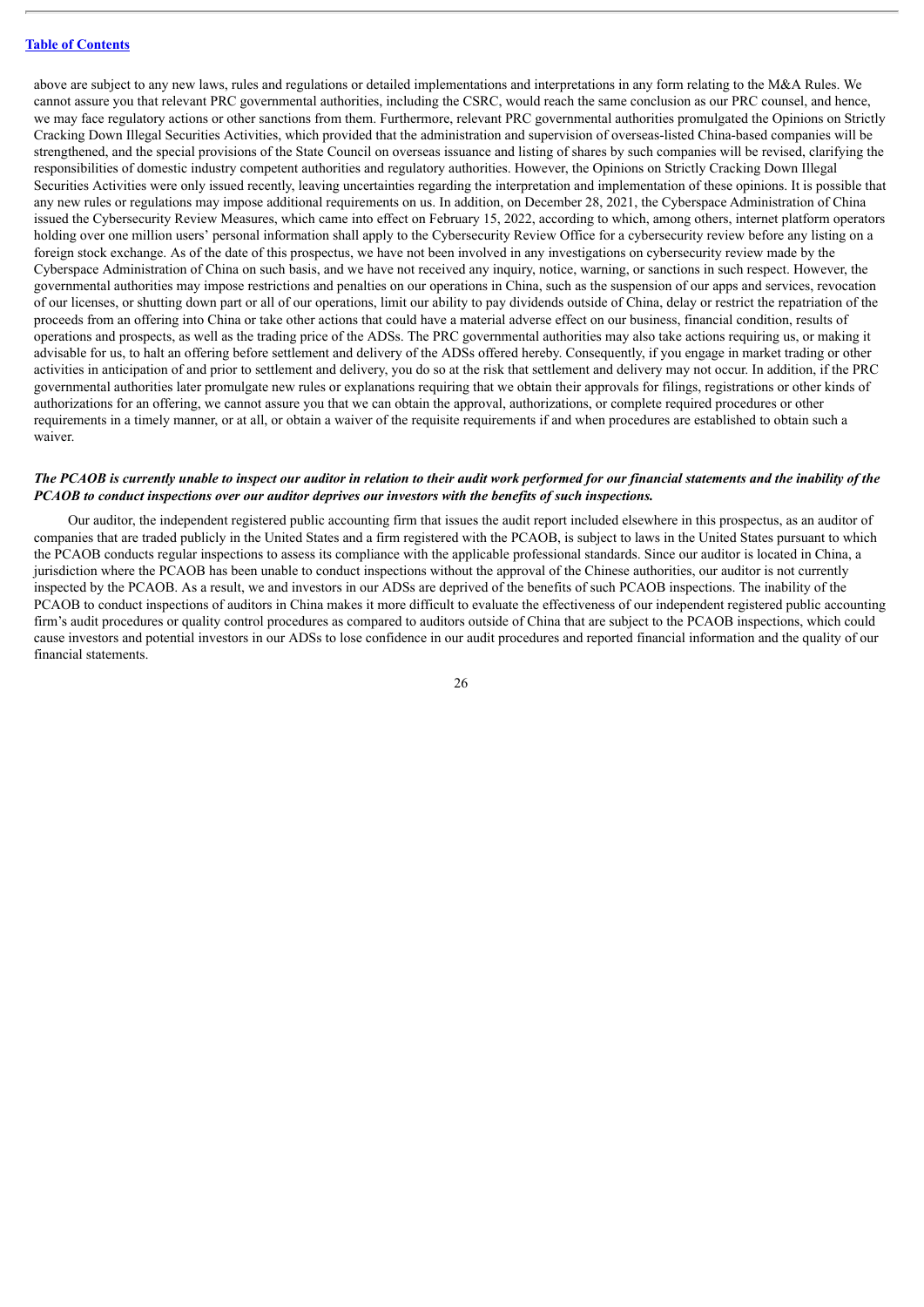above are subject to any new laws, rules and regulations or detailed implementations and interpretations in any form relating to the M&A Rules. We cannot assure you that relevant PRC governmental authorities, including the CSRC, would reach the same conclusion as our PRC counsel, and hence, we may face regulatory actions or other sanctions from them. Furthermore, relevant PRC governmental authorities promulgated the Opinions on Strictly Cracking Down Illegal Securities Activities, which provided that the administration and supervision of overseas-listed China-based companies will be strengthened, and the special provisions of the State Council on overseas issuance and listing of shares by such companies will be revised, clarifying the responsibilities of domestic industry competent authorities and regulatory authorities. However, the Opinions on Strictly Cracking Down Illegal Securities Activities were only issued recently, leaving uncertainties regarding the interpretation and implementation of these opinions. It is possible that any new rules or regulations may impose additional requirements on us. In addition, on December 28, 2021, the Cyberspace Administration of China issued the Cybersecurity Review Measures, which came into effect on February 15, 2022, according to which, among others, internet platform operators holding over one million users' personal information shall apply to the Cybersecurity Review Office for a cybersecurity review before any listing on a foreign stock exchange. As of the date of this prospectus, we have not been involved in any investigations on cybersecurity review made by the Cyberspace Administration of China on such basis, and we have not received any inquiry, notice, warning, or sanctions in such respect. However, the governmental authorities may impose restrictions and penalties on our operations in China, such as the suspension of our apps and services, revocation of our licenses, or shutting down part or all of our operations, limit our ability to pay dividends outside of China, delay or restrict the repatriation of the proceeds from an offering into China or take other actions that could have a material adverse effect on our business, financial condition, results of operations and prospects, as well as the trading price of the ADSs. The PRC governmental authorities may also take actions requiring us, or making it advisable for us, to halt an offering before settlement and delivery of the ADSs offered hereby. Consequently, if you engage in market trading or other activities in anticipation of and prior to settlement and delivery, you do so at the risk that settlement and delivery may not occur. In addition, if the PRC governmental authorities later promulgate new rules or explanations requiring that we obtain their approvals for filings, registrations or other kinds of authorizations for an offering, we cannot assure you that we can obtain the approval, authorizations, or complete required procedures or other requirements in a timely manner, or at all, or obtain a waiver of the requisite requirements if and when procedures are established to obtain such a waiver.

***The PCAOB is currently unable to inspect our auditor in relation to their audit work performed for our financial statements and the inability of the PCAOB to conduct inspections over our auditor deprives our investors with the benefits of such inspections.***

Our auditor, the independent registered public accounting firm that issues the audit report included elsewhere in this prospectus, as an auditor of companies that are traded publicly in the United States and a firm registered with the PCAOB, is subject to laws in the United States pursuant to which the PCAOB conducts regular inspections to assess its compliance with the applicable professional standards. Since our auditor is located in China, a jurisdiction where the PCAOB has been unable to conduct inspections without the approval of the Chinese authorities, our auditor is not currently inspected by the PCAOB. As a result, we and investors in our ADSs are deprived of the benefits of such PCAOB inspections. The inability of the PCAOB to conduct inspections of auditors in China makes it more difficult to evaluate the effectiveness of our independent registered public accounting firm's audit procedures or quality control procedures as compared to auditors outside of China that are subject to the PCAOB inspections, which could cause investors and potential investors in our ADSs to lose confidence in our audit procedures and reported financial information and the quality of our financial statements.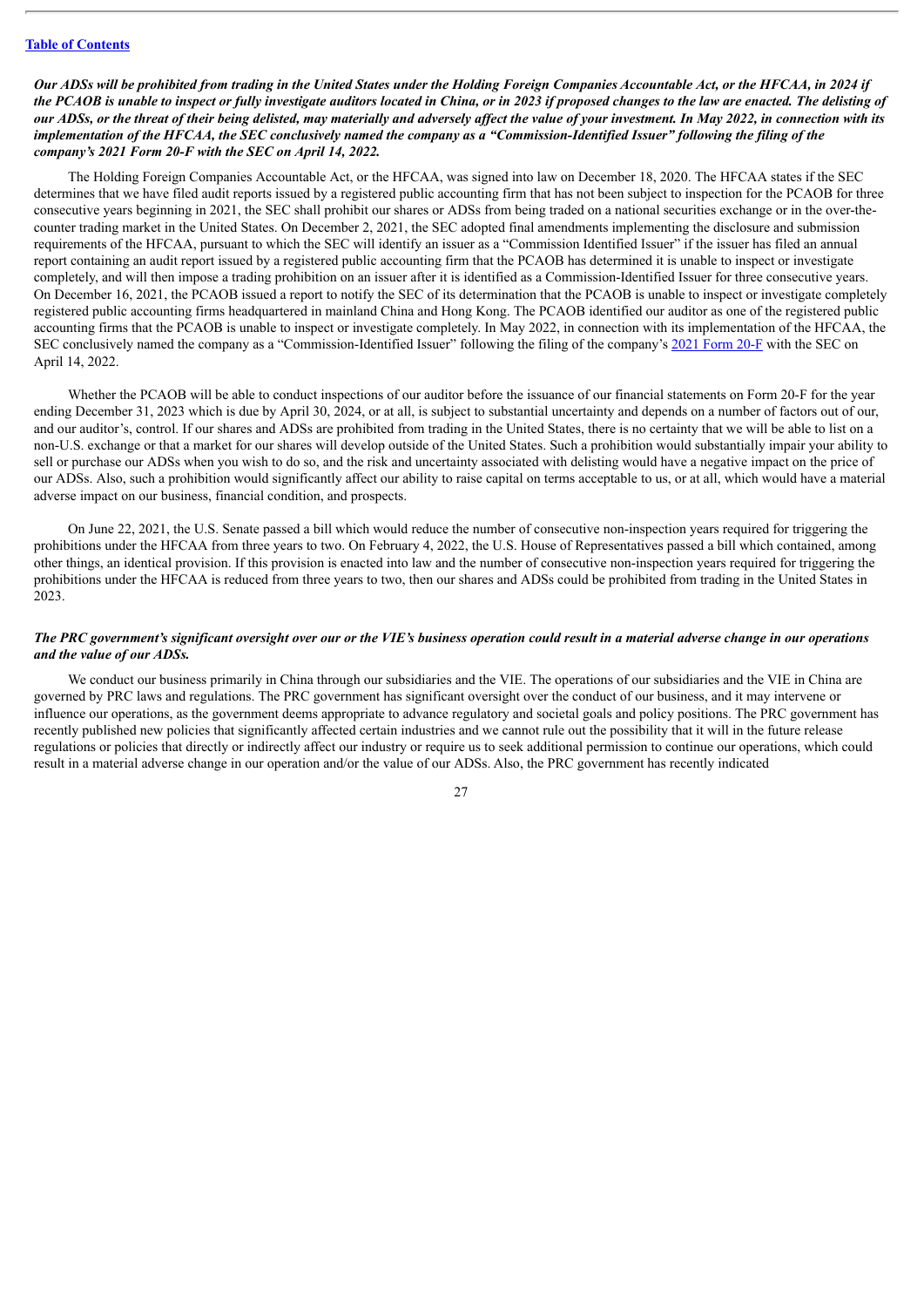***Our ADSs will be prohibited from trading in the United States under the Holding Foreign Companies Accountable Act, or the HFCAA, in 2024 if the PCAOB is unable to inspect or fully investigate auditors located in China, or in 2023 if proposed changes to the law are enacted. The delisting of our ADSs, or the threat of their being delisted, may materially and adversely affect the value of your investment. In May 2022, in connection with its implementation of the HFCAA, the SEC conclusively named the company as a "Commission-Identified Issuer" following the filing of the company's 2021 Form 20-F with the SEC on April 14, 2022.***

The Holding Foreign Companies Accountable Act, or the HFCAA, was signed into law on December 18, 2020. The HFCAA states if the SEC determines that we have filed audit reports issued by a registered public accounting firm that has not been subject to inspection for the PCAOB for three consecutive years beginning in 2021, the SEC shall prohibit our shares or ADSs from being traded on a national securities exchange or in the over-the-counter trading market in the United States. On December 2, 2021, the SEC adopted final amendments implementing the disclosure and submission requirements of the HFCAA, pursuant to which the SEC will identify an issuer as a "Commission Identified Issuer" if the issuer has filed an annual report containing an audit report issued by a registered public accounting firm that the PCAOB has determined it is unable to inspect or investigate completely, and will then impose a trading prohibition on an issuer after it is identified as a Commission-Identified Issuer for three consecutive years. On December 16, 2021, the PCAOB issued a report to notify the SEC of its determination that the PCAOB is unable to inspect or investigate completely registered public accounting firms headquartered in mainland China and Hong Kong. The PCAOB identified our auditor as one of the registered public accounting firms that the PCAOB is unable to inspect or investigate completely. In May 2022, in connection with its implementation of the HFCAA, the SEC conclusively named the company as a "Commission-Identified Issuer" following the filing of the company's 2021 Form 20-F with the SEC on April 14, 2022.

Whether the PCAOB will be able to conduct inspections of our auditor before the issuance of our financial statements on Form 20-F for the year ending December 31, 2023 which is due by April 30, 2024, or at all, is subject to substantial uncertainty and depends on a number of factors out of our, and our auditor's, control. If our shares and ADSs are prohibited from trading in the United States, there is no certainty that we will be able to list on a non-U.S. exchange or that a market for our shares will develop outside of the United States. Such a prohibition would substantially impair your ability to sell or purchase our ADSs when you wish to do so, and the risk and uncertainty associated with delisting would have a negative impact on the price of our ADSs. Also, such a prohibition would significantly affect our ability to raise capital on terms acceptable to us, or at all, which would have a material adverse impact on our business, financial condition, and prospects.

On June 22, 2021, the U.S. Senate passed a bill which would reduce the number of consecutive non-inspection years required for triggering the prohibitions under the HFCAA from three years to two. On February 4, 2022, the U.S. House of Representatives passed a bill which contained, among other things, an identical provision. If this provision is enacted into law and the number of consecutive non-inspection years required for triggering the prohibitions under the HFCAA is reduced from three years to two, then our shares and ADSs could be prohibited from trading in the United States in 2023.

***The PRC government's significant oversight over our or the VIE's business operation could result in a material adverse change in our operations and the value of our ADSs.***

We conduct our business primarily in China through our subsidiaries and the VIE. The operations of our subsidiaries and the VIE in China are governed by PRC laws and regulations. The PRC government has significant oversight over the conduct of our business, and it may intervene or influence our operations, as the government deems appropriate to advance regulatory and societal goals and policy positions. The PRC government has recently published new policies that significantly affected certain industries and we cannot rule out the possibility that it will in the future release regulations or policies that directly or indirectly affect our industry or require us to seek additional permission to continue our operations, which could result in a material adverse change in our operation and/or the value of our ADSs. Also, the PRC government has recently indicated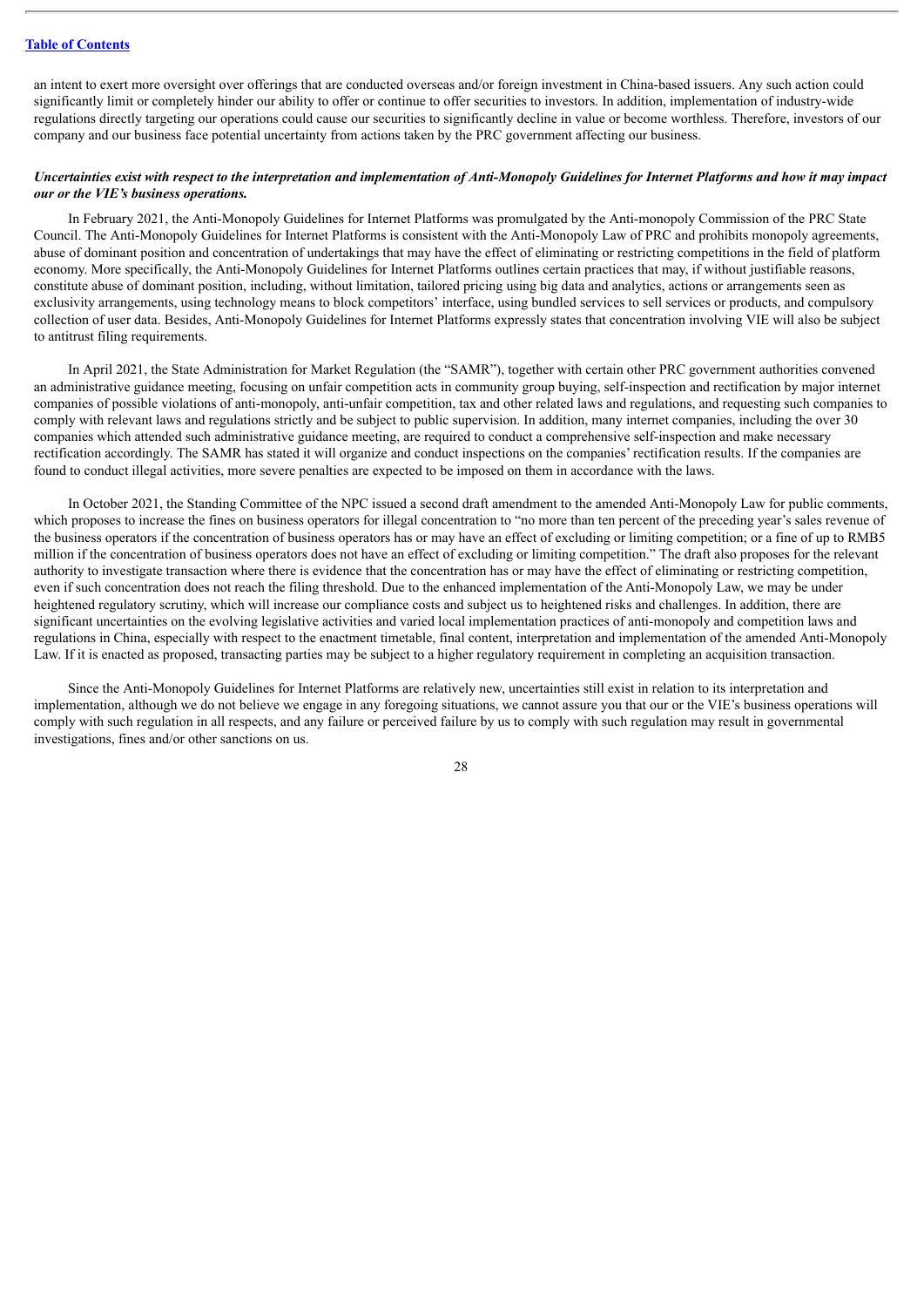an intent to exert more oversight over offerings that are conducted overseas and/or foreign investment in China-based issuers. Any such action could significantly limit or completely hinder our ability to offer or continue to offer securities to investors. In addition, implementation of industry-wide regulations directly targeting our operations could cause our securities to significantly decline in value or become worthless. Therefore, investors of our company and our business face potential uncertainty from actions taken by the PRC government affecting our business.

***Uncertainties exist with respect to the interpretation and implementation of Anti-Monopoly Guidelines for Internet Platforms and how it may impact our or the VIE's business operations.***

In February 2021, the Anti-Monopoly Guidelines for Internet Platforms was promulgated by the Anti-monopoly Commission of the PRC State Council. The Anti-Monopoly Guidelines for Internet Platforms is consistent with the Anti-Monopoly Law of PRC and prohibits monopoly agreements, abuse of dominant position and concentration of undertakings that may have the effect of eliminating or restricting competitions in the field of platform economy. More specifically, the Anti-Monopoly Guidelines for Internet Platforms outlines certain practices that may, if without justifiable reasons, constitute abuse of dominant position, including, without limitation, tailored pricing using big data and analytics, actions or arrangements seen as exclusivity arrangements, using technology means to block competitors' interface, using bundled services to sell services or products, and compulsory collection of user data. Besides, Anti-Monopoly Guidelines for Internet Platforms expressly states that concentration involving VIE will also be subject to antitrust filing requirements.

In April 2021, the State Administration for Market Regulation (the "SAMR"), together with certain other PRC government authorities convened an administrative guidance meeting, focusing on unfair competition acts in community group buying, self-inspection and rectification by major internet companies of possible violations of anti-monopoly, anti-unfair competition, tax and other related laws and regulations, and requesting such companies to comply with relevant laws and regulations strictly and be subject to public supervision. In addition, many internet companies, including the over 30 companies which attended such administrative guidance meeting, are required to conduct a comprehensive self-inspection and make necessary rectification accordingly. The SAMR has stated it will organize and conduct inspections on the companies' rectification results. If the companies are found to conduct illegal activities, more severe penalties are expected to be imposed on them in accordance with the laws.

In October 2021, the Standing Committee of the NPC issued a second draft amendment to the amended Anti-Monopoly Law for public comments, which proposes to increase the fines on business operators for illegal concentration to "no more than ten percent of the preceding year's sales revenue of the business operators if the concentration of business operators has or may have an effect of excluding or limiting competition; or a fine of up to RMB5 million if the concentration of business operators does not have an effect of excluding or limiting competition." The draft also proposes for the relevant authority to investigate transaction where there is evidence that the concentration has or may have the effect of eliminating or restricting competition, even if such concentration does not reach the filing threshold. Due to the enhanced implementation of the Anti-Monopoly Law, we may be under heightened regulatory scrutiny, which will increase our compliance costs and subject us to heightened risks and challenges. In addition, there are significant uncertainties on the evolving legislative activities and varied local implementation practices of anti-monopoly and competition laws and regulations in China, especially with respect to the enactment timetable, final content, interpretation and implementation of the amended Anti-Monopoly Law. If it is enacted as proposed, transacting parties may be subject to a higher regulatory requirement in completing an acquisition transaction.

Since the Anti-Monopoly Guidelines for Internet Platforms are relatively new, uncertainties still exist in relation to its interpretation and implementation, although we do not believe we engage in any foregoing situations, we cannot assure you that our or the VIE's business operations will comply with such regulation in all respects, and any failure or perceived failure by us to comply with such regulation may result in governmental investigations, fines and/or other sanctions on us.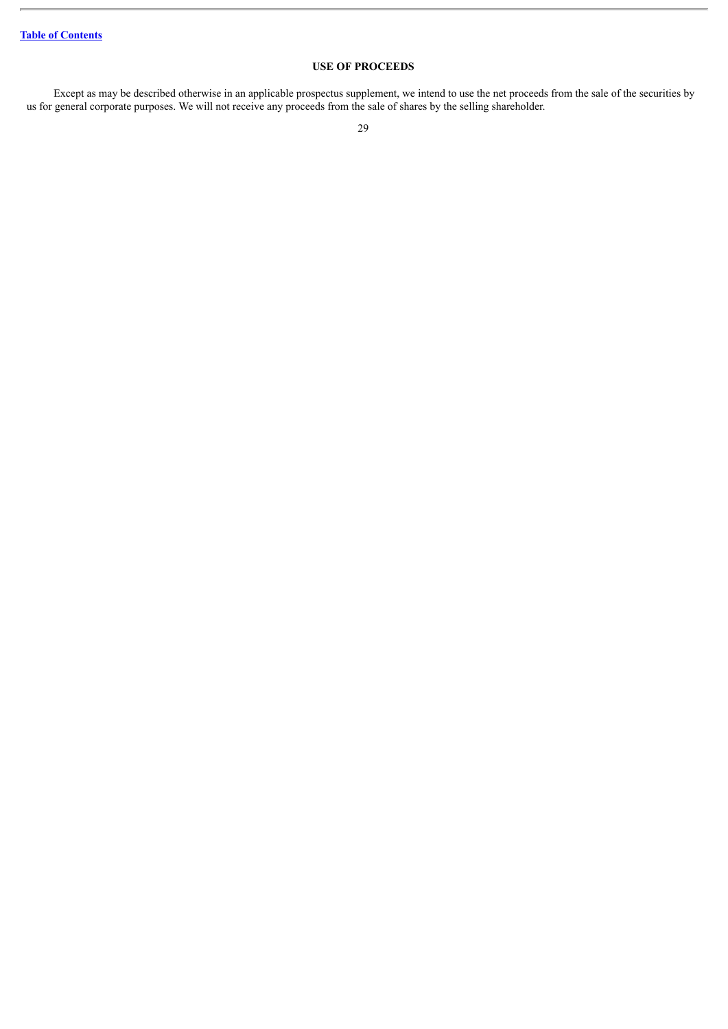## USE OF PROCEEDS

Except as may be described otherwise in an applicable prospectus supplement, we intend to use the net proceeds from the sale of the securities by us for general corporate purposes. We will not receive any proceeds from the sale of shares by the selling shareholder.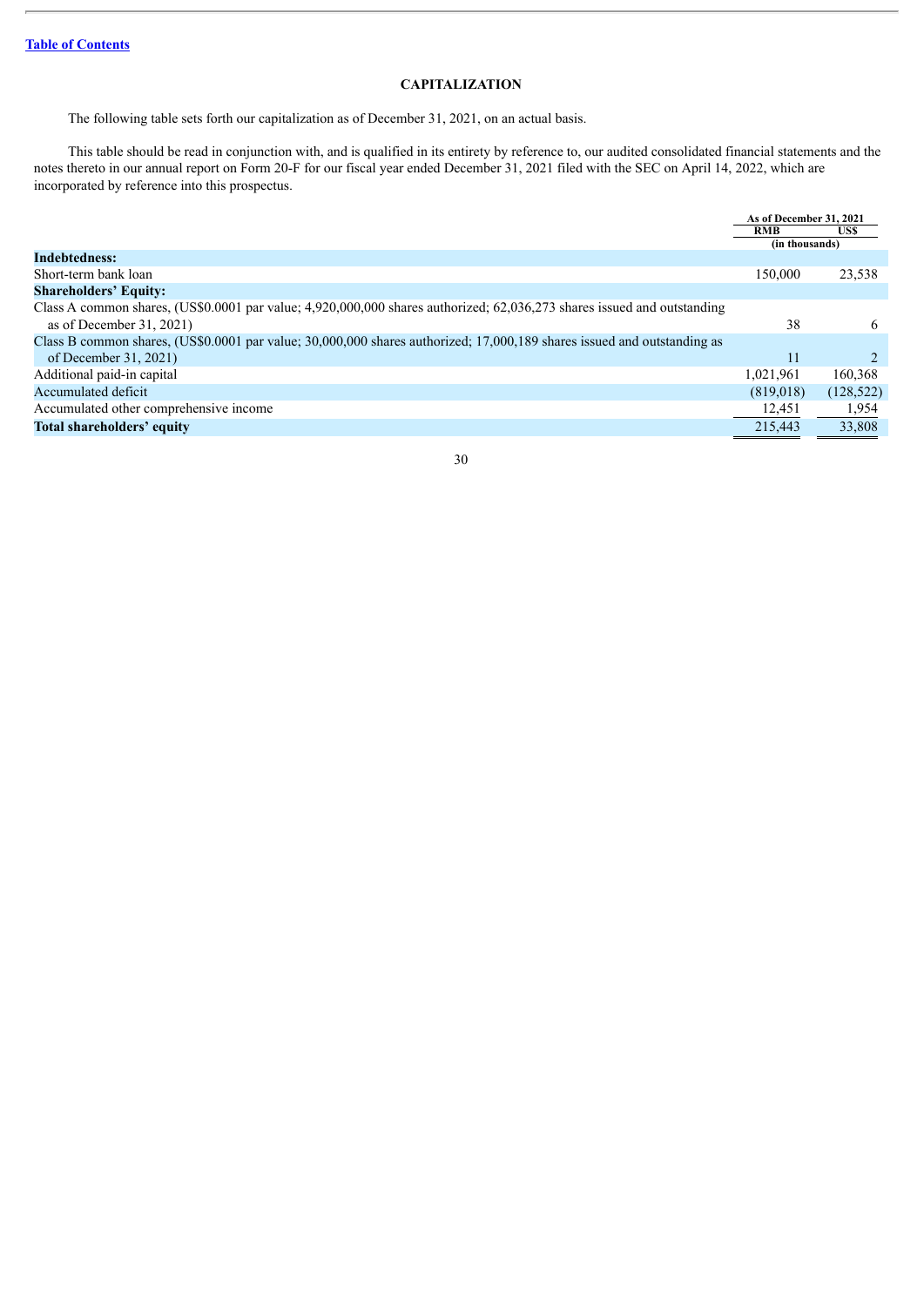[Table of Contents](#)

## CAPITALIZATION

The following table sets forth our capitalization as of December 31, 2021, on an actual basis.

This table should be read in conjunction with, and is qualified in its entirety by reference to, our audited consolidated financial statements and the notes thereto in our annual report on Form 20-F for our fiscal year ended December 31, 2021 filed with the SEC on April 14, 2022, which are incorporated by reference into this prospectus.

| | As of December 31, 2021 | |
|---|---|---|
| | RMB | US$ |
| | (in thousands) | |
| **Indebtedness:** | | |
| Short-term bank loan | 150,000 | 23,538 |
| **Shareholders' Equity:** | | |
| Class A common shares, (US$0.0001 par value; 4,920,000,000 shares authorized; 62,036,273 shares issued and outstanding as of December 31, 2021) | 38 | 6 |
| Class B common shares, (US$0.0001 par value; 30,000,000 shares authorized; 17,000,189 shares issued and outstanding as of December 31, 2021) | 11 | 2 |
| Additional paid-in capital | 1,021,961 | 160,368 |
| Accumulated deficit | (819,018) | (128,522) |
| Accumulated other comprehensive income | 12,451 | 1,954 |
| **Total shareholders' equity** | 215,443 | 33,808 |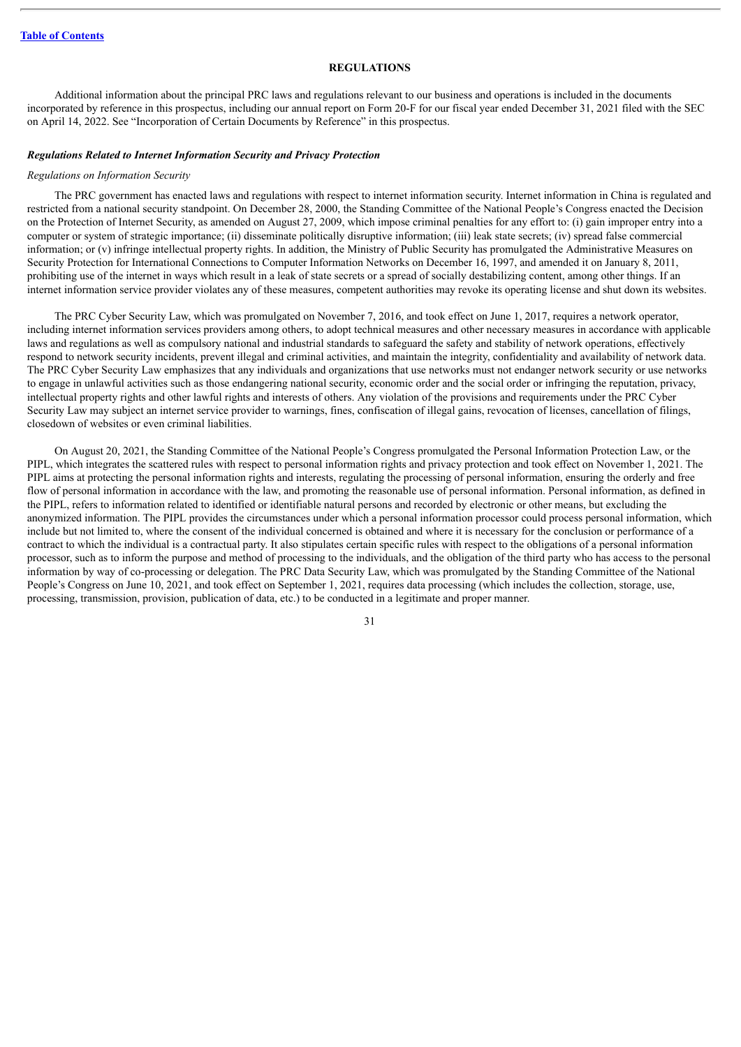## REGULATIONS

Additional information about the principal PRC laws and regulations relevant to our business and operations is included in the documents incorporated by reference in this prospectus, including our annual report on Form 20-F for our fiscal year ended December 31, 2021 filed with the SEC on April 14, 2022. See "Incorporation of Certain Documents by Reference" in this prospectus.

### *Regulations Related to Internet Information Security and Privacy Protection*

#### *Regulations on Information Security*

The PRC government has enacted laws and regulations with respect to internet information security. Internet information in China is regulated and restricted from a national security standpoint. On December 28, 2000, the Standing Committee of the National People's Congress enacted the Decision on the Protection of Internet Security, as amended on August 27, 2009, which impose criminal penalties for any effort to: (i) gain improper entry into a computer or system of strategic importance; (ii) disseminate politically disruptive information; (iii) leak state secrets; (iv) spread false commercial information; or (v) infringe intellectual property rights. In addition, the Ministry of Public Security has promulgated the Administrative Measures on Security Protection for International Connections to Computer Information Networks on December 16, 1997, and amended it on January 8, 2011, prohibiting use of the internet in ways which result in a leak of state secrets or a spread of socially destabilizing content, among other things. If an internet information service provider violates any of these measures, competent authorities may revoke its operating license and shut down its websites.

The PRC Cyber Security Law, which was promulgated on November 7, 2016, and took effect on June 1, 2017, requires a network operator, including internet information services providers among others, to adopt technical measures and other necessary measures in accordance with applicable laws and regulations as well as compulsory national and industrial standards to safeguard the safety and stability of network operations, effectively respond to network security incidents, prevent illegal and criminal activities, and maintain the integrity, confidentiality and availability of network data. The PRC Cyber Security Law emphasizes that any individuals and organizations that use networks must not endanger network security or use networks to engage in unlawful activities such as those endangering national security, economic order and the social order or infringing the reputation, privacy, intellectual property rights and other lawful rights and interests of others. Any violation of the provisions and requirements under the PRC Cyber Security Law may subject an internet service provider to warnings, fines, confiscation of illegal gains, revocation of licenses, cancellation of filings, closedown of websites or even criminal liabilities.

On August 20, 2021, the Standing Committee of the National People's Congress promulgated the Personal Information Protection Law, or the PIPL, which integrates the scattered rules with respect to personal information rights and privacy protection and took effect on November 1, 2021. The PIPL aims at protecting the personal information rights and interests, regulating the processing of personal information, ensuring the orderly and free flow of personal information in accordance with the law, and promoting the reasonable use of personal information. Personal information, as defined in the PIPL, refers to information related to identified or identifiable natural persons and recorded by electronic or other means, but excluding the anonymized information. The PIPL provides the circumstances under which a personal information processor could process personal information, which include but not limited to, where the consent of the individual concerned is obtained and where it is necessary for the conclusion or performance of a contract to which the individual is a contractual party. It also stipulates certain specific rules with respect to the obligations of a personal information processor, such as to inform the purpose and method of processing to the individuals, and the obligation of the third party who has access to the personal information by way of co-processing or delegation. The PRC Data Security Law, which was promulgated by the Standing Committee of the National People's Congress on June 10, 2021, and took effect on September 1, 2021, requires data processing (which includes the collection, storage, use, processing, transmission, provision, publication of data, etc.) to be conducted in a legitimate and proper manner.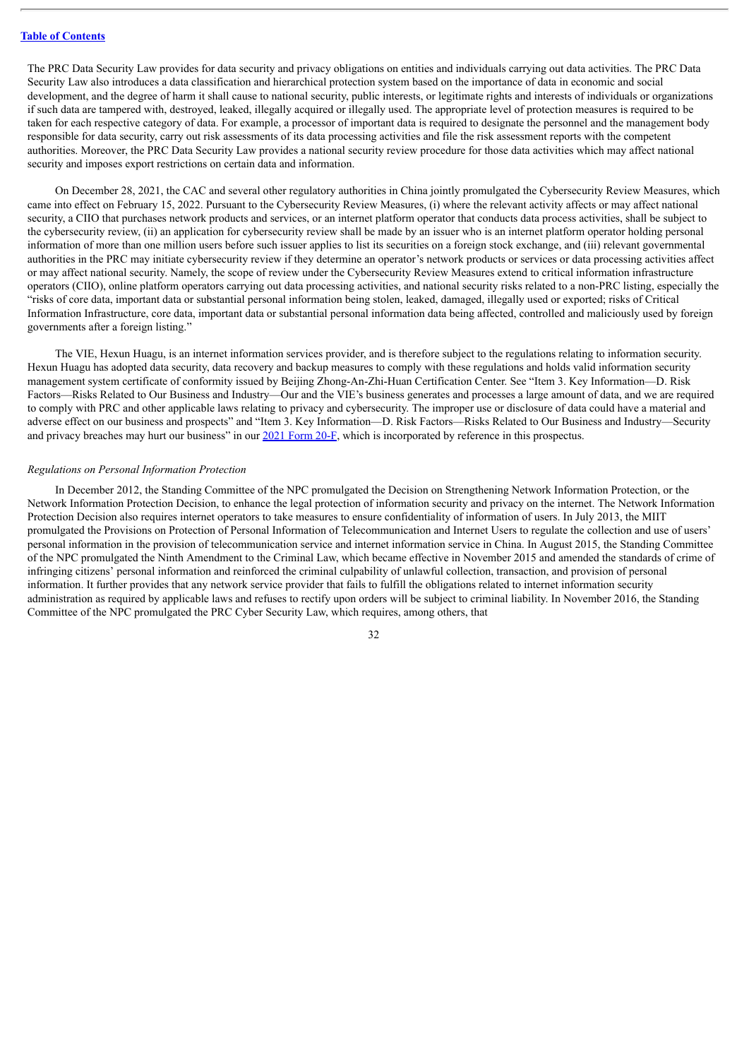The PRC Data Security Law provides for data security and privacy obligations on entities and individuals carrying out data activities. The PRC Data Security Law also introduces a data classification and hierarchical protection system based on the importance of data in economic and social development, and the degree of harm it shall cause to national security, public interests, or legitimate rights and interests of individuals or organizations if such data are tampered with, destroyed, leaked, illegally acquired or illegally used. The appropriate level of protection measures is required to be taken for each respective category of data. For example, a processor of important data is required to designate the personnel and the management body responsible for data security, carry out risk assessments of its data processing activities and file the risk assessment reports with the competent authorities. Moreover, the PRC Data Security Law provides a national security review procedure for those data activities which may affect national security and imposes export restrictions on certain data and information.

On December 28, 2021, the CAC and several other regulatory authorities in China jointly promulgated the Cybersecurity Review Measures, which came into effect on February 15, 2022. Pursuant to the Cybersecurity Review Measures, (i) where the relevant activity affects or may affect national security, a CIIO that purchases network products and services, or an internet platform operator that conducts data process activities, shall be subject to the cybersecurity review, (ii) an application for cybersecurity review shall be made by an issuer who is an internet platform operator holding personal information of more than one million users before such issuer applies to list its securities on a foreign stock exchange, and (iii) relevant governmental authorities in the PRC may initiate cybersecurity review if they determine an operator's network products or services or data processing activities affect or may affect national security. Namely, the scope of review under the Cybersecurity Review Measures extend to critical information infrastructure operators (CIIO), online platform operators carrying out data processing activities, and national security risks related to a non-PRC listing, especially the "risks of core data, important data or substantial personal information being stolen, leaked, damaged, illegally used or exported; risks of Critical Information Infrastructure, core data, important data or substantial personal information data being affected, controlled and maliciously used by foreign governments after a foreign listing."

The VIE, Hexun Huagu, is an internet information services provider, and is therefore subject to the regulations relating to information security. Hexun Huagu has adopted data security, data recovery and backup measures to comply with these regulations and holds valid information security management system certificate of conformity issued by Beijing Zhong-An-Zhi-Huan Certification Center. See "Item 3. Key Information—D. Risk Factors—Risks Related to Our Business and Industry—Our and the VIE's business generates and processes a large amount of data, and we are required to comply with PRC and other applicable laws relating to privacy and cybersecurity. The improper use or disclosure of data could have a material and adverse effect on our business and prospects" and "Item 3. Key Information—D. Risk Factors—Risks Related to Our Business and Industry—Security and privacy breaches may hurt our business" in our 2021 Form 20-F, which is incorporated by reference in this prospectus.

*Regulations on Personal Information Protection*

In December 2012, the Standing Committee of the NPC promulgated the Decision on Strengthening Network Information Protection, or the Network Information Protection Decision, to enhance the legal protection of information security and privacy on the internet. The Network Information Protection Decision also requires internet operators to take measures to ensure confidentiality of information of users. In July 2013, the MIIT promulgated the Provisions on Protection of Personal Information of Telecommunication and Internet Users to regulate the collection and use of users' personal information in the provision of telecommunication service and internet information service in China. In August 2015, the Standing Committee of the NPC promulgated the Ninth Amendment to the Criminal Law, which became effective in November 2015 and amended the standards of crime of infringing citizens' personal information and reinforced the criminal culpability of unlawful collection, transaction, and provision of personal information. It further provides that any network service provider that fails to fulfill the obligations related to internet information security administration as required by applicable laws and refuses to rectify upon orders will be subject to criminal liability. In November 2016, the Standing Committee of the NPC promulgated the PRC Cyber Security Law, which requires, among others, that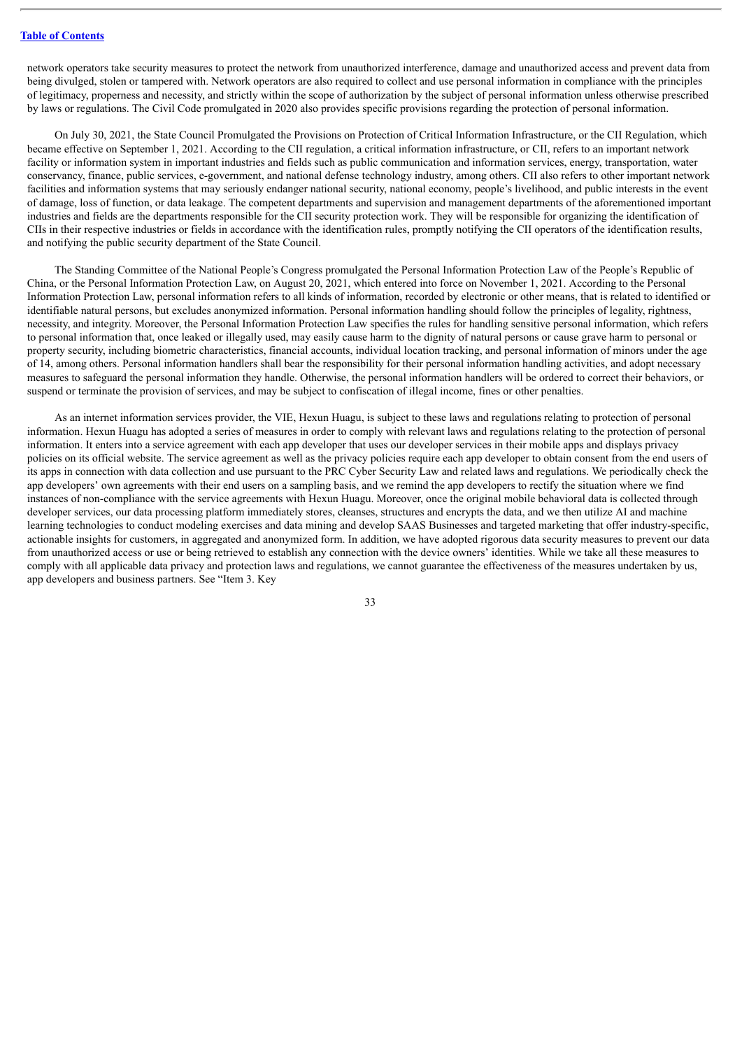network operators take security measures to protect the network from unauthorized interference, damage and unauthorized access and prevent data from being divulged, stolen or tampered with. Network operators are also required to collect and use personal information in compliance with the principles of legitimacy, properness and necessity, and strictly within the scope of authorization by the subject of personal information unless otherwise prescribed by laws or regulations. The Civil Code promulgated in 2020 also provides specific provisions regarding the protection of personal information.

On July 30, 2021, the State Council Promulgated the Provisions on Protection of Critical Information Infrastructure, or the CII Regulation, which became effective on September 1, 2021. According to the CII regulation, a critical information infrastructure, or CII, refers to an important network facility or information system in important industries and fields such as public communication and information services, energy, transportation, water conservancy, finance, public services, e-government, and national defense technology industry, among others. CII also refers to other important network facilities and information systems that may seriously endanger national security, national economy, people's livelihood, and public interests in the event of damage, loss of function, or data leakage. The competent departments and supervision and management departments of the aforementioned important industries and fields are the departments responsible for the CII security protection work. They will be responsible for organizing the identification of CIIs in their respective industries or fields in accordance with the identification rules, promptly notifying the CII operators of the identification results, and notifying the public security department of the State Council.

The Standing Committee of the National People's Congress promulgated the Personal Information Protection Law of the People's Republic of China, or the Personal Information Protection Law, on August 20, 2021, which entered into force on November 1, 2021. According to the Personal Information Protection Law, personal information refers to all kinds of information, recorded by electronic or other means, that is related to identified or identifiable natural persons, but excludes anonymized information. Personal information handling should follow the principles of legality, rightness, necessity, and integrity. Moreover, the Personal Information Protection Law specifies the rules for handling sensitive personal information, which refers to personal information that, once leaked or illegally used, may easily cause harm to the dignity of natural persons or cause grave harm to personal or property security, including biometric characteristics, financial accounts, individual location tracking, and personal information of minors under the age of 14, among others. Personal information handlers shall bear the responsibility for their personal information handling activities, and adopt necessary measures to safeguard the personal information they handle. Otherwise, the personal information handlers will be ordered to correct their behaviors, or suspend or terminate the provision of services, and may be subject to confiscation of illegal income, fines or other penalties.

As an internet information services provider, the VIE, Hexun Huagu, is subject to these laws and regulations relating to protection of personal information. Hexun Huagu has adopted a series of measures in order to comply with relevant laws and regulations relating to the protection of personal information. It enters into a service agreement with each app developer that uses our developer services in their mobile apps and displays privacy policies on its official website. The service agreement as well as the privacy policies require each app developer to obtain consent from the end users of its apps in connection with data collection and use pursuant to the PRC Cyber Security Law and related laws and regulations. We periodically check the app developers' own agreements with their end users on a sampling basis, and we remind the app developers to rectify the situation where we find instances of non-compliance with the service agreements with Hexun Huagu. Moreover, once the original mobile behavioral data is collected through developer services, our data processing platform immediately stores, cleanses, structures and encrypts the data, and we then utilize AI and machine learning technologies to conduct modeling exercises and data mining and develop SAAS Businesses and targeted marketing that offer industry-specific, actionable insights for customers, in aggregated and anonymized form. In addition, we have adopted rigorous data security measures to prevent our data from unauthorized access or use or being retrieved to establish any connection with the device owners' identities. While we take all these measures to comply with all applicable data privacy and protection laws and regulations, we cannot guarantee the effectiveness of the measures undertaken by us, app developers and business partners. See "Item 3. Key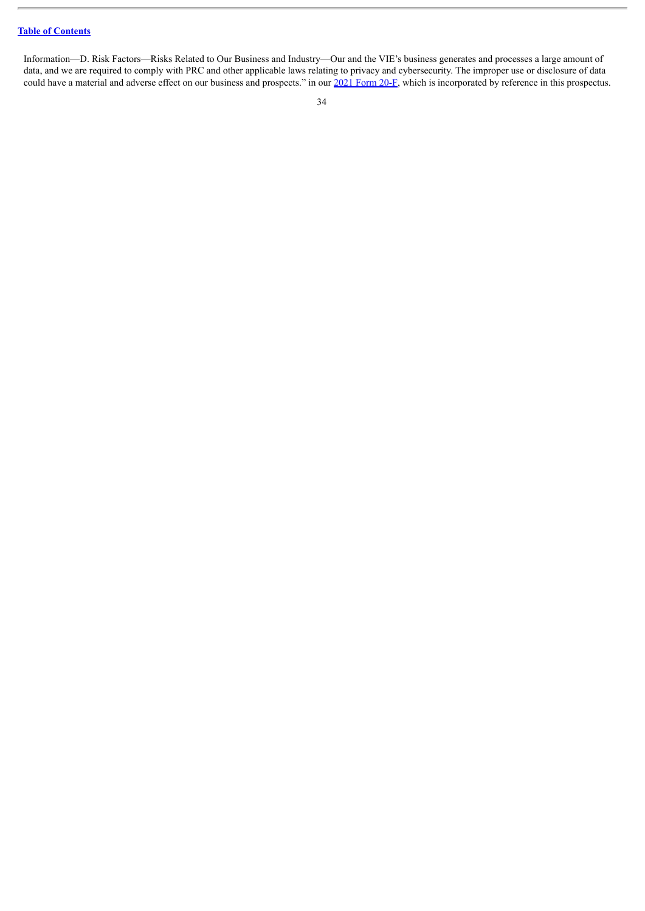Information—D. Risk Factors—Risks Related to Our Business and Industry—Our and the VIE's business generates and processes a large amount of data, and we are required to comply with PRC and other applicable laws relating to privacy and cybersecurity. The improper use or disclosure of data could have a material and adverse effect on our business and prospects." in our 2021 Form 20-F, which is incorporated by reference in this prospectus.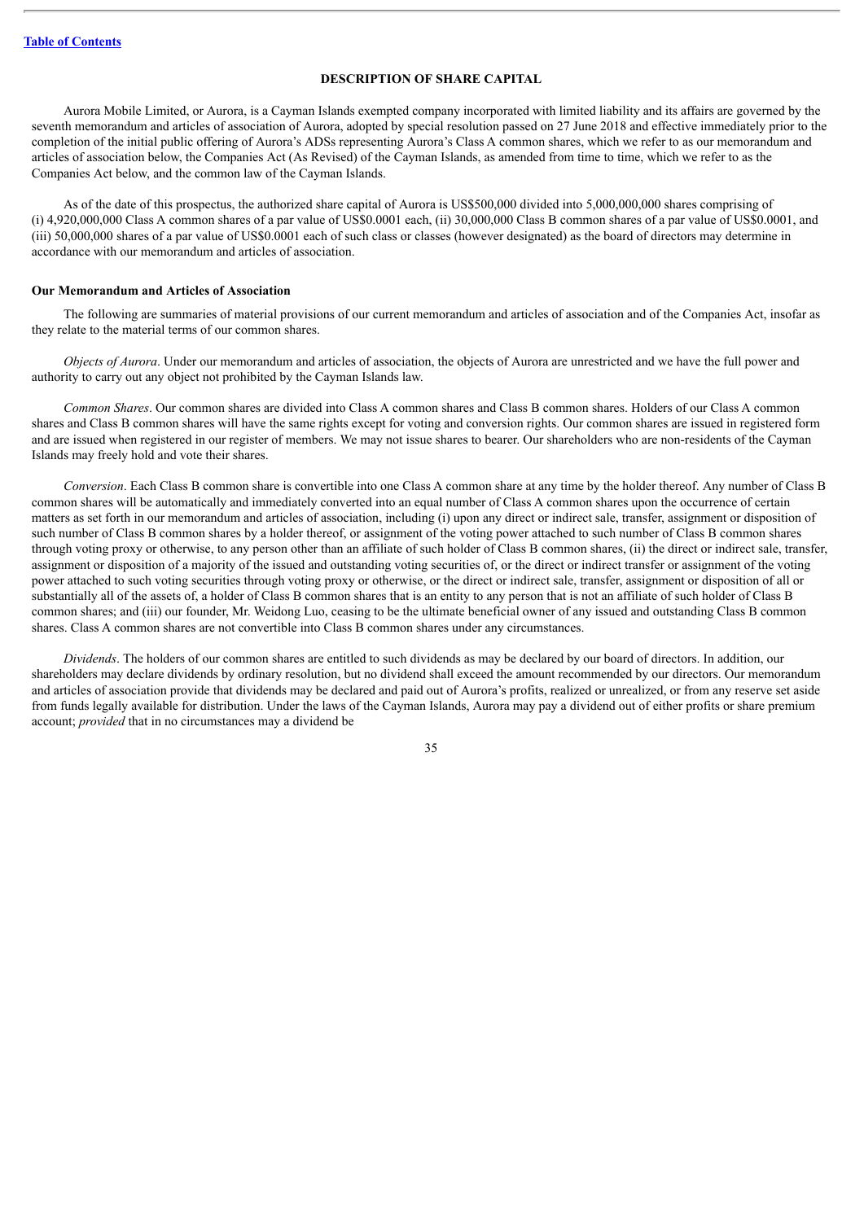## DESCRIPTION OF SHARE CAPITAL

Aurora Mobile Limited, or Aurora, is a Cayman Islands exempted company incorporated with limited liability and its affairs are governed by the seventh memorandum and articles of association of Aurora, adopted by special resolution passed on 27 June 2018 and effective immediately prior to the completion of the initial public offering of Aurora's ADSs representing Aurora's Class A common shares, which we refer to as our memorandum and articles of association below, the Companies Act (As Revised) of the Cayman Islands, as amended from time to time, which we refer to as the Companies Act below, and the common law of the Cayman Islands.

As of the date of this prospectus, the authorized share capital of Aurora is US$500,000 divided into 5,000,000,000 shares comprising of (i) 4,920,000,000 Class A common shares of a par value of US$0.0001 each, (ii) 30,000,000 Class B common shares of a par value of US$0.0001, and (iii) 50,000,000 shares of a par value of US$0.0001 each of such class or classes (however designated) as the board of directors may determine in accordance with our memorandum and articles of association.

### Our Memorandum and Articles of Association

The following are summaries of material provisions of our current memorandum and articles of association and of the Companies Act, insofar as they relate to the material terms of our common shares.

*Objects of Aurora*. Under our memorandum and articles of association, the objects of Aurora are unrestricted and we have the full power and authority to carry out any object not prohibited by the Cayman Islands law.

*Common Shares*. Our common shares are divided into Class A common shares and Class B common shares. Holders of our Class A common shares and Class B common shares will have the same rights except for voting and conversion rights. Our common shares are issued in registered form and are issued when registered in our register of members. We may not issue shares to bearer. Our shareholders who are non-residents of the Cayman Islands may freely hold and vote their shares.

*Conversion*. Each Class B common share is convertible into one Class A common share at any time by the holder thereof. Any number of Class B common shares will be automatically and immediately converted into an equal number of Class A common shares upon the occurrence of certain matters as set forth in our memorandum and articles of association, including (i) upon any direct or indirect sale, transfer, assignment or disposition of such number of Class B common shares by a holder thereof, or assignment of the voting power attached to such number of Class B common shares through voting proxy or otherwise, to any person other than an affiliate of such holder of Class B common shares, (ii) the direct or indirect sale, transfer, assignment or disposition of a majority of the issued and outstanding voting securities of, or the direct or indirect transfer or assignment of the voting power attached to such voting securities through voting proxy or otherwise, or the direct or indirect sale, transfer, assignment or disposition of all or substantially all of the assets of, a holder of Class B common shares that is an entity to any person that is not an affiliate of such holder of Class B common shares; and (iii) our founder, Mr. Weidong Luo, ceasing to be the ultimate beneficial owner of any issued and outstanding Class B common shares. Class A common shares are not convertible into Class B common shares under any circumstances.

*Dividends*. The holders of our common shares are entitled to such dividends as may be declared by our board of directors. In addition, our shareholders may declare dividends by ordinary resolution, but no dividend shall exceed the amount recommended by our directors. Our memorandum and articles of association provide that dividends may be declared and paid out of Aurora's profits, realized or unrealized, or from any reserve set aside from funds legally available for distribution. Under the laws of the Cayman Islands, Aurora may pay a dividend out of either profits or share premium account; *provided* that in no circumstances may a dividend be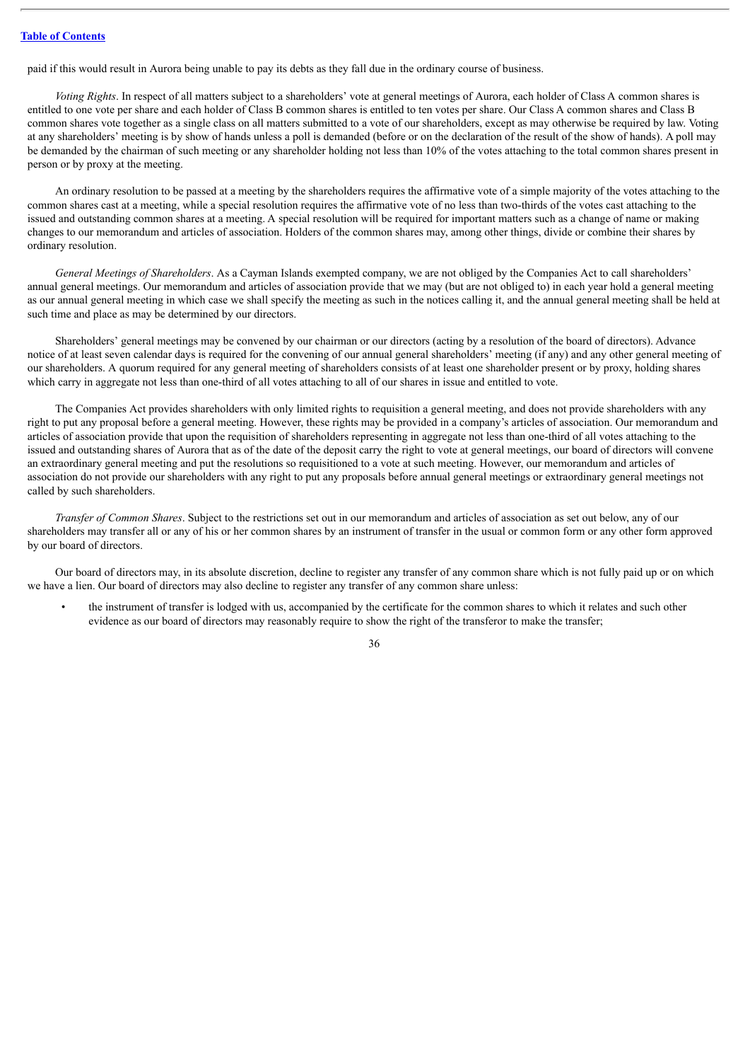paid if this would result in Aurora being unable to pay its debts as they fall due in the ordinary course of business.

*Voting Rights*. In respect of all matters subject to a shareholders' vote at general meetings of Aurora, each holder of Class A common shares is entitled to one vote per share and each holder of Class B common shares is entitled to ten votes per share. Our Class A common shares and Class B common shares vote together as a single class on all matters submitted to a vote of our shareholders, except as may otherwise be required by law. Voting at any shareholders' meeting is by show of hands unless a poll is demanded (before or on the declaration of the result of the show of hands). A poll may be demanded by the chairman of such meeting or any shareholder holding not less than 10% of the votes attaching to the total common shares present in person or by proxy at the meeting.

An ordinary resolution to be passed at a meeting by the shareholders requires the affirmative vote of a simple majority of the votes attaching to the common shares cast at a meeting, while a special resolution requires the affirmative vote of no less than two-thirds of the votes cast attaching to the issued and outstanding common shares at a meeting. A special resolution will be required for important matters such as a change of name or making changes to our memorandum and articles of association. Holders of the common shares may, among other things, divide or combine their shares by ordinary resolution.

*General Meetings of Shareholders*. As a Cayman Islands exempted company, we are not obliged by the Companies Act to call shareholders' annual general meetings. Our memorandum and articles of association provide that we may (but are not obliged to) in each year hold a general meeting as our annual general meeting in which case we shall specify the meeting as such in the notices calling it, and the annual general meeting shall be held at such time and place as may be determined by our directors.

Shareholders' general meetings may be convened by our chairman or our directors (acting by a resolution of the board of directors). Advance notice of at least seven calendar days is required for the convening of our annual general shareholders' meeting (if any) and any other general meeting of our shareholders. A quorum required for any general meeting of shareholders consists of at least one shareholder present or by proxy, holding shares which carry in aggregate not less than one-third of all votes attaching to all of our shares in issue and entitled to vote.

The Companies Act provides shareholders with only limited rights to requisition a general meeting, and does not provide shareholders with any right to put any proposal before a general meeting. However, these rights may be provided in a company's articles of association. Our memorandum and articles of association provide that upon the requisition of shareholders representing in aggregate not less than one-third of all votes attaching to the issued and outstanding shares of Aurora that as of the date of the deposit carry the right to vote at general meetings, our board of directors will convene an extraordinary general meeting and put the resolutions so requisitioned to a vote at such meeting. However, our memorandum and articles of association do not provide our shareholders with any right to put any proposals before annual general meetings or extraordinary general meetings not called by such shareholders.

*Transfer of Common Shares*. Subject to the restrictions set out in our memorandum and articles of association as set out below, any of our shareholders may transfer all or any of his or her common shares by an instrument of transfer in the usual or common form or any other form approved by our board of directors.

Our board of directors may, in its absolute discretion, decline to register any transfer of any common share which is not fully paid up or on which we have a lien. Our board of directors may also decline to register any transfer of any common share unless:

- the instrument of transfer is lodged with us, accompanied by the certificate for the common shares to which it relates and such other evidence as our board of directors may reasonably require to show the right of the transferor to make the transfer;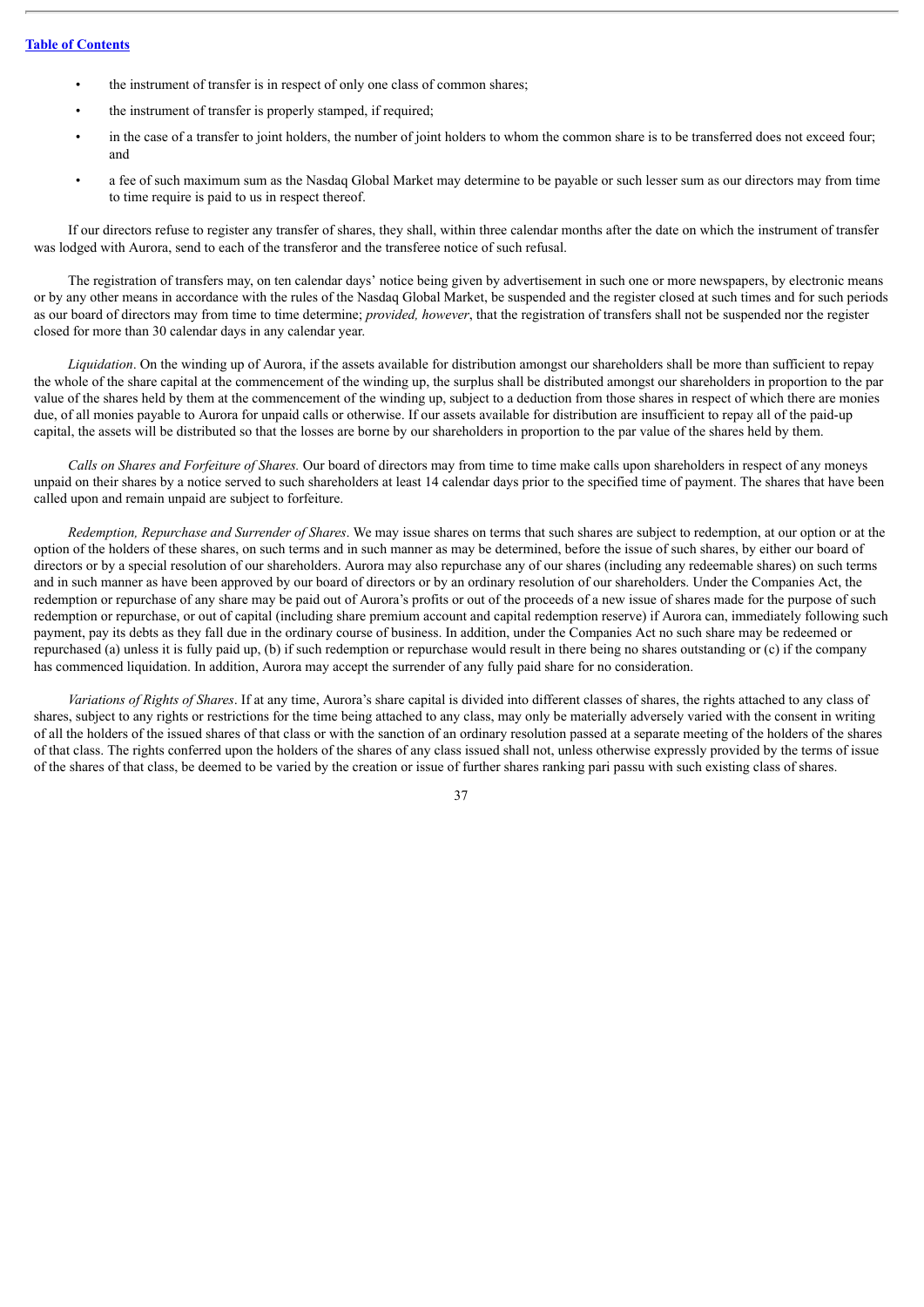- the instrument of transfer is in respect of only one class of common shares;
- the instrument of transfer is properly stamped, if required;
- in the case of a transfer to joint holders, the number of joint holders to whom the common share is to be transferred does not exceed four; and
- a fee of such maximum sum as the Nasdaq Global Market may determine to be payable or such lesser sum as our directors may from time to time require is paid to us in respect thereof.

If our directors refuse to register any transfer of shares, they shall, within three calendar months after the date on which the instrument of transfer was lodged with Aurora, send to each of the transferor and the transferee notice of such refusal.

The registration of transfers may, on ten calendar days' notice being given by advertisement in such one or more newspapers, by electronic means or by any other means in accordance with the rules of the Nasdaq Global Market, be suspended and the register closed at such times and for such periods as our board of directors may from time to time determine; *provided, however*, that the registration of transfers shall not be suspended nor the register closed for more than 30 calendar days in any calendar year.

*Liquidation*. On the winding up of Aurora, if the assets available for distribution amongst our shareholders shall be more than sufficient to repay the whole of the share capital at the commencement of the winding up, the surplus shall be distributed amongst our shareholders in proportion to the par value of the shares held by them at the commencement of the winding up, subject to a deduction from those shares in respect of which there are monies due, of all monies payable to Aurora for unpaid calls or otherwise. If our assets available for distribution are insufficient to repay all of the paid-up capital, the assets will be distributed so that the losses are borne by our shareholders in proportion to the par value of the shares held by them.

*Calls on Shares and Forfeiture of Shares.* Our board of directors may from time to time make calls upon shareholders in respect of any moneys unpaid on their shares by a notice served to such shareholders at least 14 calendar days prior to the specified time of payment. The shares that have been called upon and remain unpaid are subject to forfeiture.

*Redemption, Repurchase and Surrender of Shares*. We may issue shares on terms that such shares are subject to redemption, at our option or at the option of the holders of these shares, on such terms and in such manner as may be determined, before the issue of such shares, by either our board of directors or by a special resolution of our shareholders. Aurora may also repurchase any of our shares (including any redeemable shares) on such terms and in such manner as have been approved by our board of directors or by an ordinary resolution of our shareholders. Under the Companies Act, the redemption or repurchase of any share may be paid out of Aurora's profits or out of the proceeds of a new issue of shares made for the purpose of such redemption or repurchase, or out of capital (including share premium account and capital redemption reserve) if Aurora can, immediately following such payment, pay its debts as they fall due in the ordinary course of business. In addition, under the Companies Act no such share may be redeemed or repurchased (a) unless it is fully paid up, (b) if such redemption or repurchase would result in there being no shares outstanding or (c) if the company has commenced liquidation. In addition, Aurora may accept the surrender of any fully paid share for no consideration.

*Variations of Rights of Shares*. If at any time, Aurora's share capital is divided into different classes of shares, the rights attached to any class of shares, subject to any rights or restrictions for the time being attached to any class, may only be materially adversely varied with the consent in writing of all the holders of the issued shares of that class or with the sanction of an ordinary resolution passed at a separate meeting of the holders of the shares of that class. The rights conferred upon the holders of the shares of any class issued shall not, unless otherwise expressly provided by the terms of issue of the shares of that class, be deemed to be varied by the creation or issue of further shares ranking pari passu with such existing class of shares.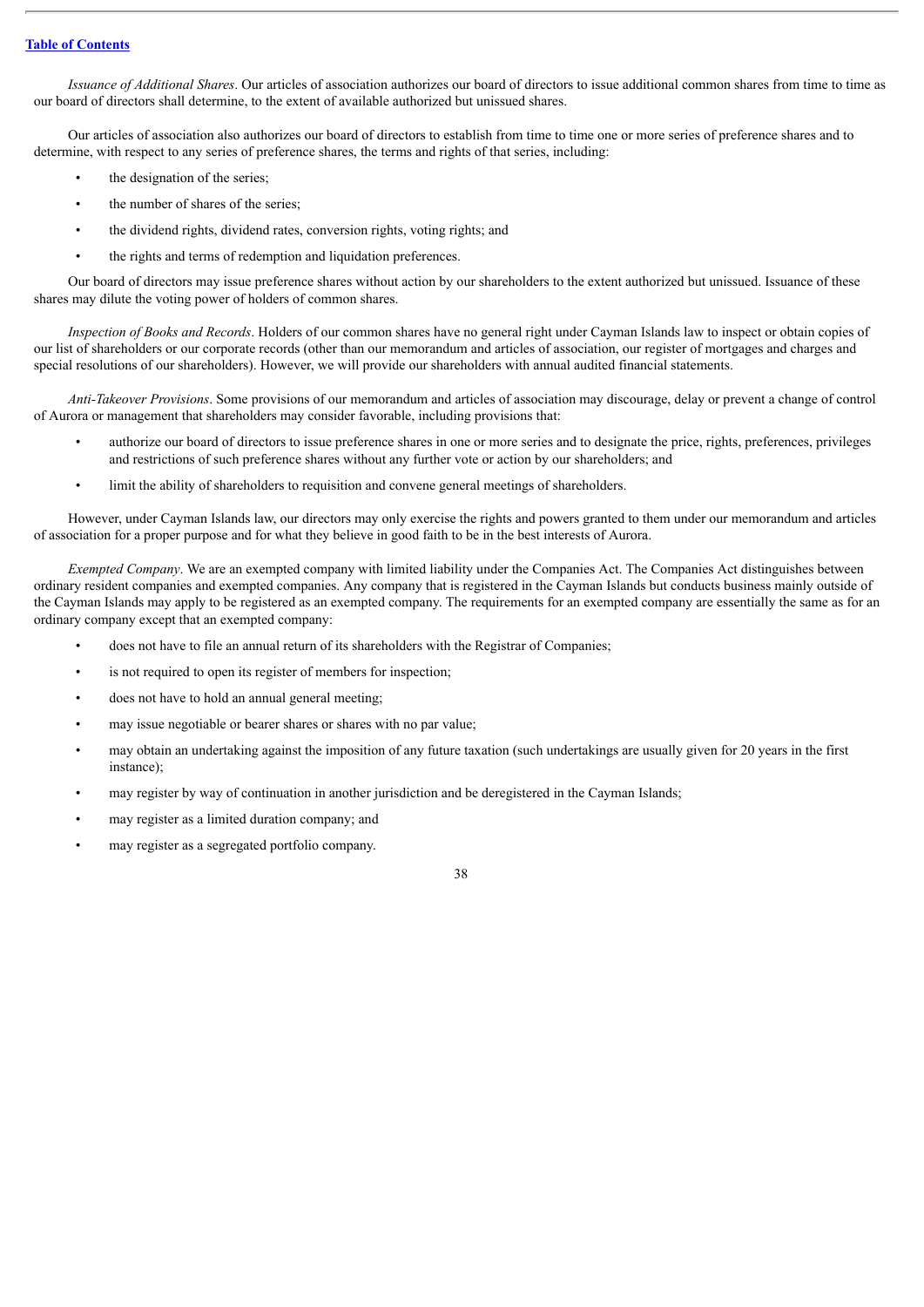*Issuance of Additional Shares*. Our articles of association authorizes our board of directors to issue additional common shares from time to time as our board of directors shall determine, to the extent of available authorized but unissued shares.

Our articles of association also authorizes our board of directors to establish from time to time one or more series of preference shares and to determine, with respect to any series of preference shares, the terms and rights of that series, including:

- the designation of the series;
- the number of shares of the series;
- the dividend rights, dividend rates, conversion rights, voting rights; and
- the rights and terms of redemption and liquidation preferences.

Our board of directors may issue preference shares without action by our shareholders to the extent authorized but unissued. Issuance of these shares may dilute the voting power of holders of common shares.

*Inspection of Books and Records*. Holders of our common shares have no general right under Cayman Islands law to inspect or obtain copies of our list of shareholders or our corporate records (other than our memorandum and articles of association, our register of mortgages and charges and special resolutions of our shareholders). However, we will provide our shareholders with annual audited financial statements.

*Anti-Takeover Provisions*. Some provisions of our memorandum and articles of association may discourage, delay or prevent a change of control of Aurora or management that shareholders may consider favorable, including provisions that:

- authorize our board of directors to issue preference shares in one or more series and to designate the price, rights, preferences, privileges and restrictions of such preference shares without any further vote or action by our shareholders; and
- limit the ability of shareholders to requisition and convene general meetings of shareholders.

However, under Cayman Islands law, our directors may only exercise the rights and powers granted to them under our memorandum and articles of association for a proper purpose and for what they believe in good faith to be in the best interests of Aurora.

*Exempted Company*. We are an exempted company with limited liability under the Companies Act. The Companies Act distinguishes between ordinary resident companies and exempted companies. Any company that is registered in the Cayman Islands but conducts business mainly outside of the Cayman Islands may apply to be registered as an exempted company. The requirements for an exempted company are essentially the same as for an ordinary company except that an exempted company:

- does not have to file an annual return of its shareholders with the Registrar of Companies;
- is not required to open its register of members for inspection;
- does not have to hold an annual general meeting;
- may issue negotiable or bearer shares or shares with no par value;
- may obtain an undertaking against the imposition of any future taxation (such undertakings are usually given for 20 years in the first instance);
- may register by way of continuation in another jurisdiction and be deregistered in the Cayman Islands;
- may register as a limited duration company; and
- may register as a segregated portfolio company.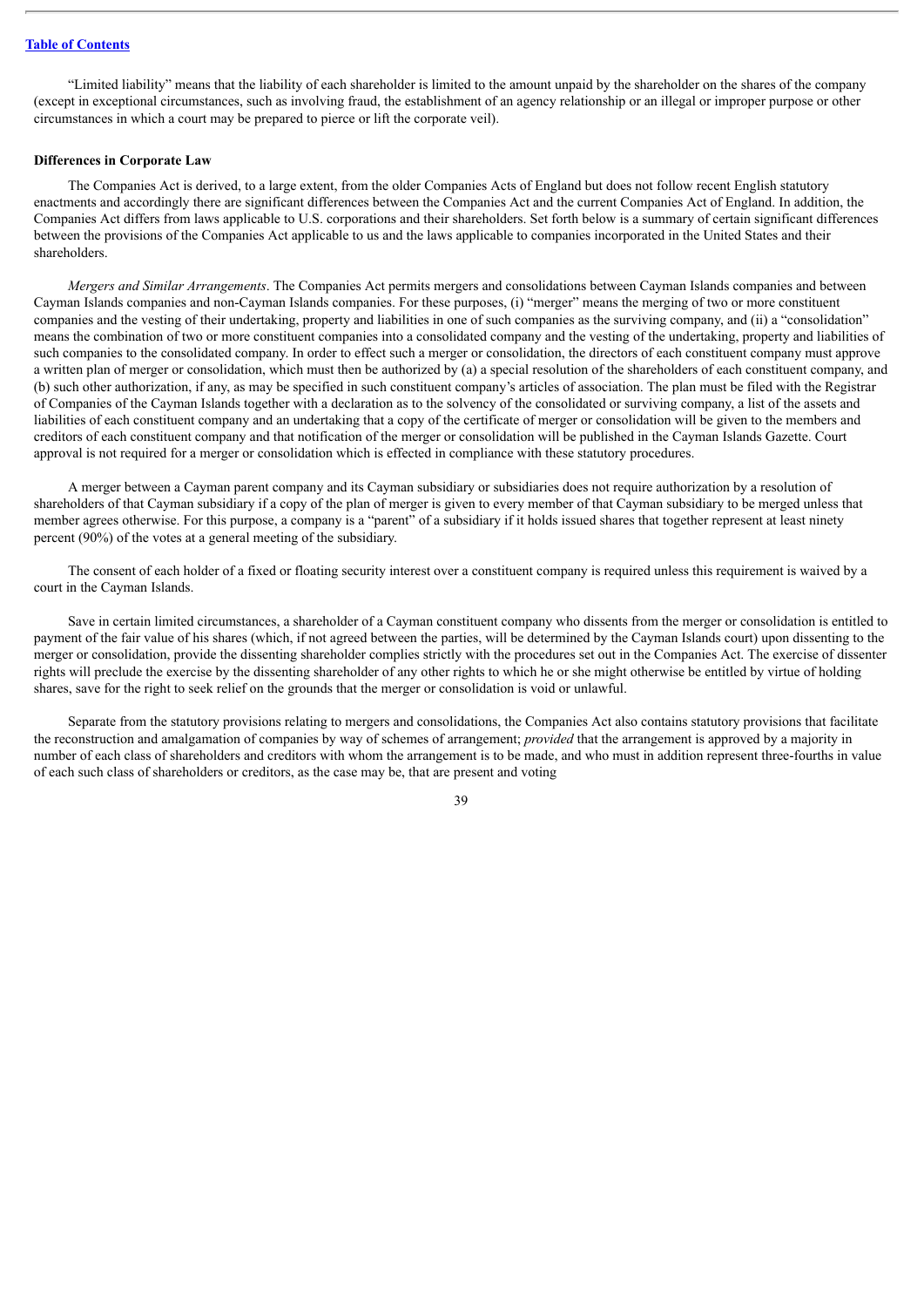"Limited liability" means that the liability of each shareholder is limited to the amount unpaid by the shareholder on the shares of the company (except in exceptional circumstances, such as involving fraud, the establishment of an agency relationship or an illegal or improper purpose or other circumstances in which a court may be prepared to pierce or lift the corporate veil).

**Differences in Corporate Law**

The Companies Act is derived, to a large extent, from the older Companies Acts of England but does not follow recent English statutory enactments and accordingly there are significant differences between the Companies Act and the current Companies Act of England. In addition, the Companies Act differs from laws applicable to U.S. corporations and their shareholders. Set forth below is a summary of certain significant differences between the provisions of the Companies Act applicable to us and the laws applicable to companies incorporated in the United States and their shareholders.

*Mergers and Similar Arrangements*. The Companies Act permits mergers and consolidations between Cayman Islands companies and between Cayman Islands companies and non-Cayman Islands companies. For these purposes, (i) "merger" means the merging of two or more constituent companies and the vesting of their undertaking, property and liabilities in one of such companies as the surviving company, and (ii) a "consolidation" means the combination of two or more constituent companies into a consolidated company and the vesting of the undertaking, property and liabilities of such companies to the consolidated company. In order to effect such a merger or consolidation, the directors of each constituent company must approve a written plan of merger or consolidation, which must then be authorized by (a) a special resolution of the shareholders of each constituent company, and (b) such other authorization, if any, as may be specified in such constituent company's articles of association. The plan must be filed with the Registrar of Companies of the Cayman Islands together with a declaration as to the solvency of the consolidated or surviving company, a list of the assets and liabilities of each constituent company and an undertaking that a copy of the certificate of merger or consolidation will be given to the members and creditors of each constituent company and that notification of the merger or consolidation will be published in the Cayman Islands Gazette. Court approval is not required for a merger or consolidation which is effected in compliance with these statutory procedures.

A merger between a Cayman parent company and its Cayman subsidiary or subsidiaries does not require authorization by a resolution of shareholders of that Cayman subsidiary if a copy of the plan of merger is given to every member of that Cayman subsidiary to be merged unless that member agrees otherwise. For this purpose, a company is a "parent" of a subsidiary if it holds issued shares that together represent at least ninety percent (90%) of the votes at a general meeting of the subsidiary.

The consent of each holder of a fixed or floating security interest over a constituent company is required unless this requirement is waived by a court in the Cayman Islands.

Save in certain limited circumstances, a shareholder of a Cayman constituent company who dissents from the merger or consolidation is entitled to payment of the fair value of his shares (which, if not agreed between the parties, will be determined by the Cayman Islands court) upon dissenting to the merger or consolidation, provide the dissenting shareholder complies strictly with the procedures set out in the Companies Act. The exercise of dissenter rights will preclude the exercise by the dissenting shareholder of any other rights to which he or she might otherwise be entitled by virtue of holding shares, save for the right to seek relief on the grounds that the merger or consolidation is void or unlawful.

Separate from the statutory provisions relating to mergers and consolidations, the Companies Act also contains statutory provisions that facilitate the reconstruction and amalgamation of companies by way of schemes of arrangement; *provided* that the arrangement is approved by a majority in number of each class of shareholders and creditors with whom the arrangement is to be made, and who must in addition represent three-fourths in value of each such class of shareholders or creditors, as the case may be, that are present and voting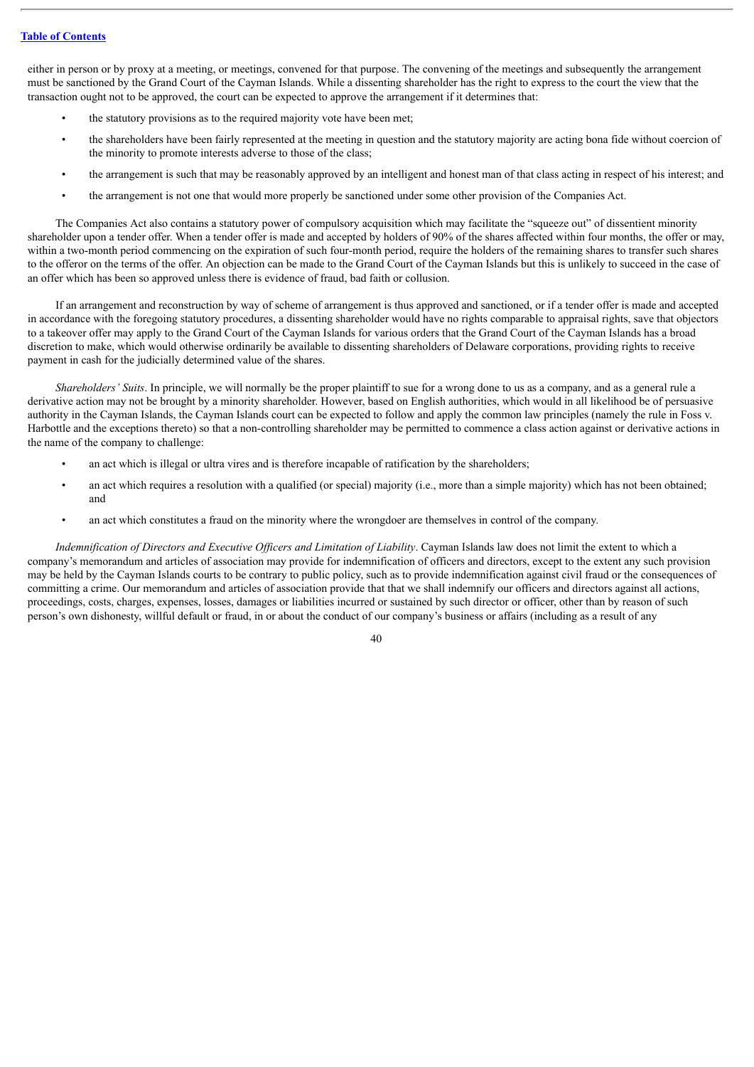either in person or by proxy at a meeting, or meetings, convened for that purpose. The convening of the meetings and subsequently the arrangement must be sanctioned by the Grand Court of the Cayman Islands. While a dissenting shareholder has the right to express to the court the view that the transaction ought not to be approved, the court can be expected to approve the arrangement if it determines that:

- the statutory provisions as to the required majority vote have been met;
- the shareholders have been fairly represented at the meeting in question and the statutory majority are acting bona fide without coercion of the minority to promote interests adverse to those of the class;
- the arrangement is such that may be reasonably approved by an intelligent and honest man of that class acting in respect of his interest; and
- the arrangement is not one that would more properly be sanctioned under some other provision of the Companies Act.

The Companies Act also contains a statutory power of compulsory acquisition which may facilitate the "squeeze out" of dissentient minority shareholder upon a tender offer. When a tender offer is made and accepted by holders of 90% of the shares affected within four months, the offer or may, within a two-month period commencing on the expiration of such four-month period, require the holders of the remaining shares to transfer such shares to the offeror on the terms of the offer. An objection can be made to the Grand Court of the Cayman Islands but this is unlikely to succeed in the case of an offer which has been so approved unless there is evidence of fraud, bad faith or collusion.

If an arrangement and reconstruction by way of scheme of arrangement is thus approved and sanctioned, or if a tender offer is made and accepted in accordance with the foregoing statutory procedures, a dissenting shareholder would have no rights comparable to appraisal rights, save that objectors to a takeover offer may apply to the Grand Court of the Cayman Islands for various orders that the Grand Court of the Cayman Islands has a broad discretion to make, which would otherwise ordinarily be available to dissenting shareholders of Delaware corporations, providing rights to receive payment in cash for the judicially determined value of the shares.

*Shareholders' Suits*. In principle, we will normally be the proper plaintiff to sue for a wrong done to us as a company, and as a general rule a derivative action may not be brought by a minority shareholder. However, based on English authorities, which would in all likelihood be of persuasive authority in the Cayman Islands, the Cayman Islands court can be expected to follow and apply the common law principles (namely the rule in Foss v. Harbottle and the exceptions thereto) so that a non-controlling shareholder may be permitted to commence a class action against or derivative actions in the name of the company to challenge:

- an act which is illegal or ultra vires and is therefore incapable of ratification by the shareholders;
- an act which requires a resolution with a qualified (or special) majority (i.e., more than a simple majority) which has not been obtained; and
- an act which constitutes a fraud on the minority where the wrongdoer are themselves in control of the company.

*Indemnification of Directors and Executive Officers and Limitation of Liability*. Cayman Islands law does not limit the extent to which a company's memorandum and articles of association may provide for indemnification of officers and directors, except to the extent any such provision may be held by the Cayman Islands courts to be contrary to public policy, such as to provide indemnification against civil fraud or the consequences of committing a crime. Our memorandum and articles of association provide that that we shall indemnify our officers and directors against all actions, proceedings, costs, charges, expenses, losses, damages or liabilities incurred or sustained by such director or officer, other than by reason of such person's own dishonesty, willful default or fraud, in or about the conduct of our company's business or affairs (including as a result of any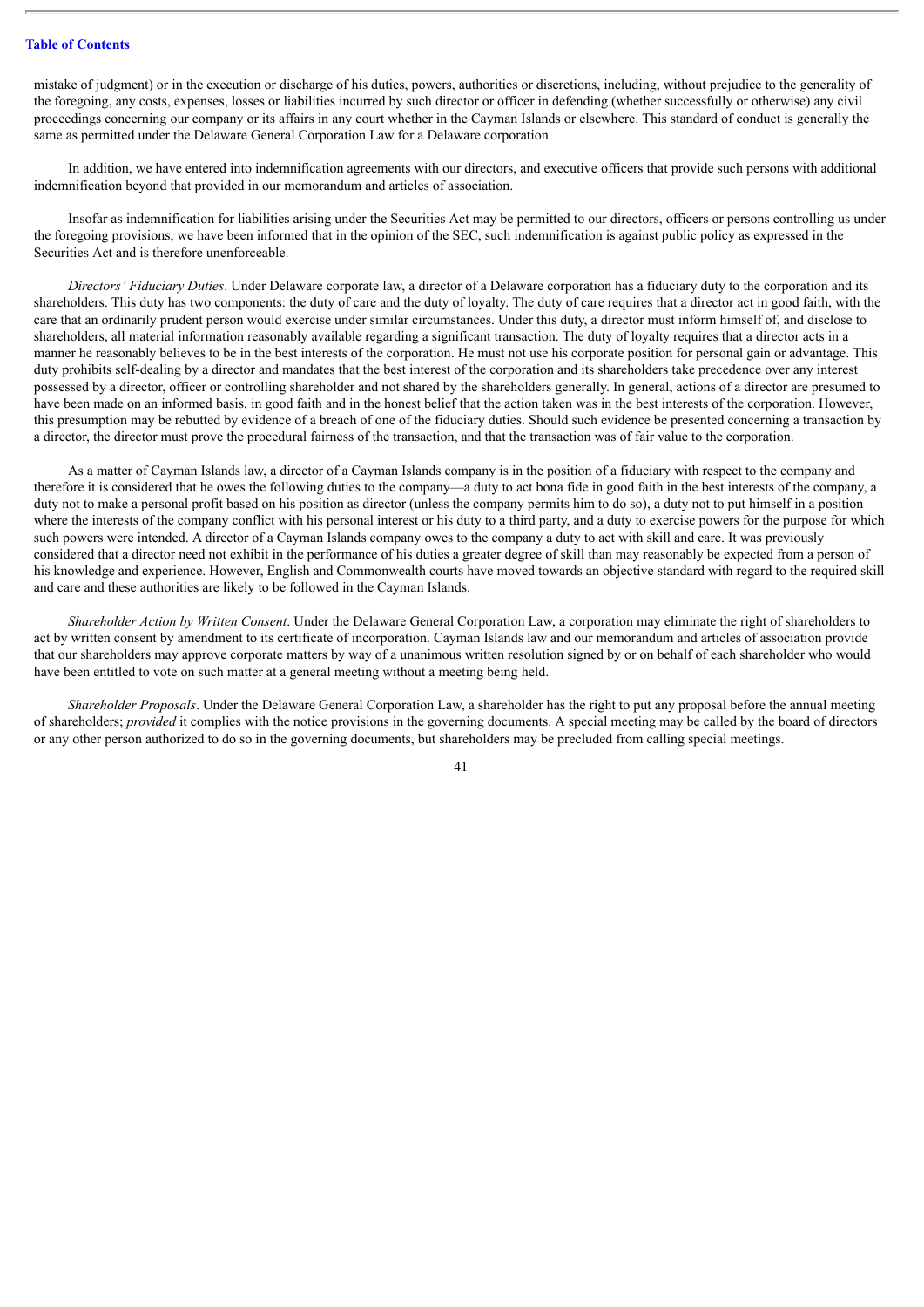mistake of judgment) or in the execution or discharge of his duties, powers, authorities or discretions, including, without prejudice to the generality of the foregoing, any costs, expenses, losses or liabilities incurred by such director or officer in defending (whether successfully or otherwise) any civil proceedings concerning our company or its affairs in any court whether in the Cayman Islands or elsewhere. This standard of conduct is generally the same as permitted under the Delaware General Corporation Law for a Delaware corporation.

In addition, we have entered into indemnification agreements with our directors, and executive officers that provide such persons with additional indemnification beyond that provided in our memorandum and articles of association.

Insofar as indemnification for liabilities arising under the Securities Act may be permitted to our directors, officers or persons controlling us under the foregoing provisions, we have been informed that in the opinion of the SEC, such indemnification is against public policy as expressed in the Securities Act and is therefore unenforceable.

*Directors' Fiduciary Duties*. Under Delaware corporate law, a director of a Delaware corporation has a fiduciary duty to the corporation and its shareholders. This duty has two components: the duty of care and the duty of loyalty. The duty of care requires that a director act in good faith, with the care that an ordinarily prudent person would exercise under similar circumstances. Under this duty, a director must inform himself of, and disclose to shareholders, all material information reasonably available regarding a significant transaction. The duty of loyalty requires that a director acts in a manner he reasonably believes to be in the best interests of the corporation. He must not use his corporate position for personal gain or advantage. This duty prohibits self-dealing by a director and mandates that the best interest of the corporation and its shareholders take precedence over any interest possessed by a director, officer or controlling shareholder and not shared by the shareholders generally. In general, actions of a director are presumed to have been made on an informed basis, in good faith and in the honest belief that the action taken was in the best interests of the corporation. However, this presumption may be rebutted by evidence of a breach of one of the fiduciary duties. Should such evidence be presented concerning a transaction by a director, the director must prove the procedural fairness of the transaction, and that the transaction was of fair value to the corporation.

As a matter of Cayman Islands law, a director of a Cayman Islands company is in the position of a fiduciary with respect to the company and therefore it is considered that he owes the following duties to the company—a duty to act bona fide in good faith in the best interests of the company, a duty not to make a personal profit based on his position as director (unless the company permits him to do so), a duty not to put himself in a position where the interests of the company conflict with his personal interest or his duty to a third party, and a duty to exercise powers for the purpose for which such powers were intended. A director of a Cayman Islands company owes to the company a duty to act with skill and care. It was previously considered that a director need not exhibit in the performance of his duties a greater degree of skill than may reasonably be expected from a person of his knowledge and experience. However, English and Commonwealth courts have moved towards an objective standard with regard to the required skill and care and these authorities are likely to be followed in the Cayman Islands.

*Shareholder Action by Written Consent*. Under the Delaware General Corporation Law, a corporation may eliminate the right of shareholders to act by written consent by amendment to its certificate of incorporation. Cayman Islands law and our memorandum and articles of association provide that our shareholders may approve corporate matters by way of a unanimous written resolution signed by or on behalf of each shareholder who would have been entitled to vote on such matter at a general meeting without a meeting being held.

*Shareholder Proposals*. Under the Delaware General Corporation Law, a shareholder has the right to put any proposal before the annual meeting of shareholders; *provided* it complies with the notice provisions in the governing documents. A special meeting may be called by the board of directors or any other person authorized to do so in the governing documents, but shareholders may be precluded from calling special meetings.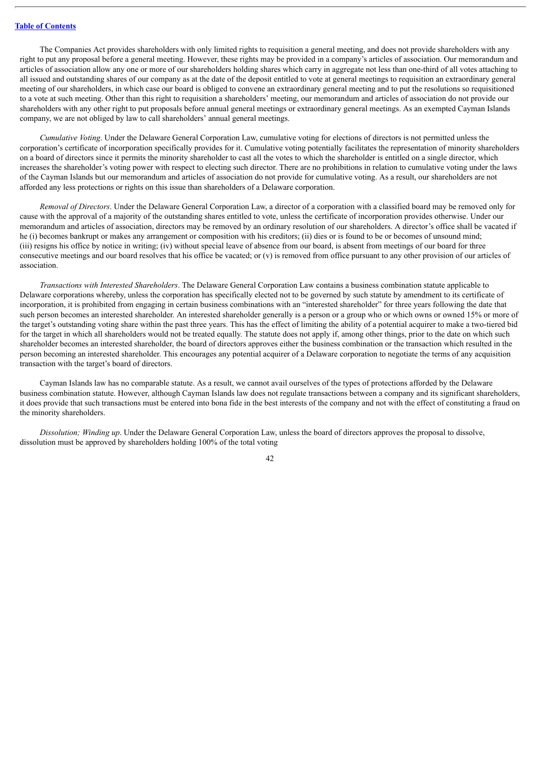The Companies Act provides shareholders with only limited rights to requisition a general meeting, and does not provide shareholders with any right to put any proposal before a general meeting. However, these rights may be provided in a company's articles of association. Our memorandum and articles of association allow any one or more of our shareholders holding shares which carry in aggregate not less than one-third of all votes attaching to all issued and outstanding shares of our company as at the date of the deposit entitled to vote at general meetings to requisition an extraordinary general meeting of our shareholders, in which case our board is obliged to convene an extraordinary general meeting and to put the resolutions so requisitioned to a vote at such meeting. Other than this right to requisition a shareholders' meeting, our memorandum and articles of association do not provide our shareholders with any other right to put proposals before annual general meetings or extraordinary general meetings. As an exempted Cayman Islands company, we are not obliged by law to call shareholders' annual general meetings.

*Cumulative Voting*. Under the Delaware General Corporation Law, cumulative voting for elections of directors is not permitted unless the corporation's certificate of incorporation specifically provides for it. Cumulative voting potentially facilitates the representation of minority shareholders on a board of directors since it permits the minority shareholder to cast all the votes to which the shareholder is entitled on a single director, which increases the shareholder's voting power with respect to electing such director. There are no prohibitions in relation to cumulative voting under the laws of the Cayman Islands but our memorandum and articles of association do not provide for cumulative voting. As a result, our shareholders are not afforded any less protections or rights on this issue than shareholders of a Delaware corporation.

*Removal of Directors*. Under the Delaware General Corporation Law, a director of a corporation with a classified board may be removed only for cause with the approval of a majority of the outstanding shares entitled to vote, unless the certificate of incorporation provides otherwise. Under our memorandum and articles of association, directors may be removed by an ordinary resolution of our shareholders. A director's office shall be vacated if he (i) becomes bankrupt or makes any arrangement or composition with his creditors; (ii) dies or is found to be or becomes of unsound mind; (iii) resigns his office by notice in writing; (iv) without special leave of absence from our board, is absent from meetings of our board for three consecutive meetings and our board resolves that his office be vacated; or (v) is removed from office pursuant to any other provision of our articles of association.

*Transactions with Interested Shareholders*. The Delaware General Corporation Law contains a business combination statute applicable to Delaware corporations whereby, unless the corporation has specifically elected not to be governed by such statute by amendment to its certificate of incorporation, it is prohibited from engaging in certain business combinations with an "interested shareholder" for three years following the date that such person becomes an interested shareholder. An interested shareholder generally is a person or a group who or which owns or owned 15% or more of the target's outstanding voting share within the past three years. This has the effect of limiting the ability of a potential acquirer to make a two-tiered bid for the target in which all shareholders would not be treated equally. The statute does not apply if, among other things, prior to the date on which such shareholder becomes an interested shareholder, the board of directors approves either the business combination or the transaction which resulted in the person becoming an interested shareholder. This encourages any potential acquirer of a Delaware corporation to negotiate the terms of any acquisition transaction with the target's board of directors.

Cayman Islands law has no comparable statute. As a result, we cannot avail ourselves of the types of protections afforded by the Delaware business combination statute. However, although Cayman Islands law does not regulate transactions between a company and its significant shareholders, it does provide that such transactions must be entered into bona fide in the best interests of the company and not with the effect of constituting a fraud on the minority shareholders.

*Dissolution; Winding up*. Under the Delaware General Corporation Law, unless the board of directors approves the proposal to dissolve, dissolution must be approved by shareholders holding 100% of the total voting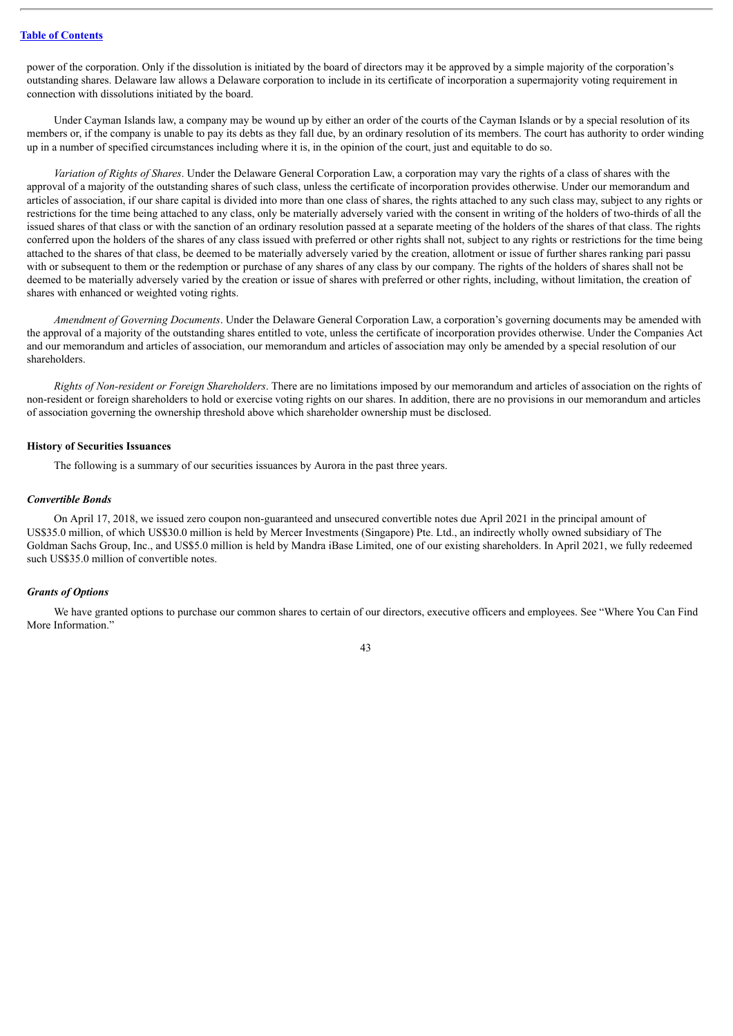power of the corporation. Only if the dissolution is initiated by the board of directors may it be approved by a simple majority of the corporation's outstanding shares. Delaware law allows a Delaware corporation to include in its certificate of incorporation a supermajority voting requirement in connection with dissolutions initiated by the board.

Under Cayman Islands law, a company may be wound up by either an order of the courts of the Cayman Islands or by a special resolution of its members or, if the company is unable to pay its debts as they fall due, by an ordinary resolution of its members. The court has authority to order winding up in a number of specified circumstances including where it is, in the opinion of the court, just and equitable to do so.

*Variation of Rights of Shares*. Under the Delaware General Corporation Law, a corporation may vary the rights of a class of shares with the approval of a majority of the outstanding shares of such class, unless the certificate of incorporation provides otherwise. Under our memorandum and articles of association, if our share capital is divided into more than one class of shares, the rights attached to any such class may, subject to any rights or restrictions for the time being attached to any class, only be materially adversely varied with the consent in writing of the holders of two-thirds of all the issued shares of that class or with the sanction of an ordinary resolution passed at a separate meeting of the holders of the shares of that class. The rights conferred upon the holders of the shares of any class issued with preferred or other rights shall not, subject to any rights or restrictions for the time being attached to the shares of that class, be deemed to be materially adversely varied by the creation, allotment or issue of further shares ranking pari passu with or subsequent to them or the redemption or purchase of any shares of any class by our company. The rights of the holders of shares shall not be deemed to be materially adversely varied by the creation or issue of shares with preferred or other rights, including, without limitation, the creation of shares with enhanced or weighted voting rights.

*Amendment of Governing Documents*. Under the Delaware General Corporation Law, a corporation's governing documents may be amended with the approval of a majority of the outstanding shares entitled to vote, unless the certificate of incorporation provides otherwise. Under the Companies Act and our memorandum and articles of association, our memorandum and articles of association may only be amended by a special resolution of our shareholders.

*Rights of Non-resident or Foreign Shareholders*. There are no limitations imposed by our memorandum and articles of association on the rights of non-resident or foreign shareholders to hold or exercise voting rights on our shares. In addition, there are no provisions in our memorandum and articles of association governing the ownership threshold above which shareholder ownership must be disclosed.

**History of Securities Issuances**

The following is a summary of our securities issuances by Aurora in the past three years.

***Convertible Bonds***

On April 17, 2018, we issued zero coupon non-guaranteed and unsecured convertible notes due April 2021 in the principal amount of US$35.0 million, of which US$30.0 million is held by Mercer Investments (Singapore) Pte. Ltd., an indirectly wholly owned subsidiary of The Goldman Sachs Group, Inc., and US$5.0 million is held by Mandra iBase Limited, one of our existing shareholders. In April 2021, we fully redeemed such US$35.0 million of convertible notes.

***Grants of Options***

We have granted options to purchase our common shares to certain of our directors, executive officers and employees. See "Where You Can Find More Information."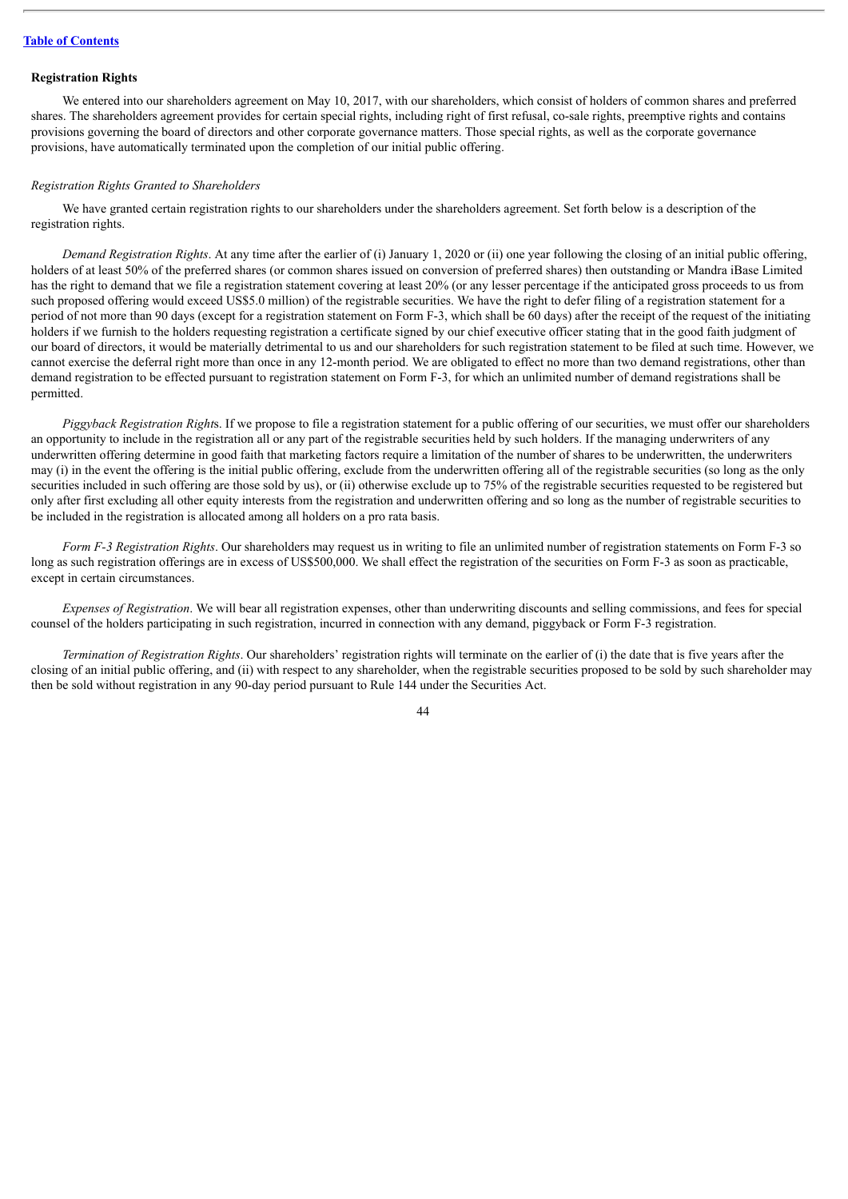### Registration Rights

We entered into our shareholders agreement on May 10, 2017, with our shareholders, which consist of holders of common shares and preferred shares. The shareholders agreement provides for certain special rights, including right of first refusal, co-sale rights, preemptive rights and contains provisions governing the board of directors and other corporate governance matters. Those special rights, as well as the corporate governance provisions, have automatically terminated upon the completion of our initial public offering.

*Registration Rights Granted to Shareholders*

We have granted certain registration rights to our shareholders under the shareholders agreement. Set forth below is a description of the registration rights.

*Demand Registration Rights*. At any time after the earlier of (i) January 1, 2020 or (ii) one year following the closing of an initial public offering, holders of at least 50% of the preferred shares (or common shares issued on conversion of preferred shares) then outstanding or Mandra iBase Limited has the right to demand that we file a registration statement covering at least 20% (or any lesser percentage if the anticipated gross proceeds to us from such proposed offering would exceed US$5.0 million) of the registrable securities. We have the right to defer filing of a registration statement for a period of not more than 90 days (except for a registration statement on Form F-3, which shall be 60 days) after the receipt of the request of the initiating holders if we furnish to the holders requesting registration a certificate signed by our chief executive officer stating that in the good faith judgment of our board of directors, it would be materially detrimental to us and our shareholders for such registration statement to be filed at such time. However, we cannot exercise the deferral right more than once in any 12-month period. We are obligated to effect no more than two demand registrations, other than demand registration to be effected pursuant to registration statement on Form F-3, for which an unlimited number of demand registrations shall be permitted.

*Piggyback Registration Right*s. If we propose to file a registration statement for a public offering of our securities, we must offer our shareholders an opportunity to include in the registration all or any part of the registrable securities held by such holders. If the managing underwriters of any underwritten offering determine in good faith that marketing factors require a limitation of the number of shares to be underwritten, the underwriters may (i) in the event the offering is the initial public offering, exclude from the underwritten offering all of the registrable securities (so long as the only securities included in such offering are those sold by us), or (ii) otherwise exclude up to 75% of the registrable securities requested to be registered but only after first excluding all other equity interests from the registration and underwritten offering and so long as the number of registrable securities to be included in the registration is allocated among all holders on a pro rata basis.

*Form F-3 Registration Rights*. Our shareholders may request us in writing to file an unlimited number of registration statements on Form F-3 so long as such registration offerings are in excess of US$500,000. We shall effect the registration of the securities on Form F-3 as soon as practicable, except in certain circumstances.

*Expenses of Registration*. We will bear all registration expenses, other than underwriting discounts and selling commissions, and fees for special counsel of the holders participating in such registration, incurred in connection with any demand, piggyback or Form F-3 registration.

*Termination of Registration Rights*. Our shareholders' registration rights will terminate on the earlier of (i) the date that is five years after the closing of an initial public offering, and (ii) with respect to any shareholder, when the registrable securities proposed to be sold by such shareholder may then be sold without registration in any 90-day period pursuant to Rule 144 under the Securities Act.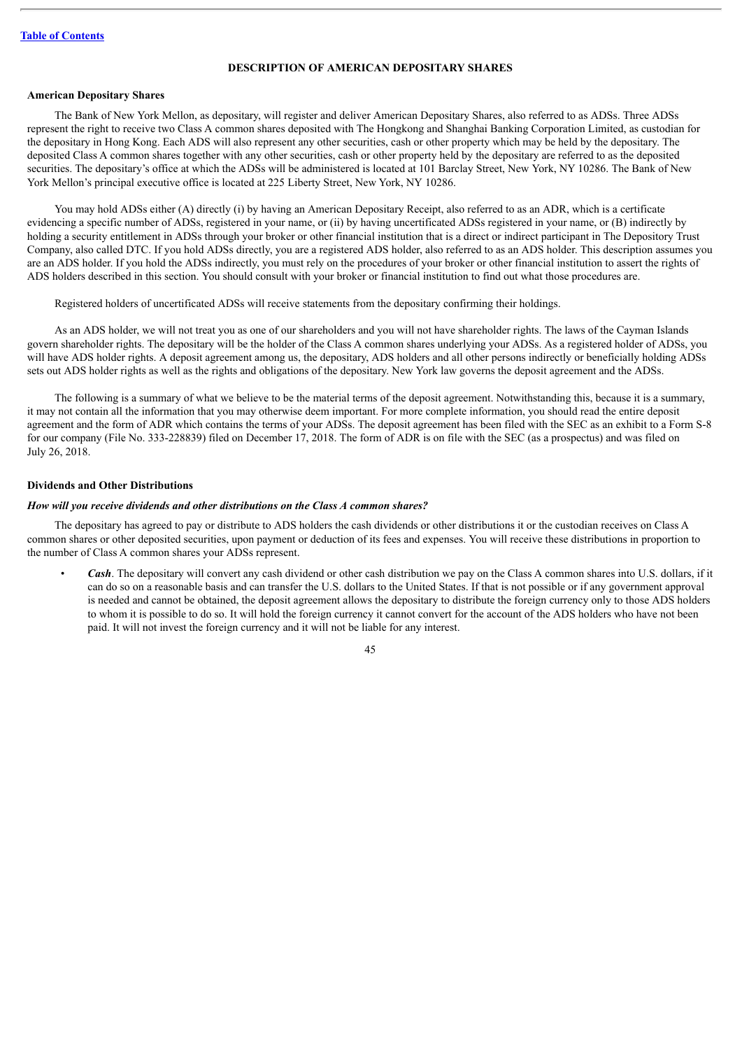[Table of Contents](#)

# DESCRIPTION OF AMERICAN DEPOSITARY SHARES

### American Depositary Shares

The Bank of New York Mellon, as depositary, will register and deliver American Depositary Shares, also referred to as ADSs. Three ADSs represent the right to receive two Class A common shares deposited with The Hongkong and Shanghai Banking Corporation Limited, as custodian for the depositary in Hong Kong. Each ADS will also represent any other securities, cash or other property which may be held by the depositary. The deposited Class A common shares together with any other securities, cash or other property held by the depositary are referred to as the deposited securities. The depositary's office at which the ADSs will be administered is located at 101 Barclay Street, New York, NY 10286. The Bank of New York Mellon's principal executive office is located at 225 Liberty Street, New York, NY 10286.

You may hold ADSs either (A) directly (i) by having an American Depositary Receipt, also referred to as an ADR, which is a certificate evidencing a specific number of ADSs, registered in your name, or (ii) by having uncertificated ADSs registered in your name, or (B) indirectly by holding a security entitlement in ADSs through your broker or other financial institution that is a direct or indirect participant in The Depository Trust Company, also called DTC. If you hold ADSs directly, you are a registered ADS holder, also referred to as an ADS holder. This description assumes you are an ADS holder. If you hold the ADSs indirectly, you must rely on the procedures of your broker or other financial institution to assert the rights of ADS holders described in this section. You should consult with your broker or financial institution to find out what those procedures are.

Registered holders of uncertificated ADSs will receive statements from the depositary confirming their holdings.

As an ADS holder, we will not treat you as one of our shareholders and you will not have shareholder rights. The laws of the Cayman Islands govern shareholder rights. The depositary will be the holder of the Class A common shares underlying your ADSs. As a registered holder of ADSs, you will have ADS holder rights. A deposit agreement among us, the depositary, ADS holders and all other persons indirectly or beneficially holding ADSs sets out ADS holder rights as well as the rights and obligations of the depositary. New York law governs the deposit agreement and the ADSs.

The following is a summary of what we believe to be the material terms of the deposit agreement. Notwithstanding this, because it is a summary, it may not contain all the information that you may otherwise deem important. For more complete information, you should read the entire deposit agreement and the form of ADR which contains the terms of your ADSs. The deposit agreement has been filed with the SEC as an exhibit to a Form S-8 for our company (File No. 333-228839) filed on December 17, 2018. The form of ADR is on file with the SEC (as a prospectus) and was filed on July 26, 2018.

### Dividends and Other Distributions

#### *How will you receive dividends and other distributions on the Class A common shares?*

The depositary has agreed to pay or distribute to ADS holders the cash dividends or other distributions it or the custodian receives on Class A common shares or other deposited securities, upon payment or deduction of its fees and expenses. You will receive these distributions in proportion to the number of Class A common shares your ADSs represent.

- ***Cash***. The depositary will convert any cash dividend or other cash distribution we pay on the Class A common shares into U.S. dollars, if it can do so on a reasonable basis and can transfer the U.S. dollars to the United States. If that is not possible or if any government approval is needed and cannot be obtained, the deposit agreement allows the depositary to distribute the foreign currency only to those ADS holders to whom it is possible to do so. It will hold the foreign currency it cannot convert for the account of the ADS holders who have not been paid. It will not invest the foreign currency and it will not be liable for any interest.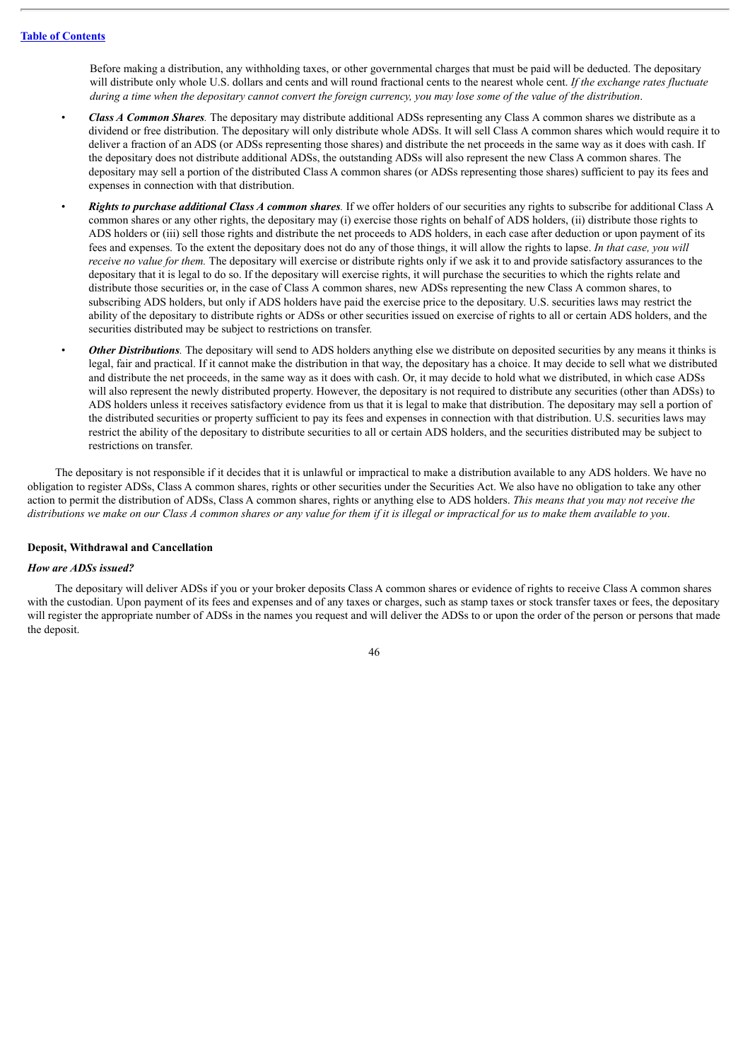Before making a distribution, any withholding taxes, or other governmental charges that must be paid will be deducted. The depositary will distribute only whole U.S. dollars and cents and will round fractional cents to the nearest whole cent. *If the exchange rates fluctuate during a time when the depositary cannot convert the foreign currency, you may lose some of the value of the distribution*.

- ***Class A Common Shares.*** The depositary may distribute additional ADSs representing any Class A common shares we distribute as a dividend or free distribution. The depositary will only distribute whole ADSs. It will sell Class A common shares which would require it to deliver a fraction of an ADS (or ADSs representing those shares) and distribute the net proceeds in the same way as it does with cash. If the depositary does not distribute additional ADSs, the outstanding ADSs will also represent the new Class A common shares. The depositary may sell a portion of the distributed Class A common shares (or ADSs representing those shares) sufficient to pay its fees and expenses in connection with that distribution.
- ***Rights to purchase additional Class A common shares.*** If we offer holders of our securities any rights to subscribe for additional Class A common shares or any other rights, the depositary may (i) exercise those rights on behalf of ADS holders, (ii) distribute those rights to ADS holders or (iii) sell those rights and distribute the net proceeds to ADS holders, in each case after deduction or upon payment of its fees and expenses. To the extent the depositary does not do any of those things, it will allow the rights to lapse. *In that case, you will receive no value for them.* The depositary will exercise or distribute rights only if we ask it to and provide satisfactory assurances to the depositary that it is legal to do so. If the depositary will exercise rights, it will purchase the securities to which the rights relate and distribute those securities or, in the case of Class A common shares, new ADSs representing the new Class A common shares, to subscribing ADS holders, but only if ADS holders have paid the exercise price to the depositary. U.S. securities laws may restrict the ability of the depositary to distribute rights or ADSs or other securities issued on exercise of rights to all or certain ADS holders, and the securities distributed may be subject to restrictions on transfer.
- ***Other Distributions.*** The depositary will send to ADS holders anything else we distribute on deposited securities by any means it thinks is legal, fair and practical. If it cannot make the distribution in that way, the depositary has a choice. It may decide to sell what we distributed and distribute the net proceeds, in the same way as it does with cash. Or, it may decide to hold what we distributed, in which case ADSs will also represent the newly distributed property. However, the depositary is not required to distribute any securities (other than ADSs) to ADS holders unless it receives satisfactory evidence from us that it is legal to make that distribution. The depositary may sell a portion of the distributed securities or property sufficient to pay its fees and expenses in connection with that distribution. U.S. securities laws may restrict the ability of the depositary to distribute securities to all or certain ADS holders, and the securities distributed may be subject to restrictions on transfer.

The depositary is not responsible if it decides that it is unlawful or impractical to make a distribution available to any ADS holders. We have no obligation to register ADSs, Class A common shares, rights or other securities under the Securities Act. We also have no obligation to take any other action to permit the distribution of ADSs, Class A common shares, rights or anything else to ADS holders. *This means that you may not receive the distributions we make on our Class A common shares or any value for them if it is illegal or impractical for us to make them available to you*.

### Deposit, Withdrawal and Cancellation

#### *How are ADSs issued?*

The depositary will deliver ADSs if you or your broker deposits Class A common shares or evidence of rights to receive Class A common shares with the custodian. Upon payment of its fees and expenses and of any taxes or charges, such as stamp taxes or stock transfer taxes or fees, the depositary will register the appropriate number of ADSs in the names you request and will deliver the ADSs to or upon the order of the person or persons that made the deposit.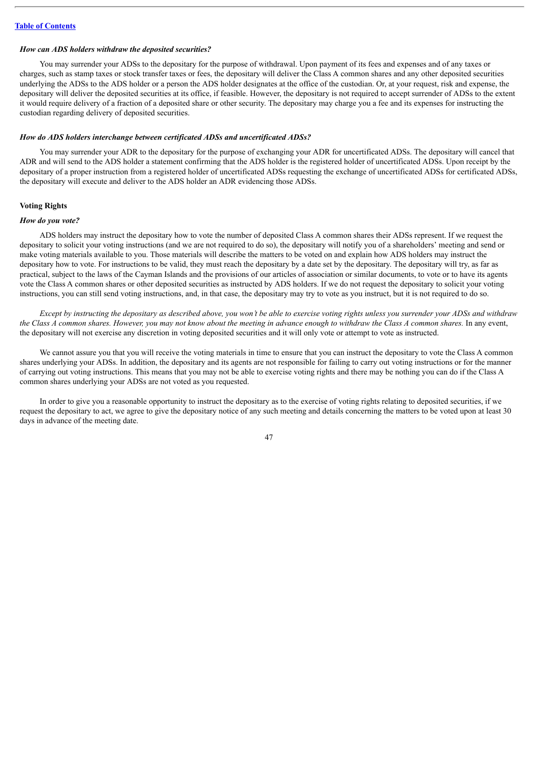[Table of Contents](#)

***How can ADS holders withdraw the deposited securities?***

You may surrender your ADSs to the depositary for the purpose of withdrawal. Upon payment of its fees and expenses and of any taxes or charges, such as stamp taxes or stock transfer taxes or fees, the depositary will deliver the Class A common shares and any other deposited securities underlying the ADSs to the ADS holder or a person the ADS holder designates at the office of the custodian. Or, at your request, risk and expense, the depositary will deliver the deposited securities at its office, if feasible. However, the depositary is not required to accept surrender of ADSs to the extent it would require delivery of a fraction of a deposited share or other security. The depositary may charge you a fee and its expenses for instructing the custodian regarding delivery of deposited securities.

***How do ADS holders interchange between certificated ADSs and uncertificated ADSs?***

You may surrender your ADR to the depositary for the purpose of exchanging your ADR for uncertificated ADSs. The depositary will cancel that ADR and will send to the ADS holder a statement confirming that the ADS holder is the registered holder of uncertificated ADSs. Upon receipt by the depositary of a proper instruction from a registered holder of uncertificated ADSs requesting the exchange of uncertificated ADSs for certificated ADSs, the depositary will execute and deliver to the ADS holder an ADR evidencing those ADSs.

**Voting Rights**

***How do you vote?***

ADS holders may instruct the depositary how to vote the number of deposited Class A common shares their ADSs represent. If we request the depositary to solicit your voting instructions (and we are not required to do so), the depositary will notify you of a shareholders' meeting and send or make voting materials available to you. Those materials will describe the matters to be voted on and explain how ADS holders may instruct the depositary how to vote. For instructions to be valid, they must reach the depositary by a date set by the depositary. The depositary will try, as far as practical, subject to the laws of the Cayman Islands and the provisions of our articles of association or similar documents, to vote or to have its agents vote the Class A common shares or other deposited securities as instructed by ADS holders. If we do not request the depositary to solicit your voting instructions, you can still send voting instructions, and, in that case, the depositary may try to vote as you instruct, but it is not required to do so.

*Except by instructing the depositary as described above, you won't be able to exercise voting rights unless you surrender your ADSs and withdraw the Class A common shares. However, you may not know about the meeting in advance enough to withdraw the Class A common shares.* In any event, the depositary will not exercise any discretion in voting deposited securities and it will only vote or attempt to vote as instructed.

We cannot assure you that you will receive the voting materials in time to ensure that you can instruct the depositary to vote the Class A common shares underlying your ADSs. In addition, the depositary and its agents are not responsible for failing to carry out voting instructions or for the manner of carrying out voting instructions. This means that you may not be able to exercise voting rights and there may be nothing you can do if the Class A common shares underlying your ADSs are not voted as you requested.

In order to give you a reasonable opportunity to instruct the depositary as to the exercise of voting rights relating to deposited securities, if we request the depositary to act, we agree to give the depositary notice of any such meeting and details concerning the matters to be voted upon at least 30 days in advance of the meeting date.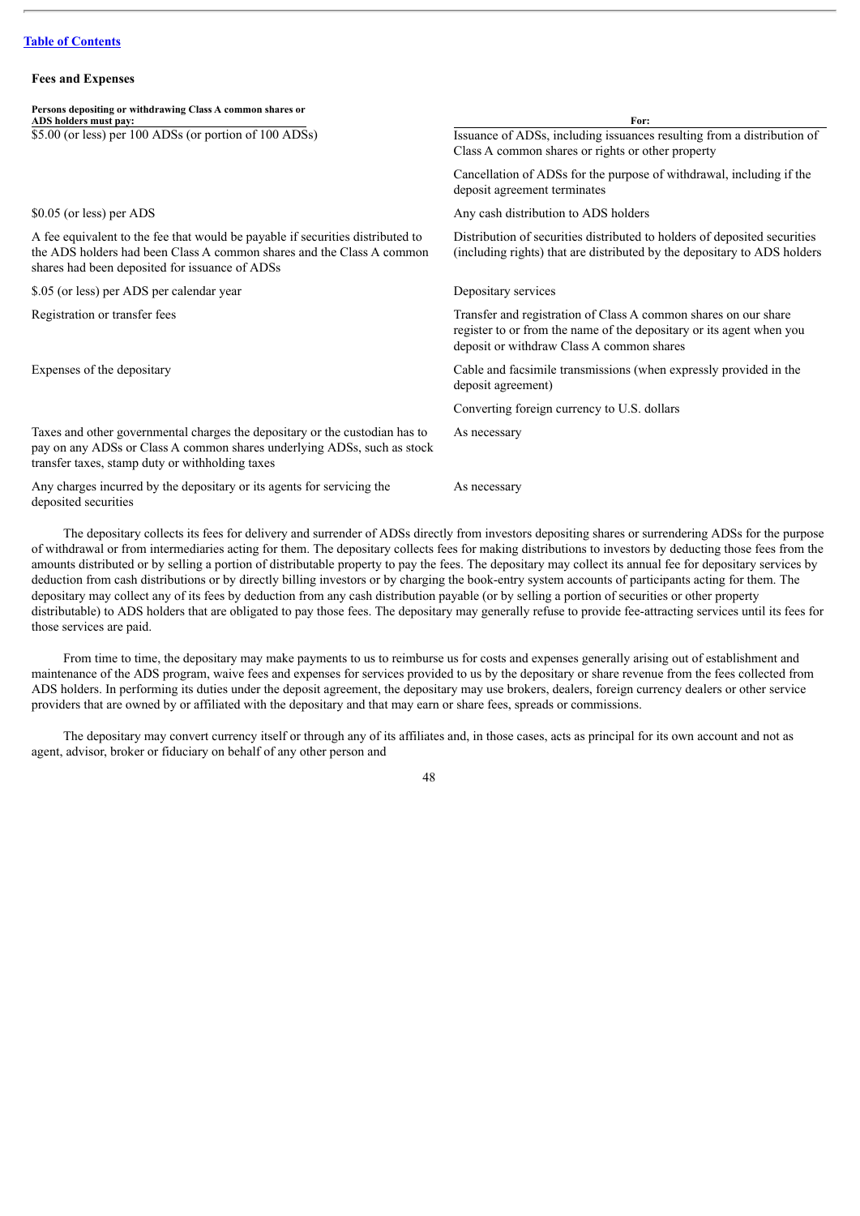### Fees and Expenses

| Persons depositing or withdrawing Class A common shares or ADS holders must pay: | For: |
| --- | --- |
| $5.00 (or less) per 100 ADSs (or portion of 100 ADSs) | Issuance of ADSs, including issuances resulting from a distribution of Class A common shares or rights or other property |
| | Cancellation of ADSs for the purpose of withdrawal, including if the deposit agreement terminates |
| $0.05 (or less) per ADS | Any cash distribution to ADS holders |
| A fee equivalent to the fee that would be payable if securities distributed to the ADS holders had been Class A common shares and the Class A common shares had been deposited for issuance of ADSs | Distribution of securities distributed to holders of deposited securities (including rights) that are distributed by the depositary to ADS holders |
| $.05 (or less) per ADS per calendar year | Depositary services |
| Registration or transfer fees | Transfer and registration of Class A common shares on our share register to or from the name of the depositary or its agent when you deposit or withdraw Class A common shares |
| Expenses of the depositary | Cable and facsimile transmissions (when expressly provided in the deposit agreement) |
| | Converting foreign currency to U.S. dollars |
| Taxes and other governmental charges the depositary or the custodian has to pay on any ADSs or Class A common shares underlying ADSs, such as stock transfer taxes, stamp duty or withholding taxes | As necessary |
| Any charges incurred by the depositary or its agents for servicing the deposited securities | As necessary |

The depositary collects its fees for delivery and surrender of ADSs directly from investors depositing shares or surrendering ADSs for the purpose of withdrawal or from intermediaries acting for them. The depositary collects fees for making distributions to investors by deducting those fees from the amounts distributed or by selling a portion of distributable property to pay the fees. The depositary may collect its annual fee for depositary services by deduction from cash distributions or by directly billing investors or by charging the book-entry system accounts of participants acting for them. The depositary may collect any of its fees by deduction from any cash distribution payable (or by selling a portion of securities or other property distributable) to ADS holders that are obligated to pay those fees. The depositary may generally refuse to provide fee-attracting services until its fees for those services are paid.

From time to time, the depositary may make payments to us to reimburse us for costs and expenses generally arising out of establishment and maintenance of the ADS program, waive fees and expenses for services provided to us by the depositary or share revenue from the fees collected from ADS holders. In performing its duties under the deposit agreement, the depositary may use brokers, dealers, foreign currency dealers or other service providers that are owned by or affiliated with the depositary and that may earn or share fees, spreads or commissions.

The depositary may convert currency itself or through any of its affiliates and, in those cases, acts as principal for its own account and not as agent, advisor, broker or fiduciary on behalf of any other person and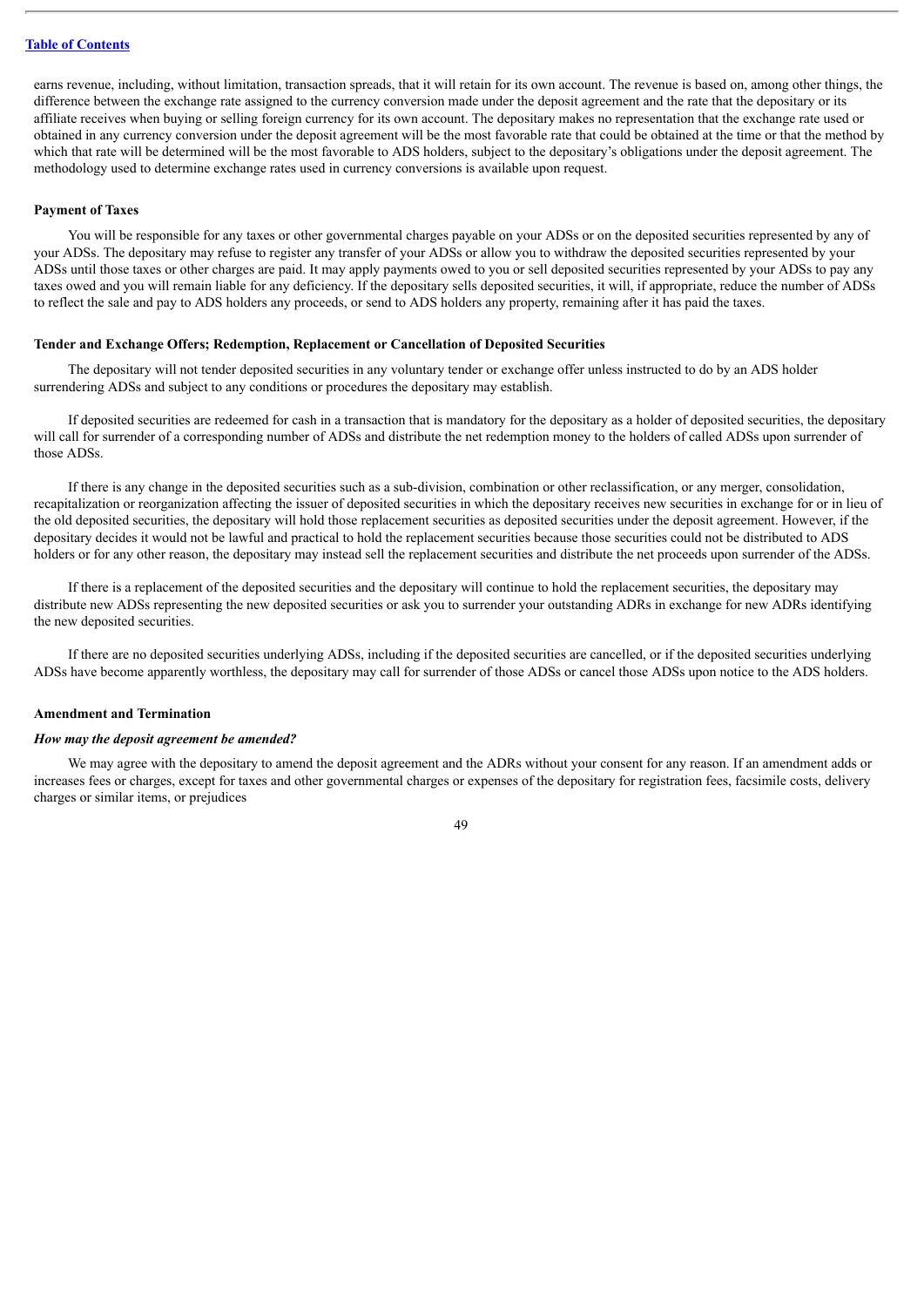earns revenue, including, without limitation, transaction spreads, that it will retain for its own account. The revenue is based on, among other things, the difference between the exchange rate assigned to the currency conversion made under the deposit agreement and the rate that the depositary or its affiliate receives when buying or selling foreign currency for its own account. The depositary makes no representation that the exchange rate used or obtained in any currency conversion under the deposit agreement will be the most favorable rate that could be obtained at the time or that the method by which that rate will be determined will be the most favorable to ADS holders, subject to the depositary's obligations under the deposit agreement. The methodology used to determine exchange rates used in currency conversions is available upon request.

**Payment of Taxes**

You will be responsible for any taxes or other governmental charges payable on your ADSs or on the deposited securities represented by any of your ADSs. The depositary may refuse to register any transfer of your ADSs or allow you to withdraw the deposited securities represented by your ADSs until those taxes or other charges are paid. It may apply payments owed to you or sell deposited securities represented by your ADSs to pay any taxes owed and you will remain liable for any deficiency. If the depositary sells deposited securities, it will, if appropriate, reduce the number of ADSs to reflect the sale and pay to ADS holders any proceeds, or send to ADS holders any property, remaining after it has paid the taxes.

**Tender and Exchange Offers; Redemption, Replacement or Cancellation of Deposited Securities**

The depositary will not tender deposited securities in any voluntary tender or exchange offer unless instructed to do by an ADS holder surrendering ADSs and subject to any conditions or procedures the depositary may establish.

If deposited securities are redeemed for cash in a transaction that is mandatory for the depositary as a holder of deposited securities, the depositary will call for surrender of a corresponding number of ADSs and distribute the net redemption money to the holders of called ADSs upon surrender of those ADSs.

If there is any change in the deposited securities such as a sub-division, combination or other reclassification, or any merger, consolidation, recapitalization or reorganization affecting the issuer of deposited securities in which the depositary receives new securities in exchange for or in lieu of the old deposited securities, the depositary will hold those replacement securities as deposited securities under the deposit agreement. However, if the depositary decides it would not be lawful and practical to hold the replacement securities because those securities could not be distributed to ADS holders or for any other reason, the depositary may instead sell the replacement securities and distribute the net proceeds upon surrender of the ADSs.

If there is a replacement of the deposited securities and the depositary will continue to hold the replacement securities, the depositary may distribute new ADSs representing the new deposited securities or ask you to surrender your outstanding ADRs in exchange for new ADRs identifying the new deposited securities.

If there are no deposited securities underlying ADSs, including if the deposited securities are cancelled, or if the deposited securities underlying ADSs have become apparently worthless, the depositary may call for surrender of those ADSs or cancel those ADSs upon notice to the ADS holders.

**Amendment and Termination**

***How may the deposit agreement be amended?***

We may agree with the depositary to amend the deposit agreement and the ADRs without your consent for any reason. If an amendment adds or increases fees or charges, except for taxes and other governmental charges or expenses of the depositary for registration fees, facsimile costs, delivery charges or similar items, or prejudices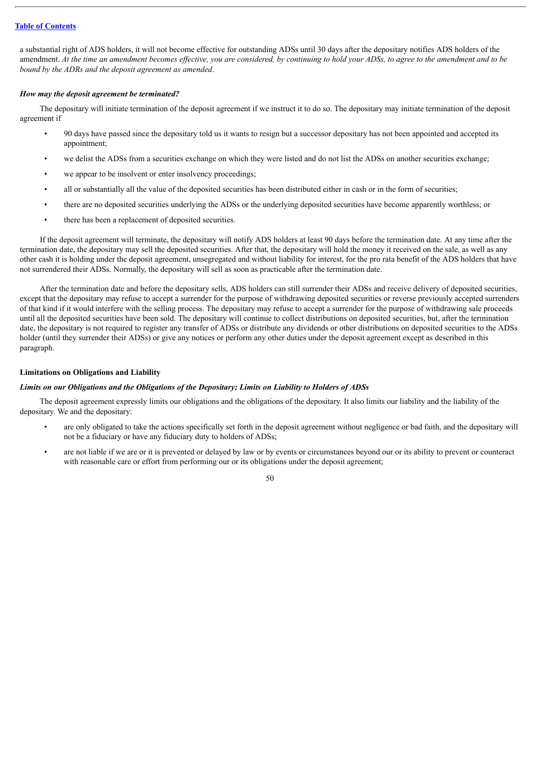a substantial right of ADS holders, it will not become effective for outstanding ADSs until 30 days after the depositary notifies ADS holders of the amendment. *At the time an amendment becomes effective, you are considered, by continuing to hold your ADSs, to agree to the amendment and to be bound by the ADRs and the deposit agreement as amended*.

***How may the deposit agreement be terminated?***

The depositary will initiate termination of the deposit agreement if we instruct it to do so. The depositary may initiate termination of the deposit agreement if

- 90 days have passed since the depositary told us it wants to resign but a successor depositary has not been appointed and accepted its appointment;
- we delist the ADSs from a securities exchange on which they were listed and do not list the ADSs on another securities exchange;
- we appear to be insolvent or enter insolvency proceedings;
- all or substantially all the value of the deposited securities has been distributed either in cash or in the form of securities;
- there are no deposited securities underlying the ADSs or the underlying deposited securities have become apparently worthless; or
- there has been a replacement of deposited securities.

If the deposit agreement will terminate, the depositary will notify ADS holders at least 90 days before the termination date. At any time after the termination date, the depositary may sell the deposited securities. After that, the depositary will hold the money it received on the sale, as well as any other cash it is holding under the deposit agreement, unsegregated and without liability for interest, for the pro rata benefit of the ADS holders that have not surrendered their ADSs. Normally, the depositary will sell as soon as practicable after the termination date.

After the termination date and before the depositary sells, ADS holders can still surrender their ADSs and receive delivery of deposited securities, except that the depositary may refuse to accept a surrender for the purpose of withdrawing deposited securities or reverse previously accepted surrenders of that kind if it would interfere with the selling process. The depositary may refuse to accept a surrender for the purpose of withdrawing sale proceeds until all the deposited securities have been sold. The depositary will continue to collect distributions on deposited securities, but, after the termination date, the depositary is not required to register any transfer of ADSs or distribute any dividends or other distributions on deposited securities to the ADSs holder (until they surrender their ADSs) or give any notices or perform any other duties under the deposit agreement except as described in this paragraph.

**Limitations on Obligations and Liability**

***Limits on our Obligations and the Obligations of the Depositary; Limits on Liability to Holders of ADSs***

The deposit agreement expressly limits our obligations and the obligations of the depositary. It also limits our liability and the liability of the depositary. We and the depositary:

- are only obligated to take the actions specifically set forth in the deposit agreement without negligence or bad faith, and the depositary will not be a fiduciary or have any fiduciary duty to holders of ADSs;
- are not liable if we are or it is prevented or delayed by law or by events or circumstances beyond our or its ability to prevent or counteract with reasonable care or effort from performing our or its obligations under the deposit agreement;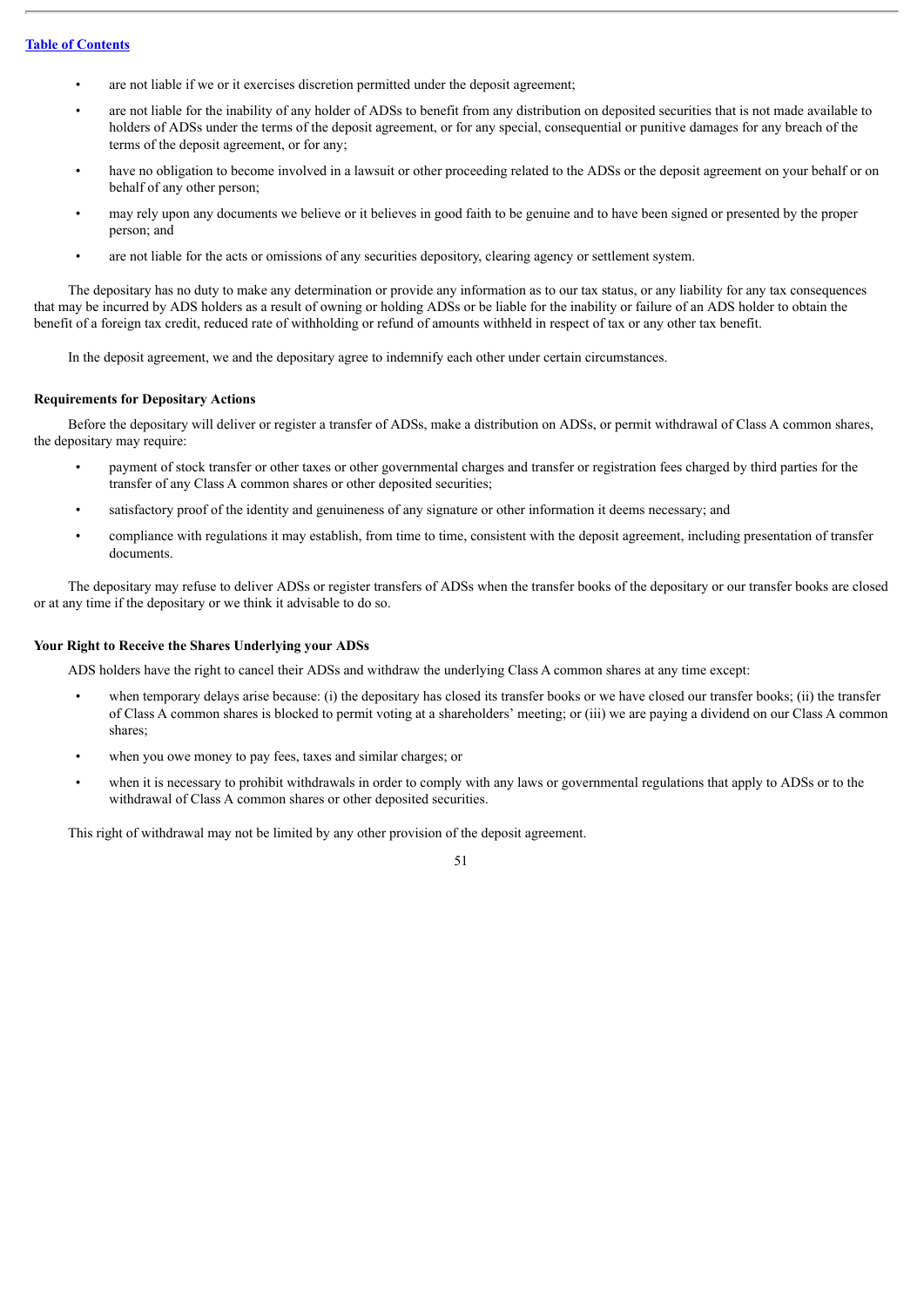- are not liable if we or it exercises discretion permitted under the deposit agreement;
- are not liable for the inability of any holder of ADSs to benefit from any distribution on deposited securities that is not made available to holders of ADSs under the terms of the deposit agreement, or for any special, consequential or punitive damages for any breach of the terms of the deposit agreement, or for any;
- have no obligation to become involved in a lawsuit or other proceeding related to the ADSs or the deposit agreement on your behalf or on behalf of any other person;
- may rely upon any documents we believe or it believes in good faith to be genuine and to have been signed or presented by the proper person; and
- are not liable for the acts or omissions of any securities depository, clearing agency or settlement system.

The depositary has no duty to make any determination or provide any information as to our tax status, or any liability for any tax consequences that may be incurred by ADS holders as a result of owning or holding ADSs or be liable for the inability or failure of an ADS holder to obtain the benefit of a foreign tax credit, reduced rate of withholding or refund of amounts withheld in respect of tax or any other tax benefit.

In the deposit agreement, we and the depositary agree to indemnify each other under certain circumstances.

**Requirements for Depositary Actions**

Before the depositary will deliver or register a transfer of ADSs, make a distribution on ADSs, or permit withdrawal of Class A common shares, the depositary may require:

- payment of stock transfer or other taxes or other governmental charges and transfer or registration fees charged by third parties for the transfer of any Class A common shares or other deposited securities;
- satisfactory proof of the identity and genuineness of any signature or other information it deems necessary; and
- compliance with regulations it may establish, from time to time, consistent with the deposit agreement, including presentation of transfer documents.

The depositary may refuse to deliver ADSs or register transfers of ADSs when the transfer books of the depositary or our transfer books are closed or at any time if the depositary or we think it advisable to do so.

**Your Right to Receive the Shares Underlying your ADSs**

ADS holders have the right to cancel their ADSs and withdraw the underlying Class A common shares at any time except:

- when temporary delays arise because: (i) the depositary has closed its transfer books or we have closed our transfer books; (ii) the transfer of Class A common shares is blocked to permit voting at a shareholders' meeting; or (iii) we are paying a dividend on our Class A common shares;
- when you owe money to pay fees, taxes and similar charges; or
- when it is necessary to prohibit withdrawals in order to comply with any laws or governmental regulations that apply to ADSs or to the withdrawal of Class A common shares or other deposited securities.

This right of withdrawal may not be limited by any other provision of the deposit agreement.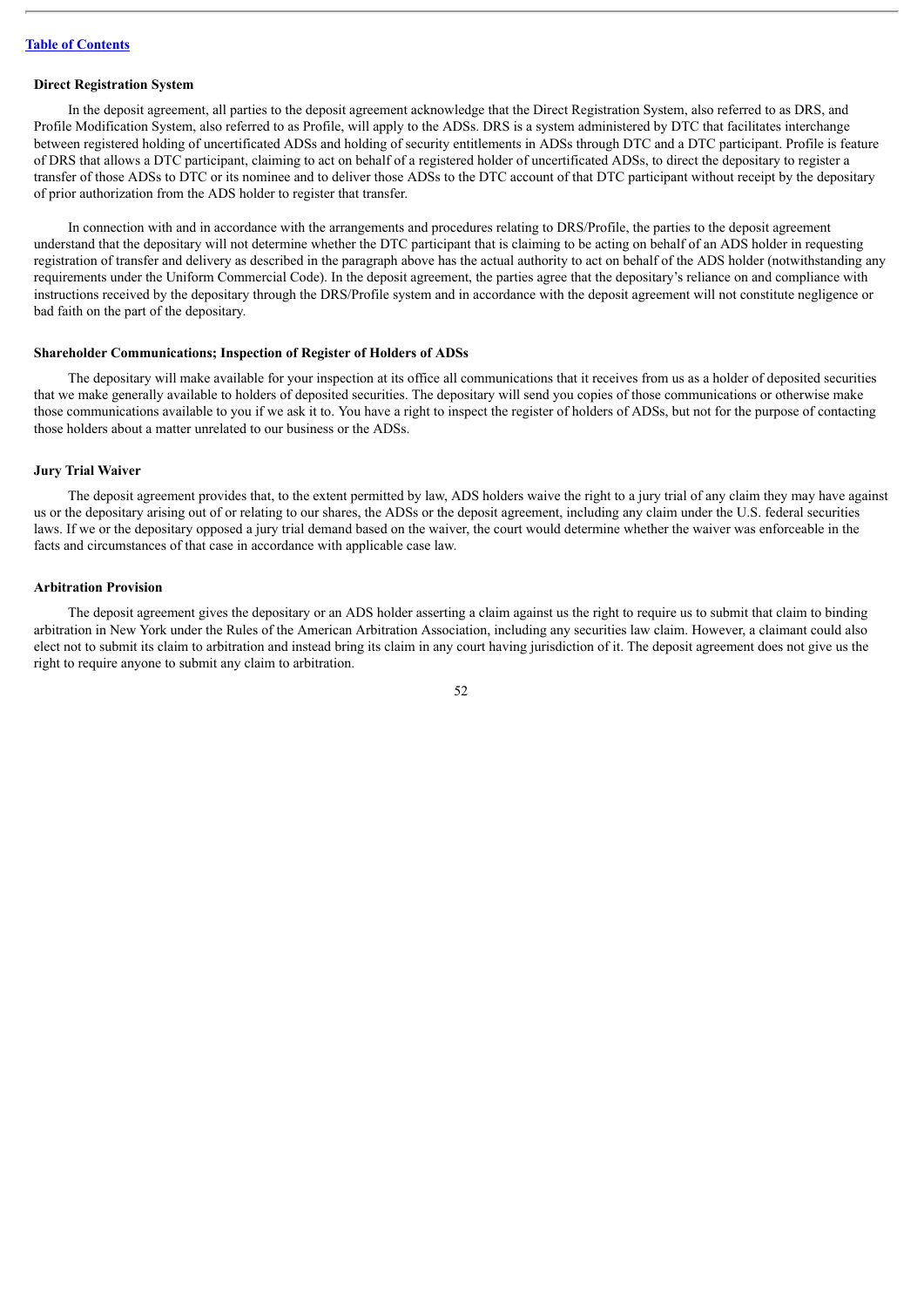### Direct Registration System

In the deposit agreement, all parties to the deposit agreement acknowledge that the Direct Registration System, also referred to as DRS, and Profile Modification System, also referred to as Profile, will apply to the ADSs. DRS is a system administered by DTC that facilitates interchange between registered holding of uncertificated ADSs and holding of security entitlements in ADSs through DTC and a DTC participant. Profile is feature of DRS that allows a DTC participant, claiming to act on behalf of a registered holder of uncertificated ADSs, to direct the depositary to register a transfer of those ADSs to DTC or its nominee and to deliver those ADSs to the DTC account of that DTC participant without receipt by the depositary of prior authorization from the ADS holder to register that transfer.

In connection with and in accordance with the arrangements and procedures relating to DRS/Profile, the parties to the deposit agreement understand that the depositary will not determine whether the DTC participant that is claiming to be acting on behalf of an ADS holder in requesting registration of transfer and delivery as described in the paragraph above has the actual authority to act on behalf of the ADS holder (notwithstanding any requirements under the Uniform Commercial Code). In the deposit agreement, the parties agree that the depositary's reliance on and compliance with instructions received by the depositary through the DRS/Profile system and in accordance with the deposit agreement will not constitute negligence or bad faith on the part of the depositary.

### Shareholder Communications; Inspection of Register of Holders of ADSs

The depositary will make available for your inspection at its office all communications that it receives from us as a holder of deposited securities that we make generally available to holders of deposited securities. The depositary will send you copies of those communications or otherwise make those communications available to you if we ask it to. You have a right to inspect the register of holders of ADSs, but not for the purpose of contacting those holders about a matter unrelated to our business or the ADSs.

### Jury Trial Waiver

The deposit agreement provides that, to the extent permitted by law, ADS holders waive the right to a jury trial of any claim they may have against us or the depositary arising out of or relating to our shares, the ADSs or the deposit agreement, including any claim under the U.S. federal securities laws. If we or the depositary opposed a jury trial demand based on the waiver, the court would determine whether the waiver was enforceable in the facts and circumstances of that case in accordance with applicable case law.

### Arbitration Provision

The deposit agreement gives the depositary or an ADS holder asserting a claim against us the right to require us to submit that claim to binding arbitration in New York under the Rules of the American Arbitration Association, including any securities law claim. However, a claimant could also elect not to submit its claim to arbitration and instead bring its claim in any court having jurisdiction of it. The deposit agreement does not give us the right to require anyone to submit any claim to arbitration.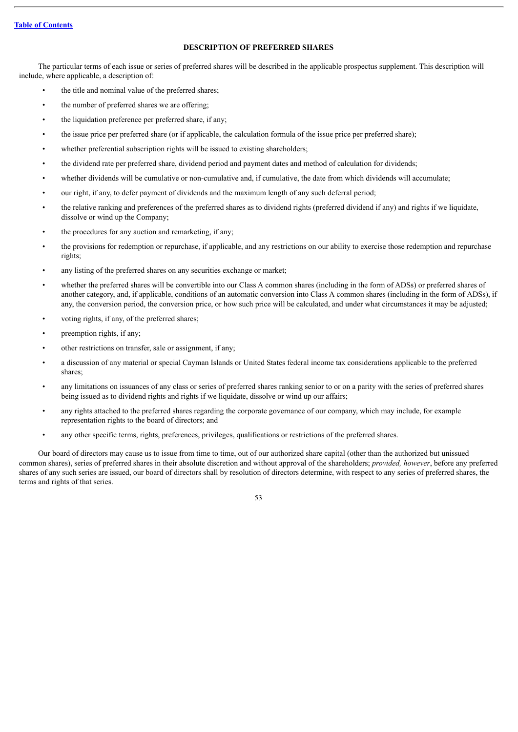## DESCRIPTION OF PREFERRED SHARES

The particular terms of each issue or series of preferred shares will be described in the applicable prospectus supplement. This description will include, where applicable, a description of:

- the title and nominal value of the preferred shares;
- the number of preferred shares we are offering;
- the liquidation preference per preferred share, if any;
- the issue price per preferred share (or if applicable, the calculation formula of the issue price per preferred share);
- whether preferential subscription rights will be issued to existing shareholders;
- the dividend rate per preferred share, dividend period and payment dates and method of calculation for dividends;
- whether dividends will be cumulative or non-cumulative and, if cumulative, the date from which dividends will accumulate;
- our right, if any, to defer payment of dividends and the maximum length of any such deferral period;
- the relative ranking and preferences of the preferred shares as to dividend rights (preferred dividend if any) and rights if we liquidate, dissolve or wind up the Company;
- the procedures for any auction and remarketing, if any;
- the provisions for redemption or repurchase, if applicable, and any restrictions on our ability to exercise those redemption and repurchase rights;
- any listing of the preferred shares on any securities exchange or market;
- whether the preferred shares will be convertible into our Class A common shares (including in the form of ADSs) or preferred shares of another category, and, if applicable, conditions of an automatic conversion into Class A common shares (including in the form of ADSs), if any, the conversion period, the conversion price, or how such price will be calculated, and under what circumstances it may be adjusted;
- voting rights, if any, of the preferred shares;
- preemption rights, if any;
- other restrictions on transfer, sale or assignment, if any;
- a discussion of any material or special Cayman Islands or United States federal income tax considerations applicable to the preferred shares;
- any limitations on issuances of any class or series of preferred shares ranking senior to or on a parity with the series of preferred shares being issued as to dividend rights and rights if we liquidate, dissolve or wind up our affairs;
- any rights attached to the preferred shares regarding the corporate governance of our company, which may include, for example representation rights to the board of directors; and
- any other specific terms, rights, preferences, privileges, qualifications or restrictions of the preferred shares.

Our board of directors may cause us to issue from time to time, out of our authorized share capital (other than the authorized but unissued common shares), series of preferred shares in their absolute discretion and without approval of the shareholders; *provided, however*, before any preferred shares of any such series are issued, our board of directors shall by resolution of directors determine, with respect to any series of preferred shares, the terms and rights of that series.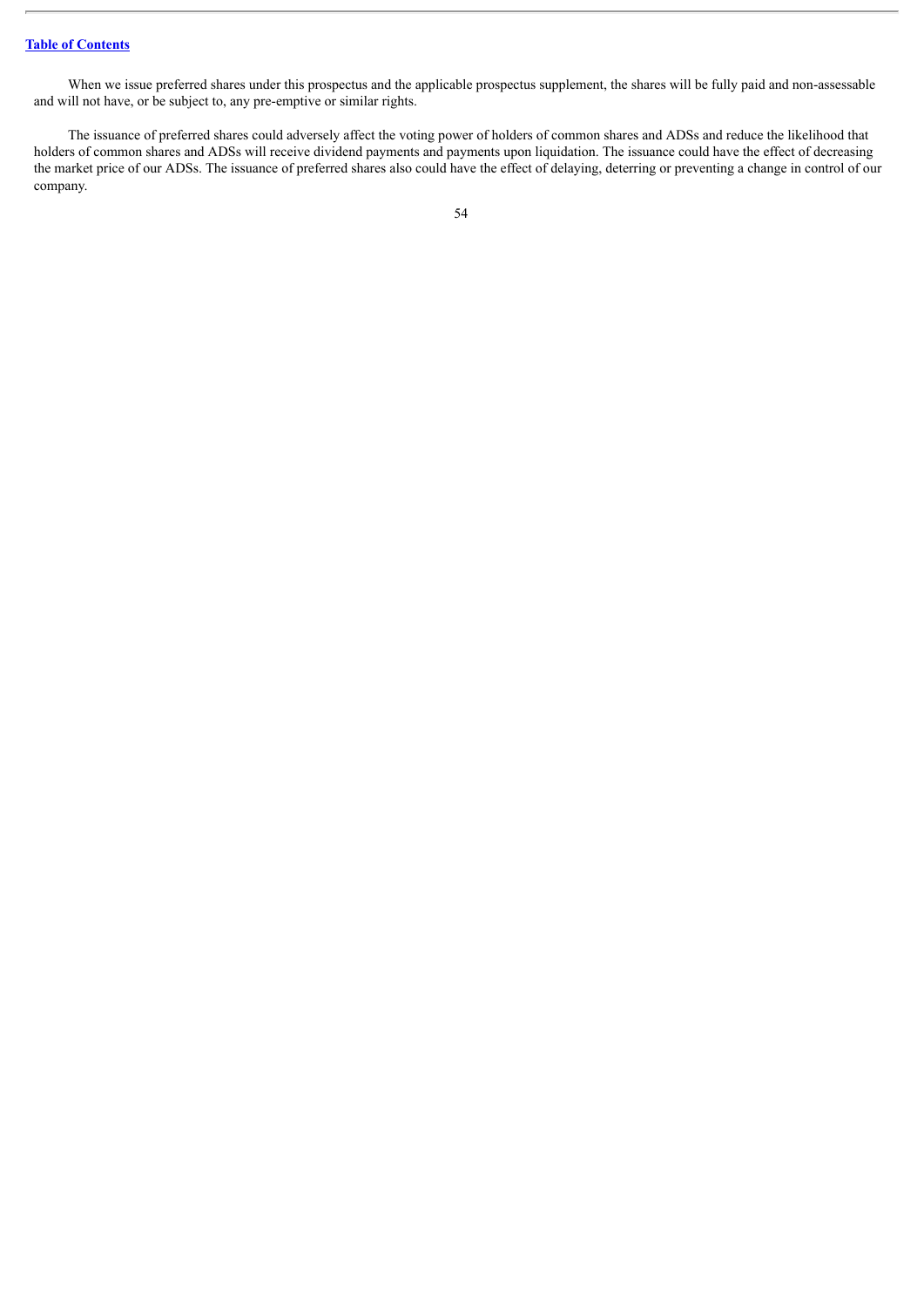When we issue preferred shares under this prospectus and the applicable prospectus supplement, the shares will be fully paid and non-assessable and will not have, or be subject to, any pre-emptive or similar rights.

The issuance of preferred shares could adversely affect the voting power of holders of common shares and ADSs and reduce the likelihood that holders of common shares and ADSs will receive dividend payments and payments upon liquidation. The issuance could have the effect of decreasing the market price of our ADSs. The issuance of preferred shares also could have the effect of delaying, deterring or preventing a change in control of our company.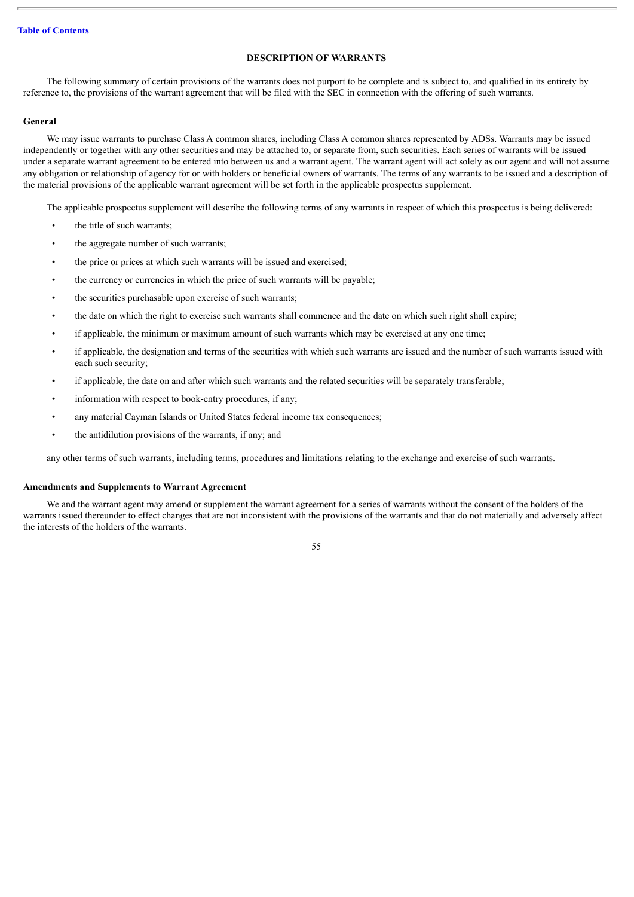## DESCRIPTION OF WARRANTS

The following summary of certain provisions of the warrants does not purport to be complete and is subject to, and qualified in its entirety by reference to, the provisions of the warrant agreement that will be filed with the SEC in connection with the offering of such warrants.

### General

We may issue warrants to purchase Class A common shares, including Class A common shares represented by ADSs. Warrants may be issued independently or together with any other securities and may be attached to, or separate from, such securities. Each series of warrants will be issued under a separate warrant agreement to be entered into between us and a warrant agent. The warrant agent will act solely as our agent and will not assume any obligation or relationship of agency for or with holders or beneficial owners of warrants. The terms of any warrants to be issued and a description of the material provisions of the applicable warrant agreement will be set forth in the applicable prospectus supplement.

The applicable prospectus supplement will describe the following terms of any warrants in respect of which this prospectus is being delivered:

- the title of such warrants;
- the aggregate number of such warrants;
- the price or prices at which such warrants will be issued and exercised;
- the currency or currencies in which the price of such warrants will be payable;
- the securities purchasable upon exercise of such warrants;
- the date on which the right to exercise such warrants shall commence and the date on which such right shall expire;
- if applicable, the minimum or maximum amount of such warrants which may be exercised at any one time;
- if applicable, the designation and terms of the securities with which such warrants are issued and the number of such warrants issued with each such security;
- if applicable, the date on and after which such warrants and the related securities will be separately transferable;
- information with respect to book-entry procedures, if any;
- any material Cayman Islands or United States federal income tax consequences;
- the antidilution provisions of the warrants, if any; and

any other terms of such warrants, including terms, procedures and limitations relating to the exchange and exercise of such warrants.

### Amendments and Supplements to Warrant Agreement

We and the warrant agent may amend or supplement the warrant agreement for a series of warrants without the consent of the holders of the warrants issued thereunder to effect changes that are not inconsistent with the provisions of the warrants and that do not materially and adversely affect the interests of the holders of the warrants.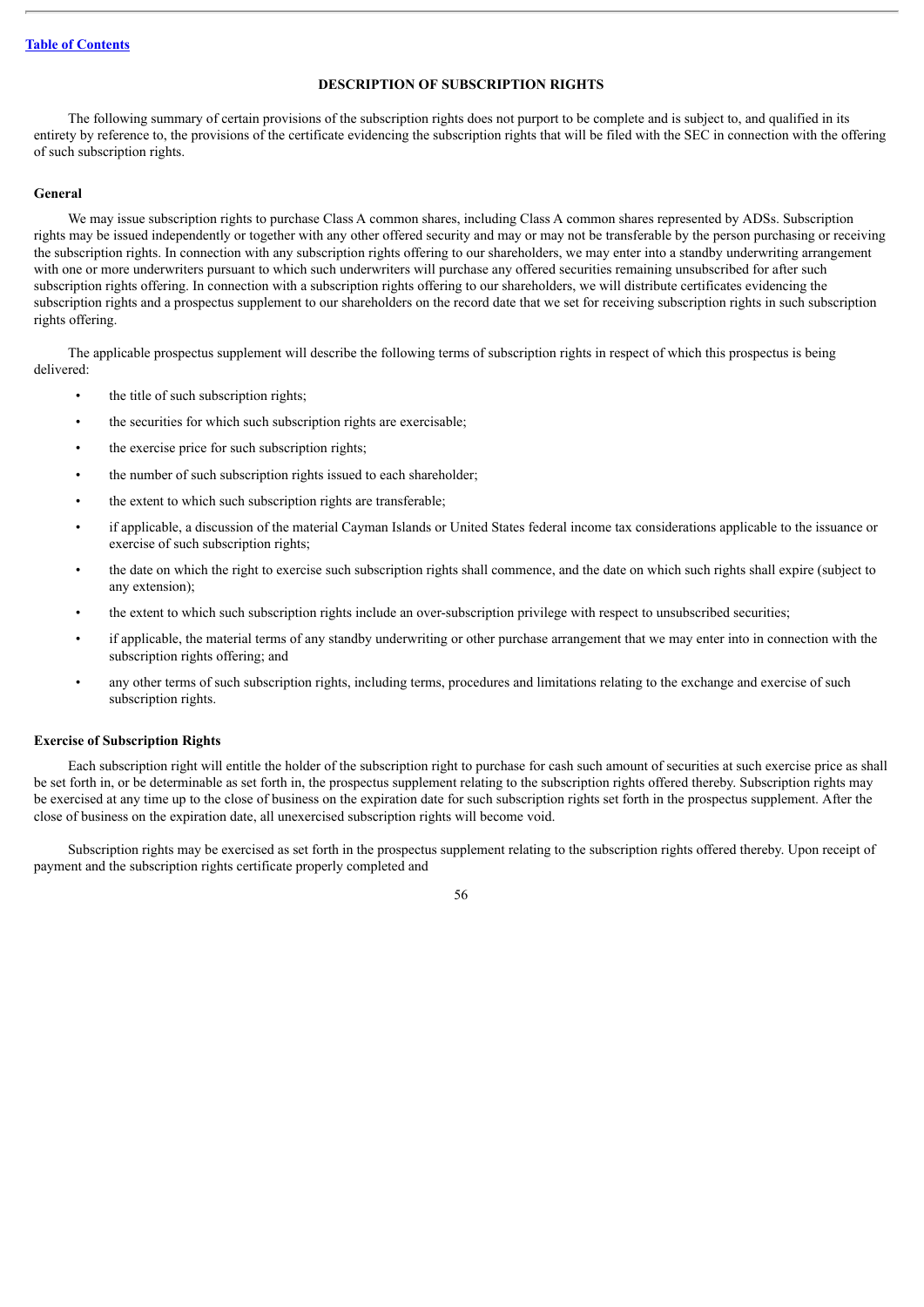## DESCRIPTION OF SUBSCRIPTION RIGHTS

The following summary of certain provisions of the subscription rights does not purport to be complete and is subject to, and qualified in its entirety by reference to, the provisions of the certificate evidencing the subscription rights that will be filed with the SEC in connection with the offering of such subscription rights.

### General

We may issue subscription rights to purchase Class A common shares, including Class A common shares represented by ADSs. Subscription rights may be issued independently or together with any other offered security and may or may not be transferable by the person purchasing or receiving the subscription rights. In connection with any subscription rights offering to our shareholders, we may enter into a standby underwriting arrangement with one or more underwriters pursuant to which such underwriters will purchase any offered securities remaining unsubscribed for after such subscription rights offering. In connection with a subscription rights offering to our shareholders, we will distribute certificates evidencing the subscription rights and a prospectus supplement to our shareholders on the record date that we set for receiving subscription rights in such subscription rights offering.

The applicable prospectus supplement will describe the following terms of subscription rights in respect of which this prospectus is being delivered:

- the title of such subscription rights;
- the securities for which such subscription rights are exercisable;
- the exercise price for such subscription rights;
- the number of such subscription rights issued to each shareholder;
- the extent to which such subscription rights are transferable;
- if applicable, a discussion of the material Cayman Islands or United States federal income tax considerations applicable to the issuance or exercise of such subscription rights;
- the date on which the right to exercise such subscription rights shall commence, and the date on which such rights shall expire (subject to any extension);
- the extent to which such subscription rights include an over-subscription privilege with respect to unsubscribed securities;
- if applicable, the material terms of any standby underwriting or other purchase arrangement that we may enter into in connection with the subscription rights offering; and
- any other terms of such subscription rights, including terms, procedures and limitations relating to the exchange and exercise of such subscription rights.

### Exercise of Subscription Rights

Each subscription right will entitle the holder of the subscription right to purchase for cash such amount of securities at such exercise price as shall be set forth in, or be determinable as set forth in, the prospectus supplement relating to the subscription rights offered thereby. Subscription rights may be exercised at any time up to the close of business on the expiration date for such subscription rights set forth in the prospectus supplement. After the close of business on the expiration date, all unexercised subscription rights will become void.

Subscription rights may be exercised as set forth in the prospectus supplement relating to the subscription rights offered thereby. Upon receipt of payment and the subscription rights certificate properly completed and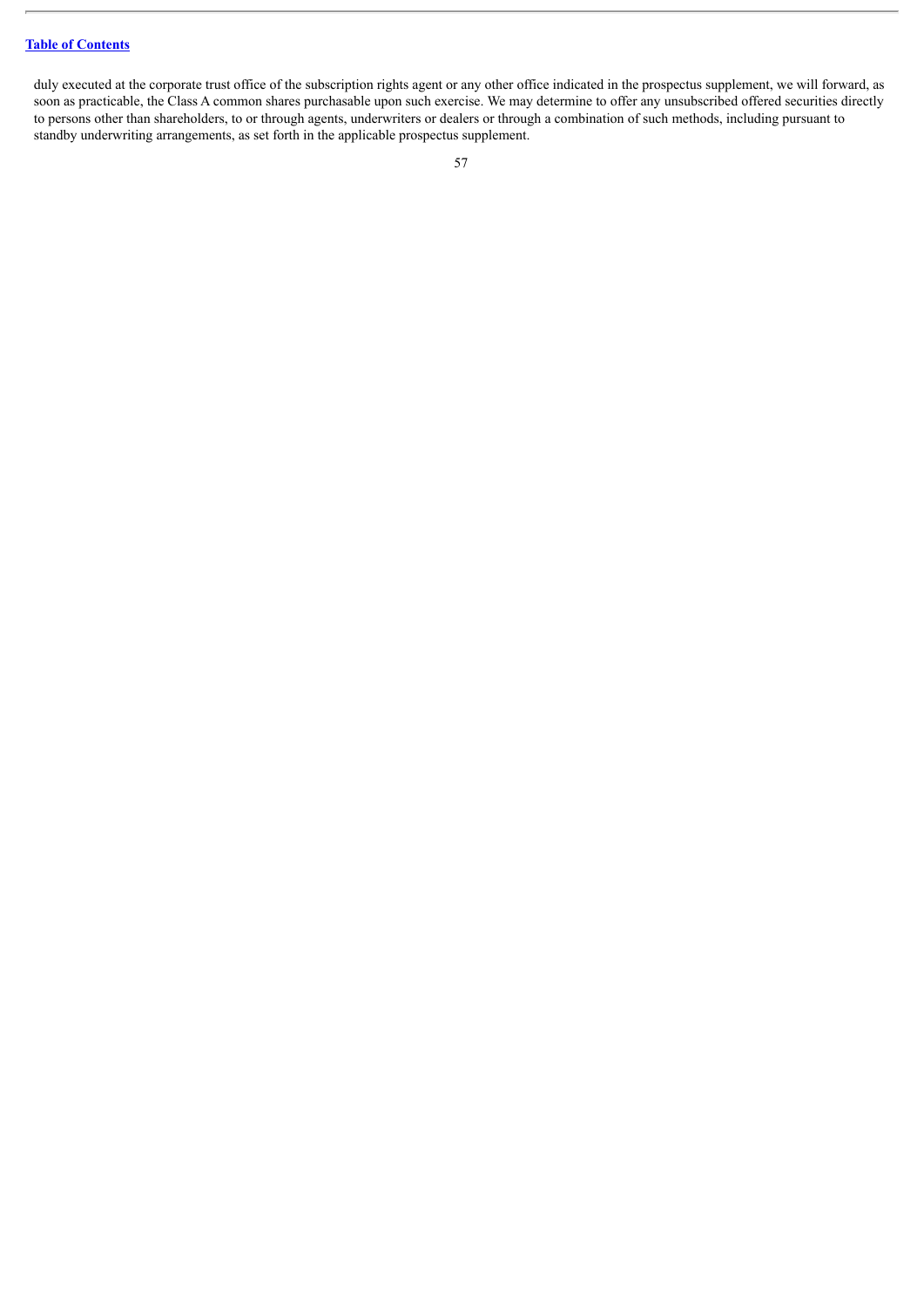duly executed at the corporate trust office of the subscription rights agent or any other office indicated in the prospectus supplement, we will forward, as soon as practicable, the Class A common shares purchasable upon such exercise. We may determine to offer any unsubscribed offered securities directly to persons other than shareholders, to or through agents, underwriters or dealers or through a combination of such methods, including pursuant to standby underwriting arrangements, as set forth in the applicable prospectus supplement.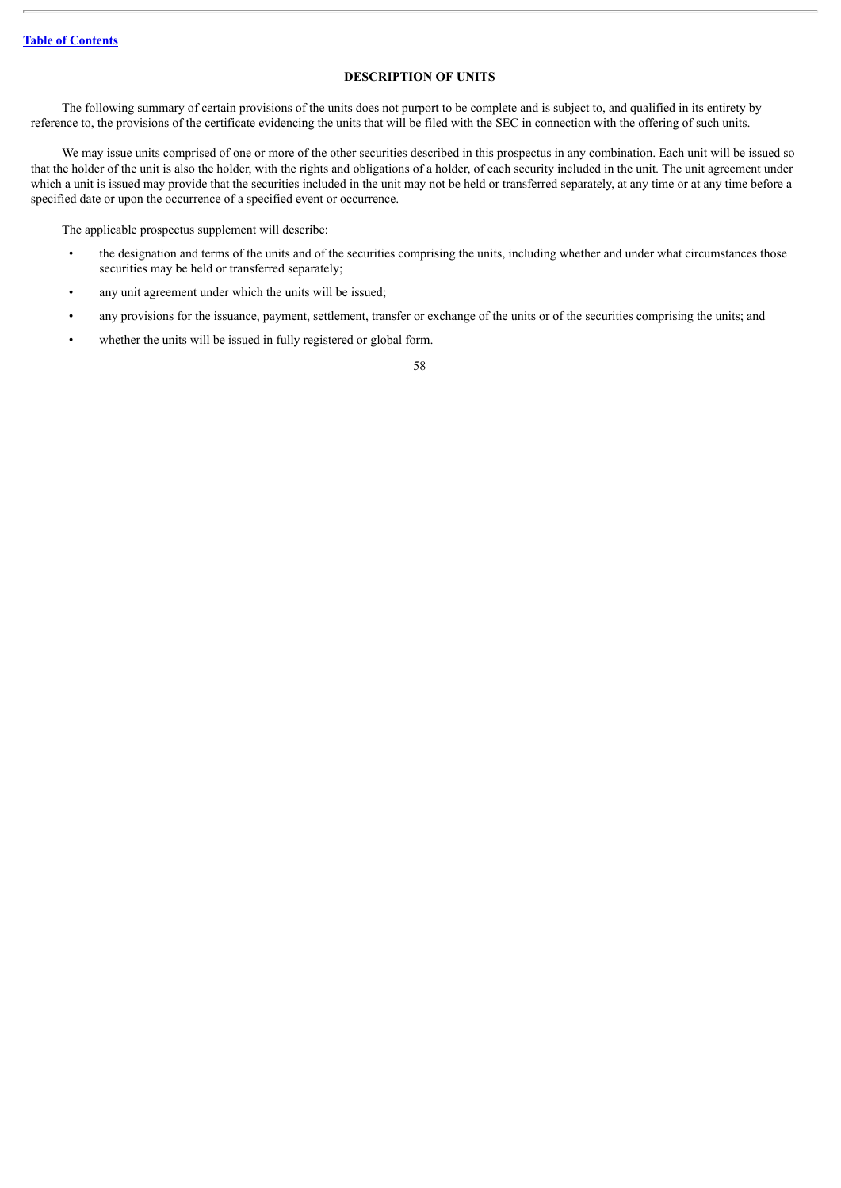## DESCRIPTION OF UNITS

The following summary of certain provisions of the units does not purport to be complete and is subject to, and qualified in its entirety by reference to, the provisions of the certificate evidencing the units that will be filed with the SEC in connection with the offering of such units.

We may issue units comprised of one or more of the other securities described in this prospectus in any combination. Each unit will be issued so that the holder of the unit is also the holder, with the rights and obligations of a holder, of each security included in the unit. The unit agreement under which a unit is issued may provide that the securities included in the unit may not be held or transferred separately, at any time or at any time before a specified date or upon the occurrence of a specified event or occurrence.

The applicable prospectus supplement will describe:

- the designation and terms of the units and of the securities comprising the units, including whether and under what circumstances those securities may be held or transferred separately;
- any unit agreement under which the units will be issued;
- any provisions for the issuance, payment, settlement, transfer or exchange of the units or of the securities comprising the units; and
- whether the units will be issued in fully registered or global form.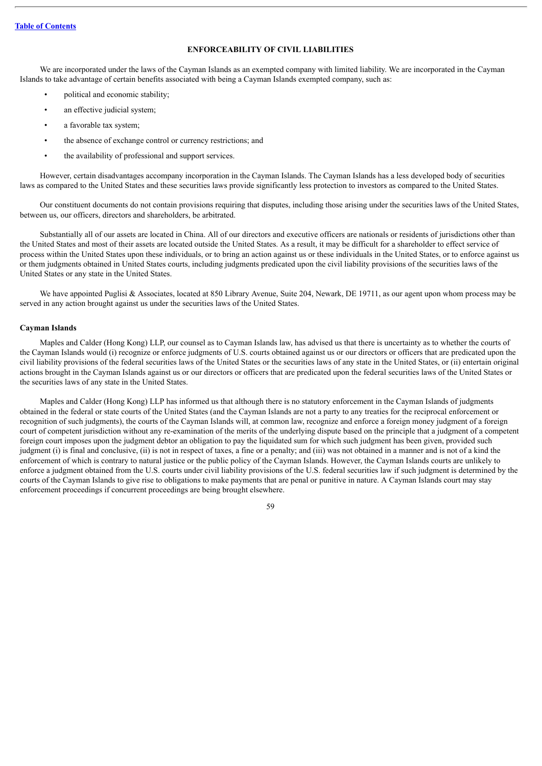[Table of Contents](#)

## ENFORCEABILITY OF CIVIL LIABILITIES

We are incorporated under the laws of the Cayman Islands as an exempted company with limited liability. We are incorporated in the Cayman Islands to take advantage of certain benefits associated with being a Cayman Islands exempted company, such as:

- political and economic stability;
- an effective judicial system;
- a favorable tax system;
- the absence of exchange control or currency restrictions; and
- the availability of professional and support services.

However, certain disadvantages accompany incorporation in the Cayman Islands. The Cayman Islands has a less developed body of securities laws as compared to the United States and these securities laws provide significantly less protection to investors as compared to the United States.

Our constituent documents do not contain provisions requiring that disputes, including those arising under the securities laws of the United States, between us, our officers, directors and shareholders, be arbitrated.

Substantially all of our assets are located in China. All of our directors and executive officers are nationals or residents of jurisdictions other than the United States and most of their assets are located outside the United States. As a result, it may be difficult for a shareholder to effect service of process within the United States upon these individuals, or to bring an action against us or these individuals in the United States, or to enforce against us or them judgments obtained in United States courts, including judgments predicated upon the civil liability provisions of the securities laws of the United States or any state in the United States.

We have appointed Puglisi & Associates, located at 850 Library Avenue, Suite 204, Newark, DE 19711, as our agent upon whom process may be served in any action brought against us under the securities laws of the United States.

**Cayman Islands**

Maples and Calder (Hong Kong) LLP, our counsel as to Cayman Islands law, has advised us that there is uncertainty as to whether the courts of the Cayman Islands would (i) recognize or enforce judgments of U.S. courts obtained against us or our directors or officers that are predicated upon the civil liability provisions of the federal securities laws of the United States or the securities laws of any state in the United States, or (ii) entertain original actions brought in the Cayman Islands against us or our directors or officers that are predicated upon the federal securities laws of the United States or the securities laws of any state in the United States.

Maples and Calder (Hong Kong) LLP has informed us that although there is no statutory enforcement in the Cayman Islands of judgments obtained in the federal or state courts of the United States (and the Cayman Islands are not a party to any treaties for the reciprocal enforcement or recognition of such judgments), the courts of the Cayman Islands will, at common law, recognize and enforce a foreign money judgment of a foreign court of competent jurisdiction without any re-examination of the merits of the underlying dispute based on the principle that a judgment of a competent foreign court imposes upon the judgment debtor an obligation to pay the liquidated sum for which such judgment has been given, provided such judgment (i) is final and conclusive, (ii) is not in respect of taxes, a fine or a penalty; and (iii) was not obtained in a manner and is not of a kind the enforcement of which is contrary to natural justice or the public policy of the Cayman Islands. However, the Cayman Islands courts are unlikely to enforce a judgment obtained from the U.S. courts under civil liability provisions of the U.S. federal securities law if such judgment is determined by the courts of the Cayman Islands to give rise to obligations to make payments that are penal or punitive in nature. A Cayman Islands court may stay enforcement proceedings if concurrent proceedings are being brought elsewhere.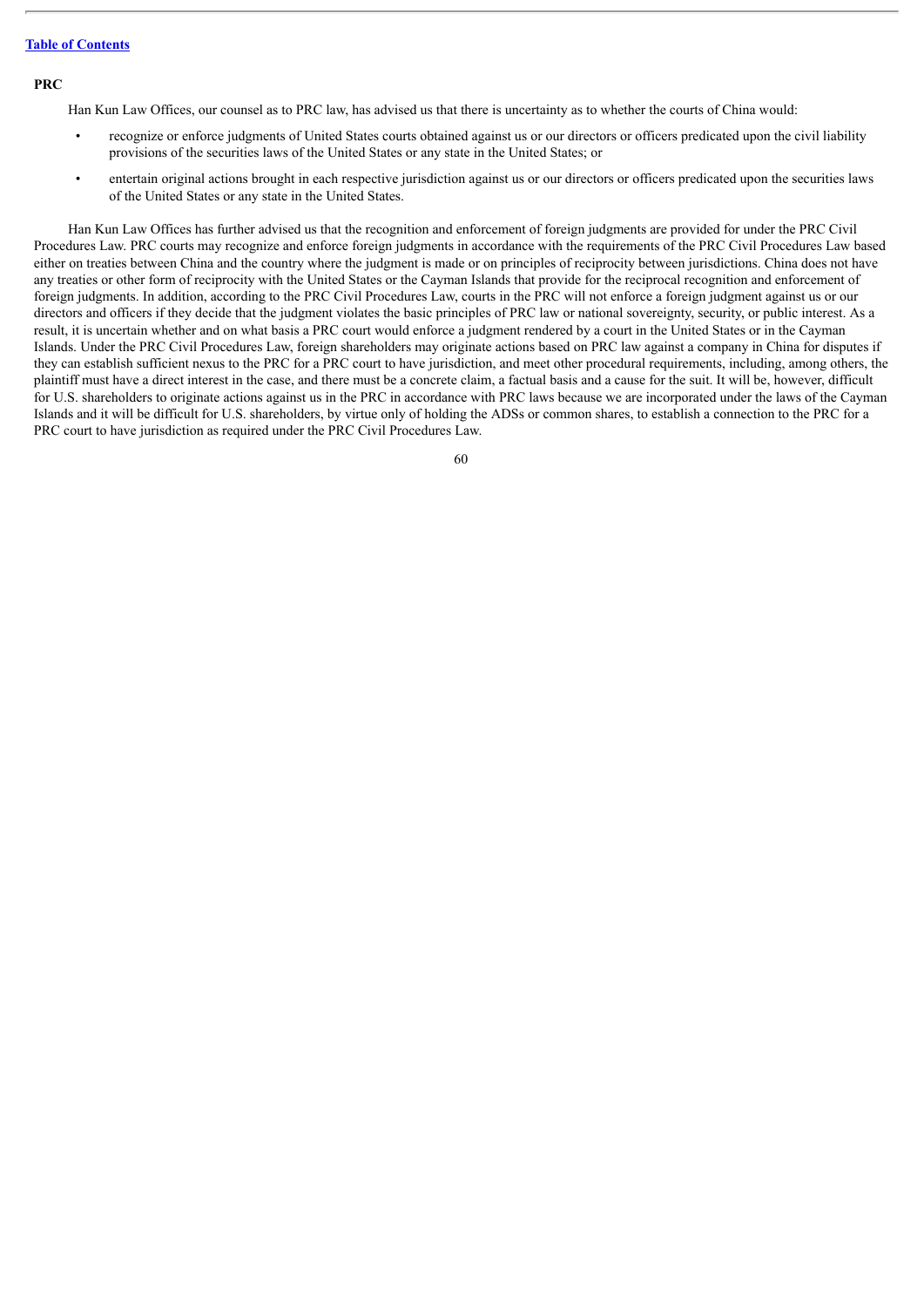**PRC**

Han Kun Law Offices, our counsel as to PRC law, has advised us that there is uncertainty as to whether the courts of China would:

- recognize or enforce judgments of United States courts obtained against us or our directors or officers predicated upon the civil liability provisions of the securities laws of the United States or any state in the United States; or
- entertain original actions brought in each respective jurisdiction against us or our directors or officers predicated upon the securities laws of the United States or any state in the United States.

Han Kun Law Offices has further advised us that the recognition and enforcement of foreign judgments are provided for under the PRC Civil Procedures Law. PRC courts may recognize and enforce foreign judgments in accordance with the requirements of the PRC Civil Procedures Law based either on treaties between China and the country where the judgment is made or on principles of reciprocity between jurisdictions. China does not have any treaties or other form of reciprocity with the United States or the Cayman Islands that provide for the reciprocal recognition and enforcement of foreign judgments. In addition, according to the PRC Civil Procedures Law, courts in the PRC will not enforce a foreign judgment against us or our directors and officers if they decide that the judgment violates the basic principles of PRC law or national sovereignty, security, or public interest. As a result, it is uncertain whether and on what basis a PRC court would enforce a judgment rendered by a court in the United States or in the Cayman Islands. Under the PRC Civil Procedures Law, foreign shareholders may originate actions based on PRC law against a company in China for disputes if they can establish sufficient nexus to the PRC for a PRC court to have jurisdiction, and meet other procedural requirements, including, among others, the plaintiff must have a direct interest in the case, and there must be a concrete claim, a factual basis and a cause for the suit. It will be, however, difficult for U.S. shareholders to originate actions against us in the PRC in accordance with PRC laws because we are incorporated under the laws of the Cayman Islands and it will be difficult for U.S. shareholders, by virtue only of holding the ADSs or common shares, to establish a connection to the PRC for a PRC court to have jurisdiction as required under the PRC Civil Procedures Law.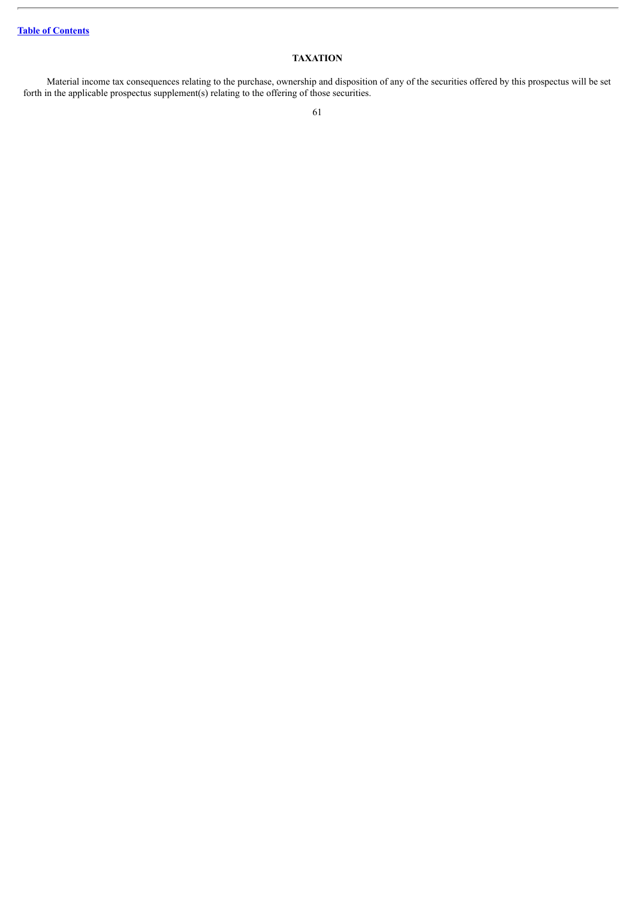[Table of Contents](#)

## TAXATION

Material income tax consequences relating to the purchase, ownership and disposition of any of the securities offered by this prospectus will be set forth in the applicable prospectus supplement(s) relating to the offering of those securities.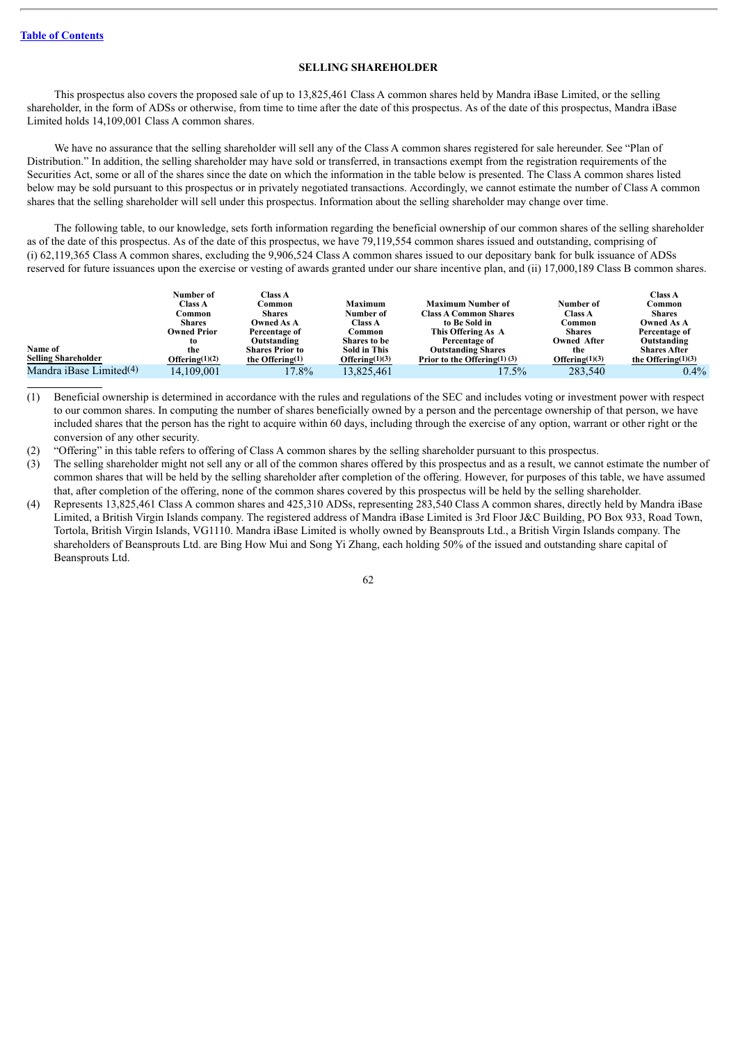[Table of Contents]

## SELLING SHAREHOLDER

This prospectus also covers the proposed sale of up to 13,825,461 Class A common shares held by Mandra iBase Limited, or the selling shareholder, in the form of ADSs or otherwise, from time to time after the date of this prospectus. As of the date of this prospectus, Mandra iBase Limited holds 14,109,001 Class A common shares.

We have no assurance that the selling shareholder will sell any of the Class A common shares registered for sale hereunder. See "Plan of Distribution." In addition, the selling shareholder may have sold or transferred, in transactions exempt from the registration requirements of the Securities Act, some or all of the shares since the date on which the information in the table below is presented. The Class A common shares listed below may be sold pursuant to this prospectus or in privately negotiated transactions. Accordingly, we cannot estimate the number of Class A common shares that the selling shareholder will sell under this prospectus. Information about the selling shareholder may change over time.

The following table, to our knowledge, sets forth information regarding the beneficial ownership of our common shares of the selling shareholder as of the date of this prospectus. As of the date of this prospectus, we have 79,119,554 common shares issued and outstanding, comprising of (i) 62,119,365 Class A common shares, excluding the 9,906,524 Class A common shares issued to our depositary bank for bulk issuance of ADSs reserved for future issuances upon the exercise or vesting of awards granted under our share incentive plan, and (ii) 17,000,189 Class B common shares.

| Name of Selling Shareholder | Number of Class A Common Shares Owned Prior to the Offering(1)(2) | Class A Common Shares Owned As A Percentage of Outstanding Shares Prior to the Offering(1) | Maximum Number of Class A Common Shares to be Sold in This Offering(1)(3) | Maximum Number of Class A Common Shares to Be Sold in This Offering As A Percentage of Outstanding Shares Prior to the Offering(1) (3) | Number of Class A Common Shares Owned After the Offering(1)(3) | Class A Common Shares Owned As A Percentage of Outstanding Shares After the Offering(1)(3) |
|---|---|---|---|---|---|---|
| Mandra iBase Limited(4) | 14,109,001 | 17.8% | 13,825,461 | 17.5% | 283,540 | 0.4% |

(1) Beneficial ownership is determined in accordance with the rules and regulations of the SEC and includes voting or investment power with respect to our common shares. In computing the number of shares beneficially owned by a person and the percentage ownership of that person, we have included shares that the person has the right to acquire within 60 days, including through the exercise of any option, warrant or other right or the conversion of any other security.

(2) "Offering" in this table refers to offering of Class A common shares by the selling shareholder pursuant to this prospectus.

(3) The selling shareholder might not sell any or all of the common shares offered by this prospectus and as a result, we cannot estimate the number of common shares that will be held by the selling shareholder after completion of the offering. However, for purposes of this table, we have assumed that, after completion of the offering, none of the common shares covered by this prospectus will be held by the selling shareholder.

(4) Represents 13,825,461 Class A common shares and 425,310 ADSs, representing 283,540 Class A common shares, directly held by Mandra iBase Limited, a British Virgin Islands company. The registered address of Mandra iBase Limited is 3rd Floor J&C Building, PO Box 933, Road Town, Tortola, British Virgin Islands, VG1110. Mandra iBase Limited is wholly owned by Beansprouts Ltd., a British Virgin Islands company. The shareholders of Beansprouts Ltd. are Bing How Mui and Song Yi Zhang, each holding 50% of the issued and outstanding share capital of Beansprouts Ltd.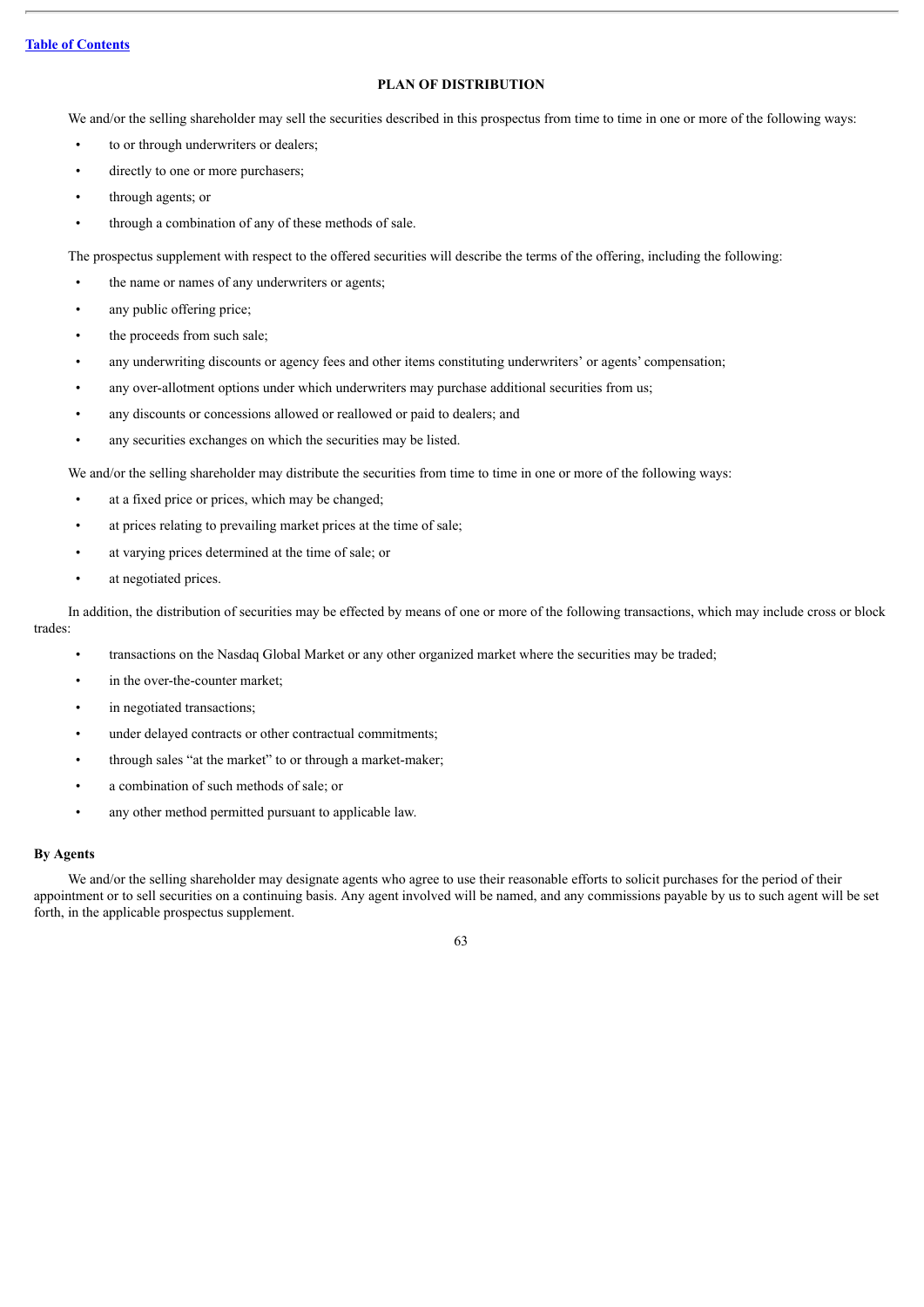## PLAN OF DISTRIBUTION

We and/or the selling shareholder may sell the securities described in this prospectus from time to time in one or more of the following ways:

- to or through underwriters or dealers;
- directly to one or more purchasers;
- through agents; or
- through a combination of any of these methods of sale.

The prospectus supplement with respect to the offered securities will describe the terms of the offering, including the following:

- the name or names of any underwriters or agents;
- any public offering price;
- the proceeds from such sale;
- any underwriting discounts or agency fees and other items constituting underwriters' or agents' compensation;
- any over-allotment options under which underwriters may purchase additional securities from us;
- any discounts or concessions allowed or reallowed or paid to dealers; and
- any securities exchanges on which the securities may be listed.

We and/or the selling shareholder may distribute the securities from time to time in one or more of the following ways:

- at a fixed price or prices, which may be changed;
- at prices relating to prevailing market prices at the time of sale;
- at varying prices determined at the time of sale; or
- at negotiated prices.

In addition, the distribution of securities may be effected by means of one or more of the following transactions, which may include cross or block trades:

- transactions on the Nasdaq Global Market or any other organized market where the securities may be traded;
- in the over-the-counter market;
- in negotiated transactions;
- under delayed contracts or other contractual commitments;
- through sales "at the market" to or through a market-maker;
- a combination of such methods of sale; or
- any other method permitted pursuant to applicable law.

**By Agents**

We and/or the selling shareholder may designate agents who agree to use their reasonable efforts to solicit purchases for the period of their appointment or to sell securities on a continuing basis. Any agent involved will be named, and any commissions payable by us to such agent will be set forth, in the applicable prospectus supplement.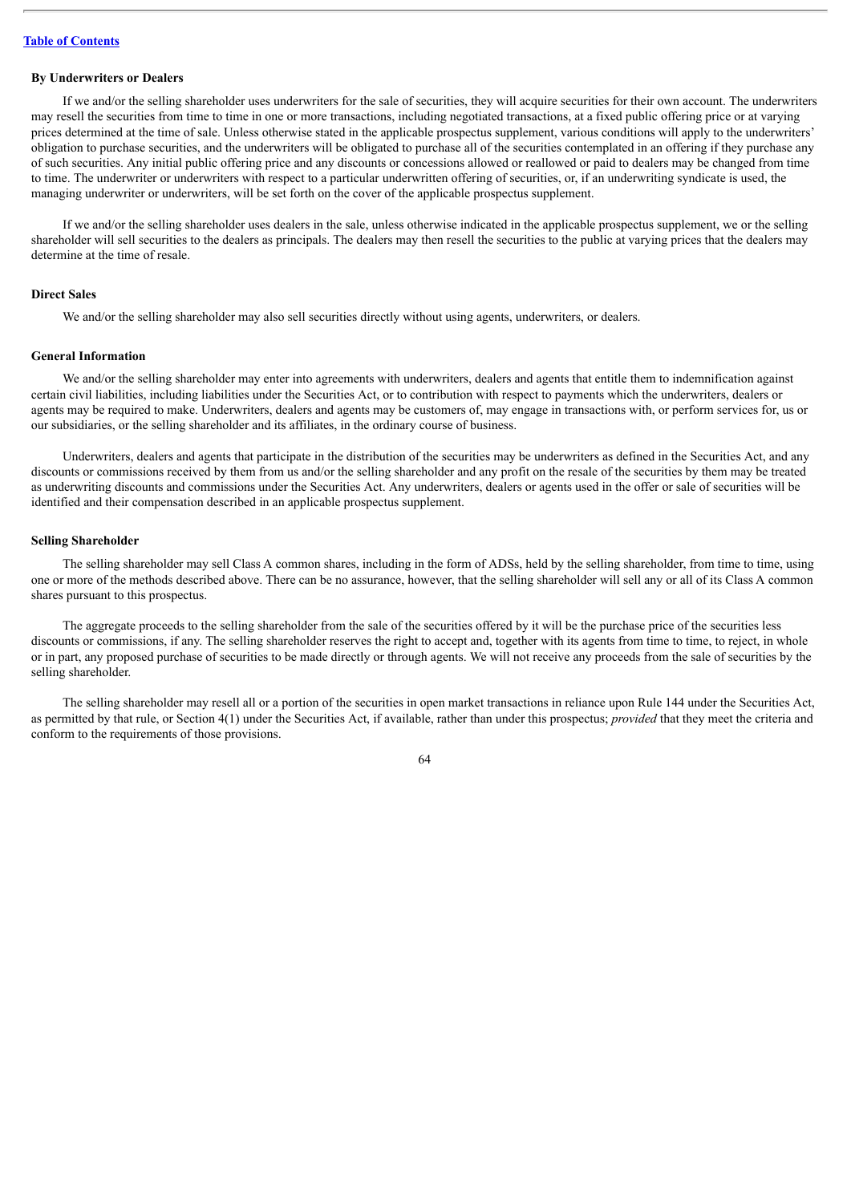### By Underwriters or Dealers

If we and/or the selling shareholder uses underwriters for the sale of securities, they will acquire securities for their own account. The underwriters may resell the securities from time to time in one or more transactions, including negotiated transactions, at a fixed public offering price or at varying prices determined at the time of sale. Unless otherwise stated in the applicable prospectus supplement, various conditions will apply to the underwriters' obligation to purchase securities, and the underwriters will be obligated to purchase all of the securities contemplated in an offering if they purchase any of such securities. Any initial public offering price and any discounts or concessions allowed or reallowed or paid to dealers may be changed from time to time. The underwriter or underwriters with respect to a particular underwritten offering of securities, or, if an underwriting syndicate is used, the managing underwriter or underwriters, will be set forth on the cover of the applicable prospectus supplement.

If we and/or the selling shareholder uses dealers in the sale, unless otherwise indicated in the applicable prospectus supplement, we or the selling shareholder will sell securities to the dealers as principals. The dealers may then resell the securities to the public at varying prices that the dealers may determine at the time of resale.

### Direct Sales

We and/or the selling shareholder may also sell securities directly without using agents, underwriters, or dealers.

### General Information

We and/or the selling shareholder may enter into agreements with underwriters, dealers and agents that entitle them to indemnification against certain civil liabilities, including liabilities under the Securities Act, or to contribution with respect to payments which the underwriters, dealers or agents may be required to make. Underwriters, dealers and agents may be customers of, may engage in transactions with, or perform services for, us or our subsidiaries, or the selling shareholder and its affiliates, in the ordinary course of business.

Underwriters, dealers and agents that participate in the distribution of the securities may be underwriters as defined in the Securities Act, and any discounts or commissions received by them from us and/or the selling shareholder and any profit on the resale of the securities by them may be treated as underwriting discounts and commissions under the Securities Act. Any underwriters, dealers or agents used in the offer or sale of securities will be identified and their compensation described in an applicable prospectus supplement.

### Selling Shareholder

The selling shareholder may sell Class A common shares, including in the form of ADSs, held by the selling shareholder, from time to time, using one or more of the methods described above. There can be no assurance, however, that the selling shareholder will sell any or all of its Class A common shares pursuant to this prospectus.

The aggregate proceeds to the selling shareholder from the sale of the securities offered by it will be the purchase price of the securities less discounts or commissions, if any. The selling shareholder reserves the right to accept and, together with its agents from time to time, to reject, in whole or in part, any proposed purchase of securities to be made directly or through agents. We will not receive any proceeds from the sale of securities by the selling shareholder.

The selling shareholder may resell all or a portion of the securities in open market transactions in reliance upon Rule 144 under the Securities Act, as permitted by that rule, or Section 4(1) under the Securities Act, if available, rather than under this prospectus; *provided* that they meet the criteria and conform to the requirements of those provisions.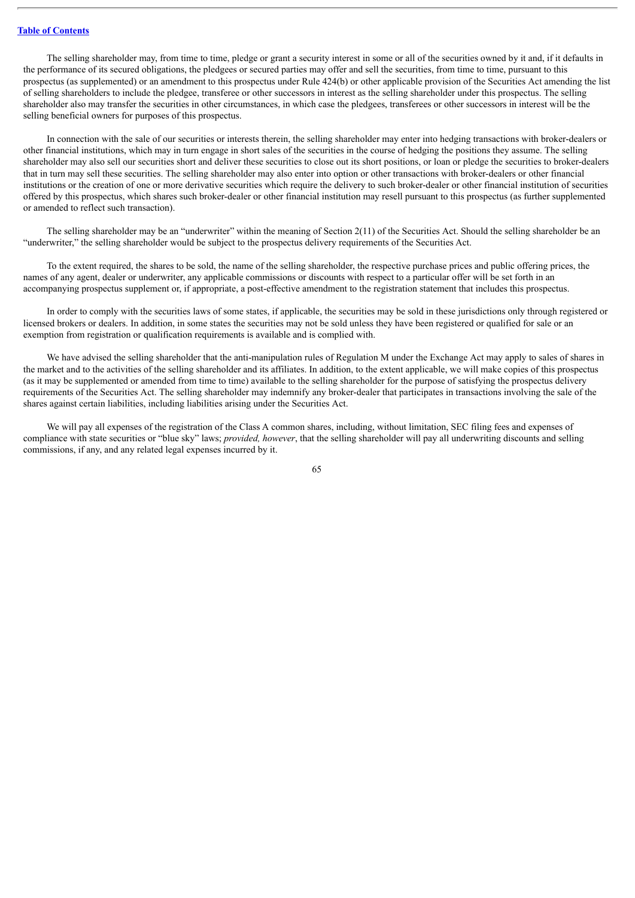The selling shareholder may, from time to time, pledge or grant a security interest in some or all of the securities owned by it and, if it defaults in the performance of its secured obligations, the pledgees or secured parties may offer and sell the securities, from time to time, pursuant to this prospectus (as supplemented) or an amendment to this prospectus under Rule 424(b) or other applicable provision of the Securities Act amending the list of selling shareholders to include the pledgee, transferee or other successors in interest as the selling shareholder under this prospectus. The selling shareholder also may transfer the securities in other circumstances, in which case the pledgees, transferees or other successors in interest will be the selling beneficial owners for purposes of this prospectus.

In connection with the sale of our securities or interests therein, the selling shareholder may enter into hedging transactions with broker-dealers or other financial institutions, which may in turn engage in short sales of the securities in the course of hedging the positions they assume. The selling shareholder may also sell our securities short and deliver these securities to close out its short positions, or loan or pledge the securities to broker-dealers that in turn may sell these securities. The selling shareholder may also enter into option or other transactions with broker-dealers or other financial institutions or the creation of one or more derivative securities which require the delivery to such broker-dealer or other financial institution of securities offered by this prospectus, which shares such broker-dealer or other financial institution may resell pursuant to this prospectus (as further supplemented or amended to reflect such transaction).

The selling shareholder may be an "underwriter" within the meaning of Section 2(11) of the Securities Act. Should the selling shareholder be an "underwriter," the selling shareholder would be subject to the prospectus delivery requirements of the Securities Act.

To the extent required, the shares to be sold, the name of the selling shareholder, the respective purchase prices and public offering prices, the names of any agent, dealer or underwriter, any applicable commissions or discounts with respect to a particular offer will be set forth in an accompanying prospectus supplement or, if appropriate, a post-effective amendment to the registration statement that includes this prospectus.

In order to comply with the securities laws of some states, if applicable, the securities may be sold in these jurisdictions only through registered or licensed brokers or dealers. In addition, in some states the securities may not be sold unless they have been registered or qualified for sale or an exemption from registration or qualification requirements is available and is complied with.

We have advised the selling shareholder that the anti-manipulation rules of Regulation M under the Exchange Act may apply to sales of shares in the market and to the activities of the selling shareholder and its affiliates. In addition, to the extent applicable, we will make copies of this prospectus (as it may be supplemented or amended from time to time) available to the selling shareholder for the purpose of satisfying the prospectus delivery requirements of the Securities Act. The selling shareholder may indemnify any broker-dealer that participates in transactions involving the sale of the shares against certain liabilities, including liabilities arising under the Securities Act.

We will pay all expenses of the registration of the Class A common shares, including, without limitation, SEC filing fees and expenses of compliance with state securities or "blue sky" laws; *provided, however*, that the selling shareholder will pay all underwriting discounts and selling commissions, if any, and any related legal expenses incurred by it.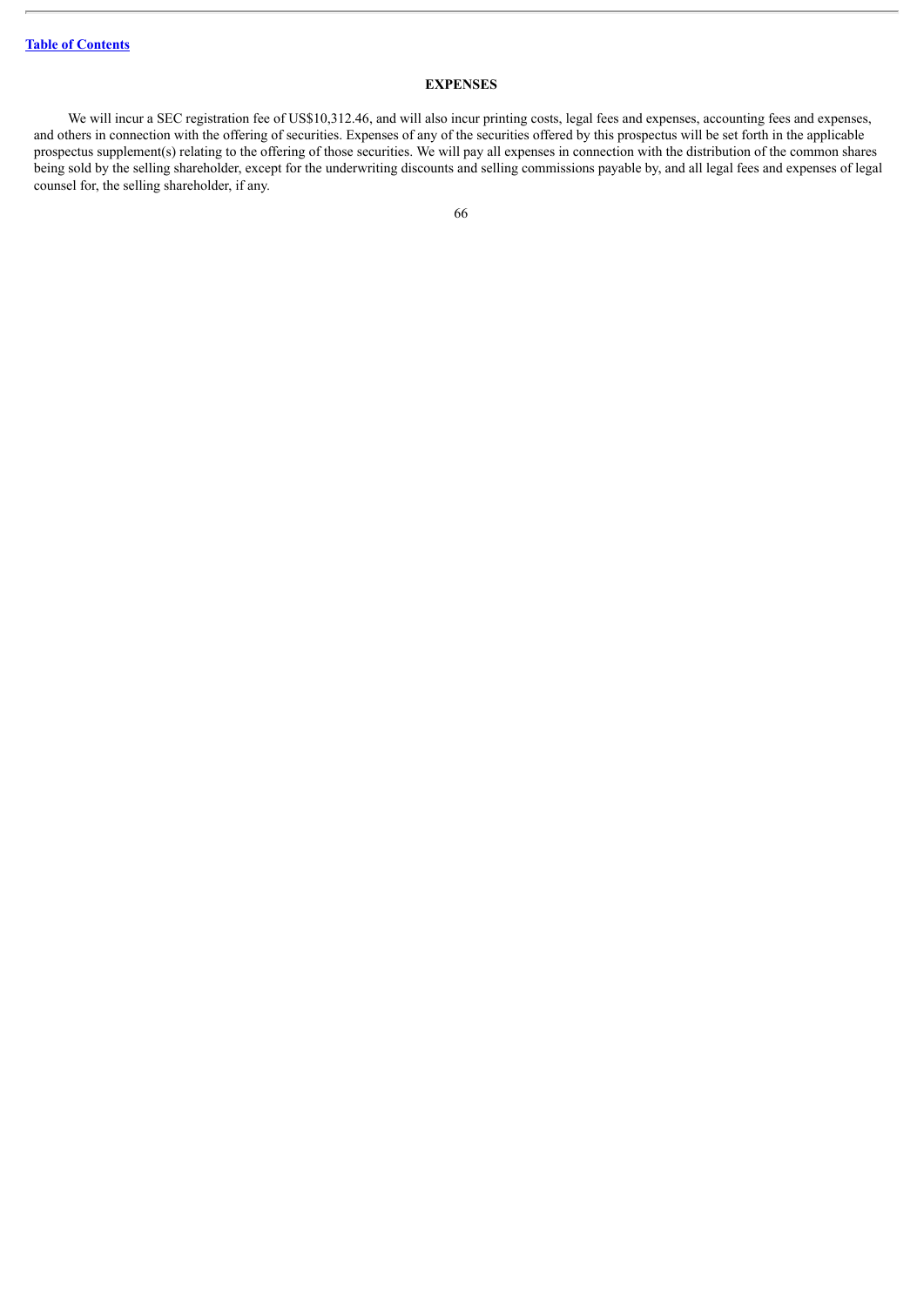## EXPENSES

We will incur a SEC registration fee of US$10,312.46, and will also incur printing costs, legal fees and expenses, accounting fees and expenses, and others in connection with the offering of securities. Expenses of any of the securities offered by this prospectus will be set forth in the applicable prospectus supplement(s) relating to the offering of those securities. We will pay all expenses in connection with the distribution of the common shares being sold by the selling shareholder, except for the underwriting discounts and selling commissions payable by, and all legal fees and expenses of legal counsel for, the selling shareholder, if any.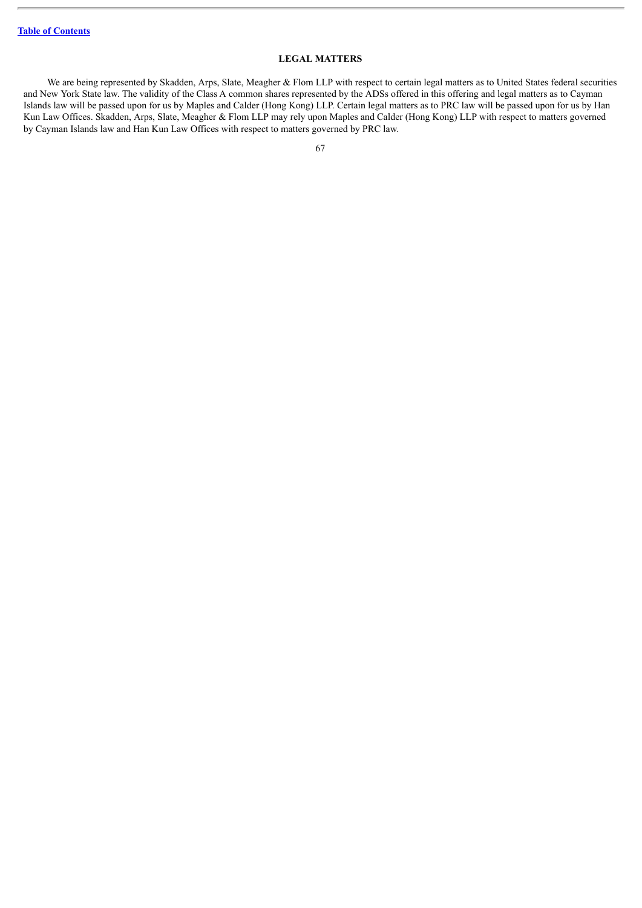## LEGAL MATTERS

We are being represented by Skadden, Arps, Slate, Meagher & Flom LLP with respect to certain legal matters as to United States federal securities and New York State law. The validity of the Class A common shares represented by the ADSs offered in this offering and legal matters as to Cayman Islands law will be passed upon for us by Maples and Calder (Hong Kong) LLP. Certain legal matters as to PRC law will be passed upon for us by Han Kun Law Offices. Skadden, Arps, Slate, Meagher & Flom LLP may rely upon Maples and Calder (Hong Kong) LLP with respect to matters governed by Cayman Islands law and Han Kun Law Offices with respect to matters governed by PRC law.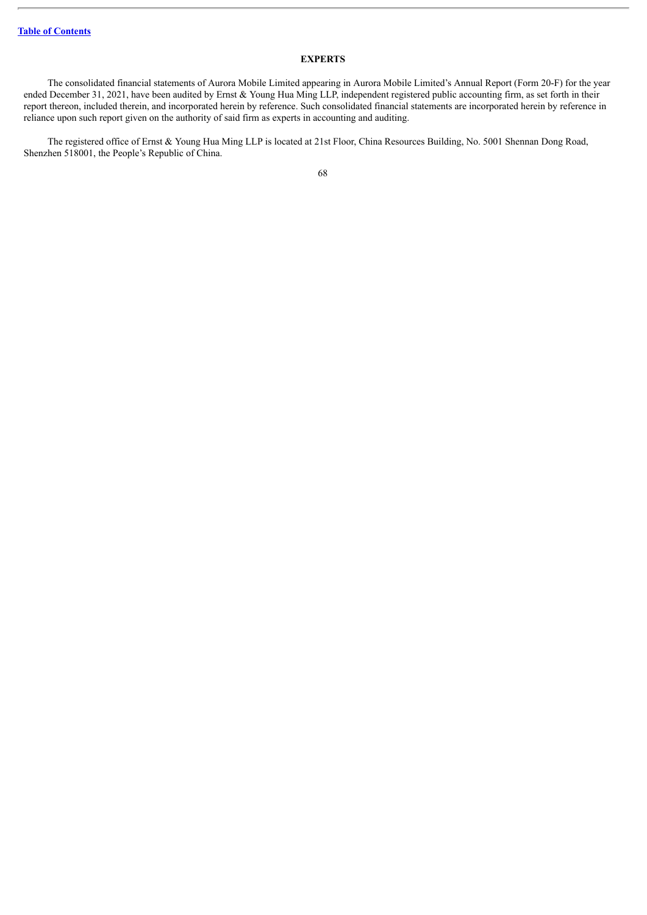## EXPERTS

The consolidated financial statements of Aurora Mobile Limited appearing in Aurora Mobile Limited's Annual Report (Form 20-F) for the year ended December 31, 2021, have been audited by Ernst & Young Hua Ming LLP, independent registered public accounting firm, as set forth in their report thereon, included therein, and incorporated herein by reference. Such consolidated financial statements are incorporated herein by reference in reliance upon such report given on the authority of said firm as experts in accounting and auditing.

The registered office of Ernst & Young Hua Ming LLP is located at 21st Floor, China Resources Building, No. 5001 Shennan Dong Road, Shenzhen 518001, the People's Republic of China.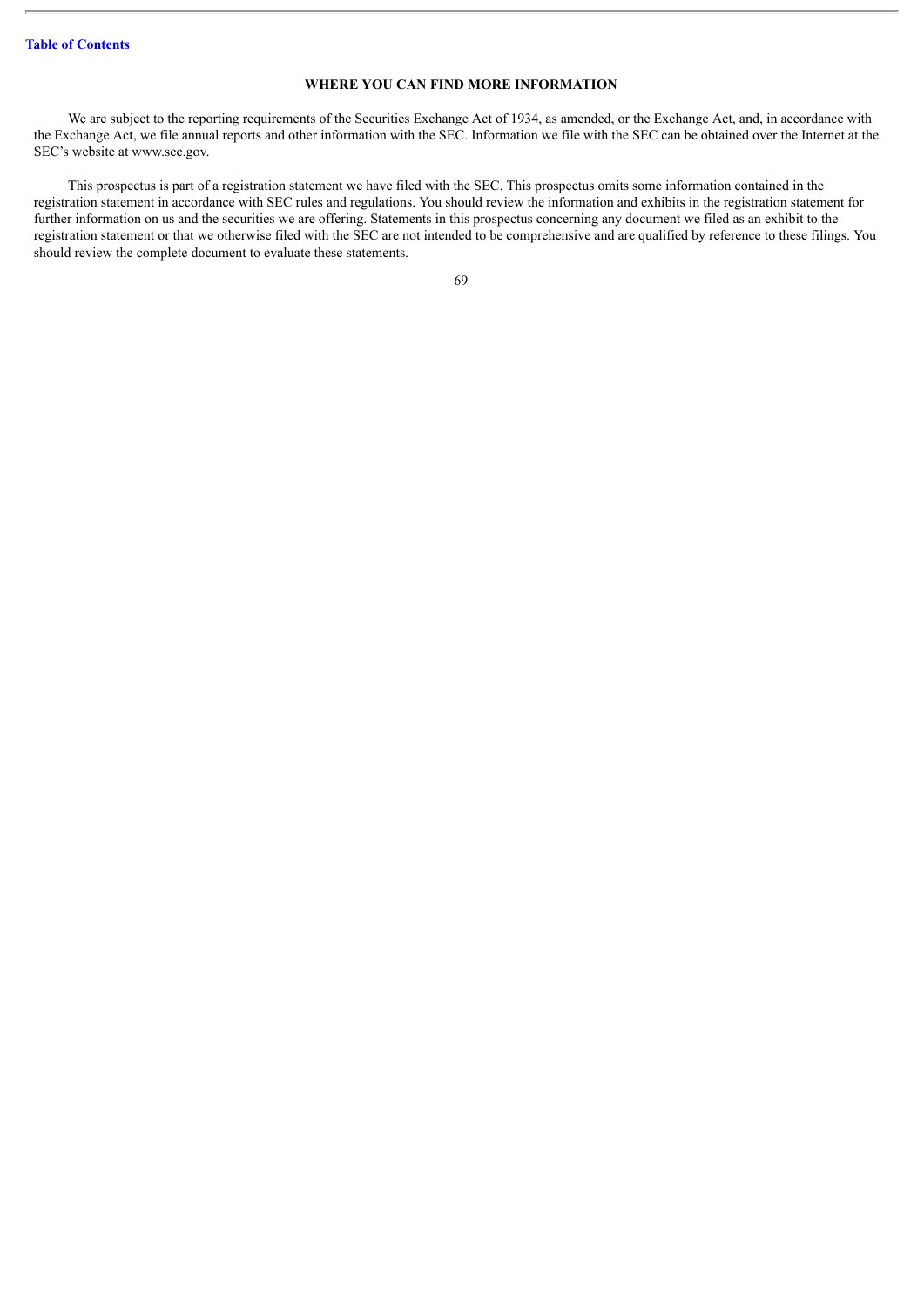## WHERE YOU CAN FIND MORE INFORMATION

We are subject to the reporting requirements of the Securities Exchange Act of 1934, as amended, or the Exchange Act, and, in accordance with the Exchange Act, we file annual reports and other information with the SEC. Information we file with the SEC can be obtained over the Internet at the SEC's website at www.sec.gov.

This prospectus is part of a registration statement we have filed with the SEC. This prospectus omits some information contained in the registration statement in accordance with SEC rules and regulations. You should review the information and exhibits in the registration statement for further information on us and the securities we are offering. Statements in this prospectus concerning any document we filed as an exhibit to the registration statement or that we otherwise filed with the SEC are not intended to be comprehensive and are qualified by reference to these filings. You should review the complete document to evaluate these statements.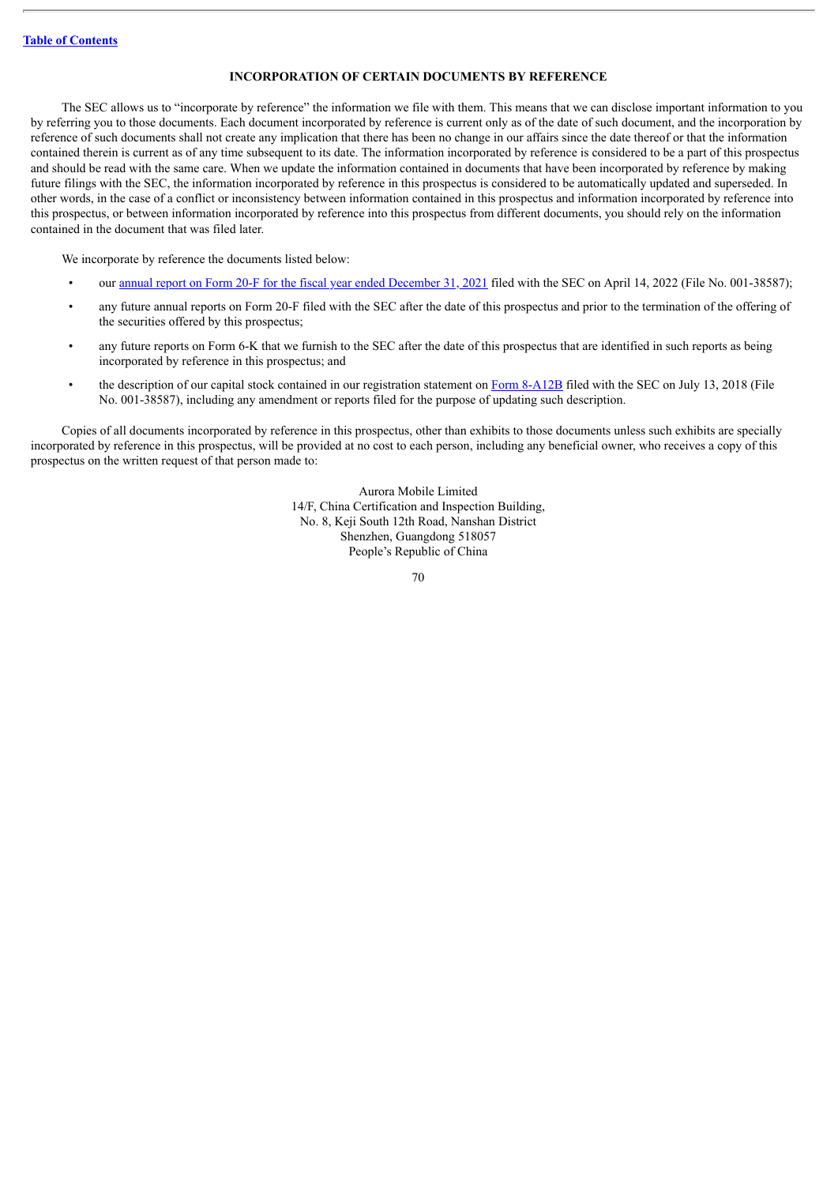## INCORPORATION OF CERTAIN DOCUMENTS BY REFERENCE

The SEC allows us to "incorporate by reference" the information we file with them. This means that we can disclose important information to you by referring you to those documents. Each document incorporated by reference is current only as of the date of such document, and the incorporation by reference of such documents shall not create any implication that there has been no change in our affairs since the date thereof or that the information contained therein is current as of any time subsequent to its date. The information incorporated by reference is considered to be a part of this prospectus and should be read with the same care. When we update the information contained in documents that have been incorporated by reference by making future filings with the SEC, the information incorporated by reference in this prospectus is considered to be automatically updated and superseded. In other words, in the case of a conflict or inconsistency between information contained in this prospectus and information incorporated by reference into this prospectus, or between information incorporated by reference into this prospectus from different documents, you should rely on the information contained in the document that was filed later.

We incorporate by reference the documents listed below:

- our annual report on Form 20-F for the fiscal year ended December 31, 2021 filed with the SEC on April 14, 2022 (File No. 001-38587);
- any future annual reports on Form 20-F filed with the SEC after the date of this prospectus and prior to the termination of the offering of the securities offered by this prospectus;
- any future reports on Form 6-K that we furnish to the SEC after the date of this prospectus that are identified in such reports as being incorporated by reference in this prospectus; and
- the description of our capital stock contained in our registration statement on Form 8-A12B filed with the SEC on July 13, 2018 (File No. 001-38587), including any amendment or reports filed for the purpose of updating such description.

Copies of all documents incorporated by reference in this prospectus, other than exhibits to those documents unless such exhibits are specially incorporated by reference in this prospectus, will be provided at no cost to each person, including any beneficial owner, who receives a copy of this prospectus on the written request of that person made to:

Aurora Mobile Limited
14/F, China Certification and Inspection Building,
No. 8, Keji South 12th Road, Nanshan District
Shenzhen, Guangdong 518057
People's Republic of China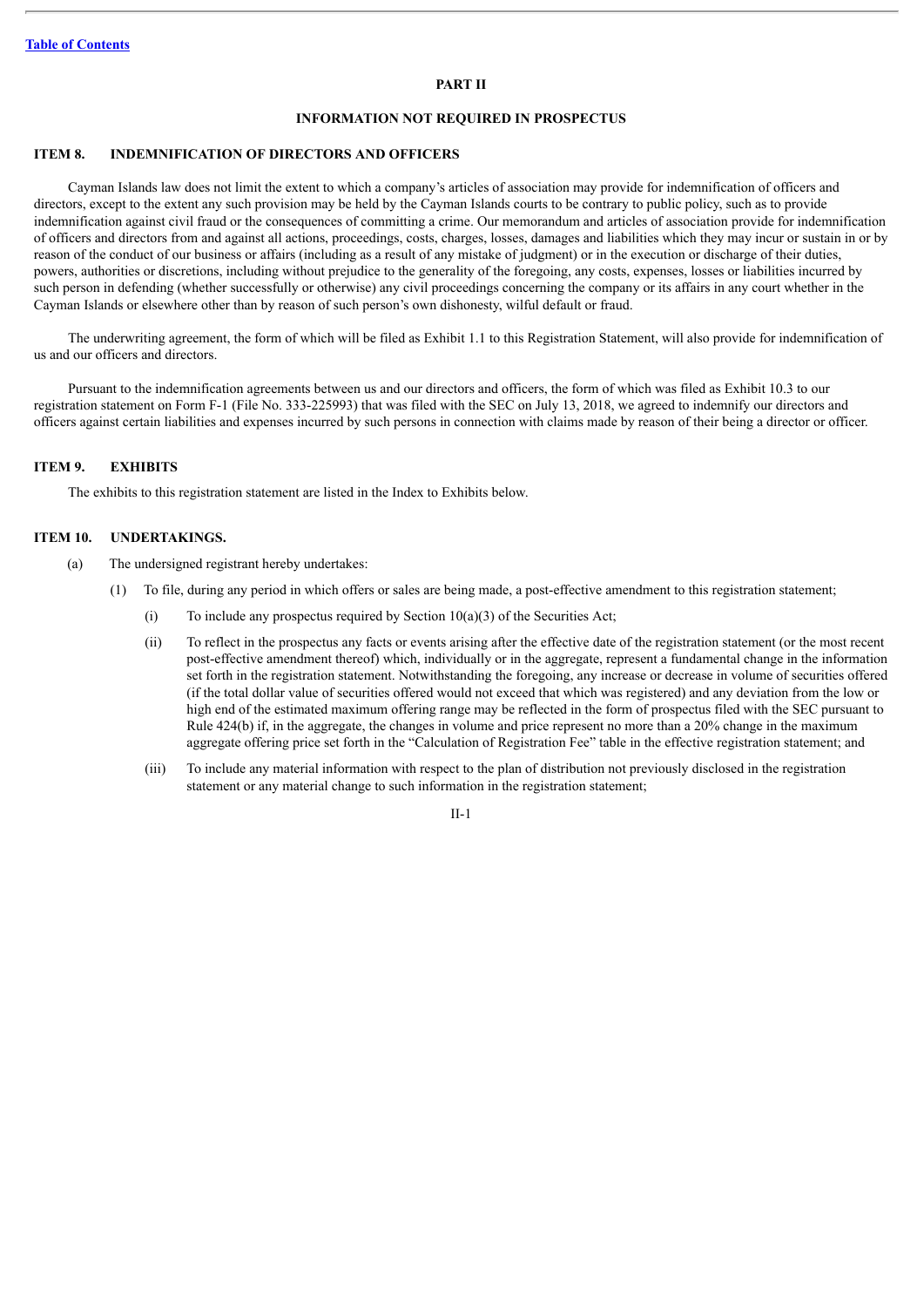[Table of Contents](#)

## PART II

## INFORMATION NOT REQUIRED IN PROSPECTUS

### ITEM 8. INDEMNIFICATION OF DIRECTORS AND OFFICERS

Cayman Islands law does not limit the extent to which a company's articles of association may provide for indemnification of officers and directors, except to the extent any such provision may be held by the Cayman Islands courts to be contrary to public policy, such as to provide indemnification against civil fraud or the consequences of committing a crime. Our memorandum and articles of association provide for indemnification of officers and directors from and against all actions, proceedings, costs, charges, losses, damages and liabilities which they may incur or sustain in or by reason of the conduct of our business or affairs (including as a result of any mistake of judgment) or in the execution or discharge of their duties, powers, authorities or discretions, including without prejudice to the generality of the foregoing, any costs, expenses, losses or liabilities incurred by such person in defending (whether successfully or otherwise) any civil proceedings concerning the company or its affairs in any court whether in the Cayman Islands or elsewhere other than by reason of such person's own dishonesty, wilful default or fraud.

The underwriting agreement, the form of which will be filed as Exhibit 1.1 to this Registration Statement, will also provide for indemnification of us and our officers and directors.

Pursuant to the indemnification agreements between us and our directors and officers, the form of which was filed as Exhibit 10.3 to our registration statement on Form F-1 (File No. 333-225993) that was filed with the SEC on July 13, 2018, we agreed to indemnify our directors and officers against certain liabilities and expenses incurred by such persons in connection with claims made by reason of their being a director or officer.

### ITEM 9. EXHIBITS

The exhibits to this registration statement are listed in the Index to Exhibits below.

### ITEM 10. UNDERTAKINGS.

(a) The undersigned registrant hereby undertakes:

(1) To file, during any period in which offers or sales are being made, a post-effective amendment to this registration statement;

(i) To include any prospectus required by Section 10(a)(3) of the Securities Act;

(ii) To reflect in the prospectus any facts or events arising after the effective date of the registration statement (or the most recent post-effective amendment thereof) which, individually or in the aggregate, represent a fundamental change in the information set forth in the registration statement. Notwithstanding the foregoing, any increase or decrease in volume of securities offered (if the total dollar value of securities offered would not exceed that which was registered) and any deviation from the low or high end of the estimated maximum offering range may be reflected in the form of prospectus filed with the SEC pursuant to Rule 424(b) if, in the aggregate, the changes in volume and price represent no more than a 20% change in the maximum aggregate offering price set forth in the "Calculation of Registration Fee" table in the effective registration statement; and

(iii) To include any material information with respect to the plan of distribution not previously disclosed in the registration statement or any material change to such information in the registration statement;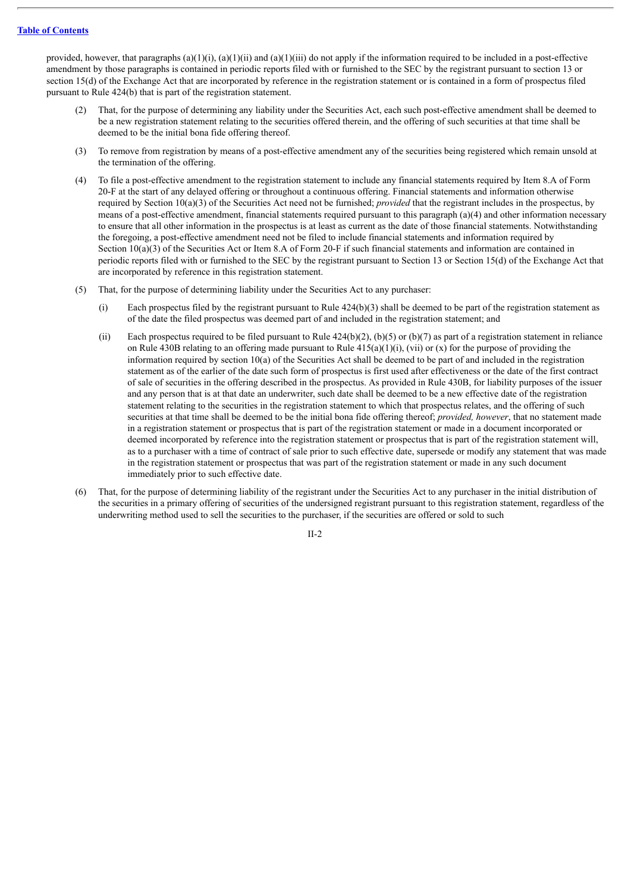provided, however, that paragraphs (a)(1)(i), (a)(1)(ii) and (a)(1)(iii) do not apply if the information required to be included in a post-effective amendment by those paragraphs is contained in periodic reports filed with or furnished to the SEC by the registrant pursuant to section 13 or section 15(d) of the Exchange Act that are incorporated by reference in the registration statement or is contained in a form of prospectus filed pursuant to Rule 424(b) that is part of the registration statement.

(2) That, for the purpose of determining any liability under the Securities Act, each such post-effective amendment shall be deemed to be a new registration statement relating to the securities offered therein, and the offering of such securities at that time shall be deemed to be the initial bona fide offering thereof.

(3) To remove from registration by means of a post-effective amendment any of the securities being registered which remain unsold at the termination of the offering.

(4) To file a post-effective amendment to the registration statement to include any financial statements required by Item 8.A of Form 20-F at the start of any delayed offering or throughout a continuous offering. Financial statements and information otherwise required by Section 10(a)(3) of the Securities Act need not be furnished; *provided* that the registrant includes in the prospectus, by means of a post-effective amendment, financial statements required pursuant to this paragraph (a)(4) and other information necessary to ensure that all other information in the prospectus is at least as current as the date of those financial statements. Notwithstanding the foregoing, a post-effective amendment need not be filed to include financial statements and information required by Section 10(a)(3) of the Securities Act or Item 8.A of Form 20-F if such financial statements and information are contained in periodic reports filed with or furnished to the SEC by the registrant pursuant to Section 13 or Section 15(d) of the Exchange Act that are incorporated by reference in this registration statement.

(5) That, for the purpose of determining liability under the Securities Act to any purchaser:

(i) Each prospectus filed by the registrant pursuant to Rule 424(b)(3) shall be deemed to be part of the registration statement as of the date the filed prospectus was deemed part of and included in the registration statement; and

(ii) Each prospectus required to be filed pursuant to Rule 424(b)(2), (b)(5) or (b)(7) as part of a registration statement in reliance on Rule 430B relating to an offering made pursuant to Rule 415(a)(1)(i), (vii) or (x) for the purpose of providing the information required by section 10(a) of the Securities Act shall be deemed to be part of and included in the registration statement as of the earlier of the date such form of prospectus is first used after effectiveness or the date of the first contract of sale of securities in the offering described in the prospectus. As provided in Rule 430B, for liability purposes of the issuer and any person that is at that date an underwriter, such date shall be deemed to be a new effective date of the registration statement relating to the securities in the registration statement to which that prospectus relates, and the offering of such securities at that time shall be deemed to be the initial bona fide offering thereof; *provided, however*, that no statement made in a registration statement or prospectus that is part of the registration statement or made in a document incorporated or deemed incorporated by reference into the registration statement or prospectus that is part of the registration statement will, as to a purchaser with a time of contract of sale prior to such effective date, supersede or modify any statement that was made in the registration statement or prospectus that was part of the registration statement or made in any such document immediately prior to such effective date.

(6) That, for the purpose of determining liability of the registrant under the Securities Act to any purchaser in the initial distribution of the securities in a primary offering of securities of the undersigned registrant pursuant to this registration statement, regardless of the underwriting method used to sell the securities to the purchaser, if the securities are offered or sold to such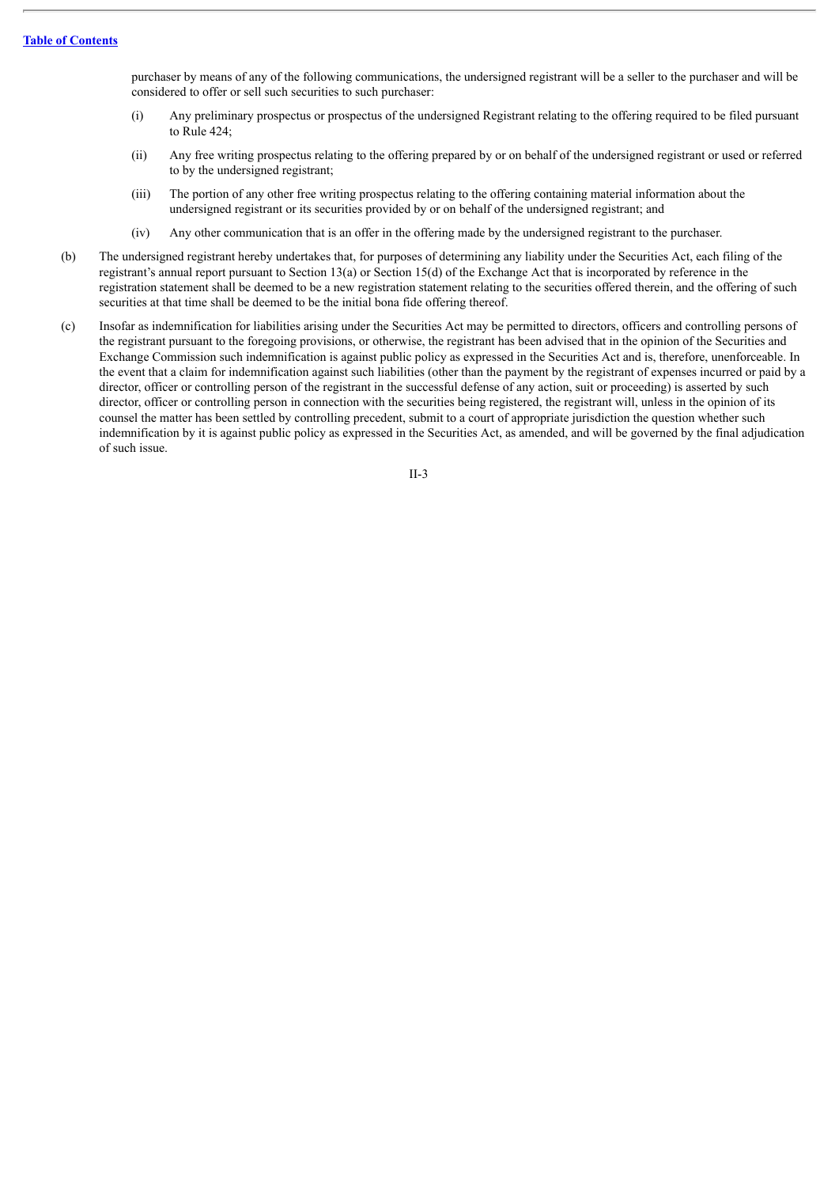purchaser by means of any of the following communications, the undersigned registrant will be a seller to the purchaser and will be considered to offer or sell such securities to such purchaser:

(i) Any preliminary prospectus or prospectus of the undersigned Registrant relating to the offering required to be filed pursuant to Rule 424;

(ii) Any free writing prospectus relating to the offering prepared by or on behalf of the undersigned registrant or used or referred to by the undersigned registrant;

(iii) The portion of any other free writing prospectus relating to the offering containing material information about the undersigned registrant or its securities provided by or on behalf of the undersigned registrant; and

(iv) Any other communication that is an offer in the offering made by the undersigned registrant to the purchaser.

(b) The undersigned registrant hereby undertakes that, for purposes of determining any liability under the Securities Act, each filing of the registrant's annual report pursuant to Section 13(a) or Section 15(d) of the Exchange Act that is incorporated by reference in the registration statement shall be deemed to be a new registration statement relating to the securities offered therein, and the offering of such securities at that time shall be deemed to be the initial bona fide offering thereof.

(c) Insofar as indemnification for liabilities arising under the Securities Act may be permitted to directors, officers and controlling persons of the registrant pursuant to the foregoing provisions, or otherwise, the registrant has been advised that in the opinion of the Securities and Exchange Commission such indemnification is against public policy as expressed in the Securities Act and is, therefore, unenforceable. In the event that a claim for indemnification against such liabilities (other than the payment by the registrant of expenses incurred or paid by a director, officer or controlling person of the registrant in the successful defense of any action, suit or proceeding) is asserted by such director, officer or controlling person in connection with the securities being registered, the registrant will, unless in the opinion of its counsel the matter has been settled by controlling precedent, submit to a court of appropriate jurisdiction the question whether such indemnification by it is against public policy as expressed in the Securities Act, as amended, and will be governed by the final adjudication of such issue.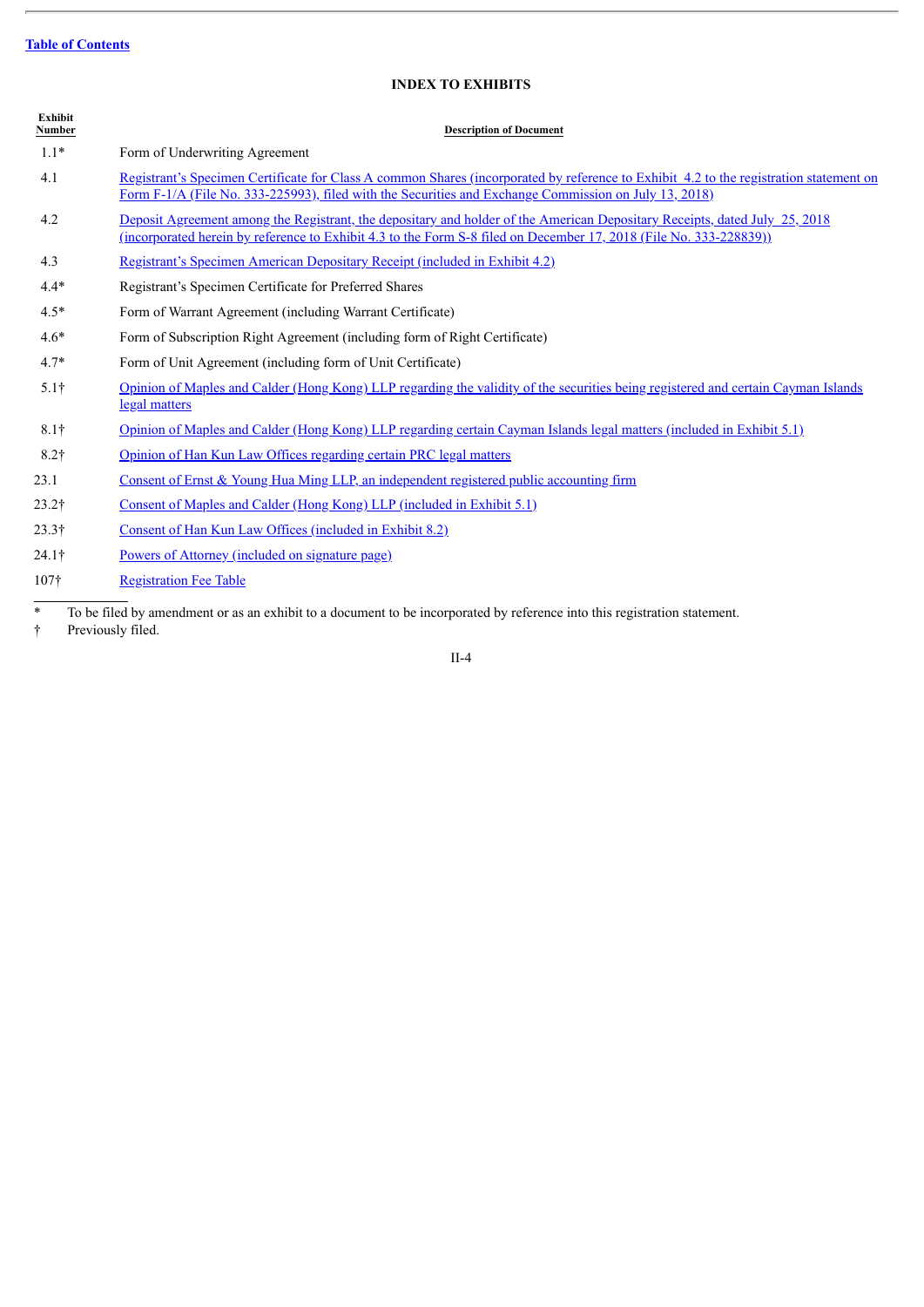Table of Contents

## INDEX TO EXHIBITS

| Exhibit Number | Description of Document |
|---|---|
| 1.1* | Form of Underwriting Agreement |
| 4.1 | Registrant's Specimen Certificate for Class A common Shares (incorporated by reference to Exhibit 4.2 to the registration statement on Form F-1/A (File No. 333-225993), filed with the Securities and Exchange Commission on July 13, 2018) |
| 4.2 | Deposit Agreement among the Registrant, the depositary and holder of the American Depositary Receipts, dated July 25, 2018 (incorporated herein by reference to Exhibit 4.3 to the Form S-8 filed on December 17, 2018 (File No. 333-228839)) |
| 4.3 | Registrant's Specimen American Depositary Receipt (included in Exhibit 4.2) |
| 4.4* | Registrant's Specimen Certificate for Preferred Shares |
| 4.5* | Form of Warrant Agreement (including Warrant Certificate) |
| 4.6* | Form of Subscription Right Agreement (including form of Right Certificate) |
| 4.7* | Form of Unit Agreement (including form of Unit Certificate) |
| 5.1† | Opinion of Maples and Calder (Hong Kong) LLP regarding the validity of the securities being registered and certain Cayman Islands legal matters |
| 8.1† | Opinion of Maples and Calder (Hong Kong) LLP regarding certain Cayman Islands legal matters (included in Exhibit 5.1) |
| 8.2† | Opinion of Han Kun Law Offices regarding certain PRC legal matters |
| 23.1 | Consent of Ernst & Young Hua Ming LLP, an independent registered public accounting firm |
| 23.2† | Consent of Maples and Calder (Hong Kong) LLP (included in Exhibit 5.1) |
| 23.3† | Consent of Han Kun Law Offices (included in Exhibit 8.2) |
| 24.1† | Powers of Attorney (included on signature page) |
| 107† | Registration Fee Table |

\* To be filed by amendment or as an exhibit to a document to be incorporated by reference into this registration statement.

† Previously filed.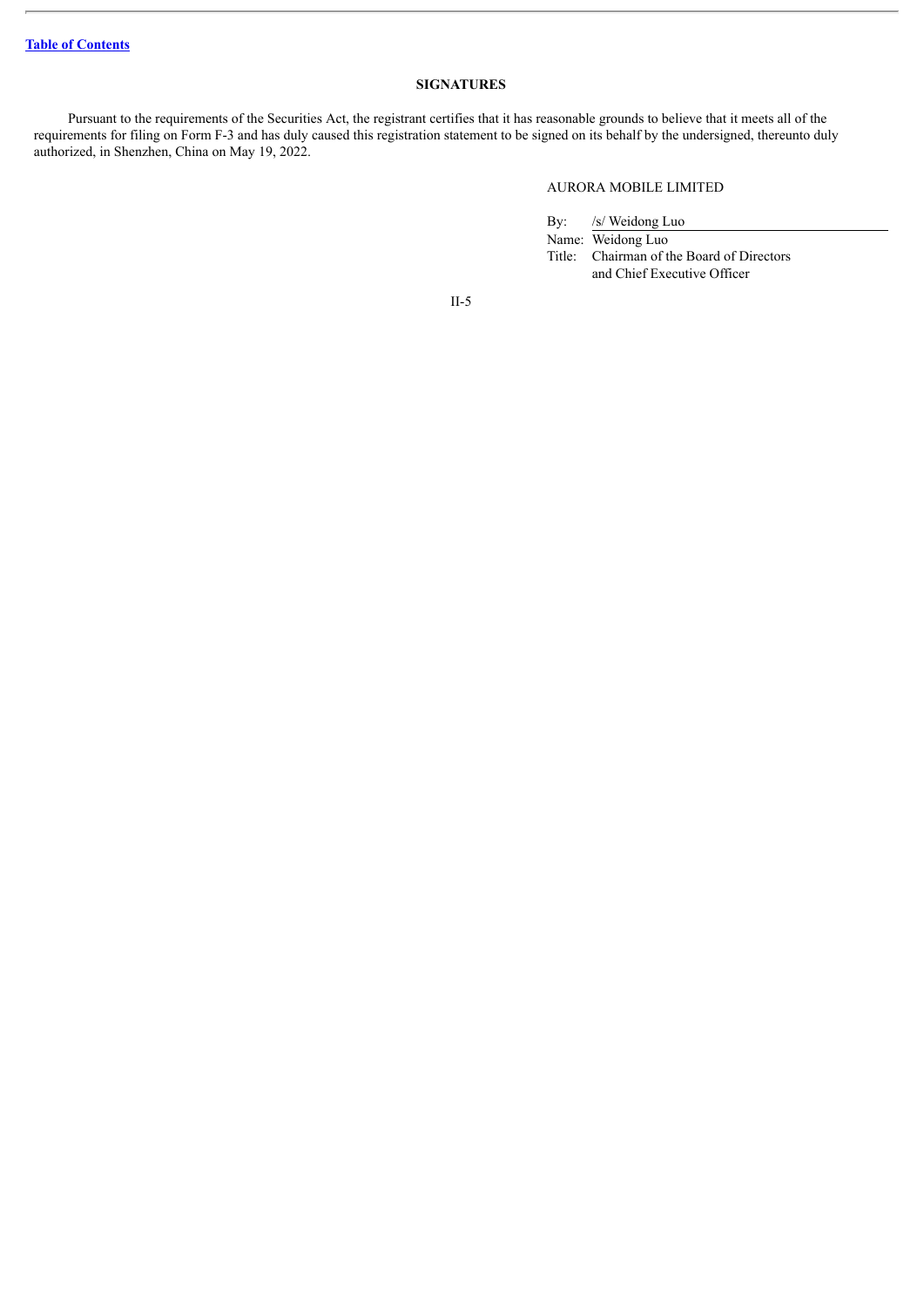## SIGNATURES

Pursuant to the requirements of the Securities Act, the registrant certifies that it has reasonable grounds to believe that it meets all of the requirements for filing on Form F-3 and has duly caused this registration statement to be signed on its behalf by the undersigned, thereunto duly authorized, in Shenzhen, China on May 19, 2022.

AURORA MOBILE LIMITED

By: /s/ Weidong Luo

Name: Weidong Luo

Title: Chairman of the Board of Directors and Chief Executive Officer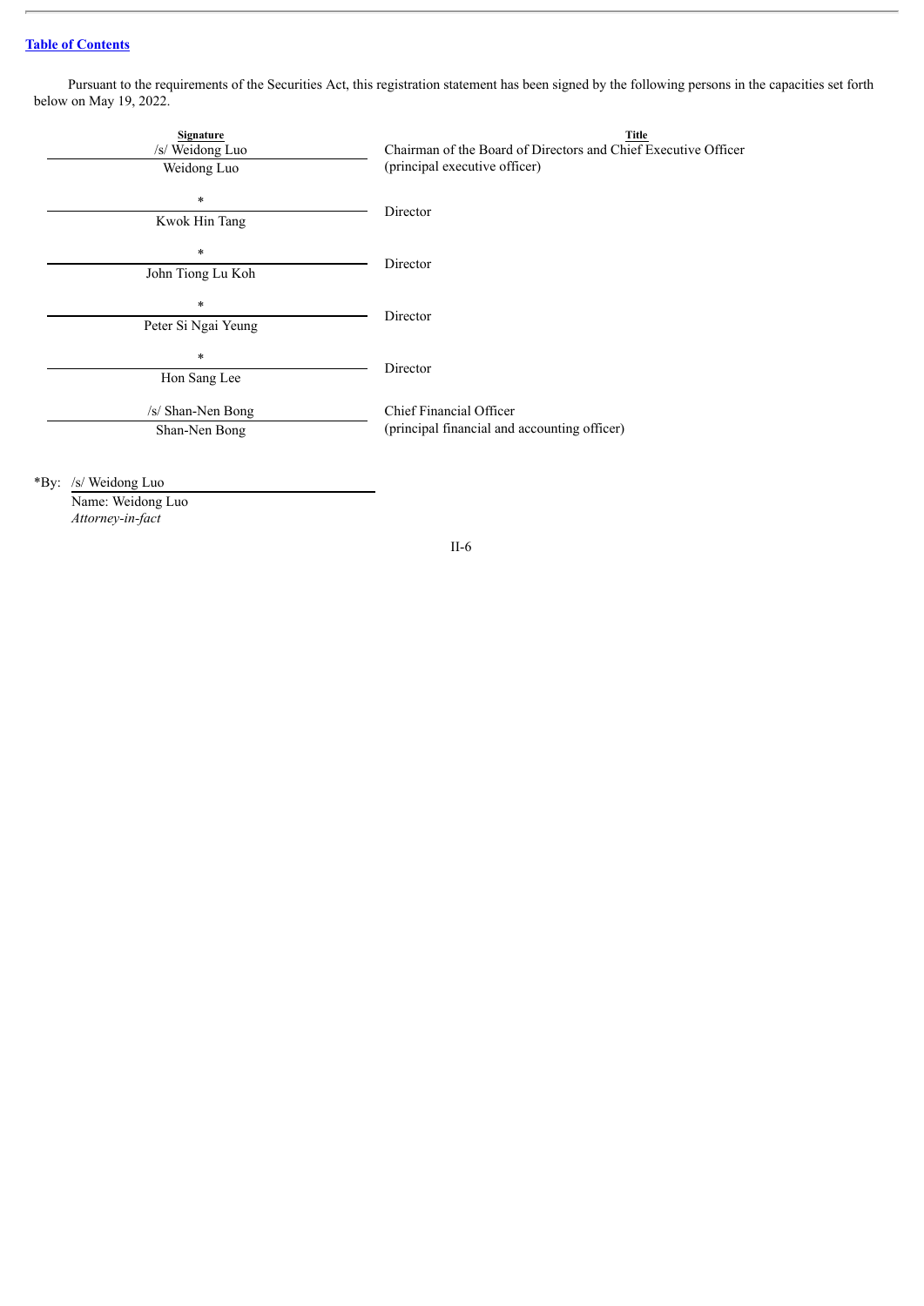[Table of Contents](#)

Pursuant to the requirements of the Securities Act, this registration statement has been signed by the following persons in the capacities set forth below on May 19, 2022.

| Signature | Title |
| --- | --- |
| /s/ Weidong Luo<br>Weidong Luo | Chairman of the Board of Directors and Chief Executive Officer<br>(principal executive officer) |
| *<br>Kwok Hin Tang | Director |
| *<br>John Tiong Lu Koh | Director |
| *<br>Peter Si Ngai Yeung | Director |
| *<br>Hon Sang Lee | Director |
| /s/ Shan-Nen Bong<br>Shan-Nen Bong | Chief Financial Officer<br>(principal financial and accounting officer) |

*By: /s/ Weidong Luo
Name: Weidong Luo
*Attorney-in-fact*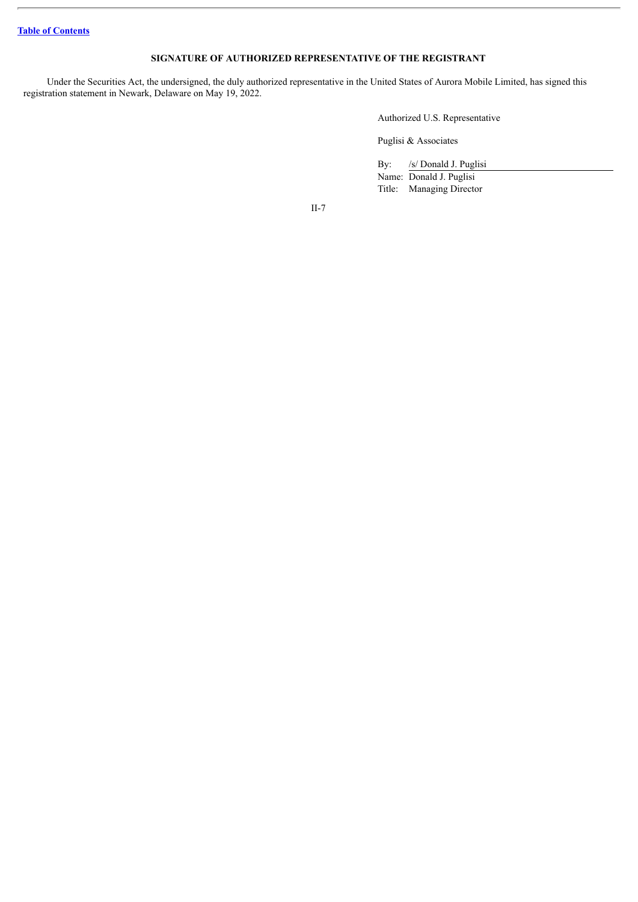## SIGNATURE OF AUTHORIZED REPRESENTATIVE OF THE REGISTRANT

Under the Securities Act, the undersigned, the duly authorized representative in the United States of Aurora Mobile Limited, has signed this registration statement in Newark, Delaware on May 19, 2022.

Authorized U.S. Representative

Puglisi & Associates

By: /s/ Donald J. Puglisi
Name: Donald J. Puglisi
Title: Managing Director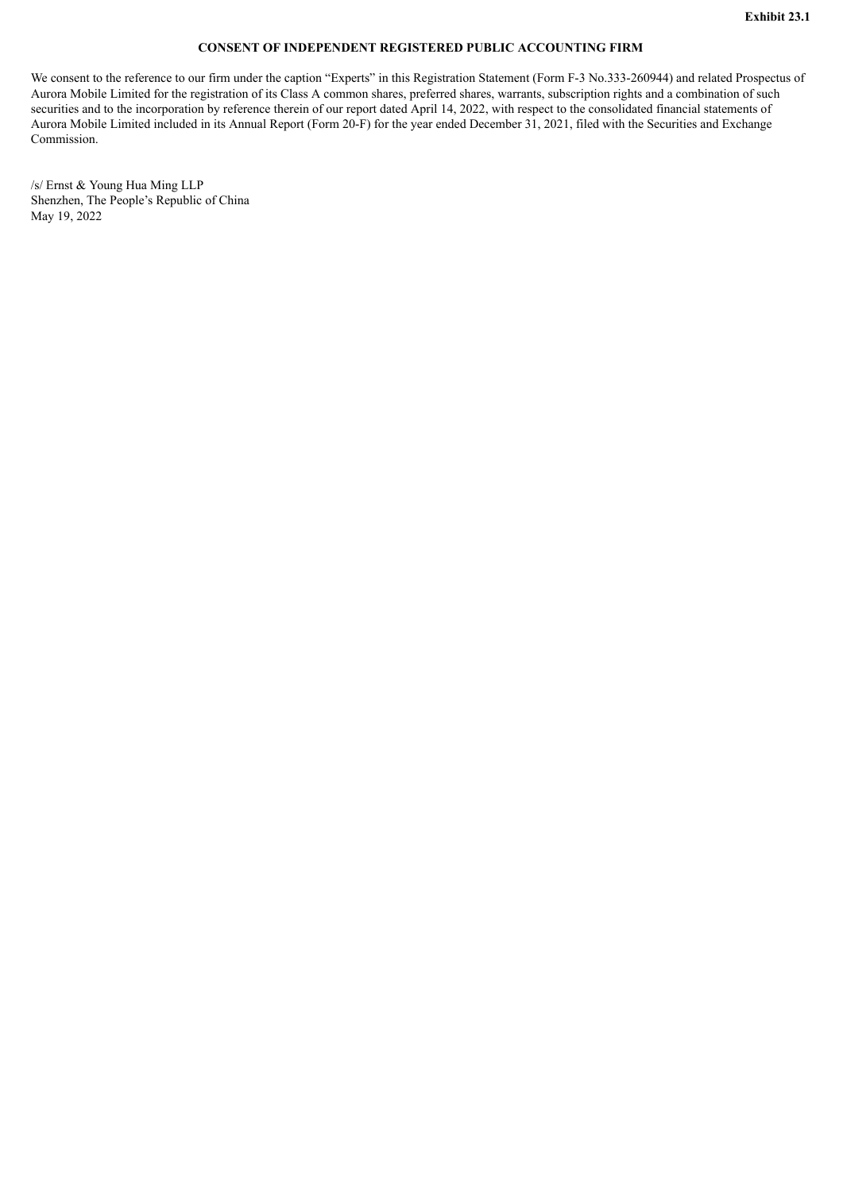**Exhibit 23.1**

**CONSENT OF INDEPENDENT REGISTERED PUBLIC ACCOUNTING FIRM**

We consent to the reference to our firm under the caption "Experts" in this Registration Statement (Form F-3 No.333-260944) and related Prospectus of Aurora Mobile Limited for the registration of its Class A common shares, preferred shares, warrants, subscription rights and a combination of such securities and to the incorporation by reference therein of our report dated April 14, 2022, with respect to the consolidated financial statements of Aurora Mobile Limited included in its Annual Report (Form 20-F) for the year ended December 31, 2021, filed with the Securities and Exchange Commission.

/s/ Ernst & Young Hua Ming LLP
Shenzhen, The People's Republic of China
May 19, 2022